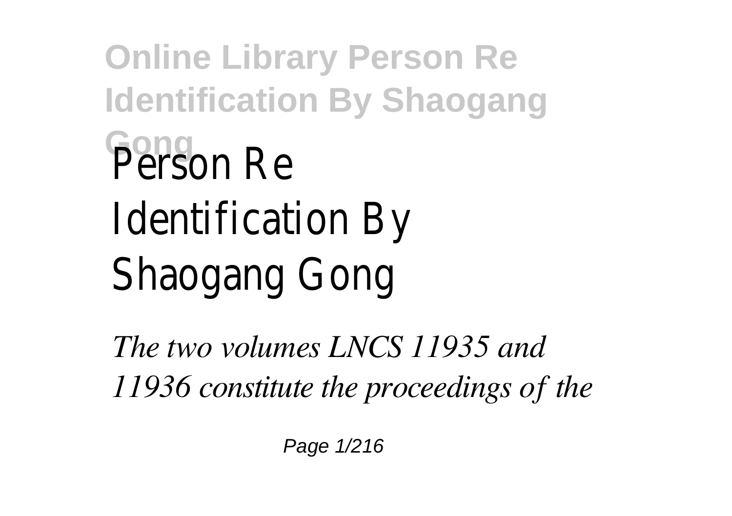# Person Re Identification By Shaogang Gong

*The two volumes LNCS 11935 and 11936 constitute the proceedings of the*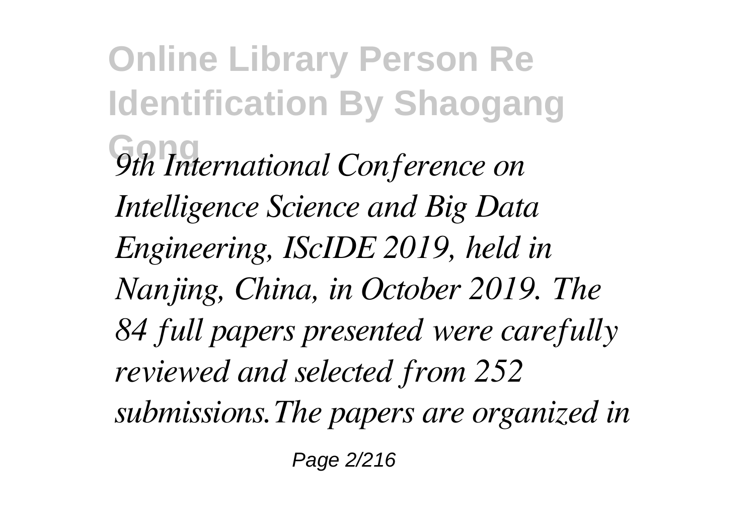*9th International Conference on Intelligence Science and Big Data Engineering, IScIDE 2019, held in Nanjing, China, in October 2019. The 84 full papers presented were carefully reviewed and selected from 252 submissions.The papers are organized in*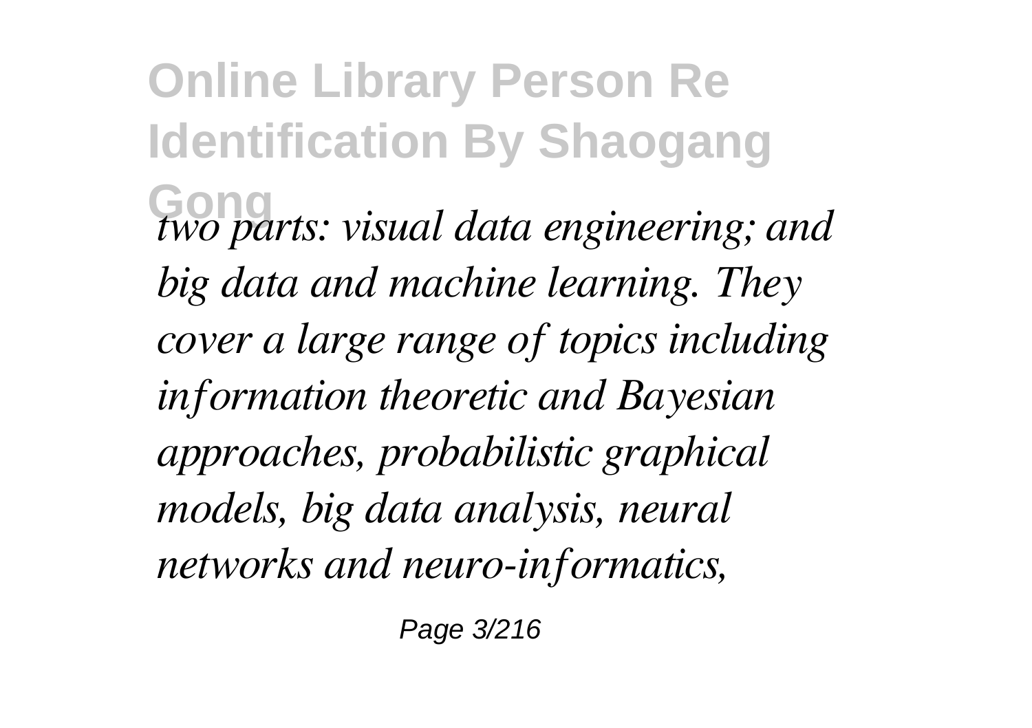*two parts: visual data engineering; and big data and machine learning. They cover a large range of topics including information theoretic and Bayesian approaches, probabilistic graphical models, big data analysis, neural networks and neuro-informatics,*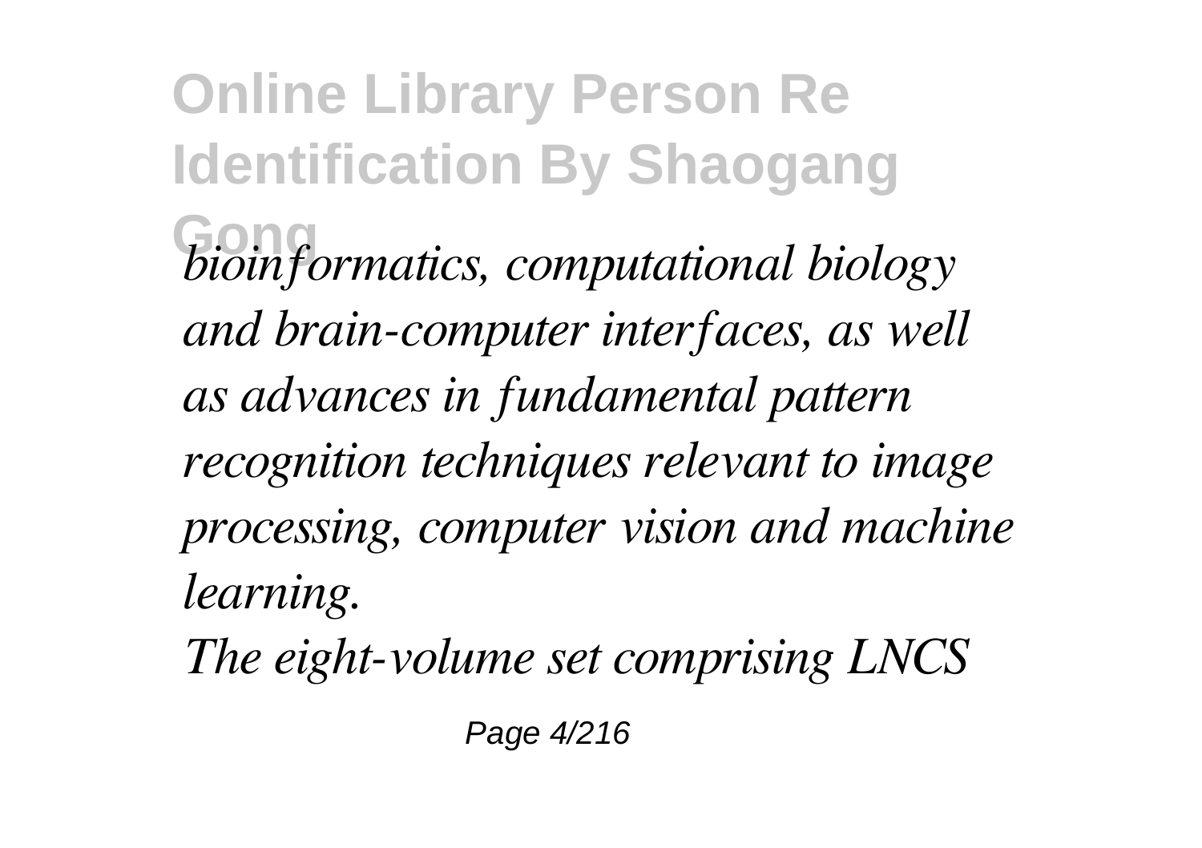*bioinformatics, computational biology and brain-computer interfaces, as well as advances in fundamental pattern recognition techniques relevant to image processing, computer vision and machine learning.*

*The eight-volume set comprising LNCS*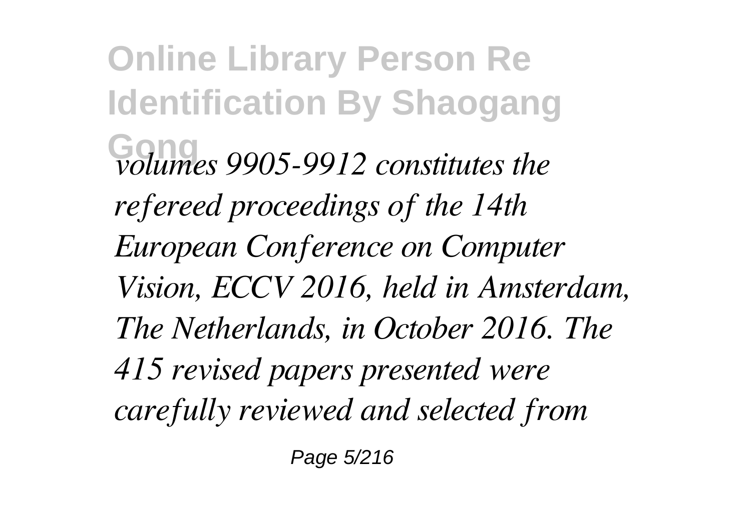*volumes 9905-9912 constitutes the refereed proceedings of the 14th European Conference on Computer Vision, ECCV 2016, held in Amsterdam, The Netherlands, in October 2016. The 415 revised papers presented were carefully reviewed and selected from*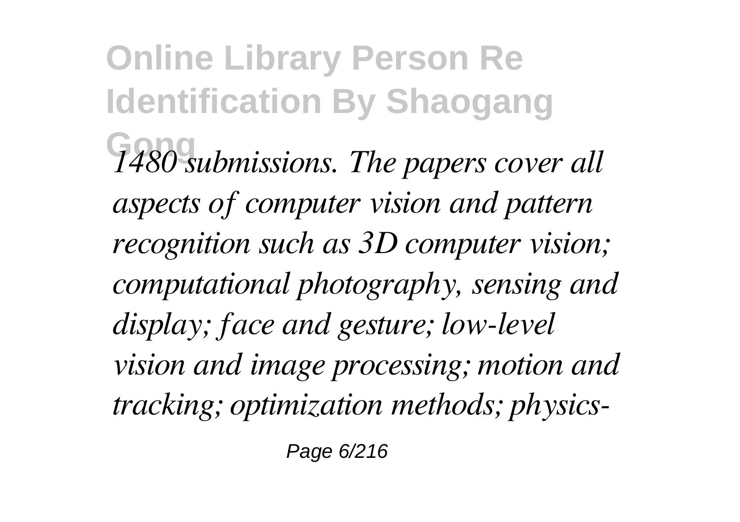*1480 submissions. The papers cover all aspects of computer vision and pattern recognition such as 3D computer vision; computational photography, sensing and display; face and gesture; low-level vision and image processing; motion and tracking; optimization methods; physics-*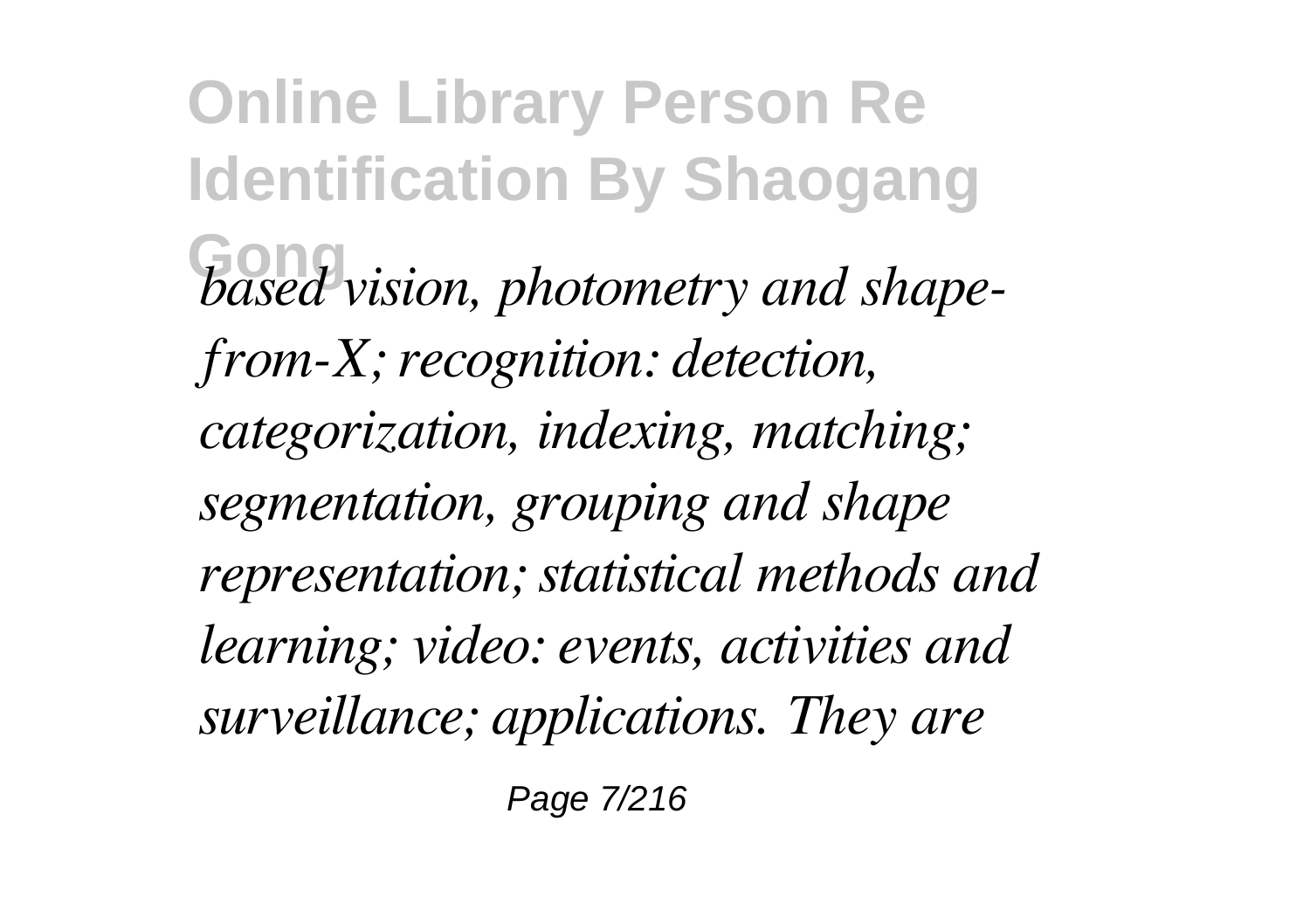*based vision, photometry and shape-from-X; recognition: detection, categorization, indexing, matching; segmentation, grouping and shape representation; statistical methods and learning; video: events, activities and surveillance; applications. They are*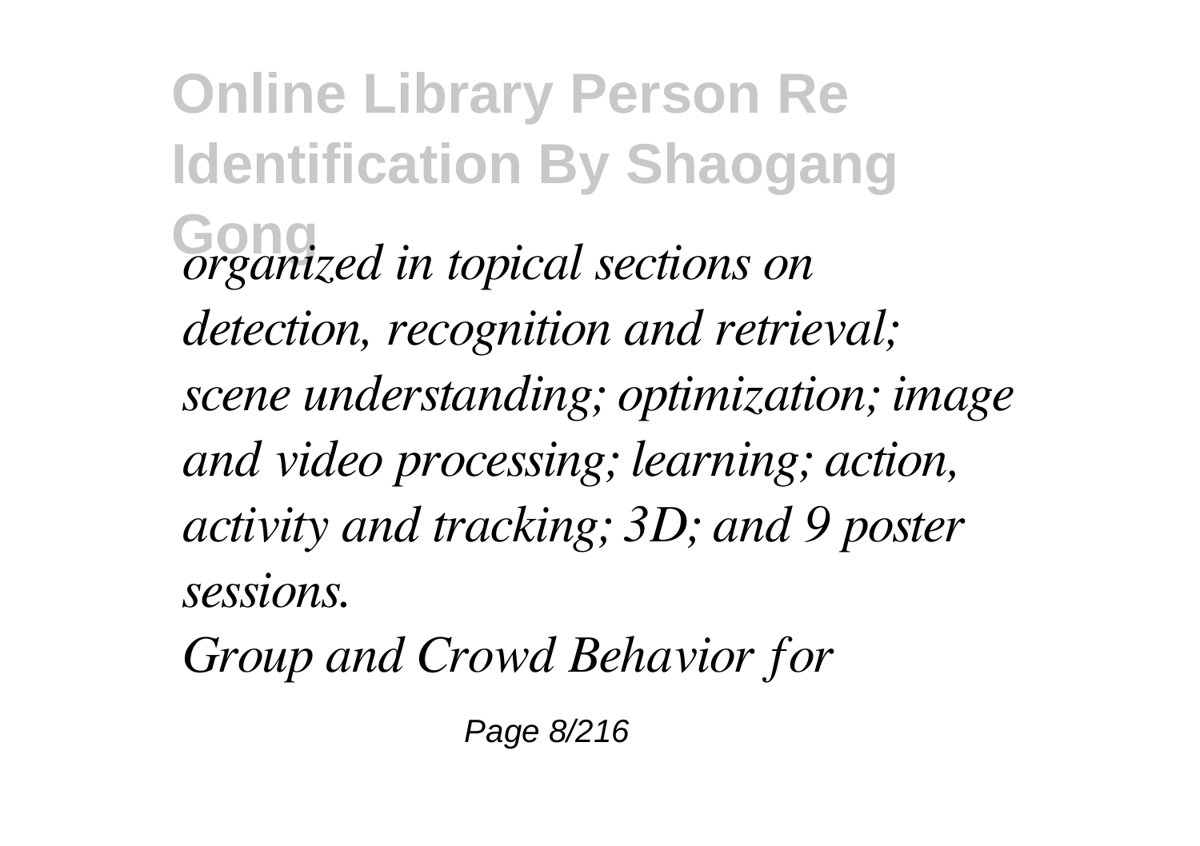*organized in topical sections on detection, recognition and retrieval; scene understanding; optimization; image and video processing; learning; action, activity and tracking; 3D; and 9 poster sessions.*

*Group and Crowd Behavior for*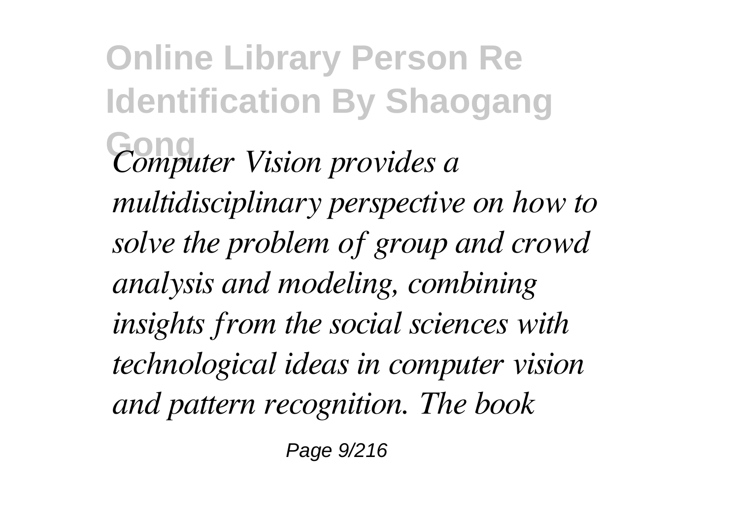*Computer Vision provides a multidisciplinary perspective on how to solve the problem of group and crowd analysis and modeling, combining insights from the social sciences with technological ideas in computer vision and pattern recognition. The book*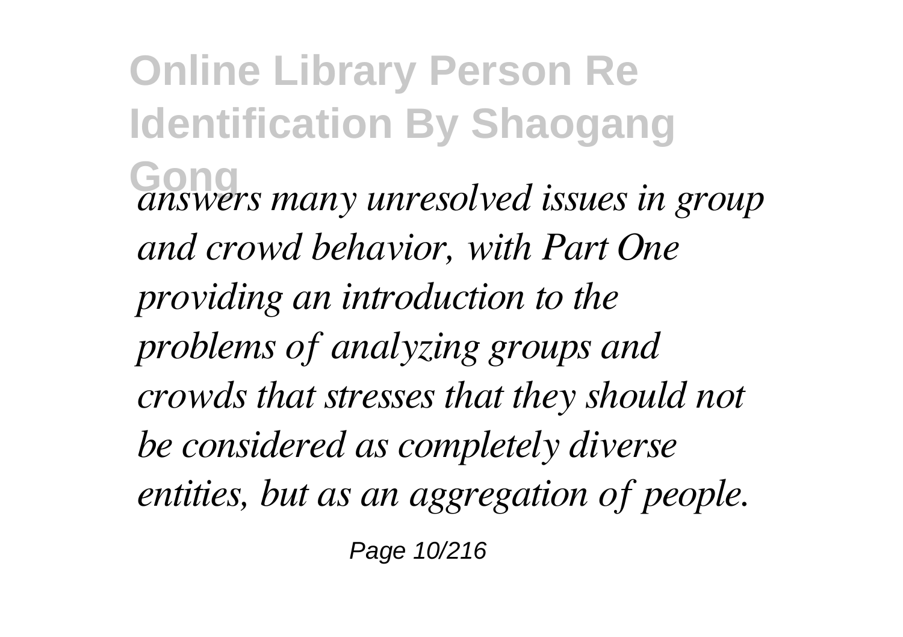*answers many unresolved issues in group and crowd behavior, with Part One providing an introduction to the problems of analyzing groups and crowds that stresses that they should not be considered as completely diverse entities, but as an aggregation of people.*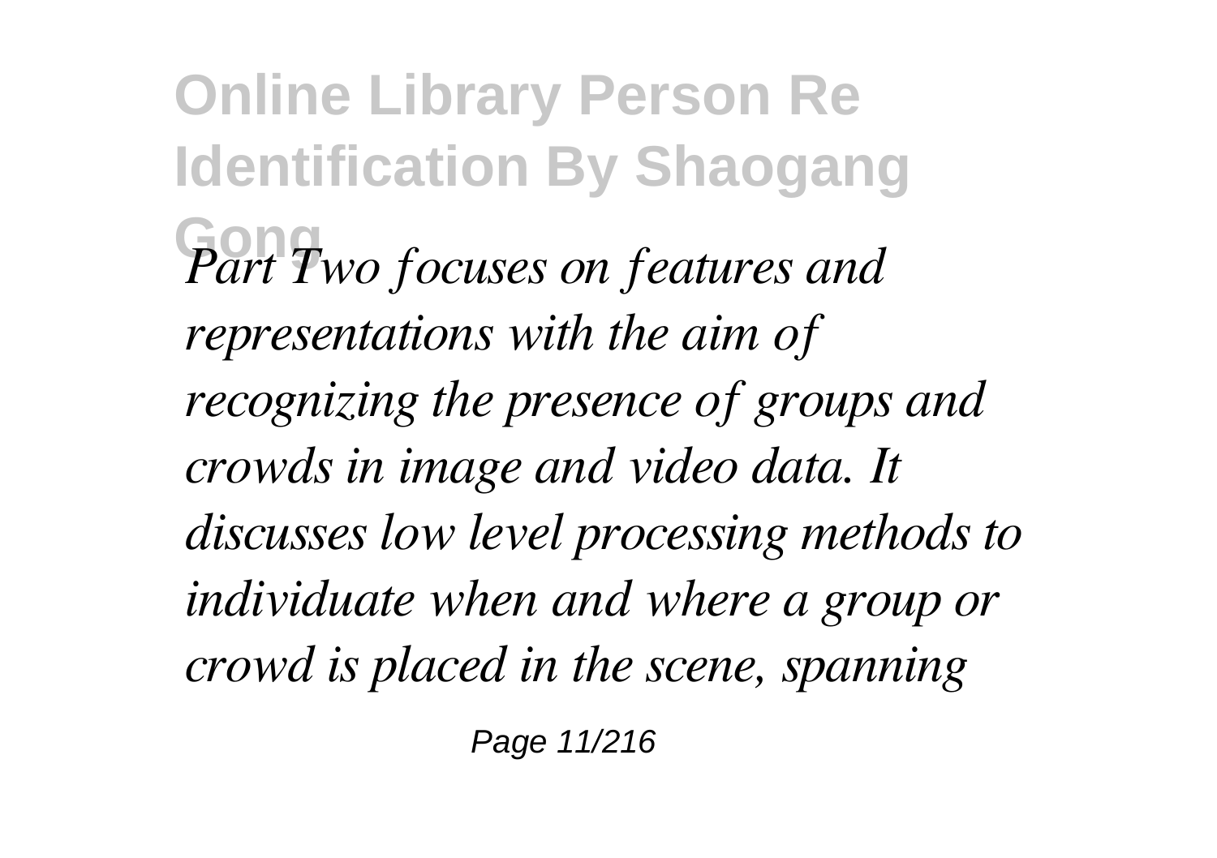*Part Two focuses on features and representations with the aim of recognizing the presence of groups and crowds in image and video data. It discusses low level processing methods to individuate when and where a group or crowd is placed in the scene, spanning*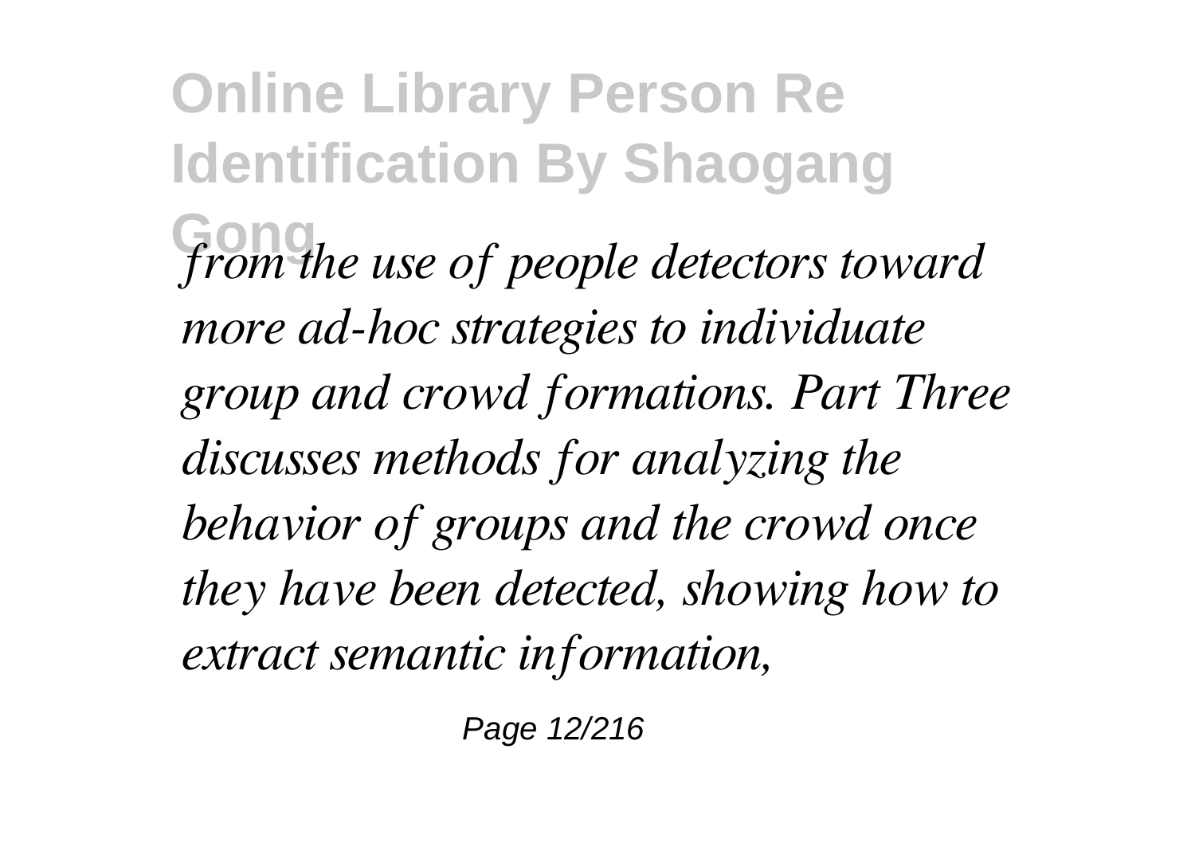*from the use of people detectors toward more ad-hoc strategies to individuate group and crowd formations. Part Three discusses methods for analyzing the behavior of groups and the crowd once they have been detected, showing how to extract semantic information,*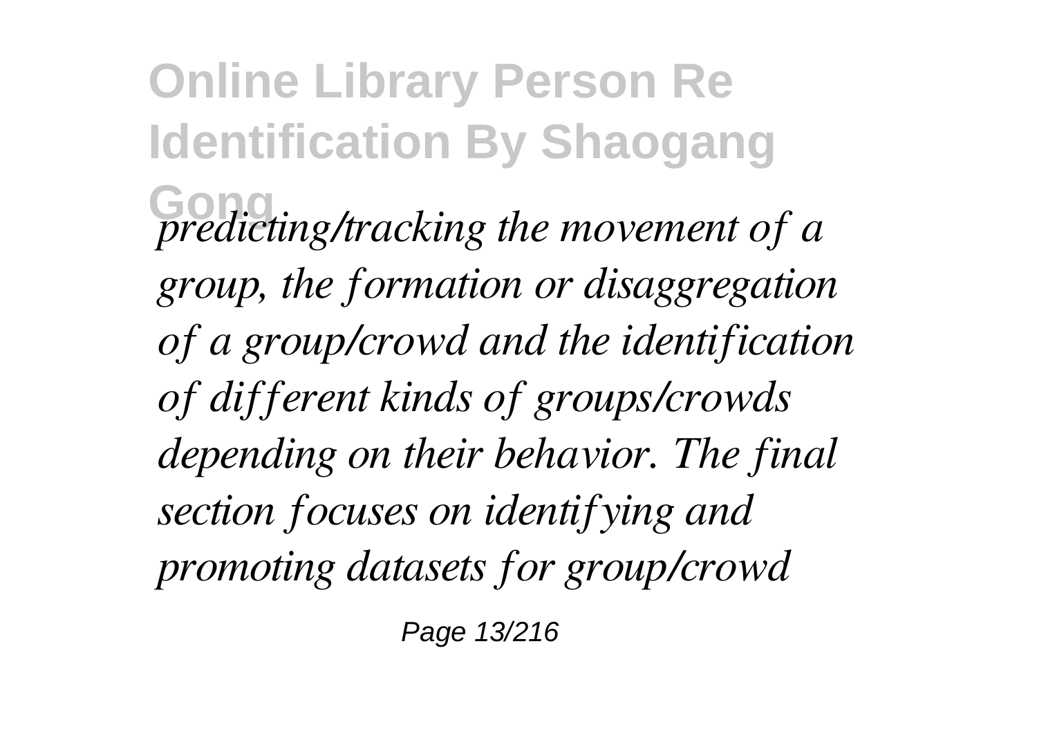*predicting/tracking the movement of a group, the formation or disaggregation of a group/crowd and the identification of different kinds of groups/crowds depending on their behavior. The final section focuses on identifying and promoting datasets for group/crowd*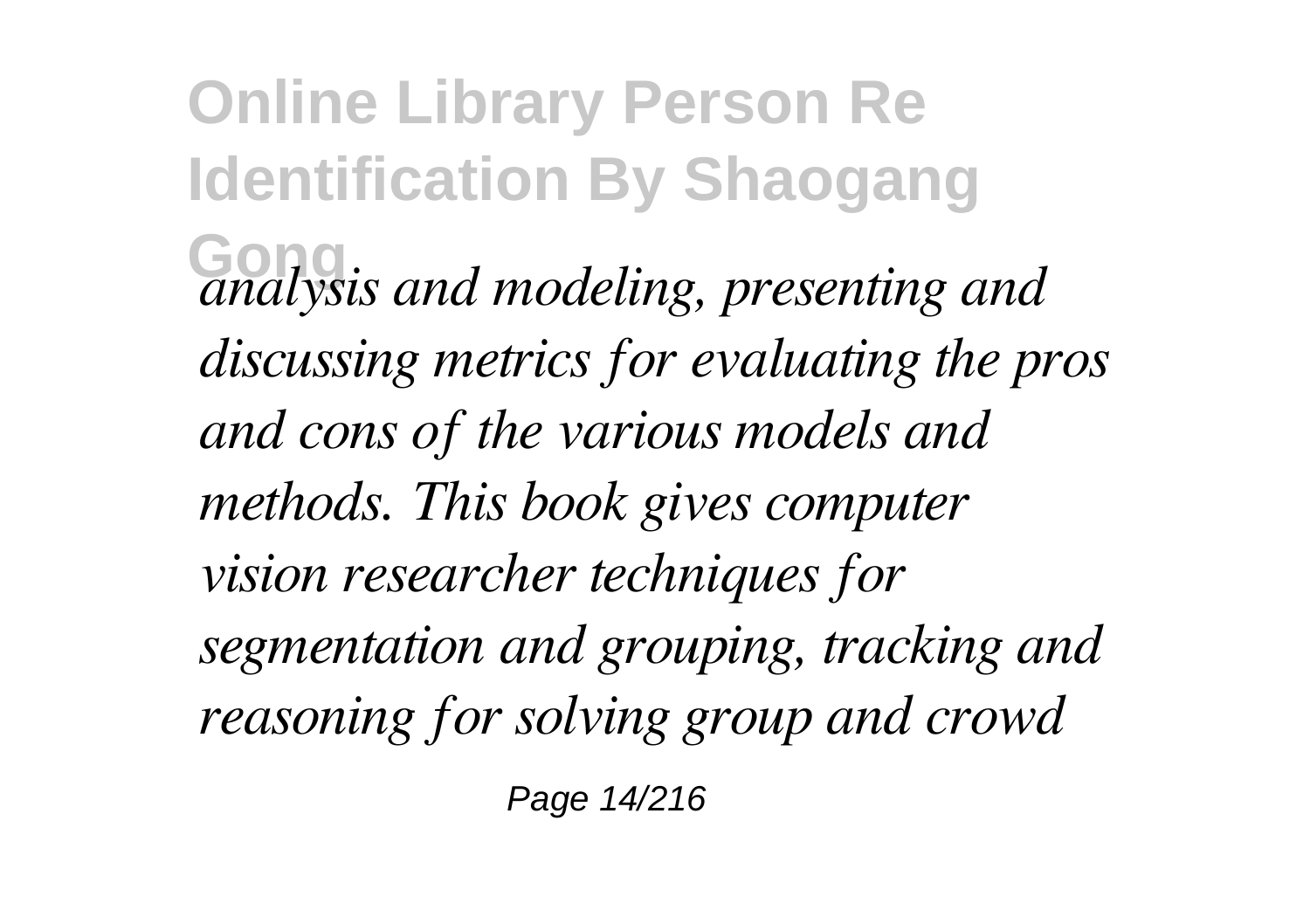*analysis and modeling, presenting and discussing metrics for evaluating the pros and cons of the various models and methods. This book gives computer vision researcher techniques for segmentation and grouping, tracking and reasoning for solving group and crowd*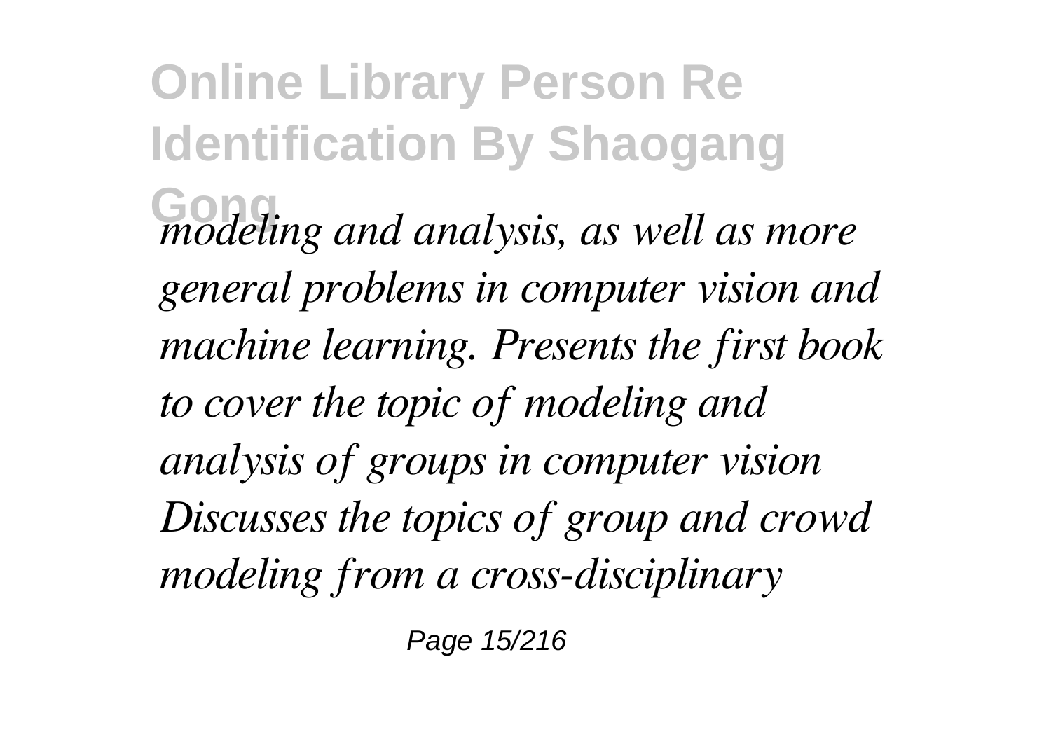*modeling and analysis, as well as more general problems in computer vision and machine learning. Presents the first book to cover the topic of modeling and analysis of groups in computer vision Discusses the topics of group and crowd modeling from a cross-disciplinary*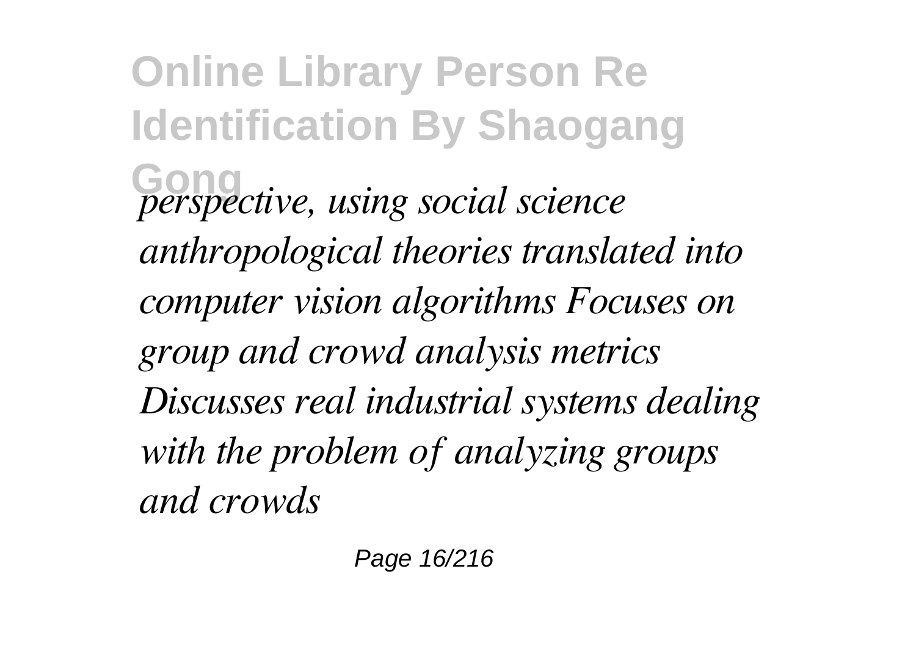*perspective, using social science anthropological theories translated into computer vision algorithms Focuses on group and crowd analysis metrics Discusses real industrial systems dealing with the problem of analyzing groups and crowds*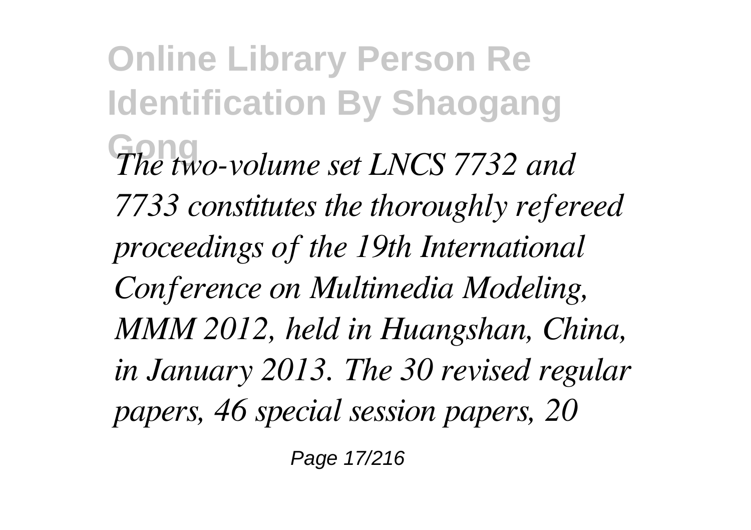*The two-volume set LNCS 7732 and 7733 constitutes the thoroughly refereed proceedings of the 19th International Conference on Multimedia Modeling, MMM 2012, held in Huangshan, China, in January 2013. The 30 revised regular papers, 46 special session papers, 20*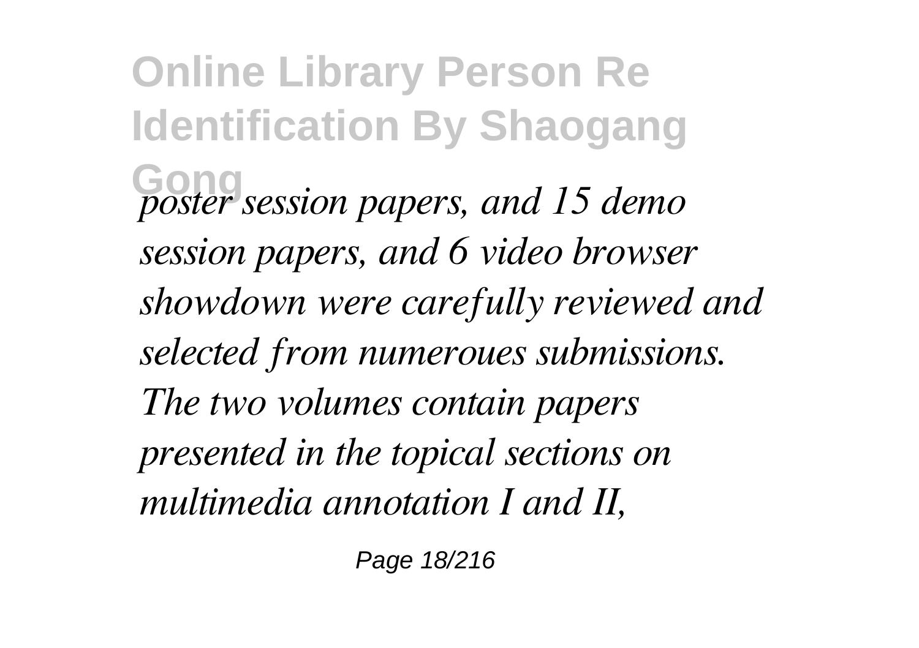*poster session papers, and 15 demo session papers, and 6 video browser showdown were carefully reviewed and selected from numeroues submissions. The two volumes contain papers presented in the topical sections on multimedia annotation I and II,*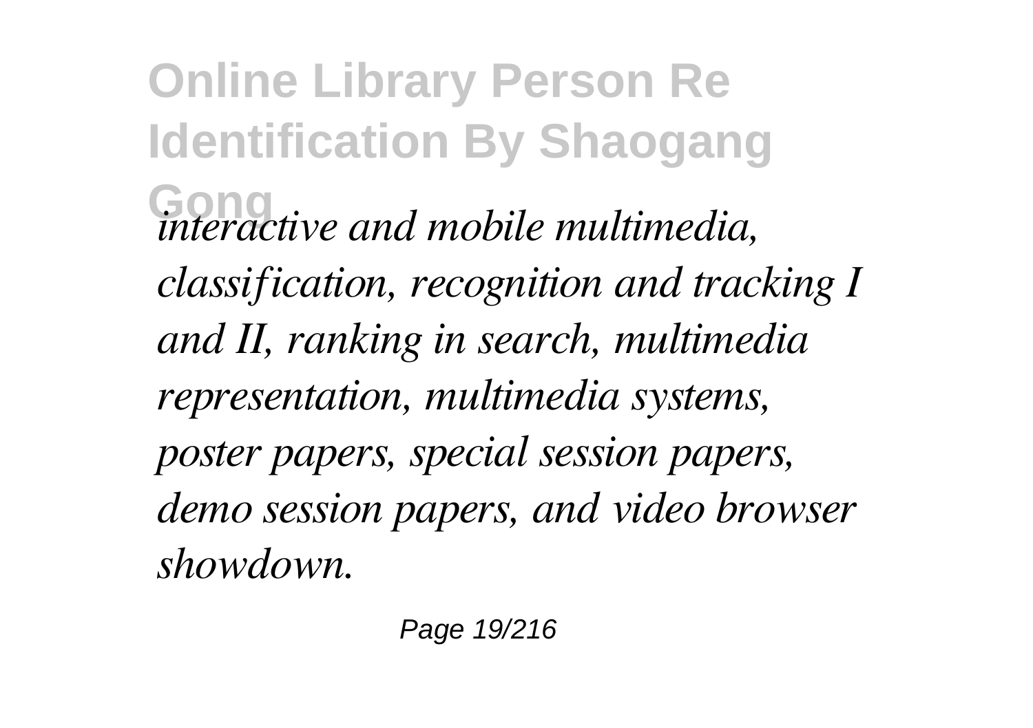*interactive and mobile multimedia, classification, recognition and tracking I and II, ranking in search, multimedia representation, multimedia systems, poster papers, special session papers, demo session papers, and video browser showdown.*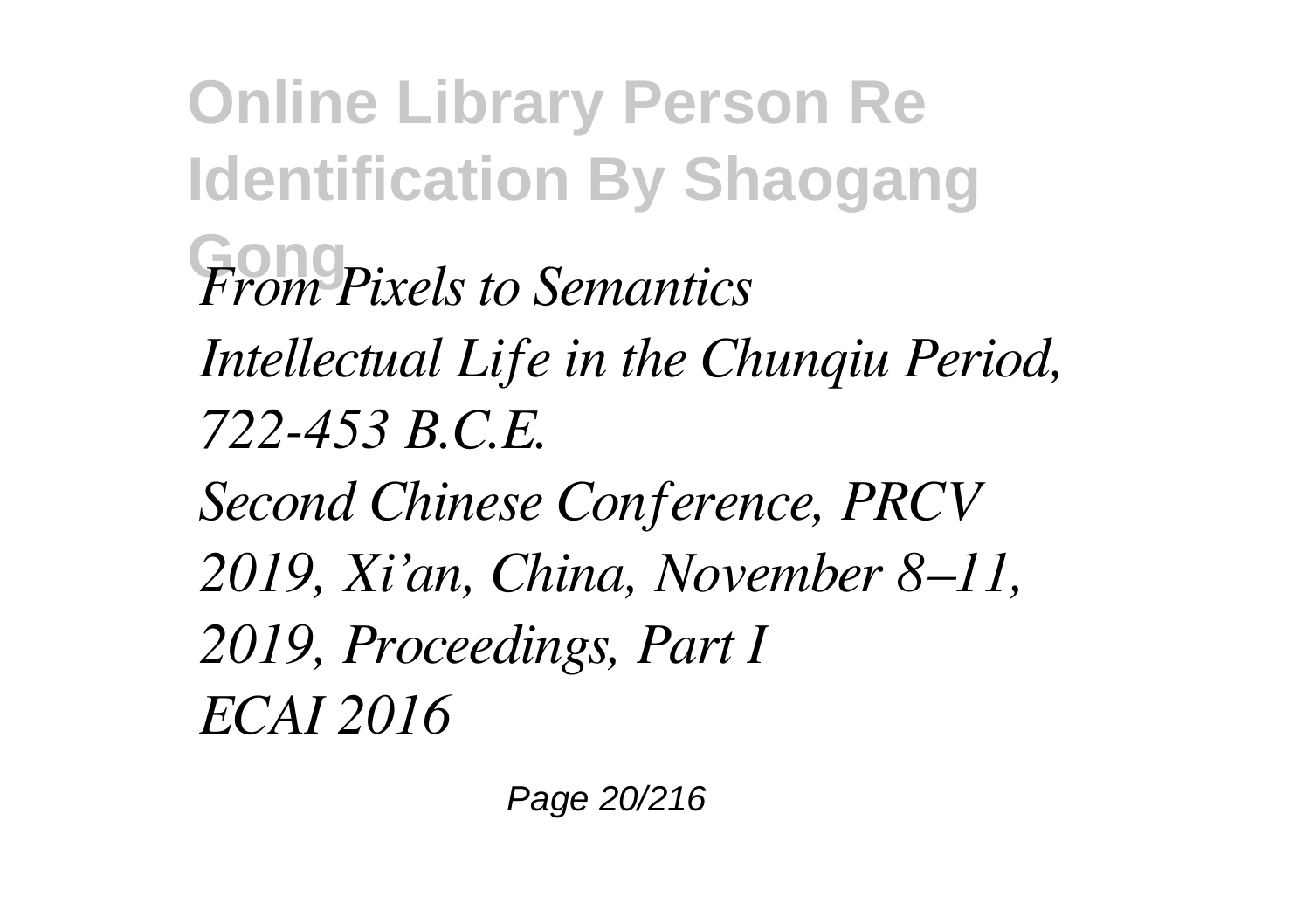*From Pixels to Semantics*

*Intellectual Life in the Chunqiu Period, 722-453 B.C.E.*

*Second Chinese Conference, PRCV 2019, Xi'an, China, November 8–11, 2019, Proceedings, Part I*

*ECAI 2016*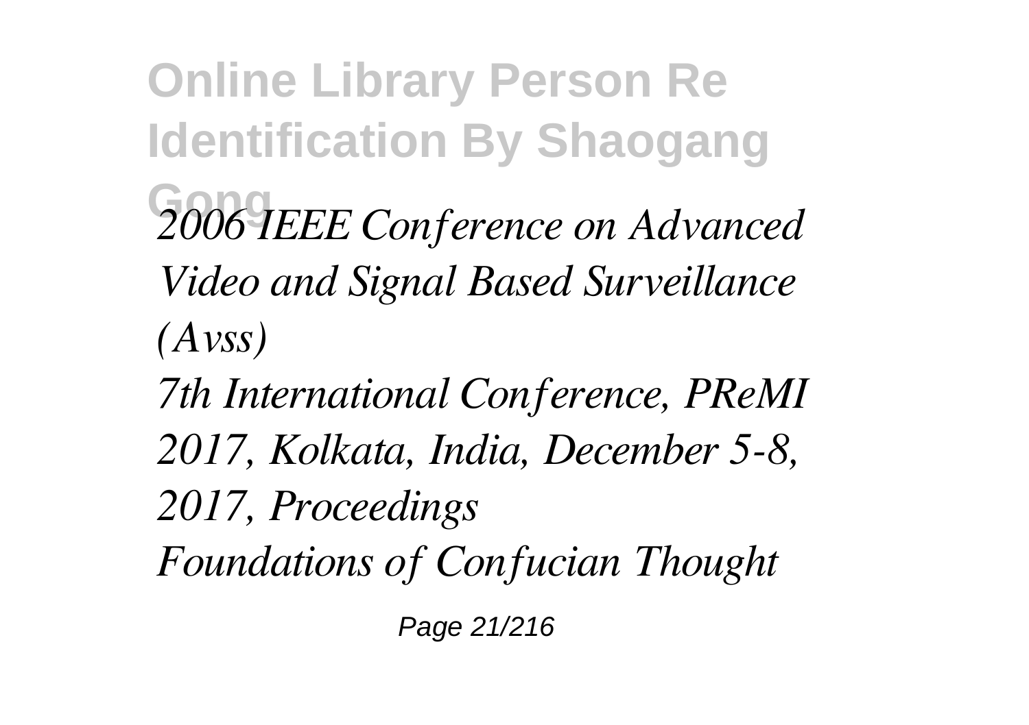*2006 IEEE Conference on Advanced Video and Signal Based Surveillance (Avss)*

*7th International Conference, PReMI 2017, Kolkata, India, December 5-8, 2017, Proceedings*

*Foundations of Confucian Thought*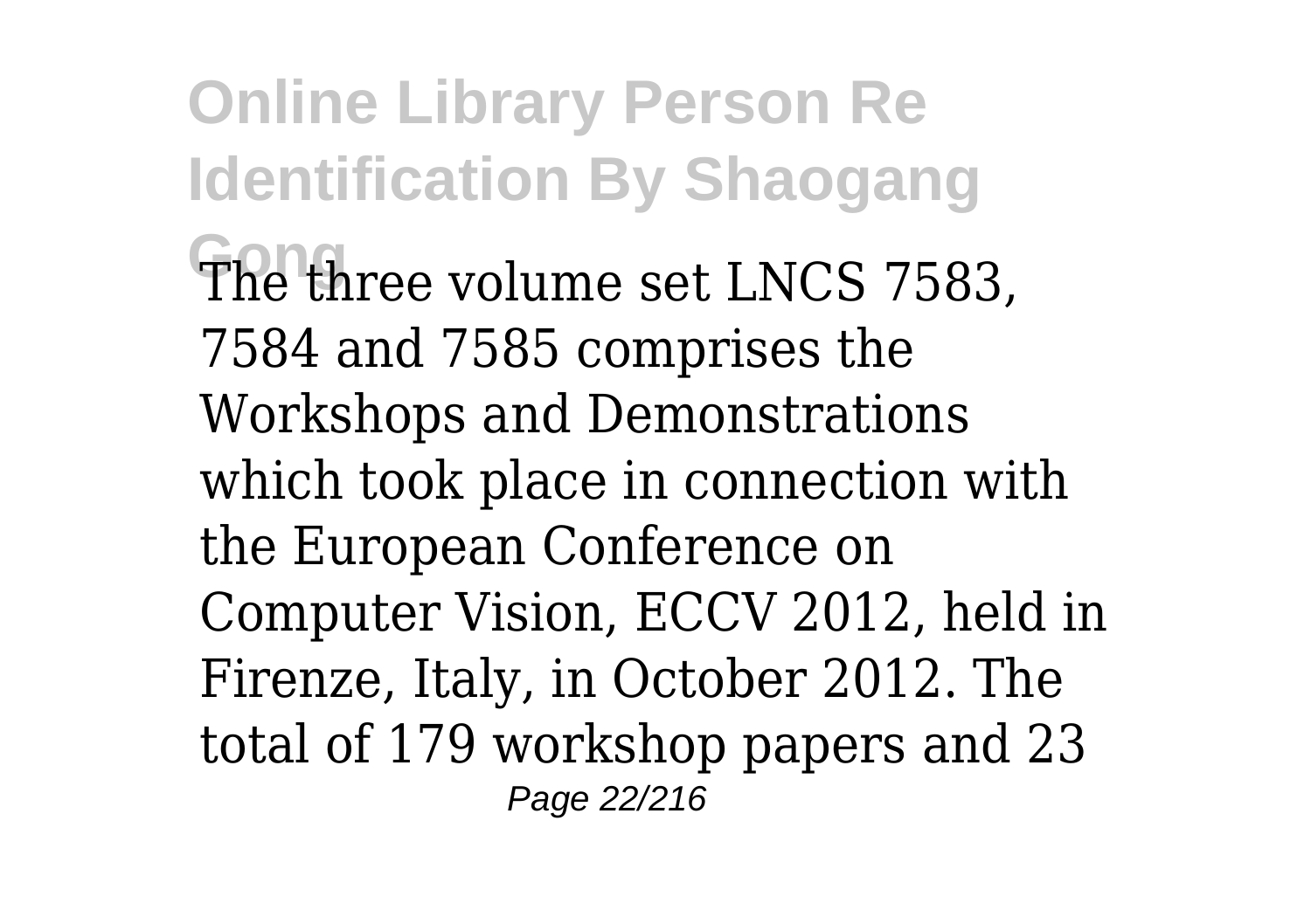The three volume set LNCS 7583, 7584 and 7585 comprises the Workshops and Demonstrations which took place in connection with the European Conference on Computer Vision, ECCV 2012, held in Firenze, Italy, in October 2012. The total of 179 workshop papers and 23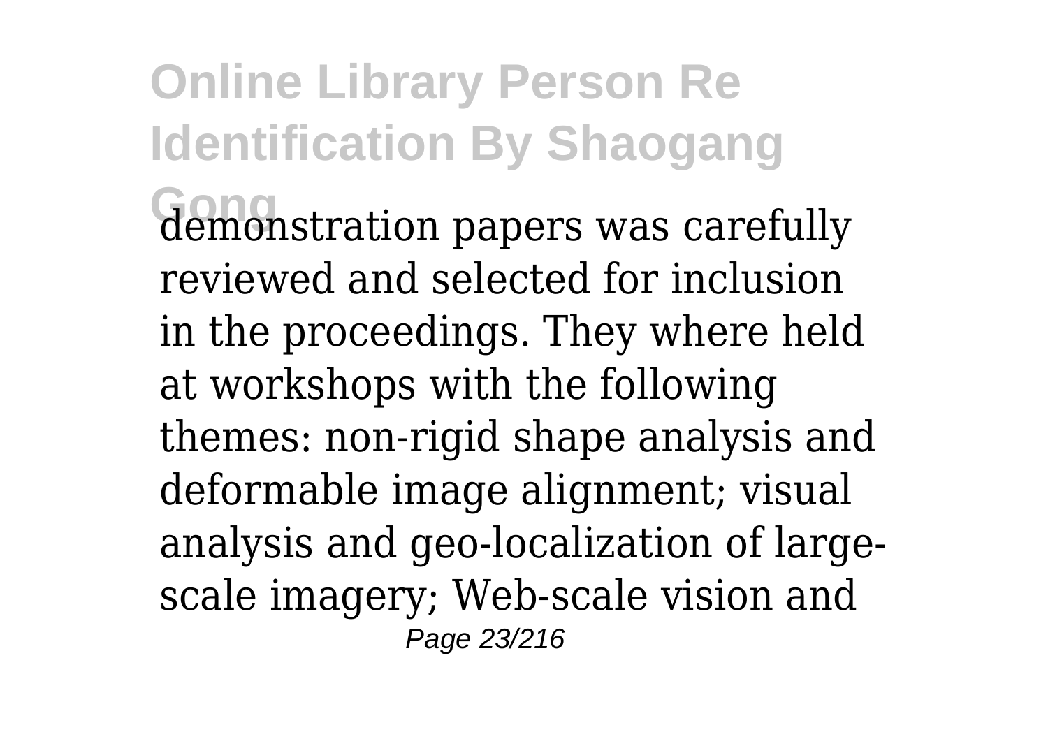demonstration papers was carefully reviewed and selected for inclusion in the proceedings. They where held at workshops with the following themes: non-rigid shape analysis and deformable image alignment; visual analysis and geo-localization of large-scale imagery; Web-scale vision and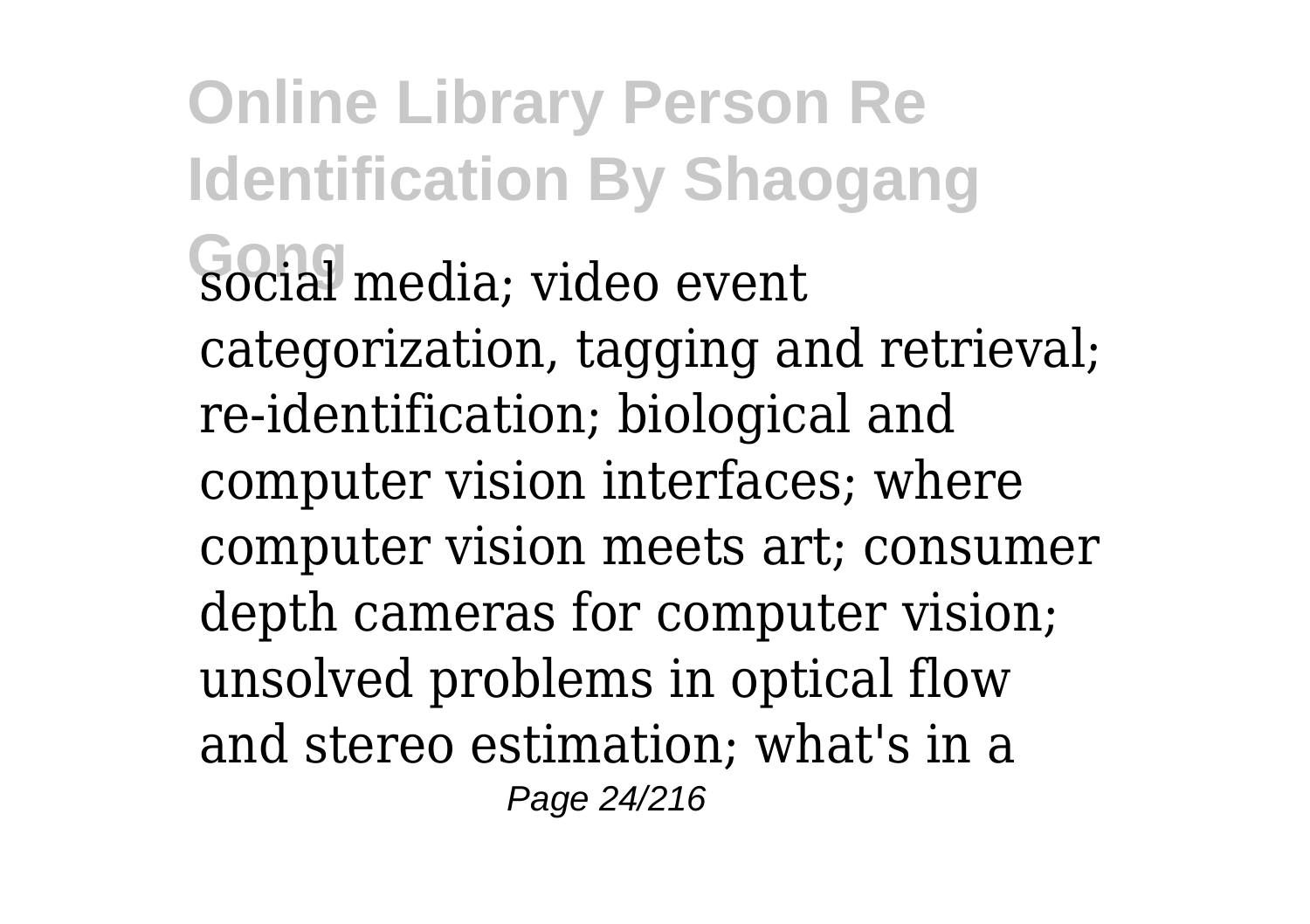social media; video event categorization, tagging and retrieval; re-identification; biological and computer vision interfaces; where computer vision meets art; consumer depth cameras for computer vision; unsolved problems in optical flow and stereo estimation; what's in a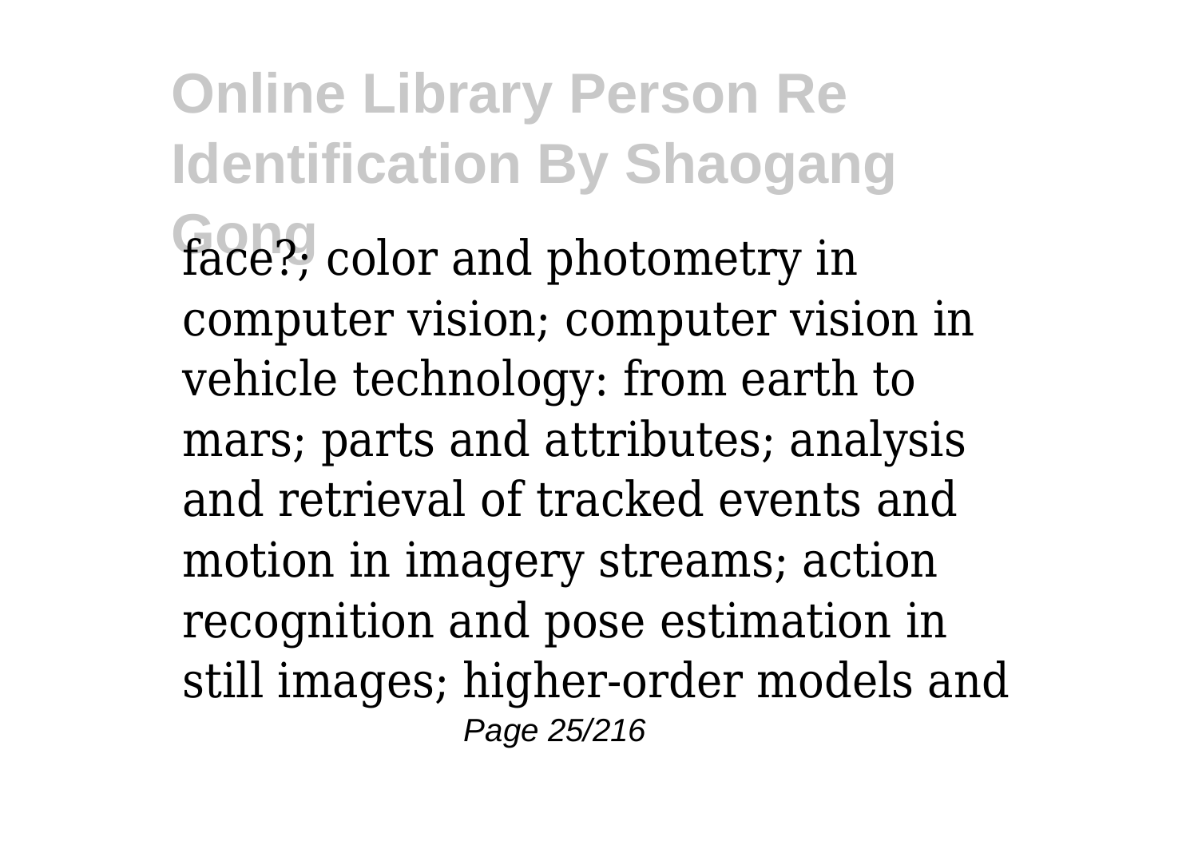face?; color and photometry in computer vision; computer vision in vehicle technology: from earth to mars; parts and attributes; analysis and retrieval of tracked events and motion in imagery streams; action recognition and pose estimation in still images; higher-order models and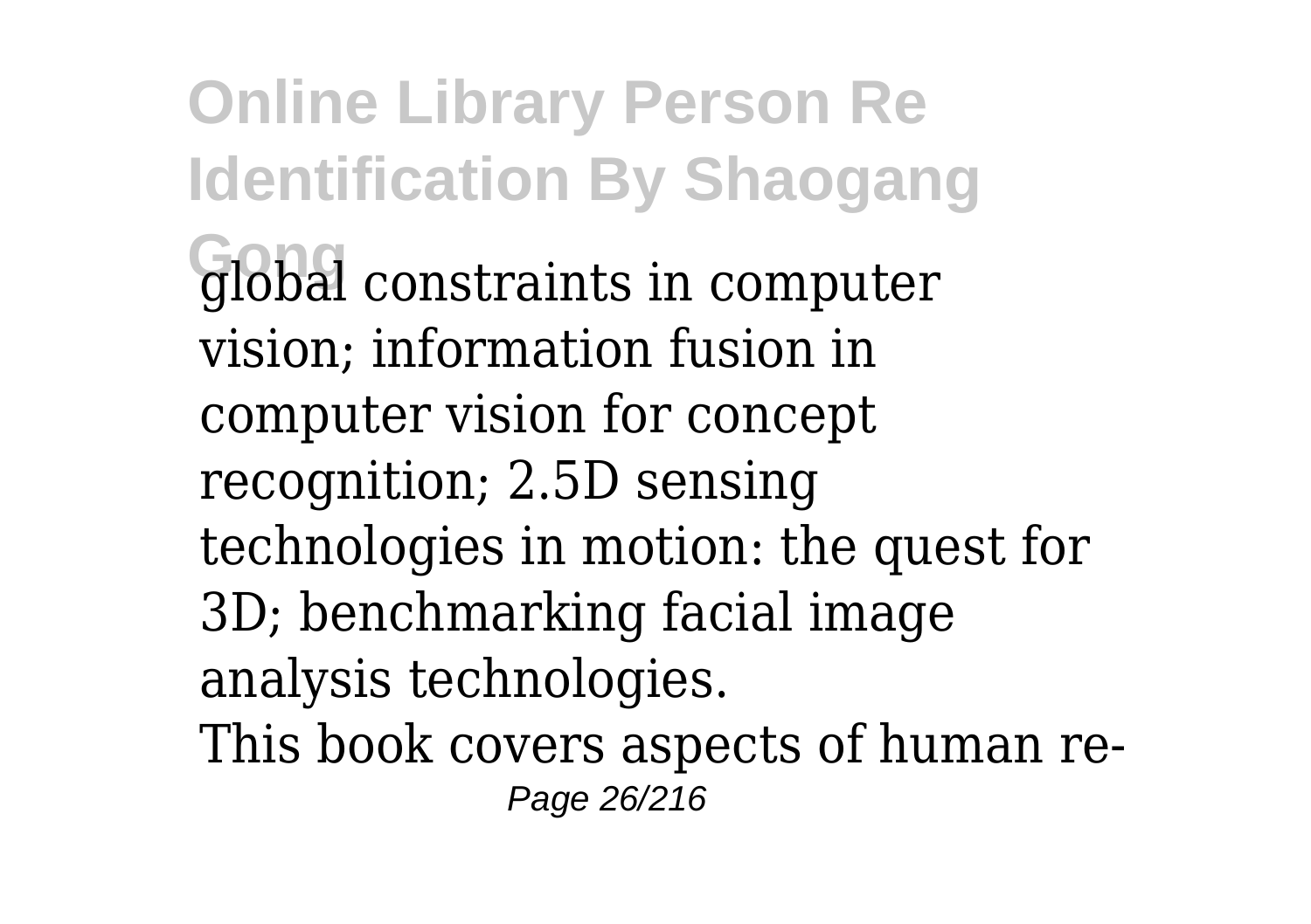global constraints in computer vision; information fusion in computer vision for concept recognition; 2.5D sensing technologies in motion: the quest for 3D; benchmarking facial image analysis technologies.

This book covers aspects of human re-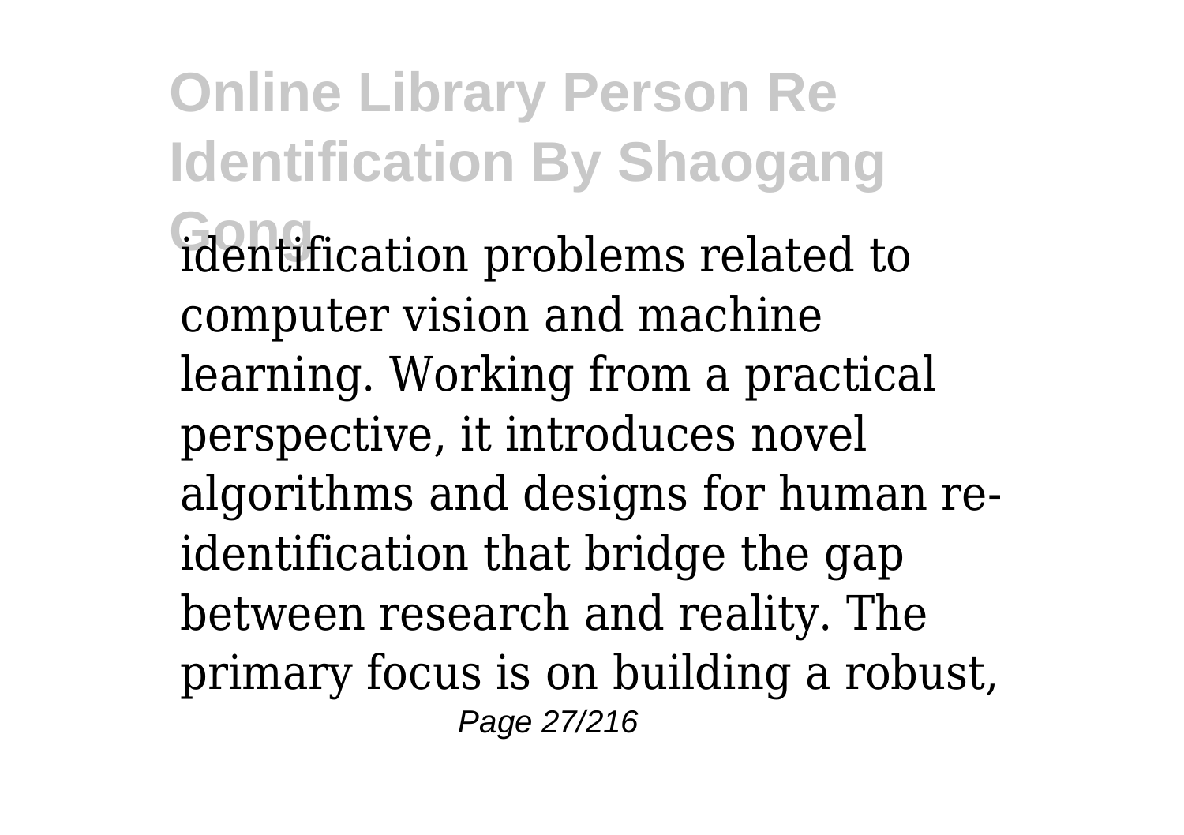identification problems related to computer vision and machine learning. Working from a practical perspective, it introduces novel algorithms and designs for human re-identification that bridge the gap between research and reality. The primary focus is on building a robust,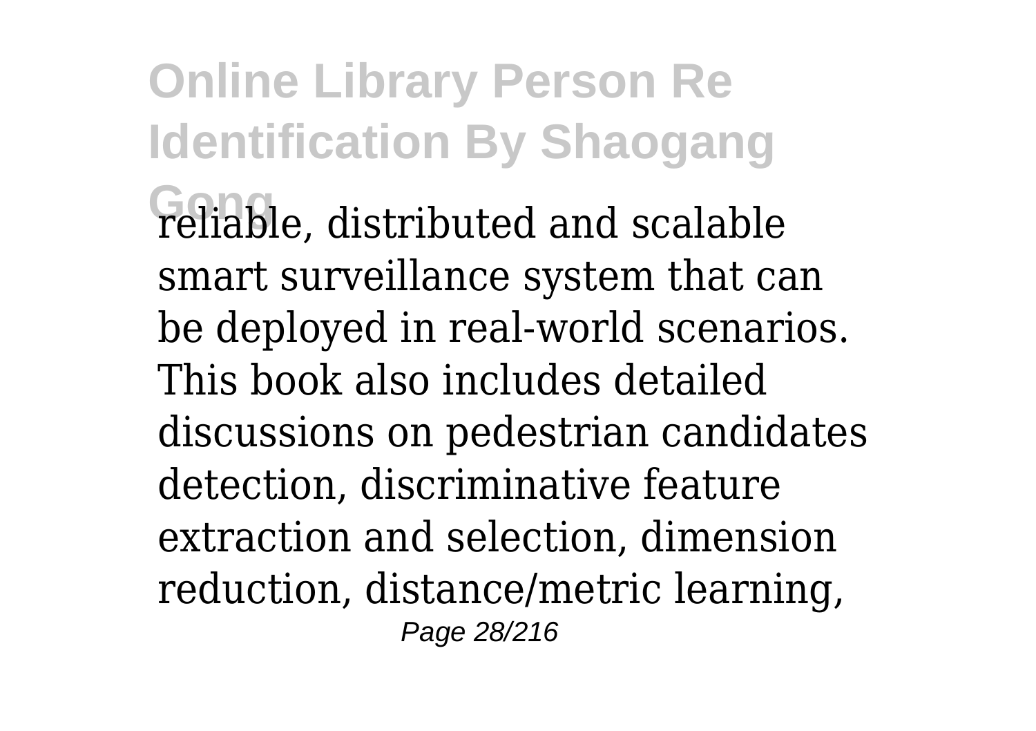reliable, distributed and scalable smart surveillance system that can be deployed in real-world scenarios. This book also includes detailed discussions on pedestrian candidates detection, discriminative feature extraction and selection, dimension reduction, distance/metric learning,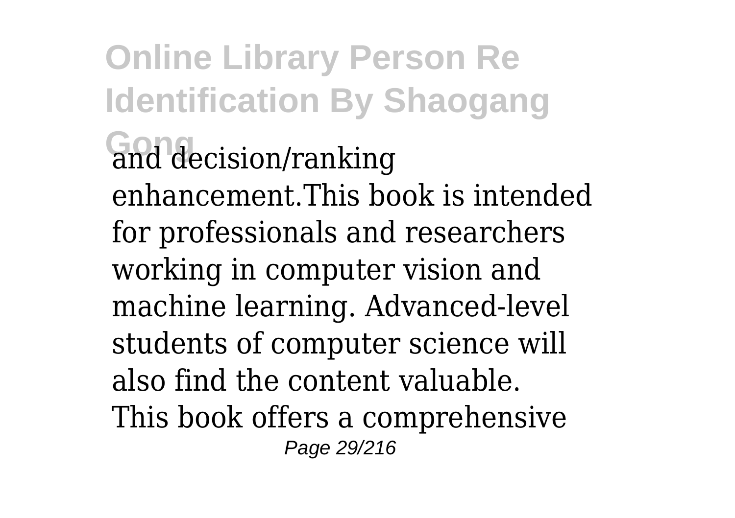and decision/ranking enhancement.This book is intended for professionals and researchers working in computer vision and machine learning. Advanced-level students of computer science will also find the content valuable.

This book offers a comprehensive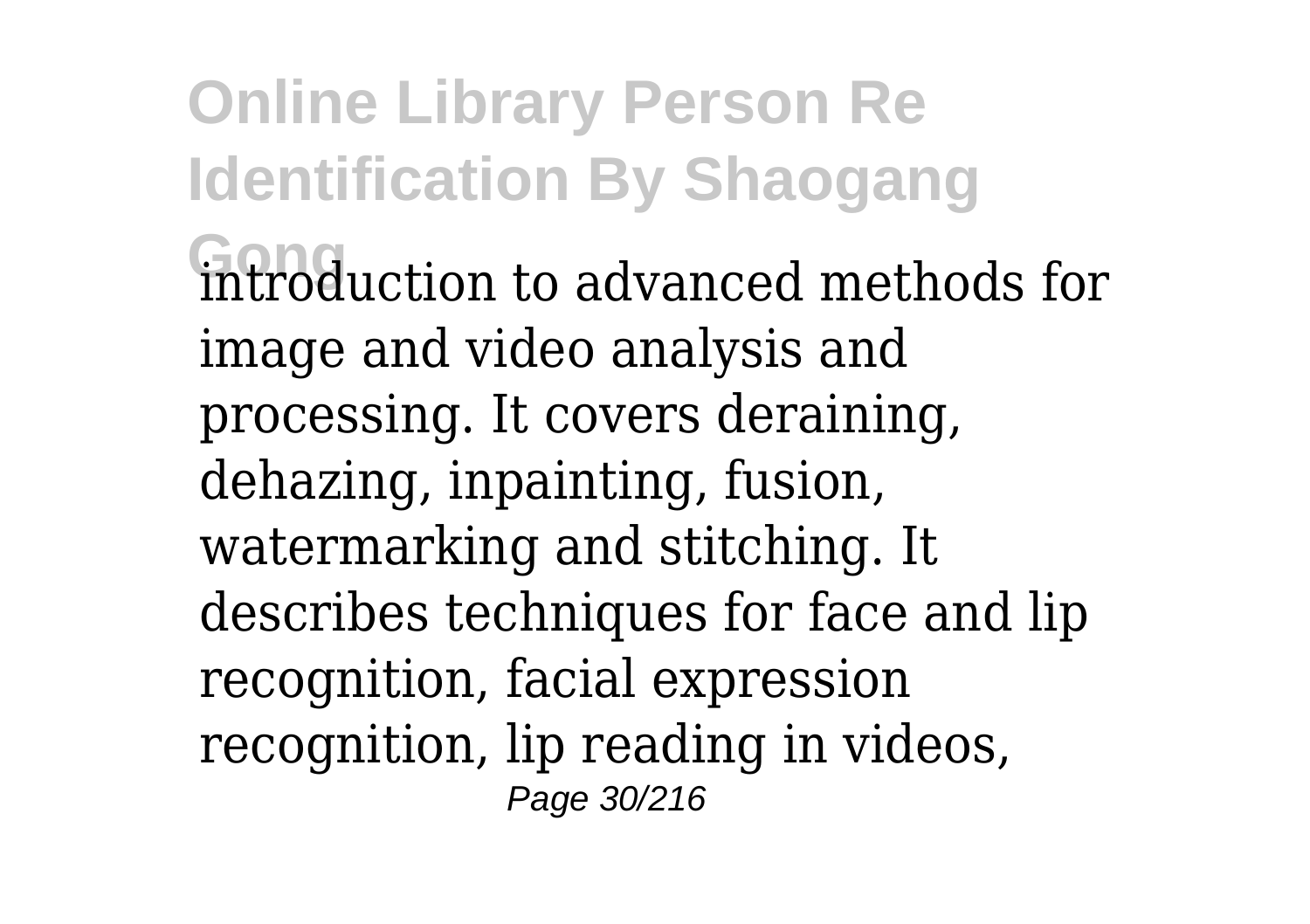introduction to advanced methods for image and video analysis and processing. It covers deraining, dehazing, inpainting, fusion, watermarking and stitching. It describes techniques for face and lip recognition, facial expression recognition, lip reading in videos,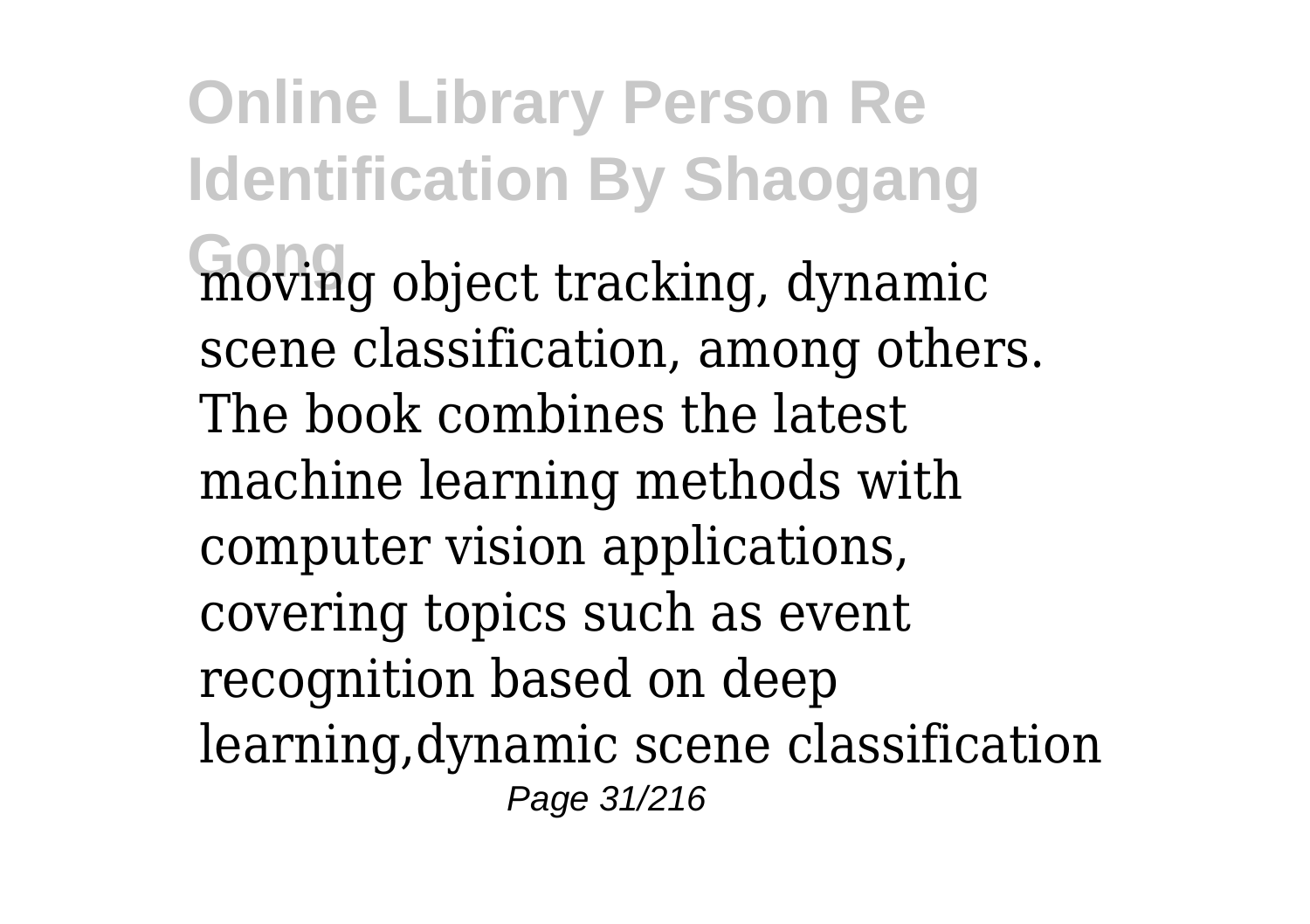moving object tracking, dynamic scene classification, among others. The book combines the latest machine learning methods with computer vision applications, covering topics such as event recognition based on deep learning,dynamic scene classification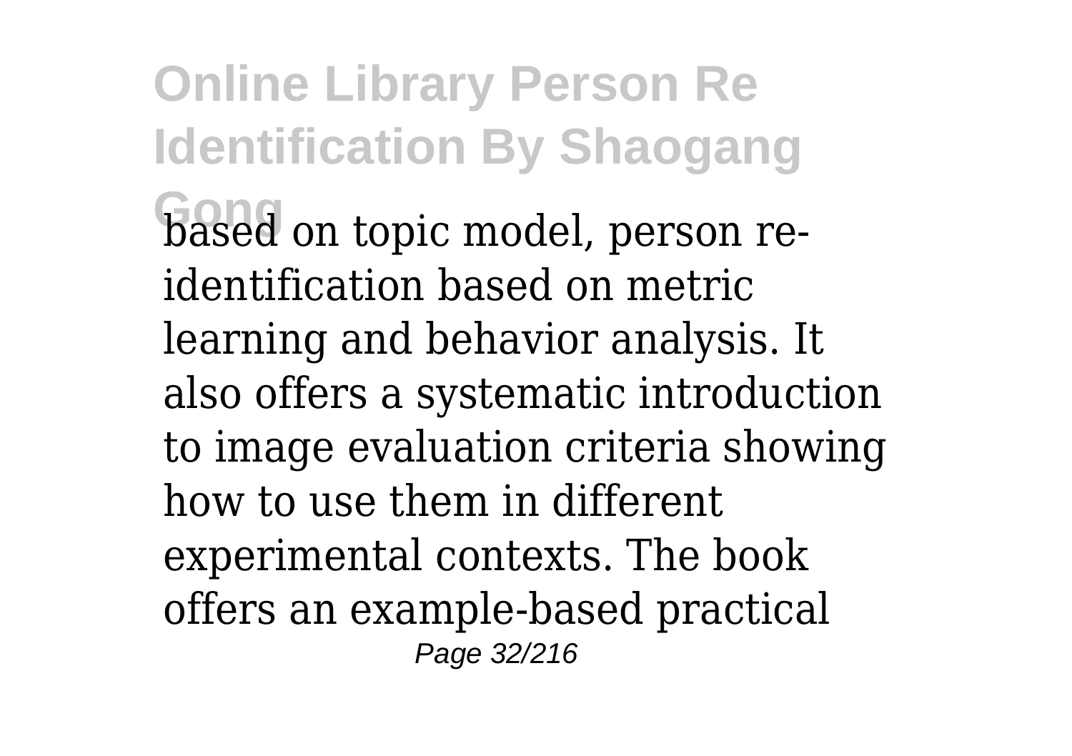based on topic model, person re-identification based on metric learning and behavior analysis. It also offers a systematic introduction to image evaluation criteria showing how to use them in different experimental contexts. The book offers an example-based practical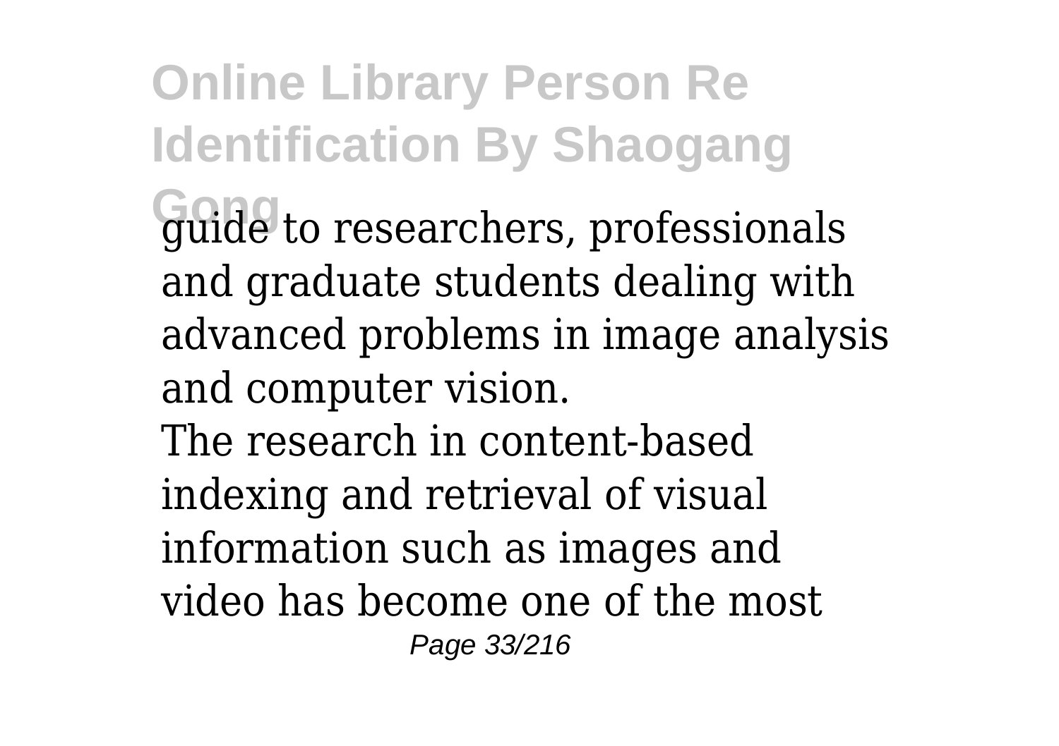guide to researchers, professionals and graduate students dealing with advanced problems in image analysis and computer vision.

The research in content-based indexing and retrieval of visual information such as images and video has become one of the most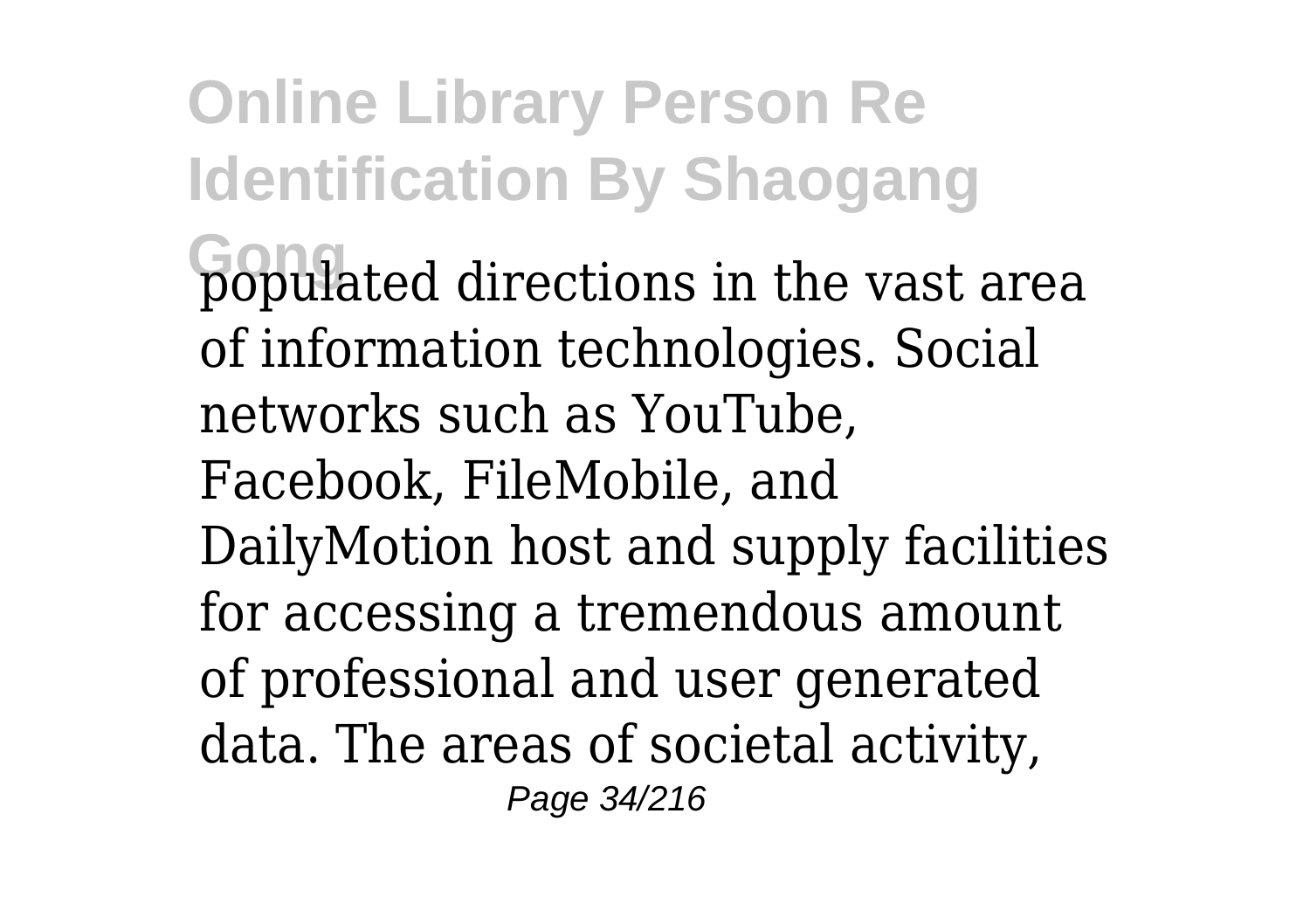populated directions in the vast area of information technologies. Social networks such as YouTube, Facebook, FileMobile, and DailyMotion host and supply facilities for accessing a tremendous amount of professional and user generated data. The areas of societal activity,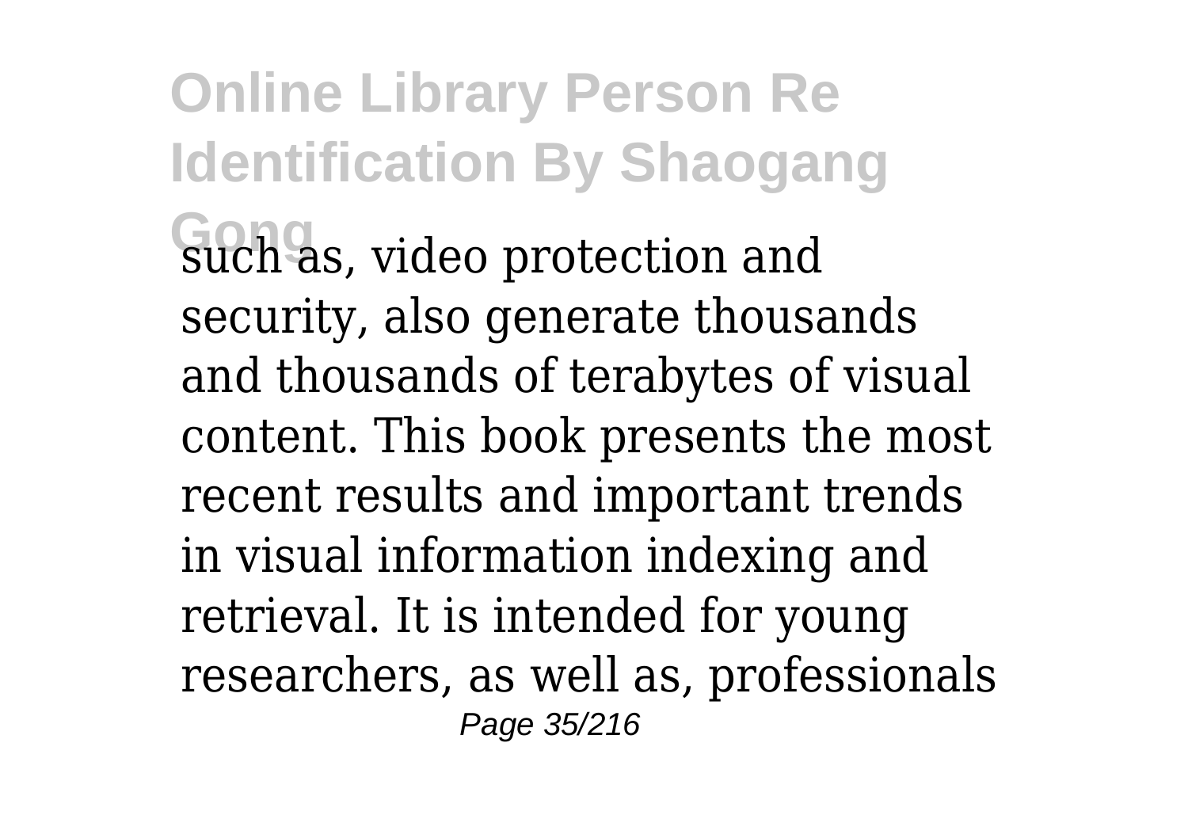such as, video protection and security, also generate thousands and thousands of terabytes of visual content. This book presents the most recent results and important trends in visual information indexing and retrieval. It is intended for young researchers, as well as, professionals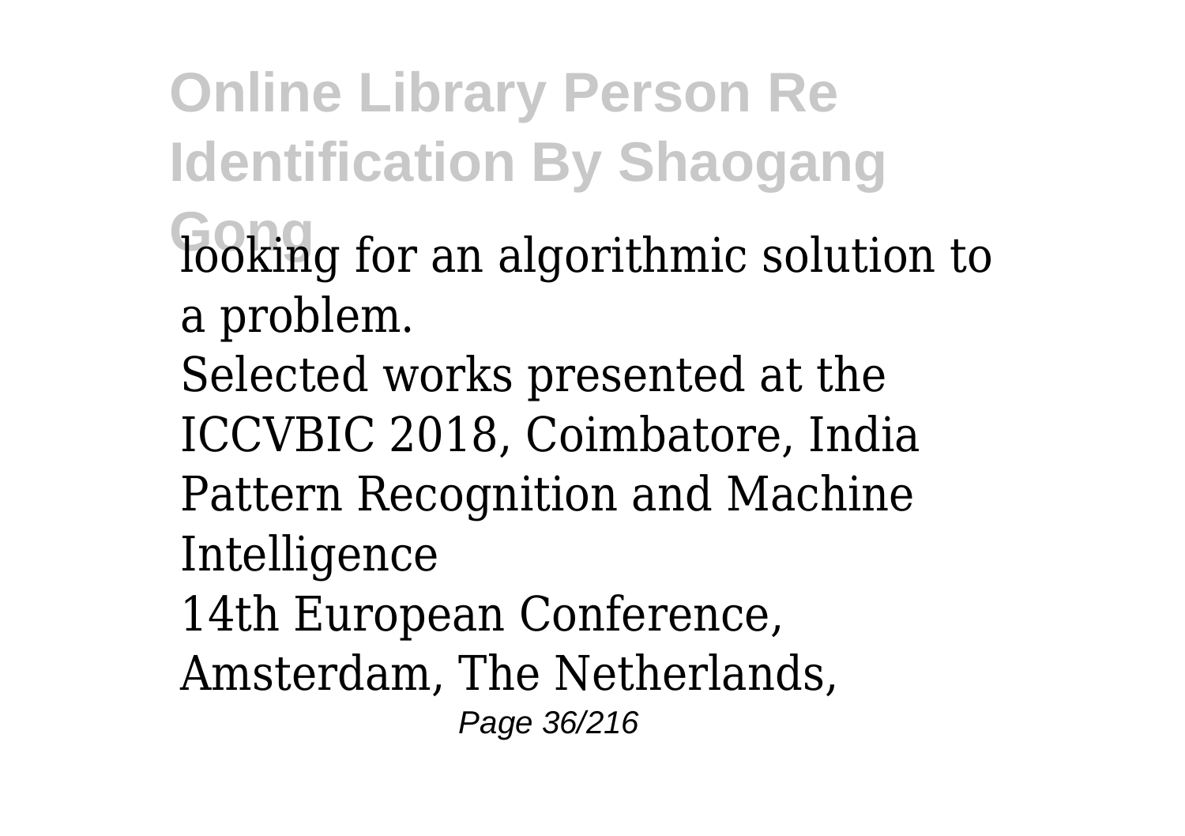looking for an algorithmic solution to a problem.

Selected works presented at the ICCVBIC 2018, Coimbatore, India

Pattern Recognition and Machine Intelligence

14th European Conference, Amsterdam, The Netherlands,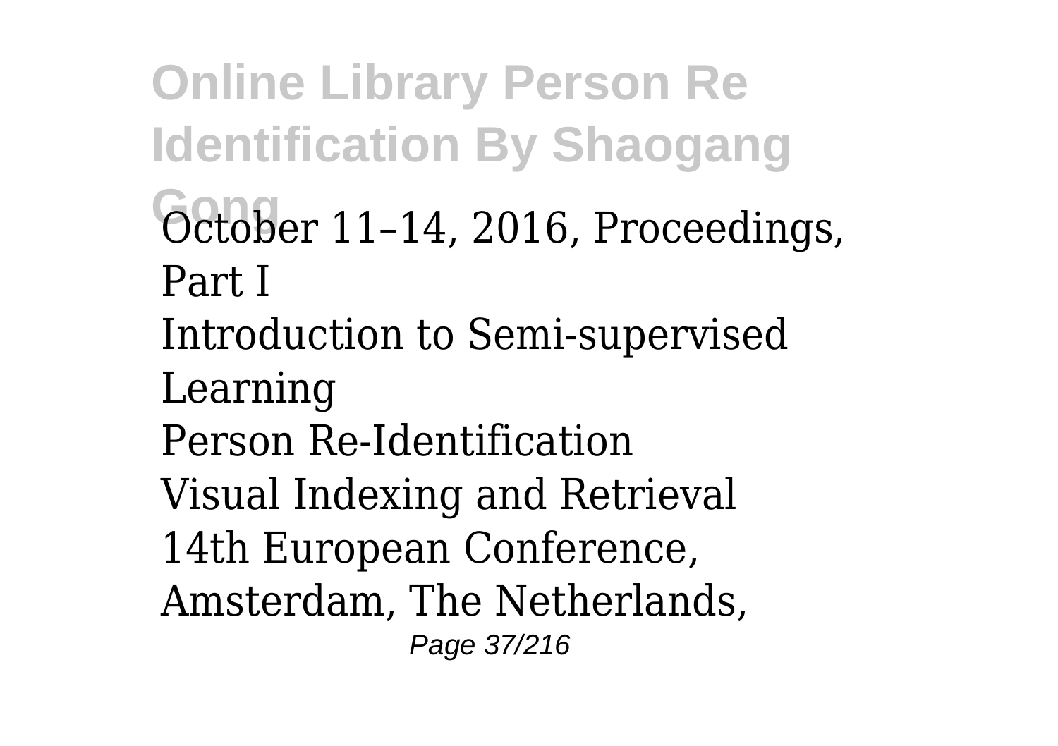October 11–14, 2016, Proceedings, Part I

Introduction to Semi-supervised Learning

Person Re-Identification

Visual Indexing and Retrieval

14th European Conference, Amsterdam, The Netherlands,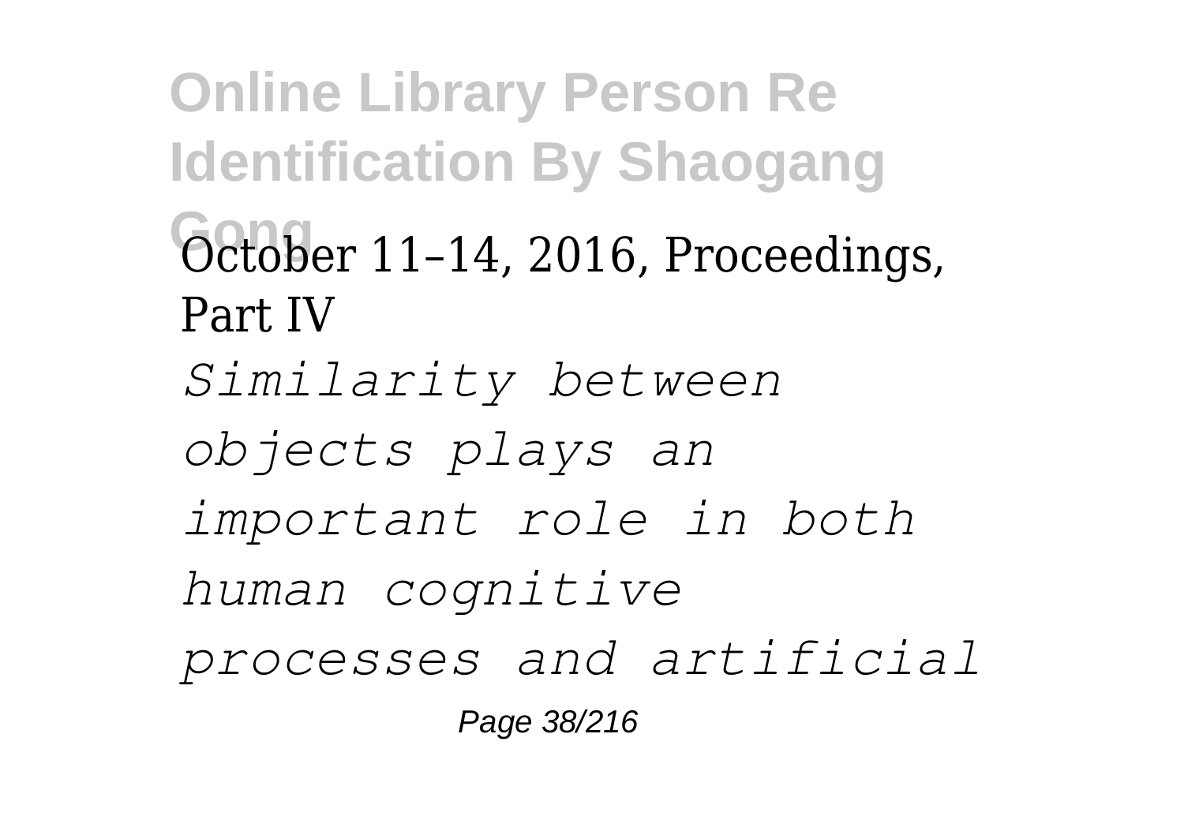October 11–14, 2016, Proceedings, Part IV

*Similarity between objects plays an important role in both human cognitive processes and artificial*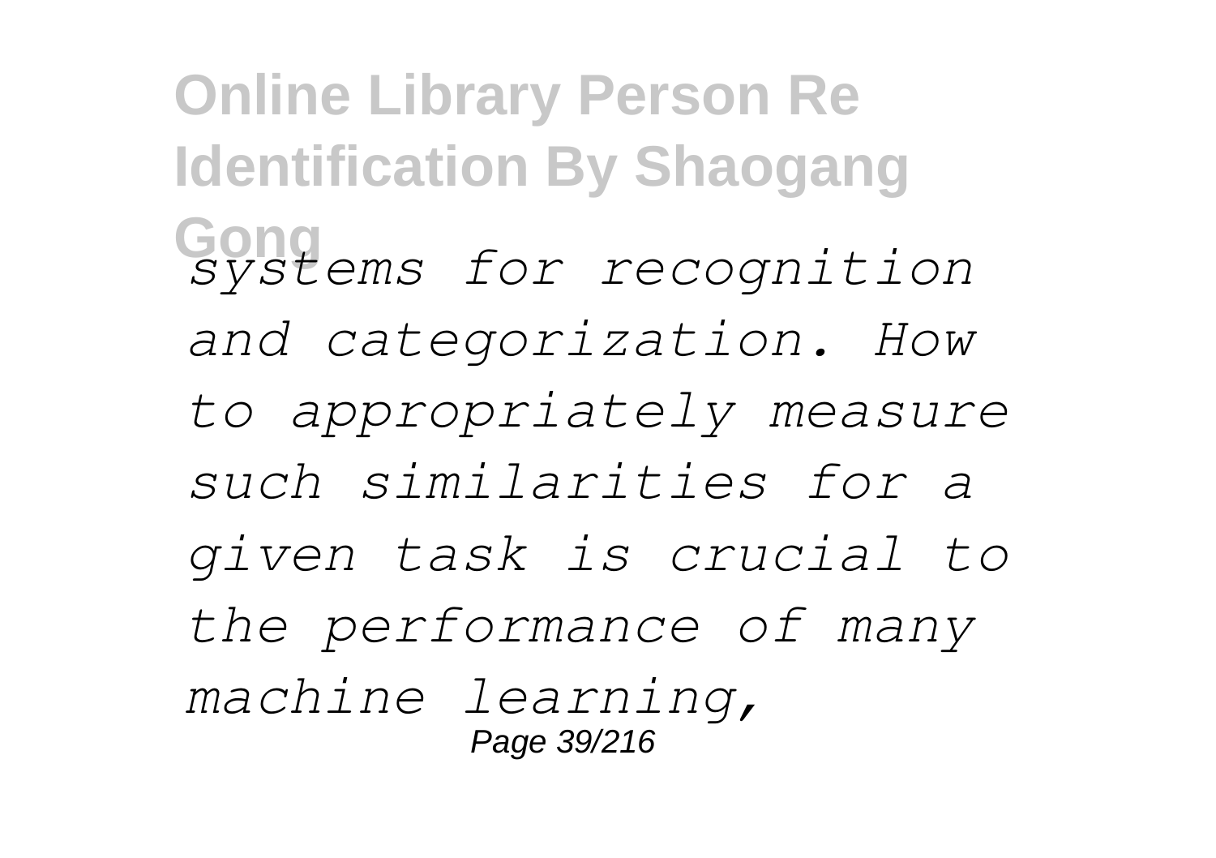*systems for recognition and categorization. How to appropriately measure such similarities for a given task is crucial to the performance of many machine learning,*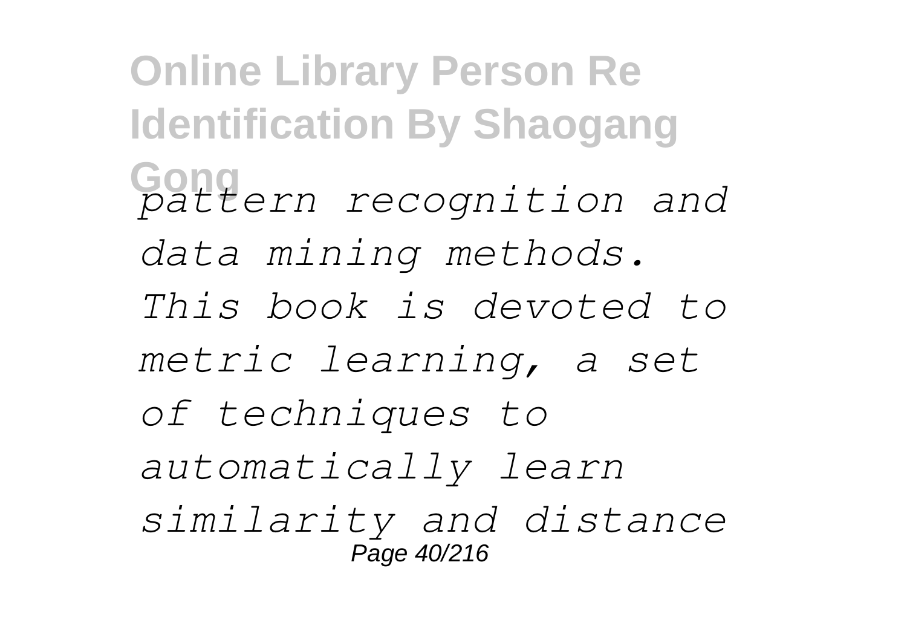*pattern recognition and data mining methods. This book is devoted to metric learning, a set of techniques to automatically learn similarity and distance*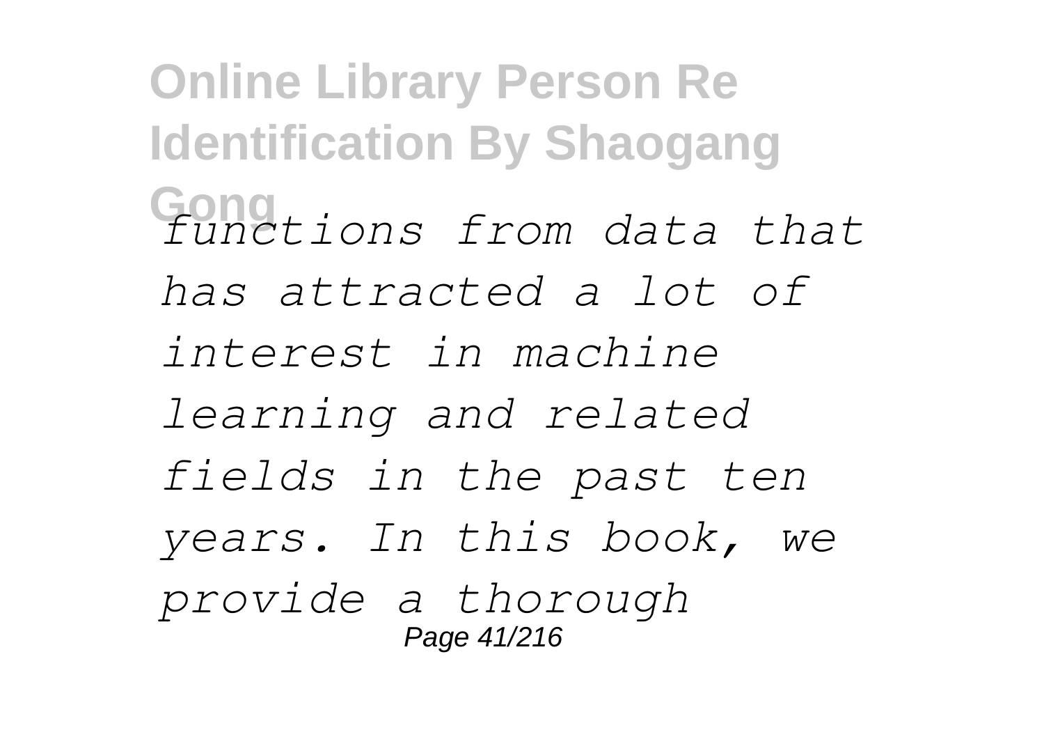*functions from data that has attracted a lot of interest in machine learning and related fields in the past ten years. In this book, we provide a thorough*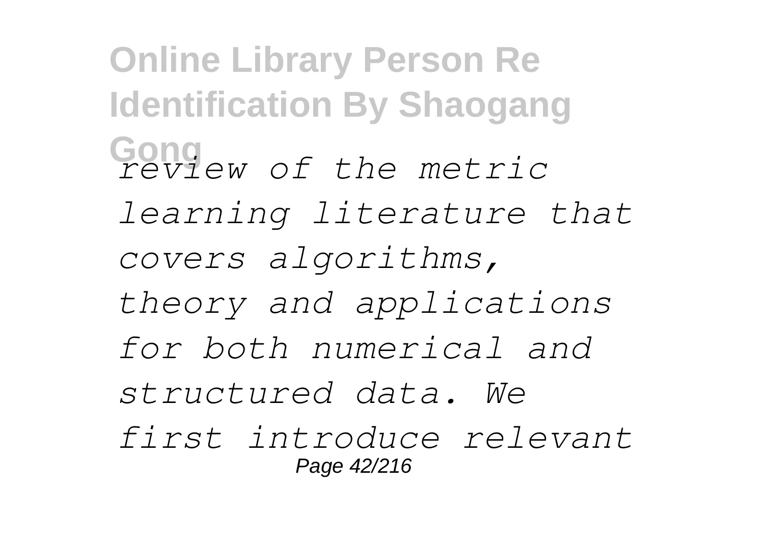*review of the metric learning literature that covers algorithms, theory and applications for both numerical and structured data. We first introduce relevant*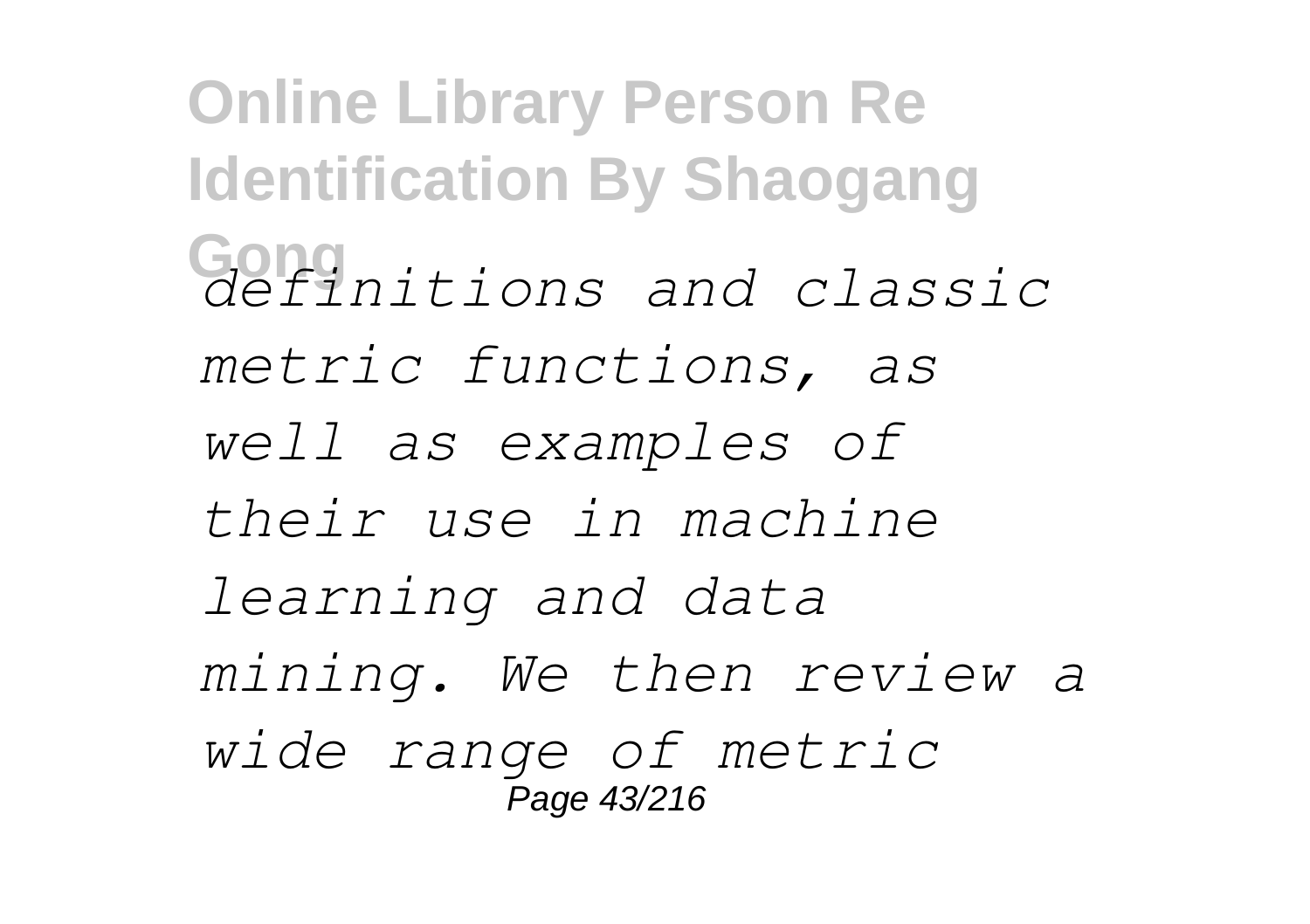*definitions and classic metric functions, as well as examples of their use in machine learning and data mining. We then review a wide range of metric*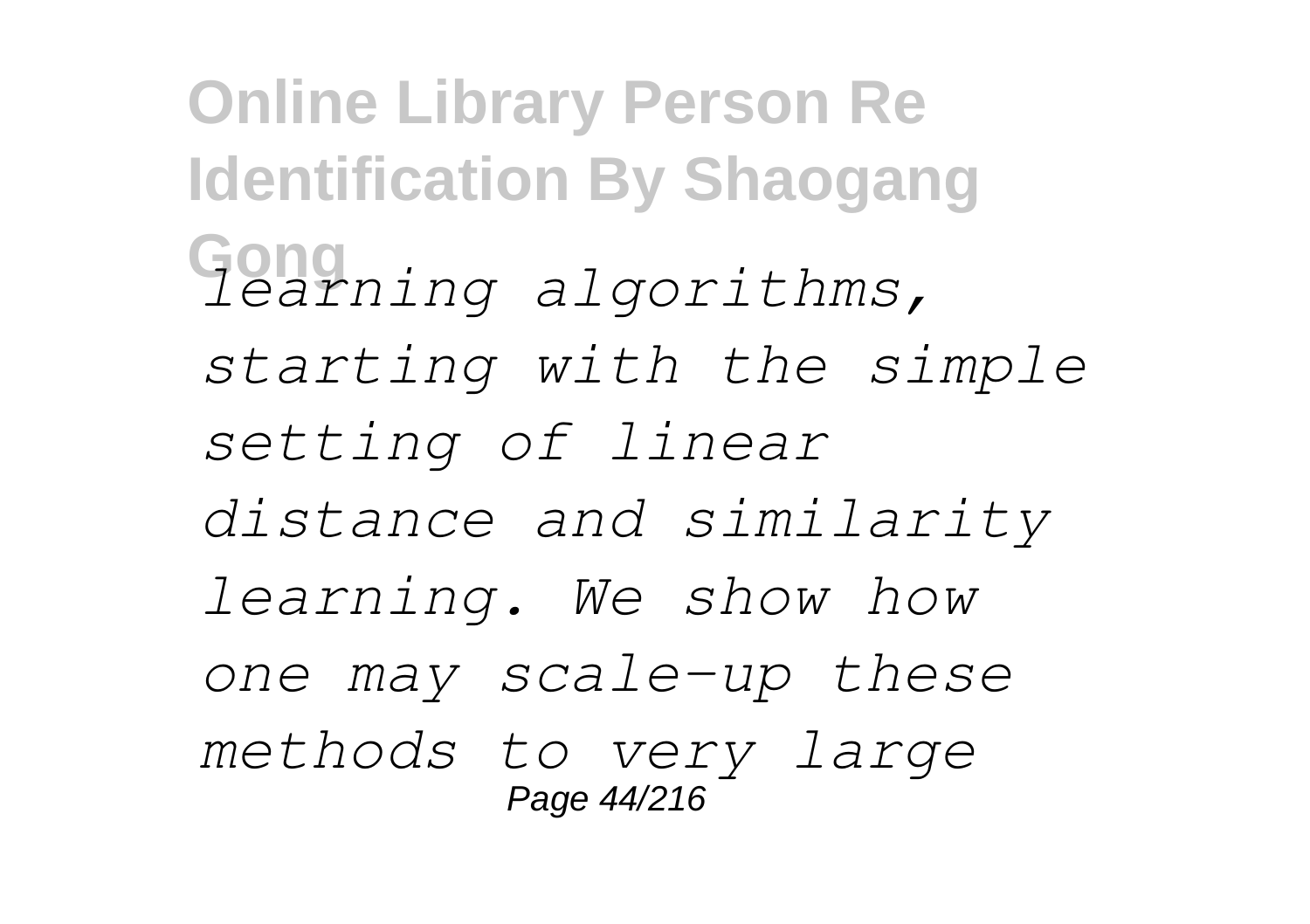*learning algorithms, starting with the simple setting of linear distance and similarity learning. We show how one may scale-up these methods to very large*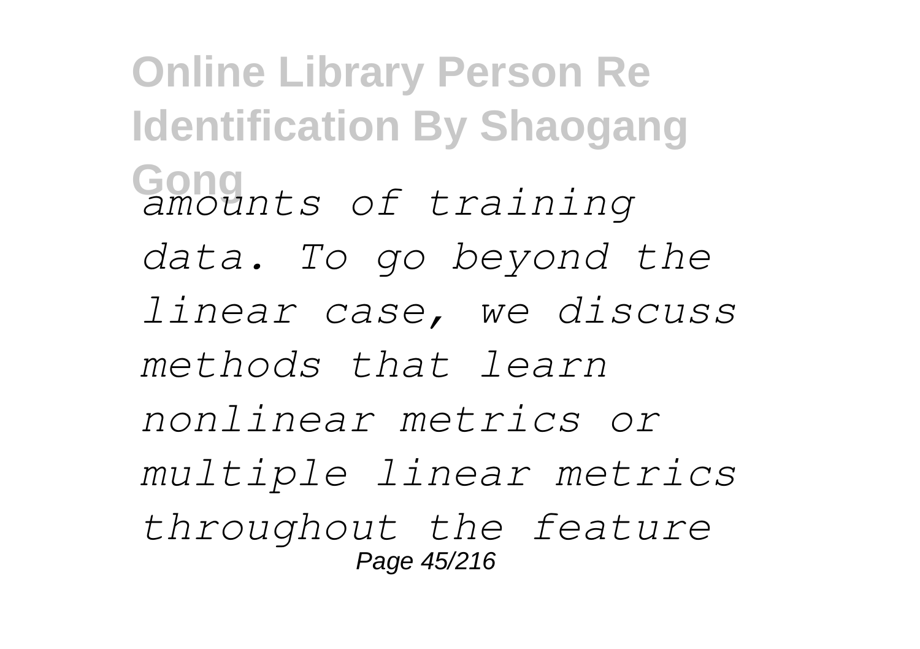*amounts of training data. To go beyond the linear case, we discuss methods that learn nonlinear metrics or multiple linear metrics throughout the feature*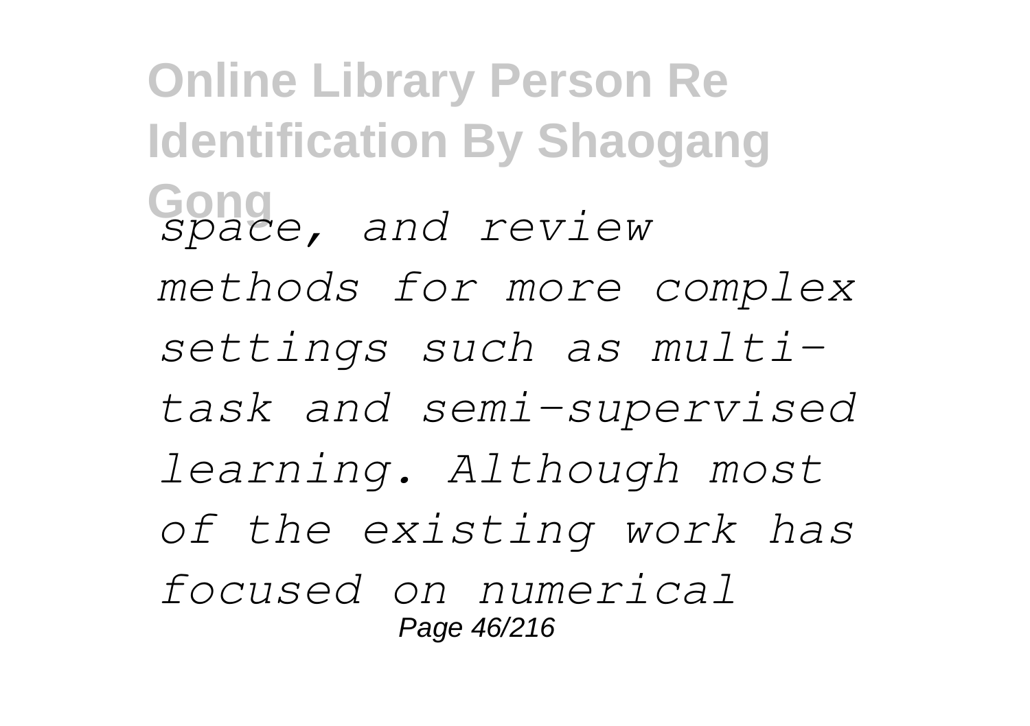*space, and review methods for more complex settings such as multi-task and semi-supervised learning. Although most of the existing work has focused on numerical*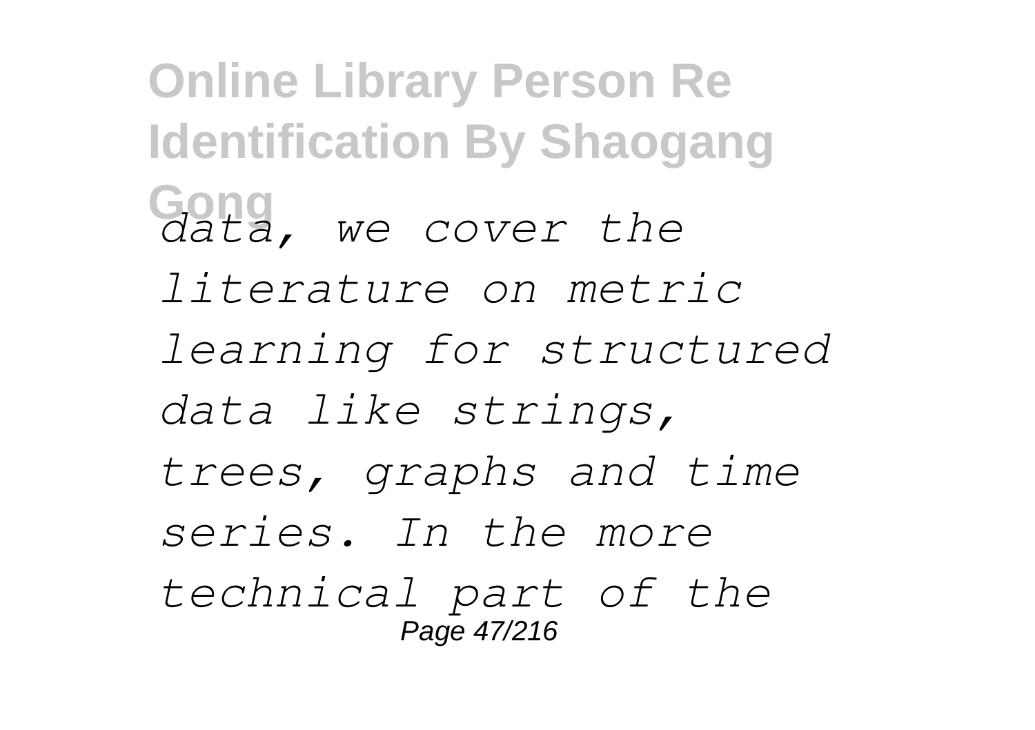*data, we cover the literature on metric learning for structured data like strings, trees, graphs and time series. In the more technical part of the*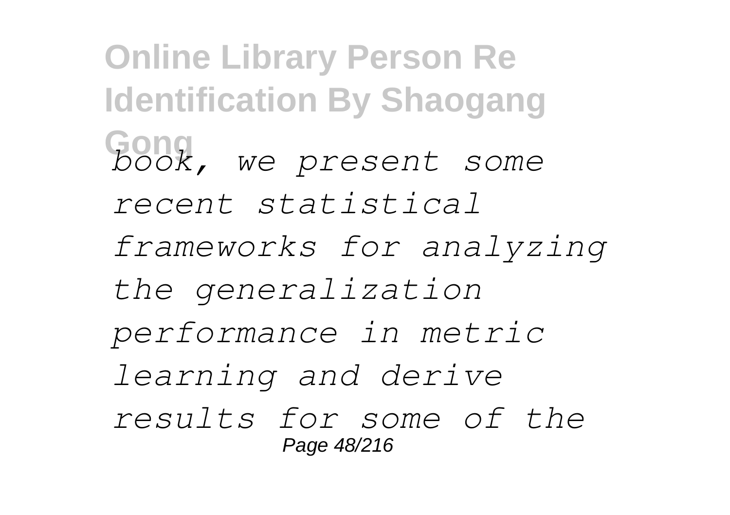*book, we present some recent statistical frameworks for analyzing the generalization performance in metric learning and derive results for some of the*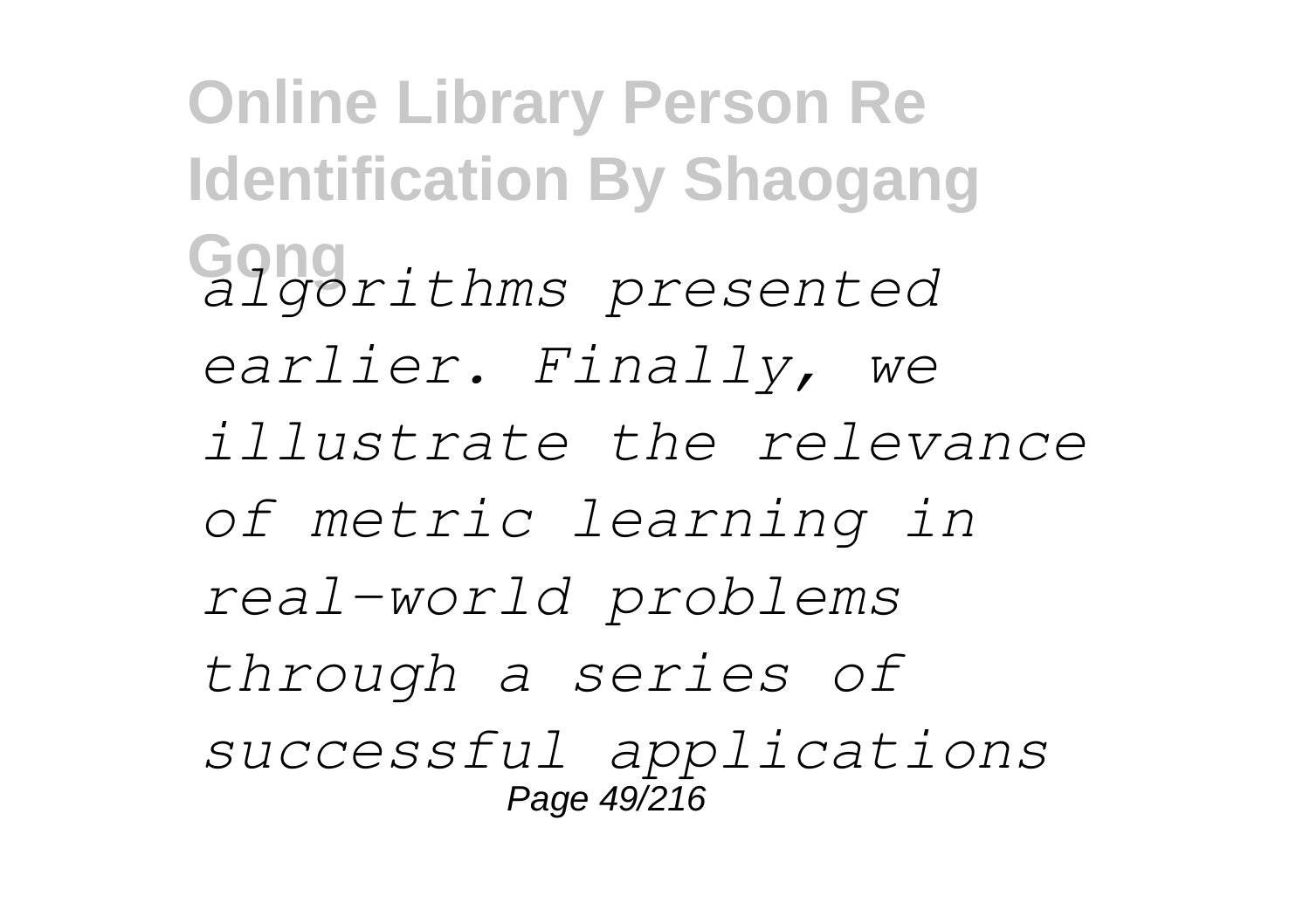*algorithms presented earlier. Finally, we illustrate the relevance of metric learning in real-world problems through a series of successful applications*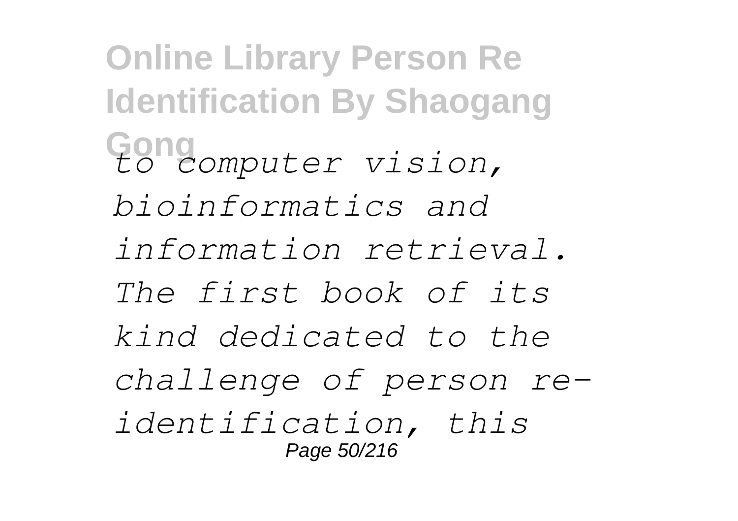*to computer vision, bioinformatics and information retrieval. The first book of its kind dedicated to the challenge of person re-identification, this*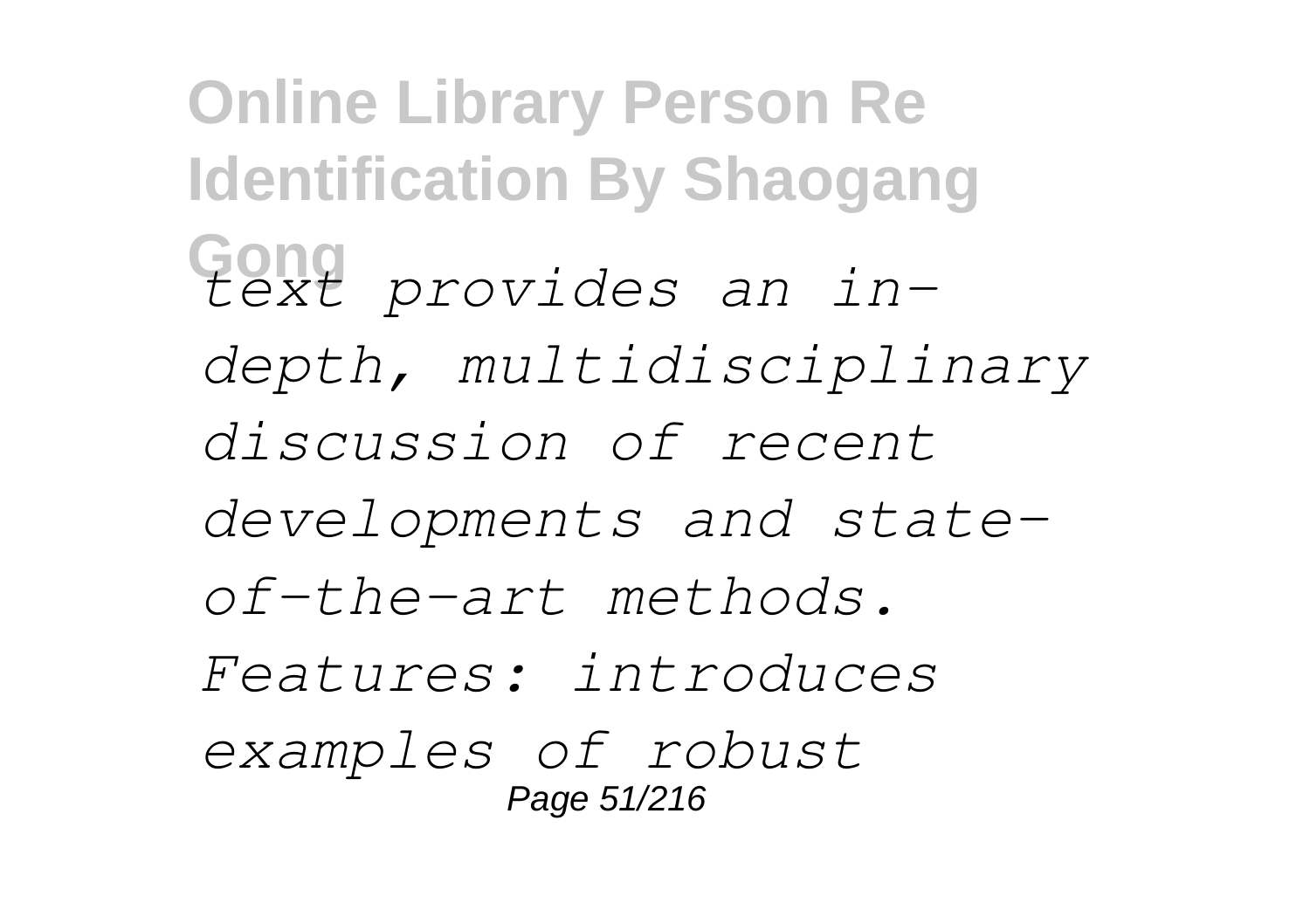*text provides an in-depth, multidisciplinary discussion of recent developments and state-of-the-art methods. Features: introduces examples of robust*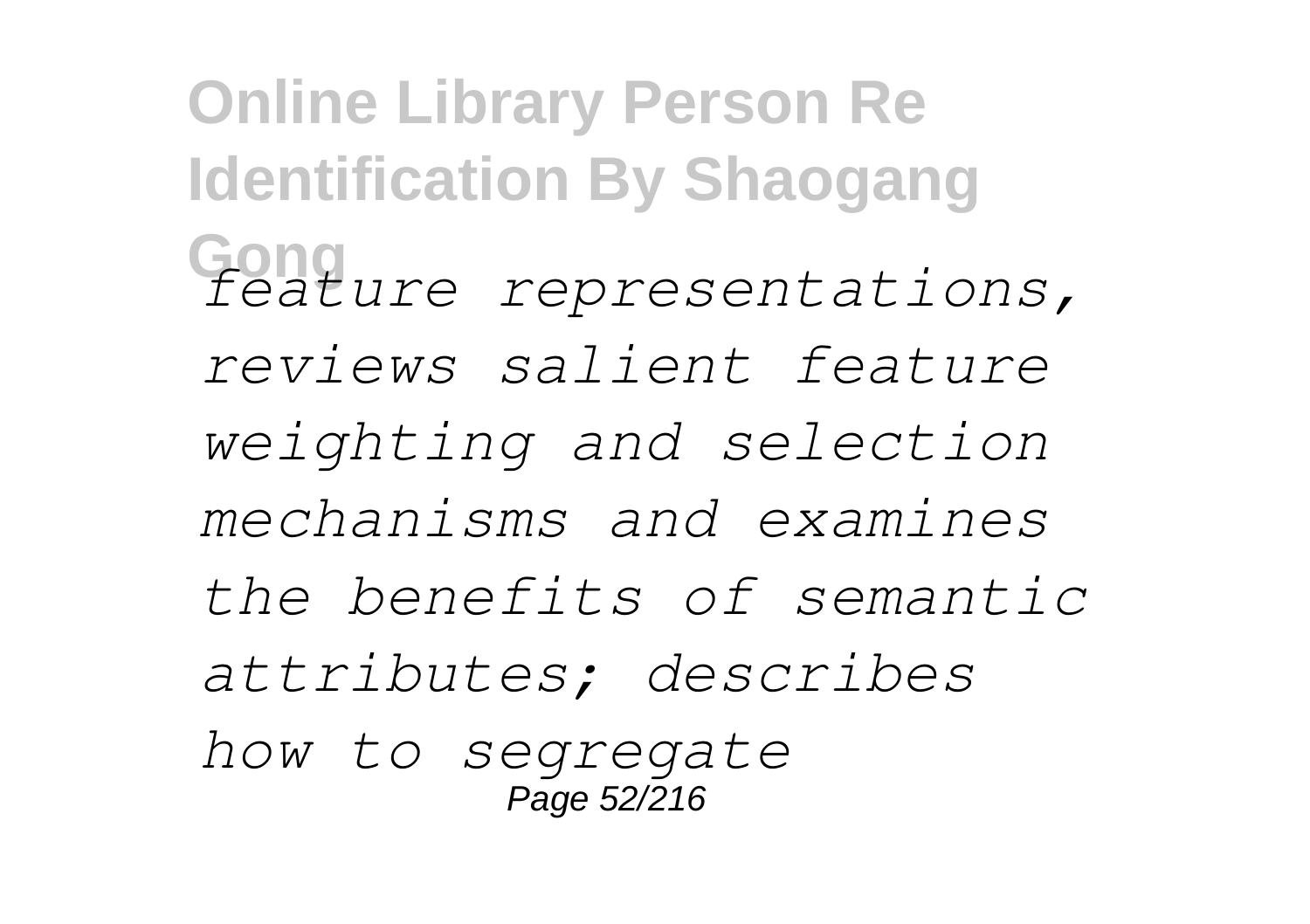*feature representations, reviews salient feature weighting and selection mechanisms and examines the benefits of semantic attributes; describes how to segregate*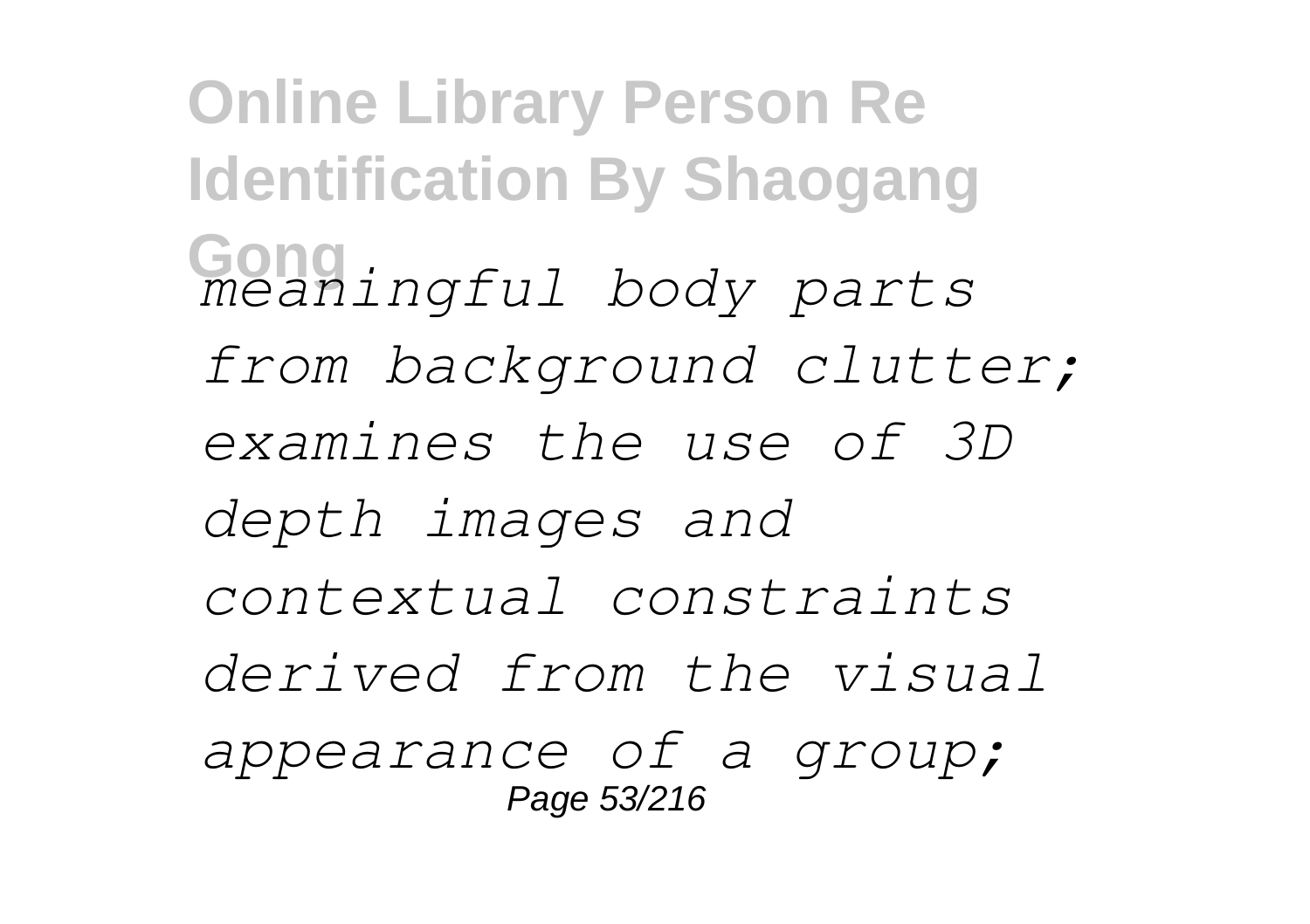*meaningful body parts from background clutter; examines the use of 3D depth images and contextual constraints derived from the visual appearance of a group;*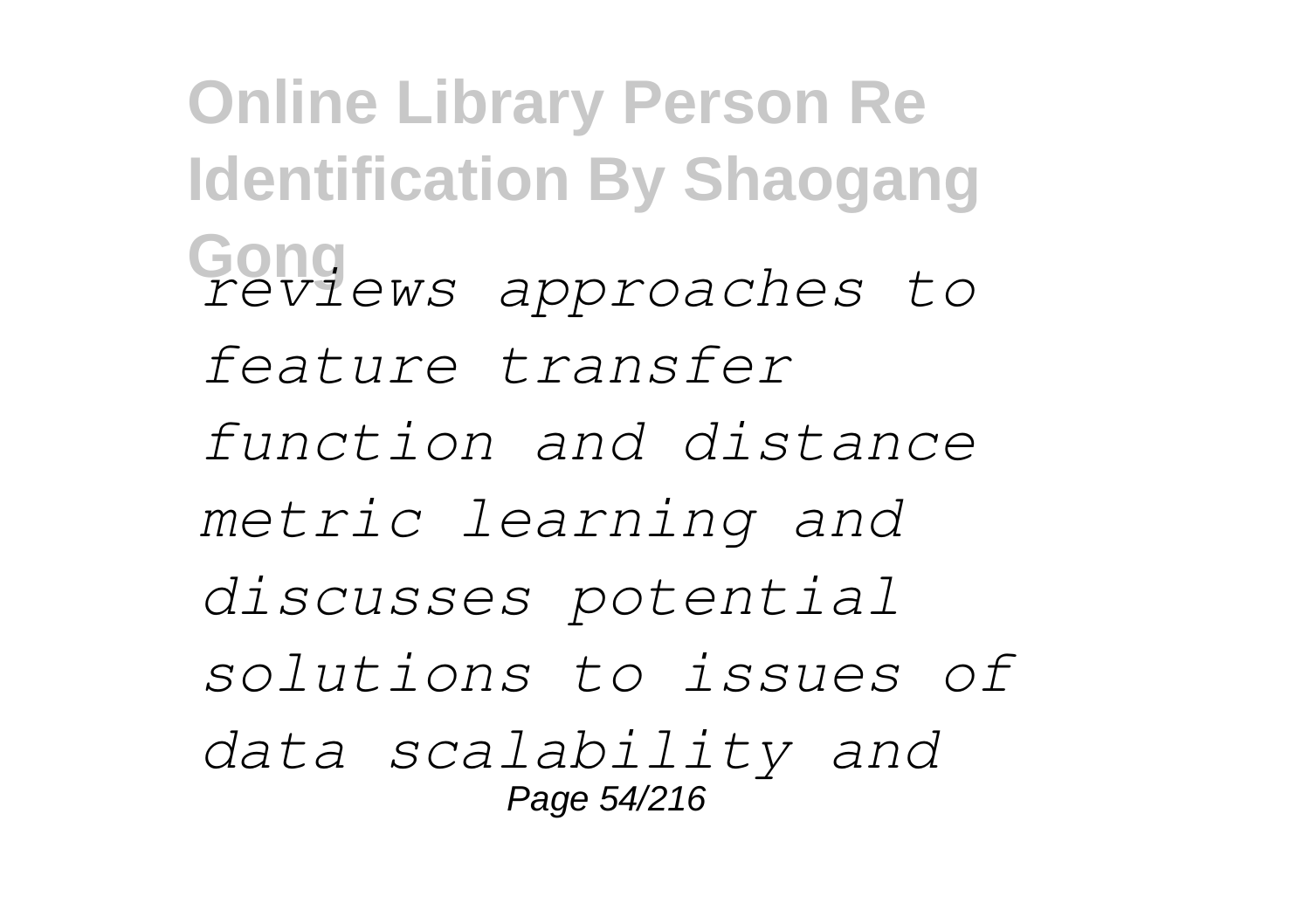*reviews approaches to feature transfer function and distance metric learning and discusses potential solutions to issues of data scalability and*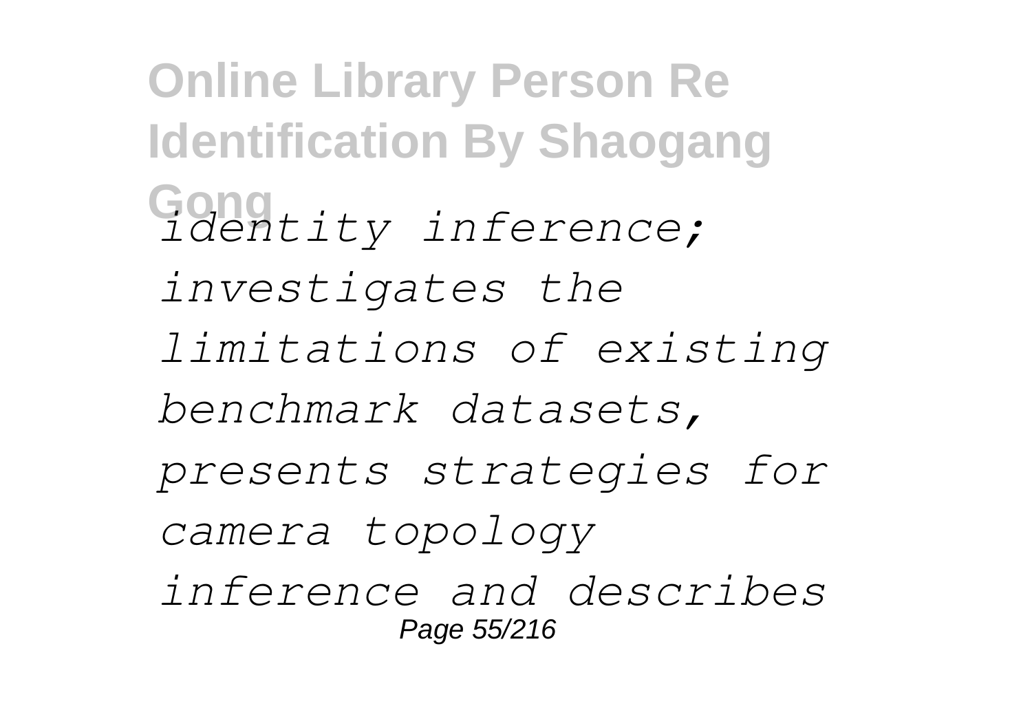*identity inference; investigates the limitations of existing benchmark datasets, presents strategies for camera topology inference and describes*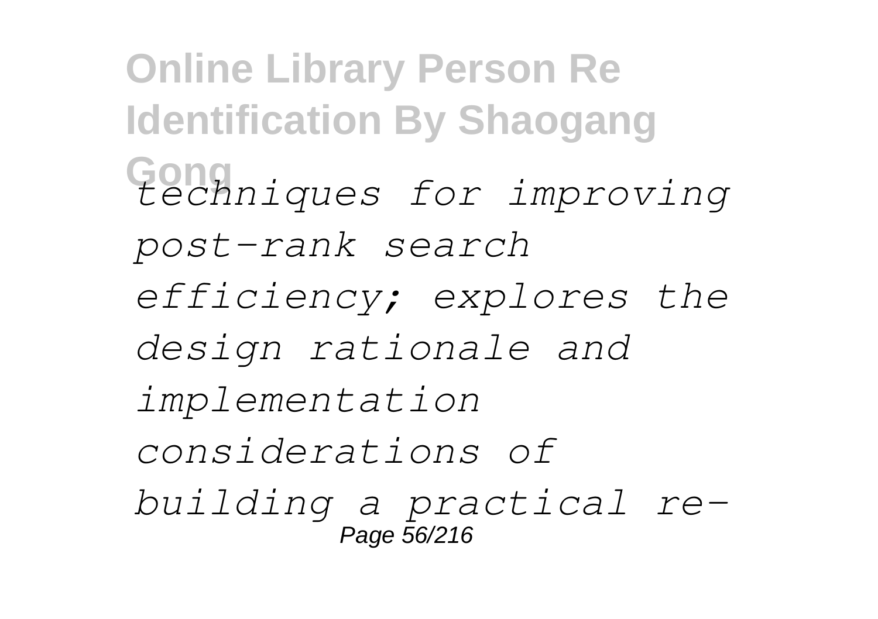*techniques for improving post-rank search efficiency; explores the design rationale and implementation considerations of building a practical re-*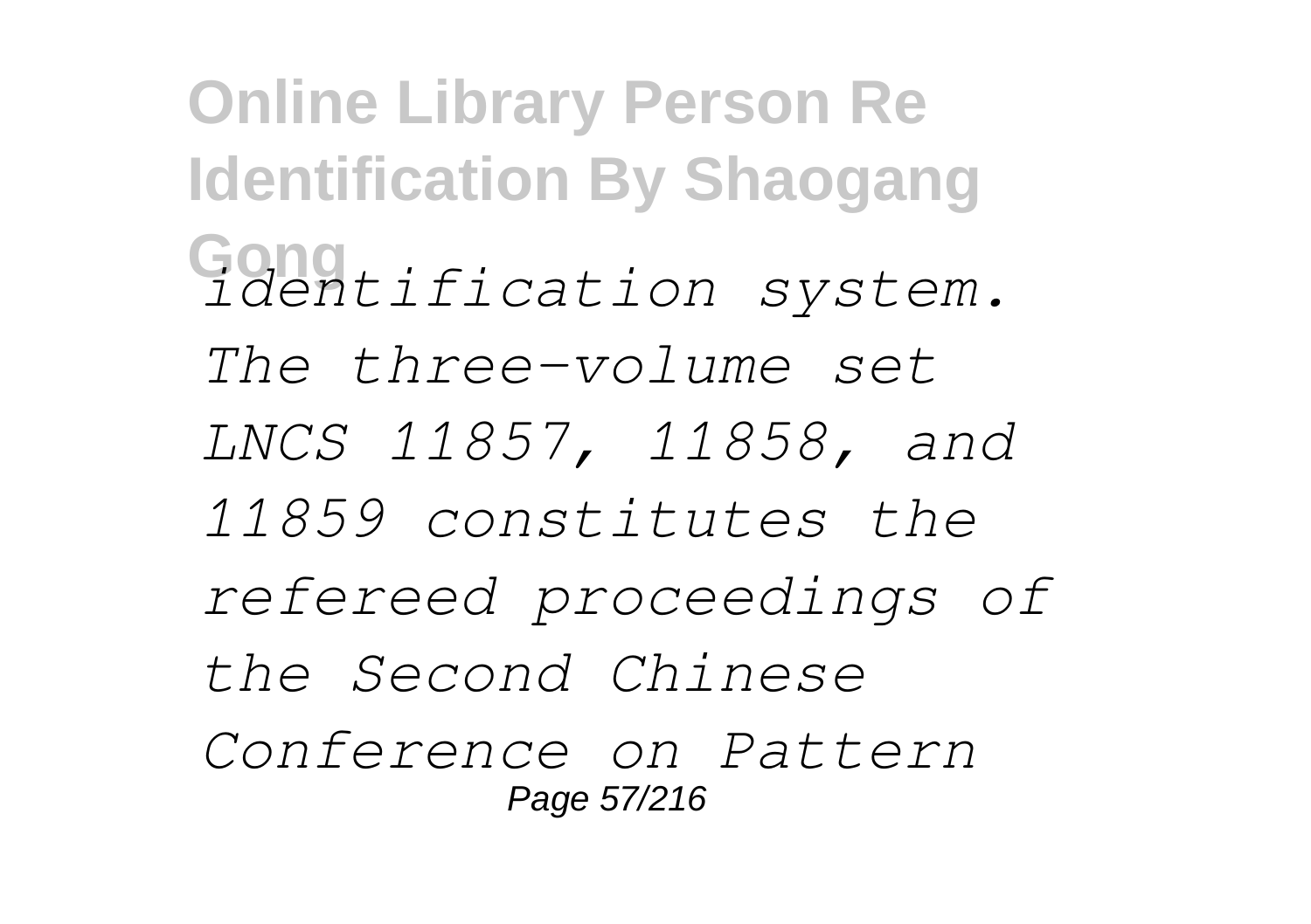*identification system.*

*The three-volume set LNCS 11857, 11858, and 11859 constitutes the refereed proceedings of the Second Chinese Conference on Pattern*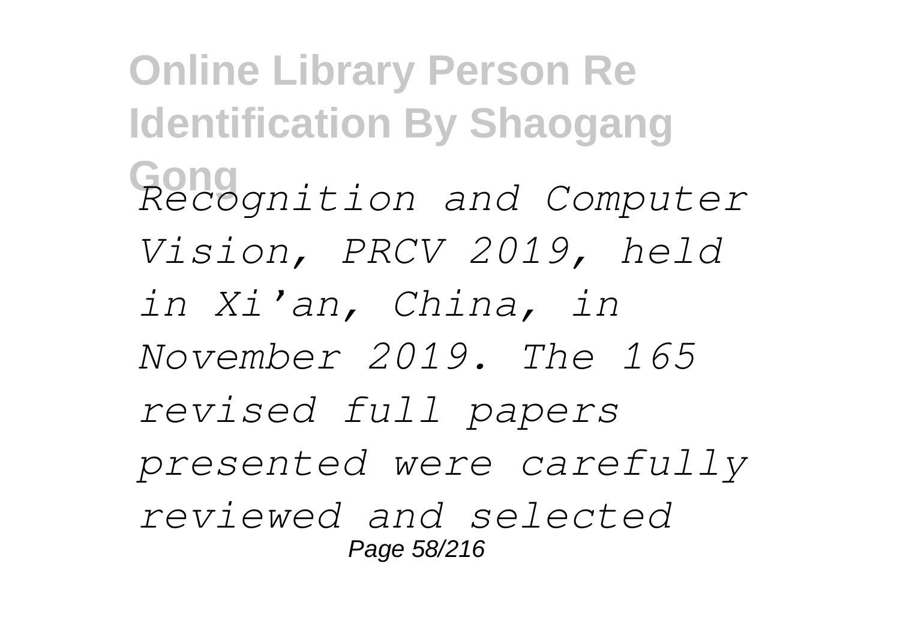*Recognition and Computer Vision, PRCV 2019, held in Xi'an, China, in November 2019. The 165 revised full papers presented were carefully reviewed and selected*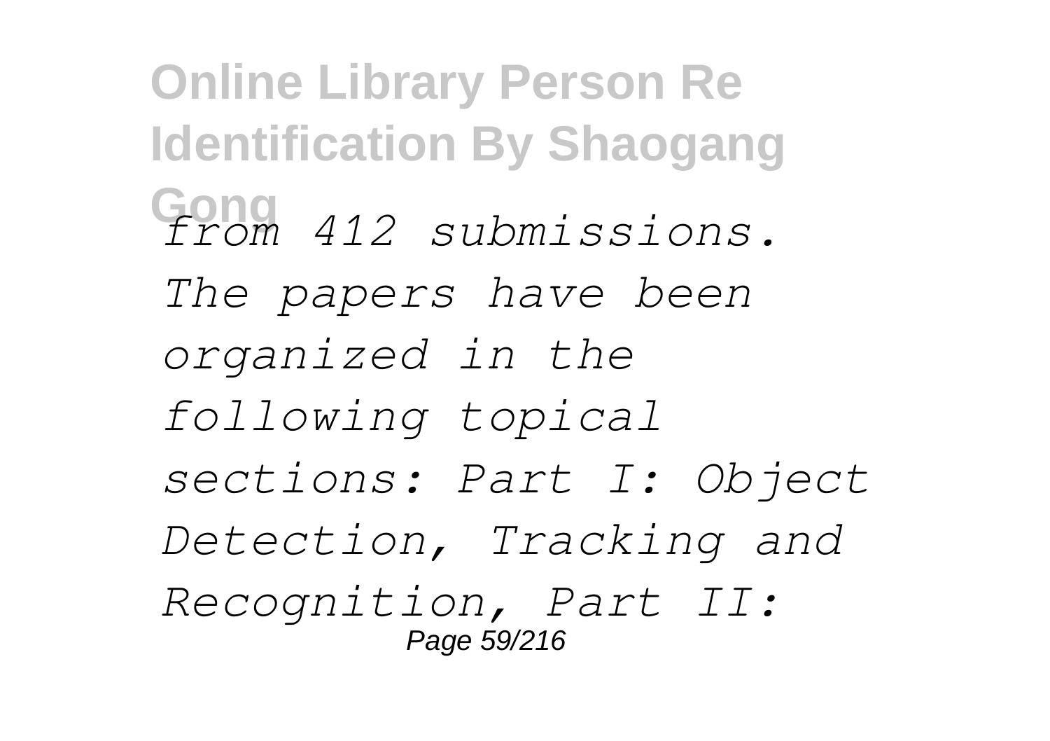*from 412 submissions. The papers have been organized in the following topical sections: Part I: Object Detection, Tracking and Recognition, Part II:*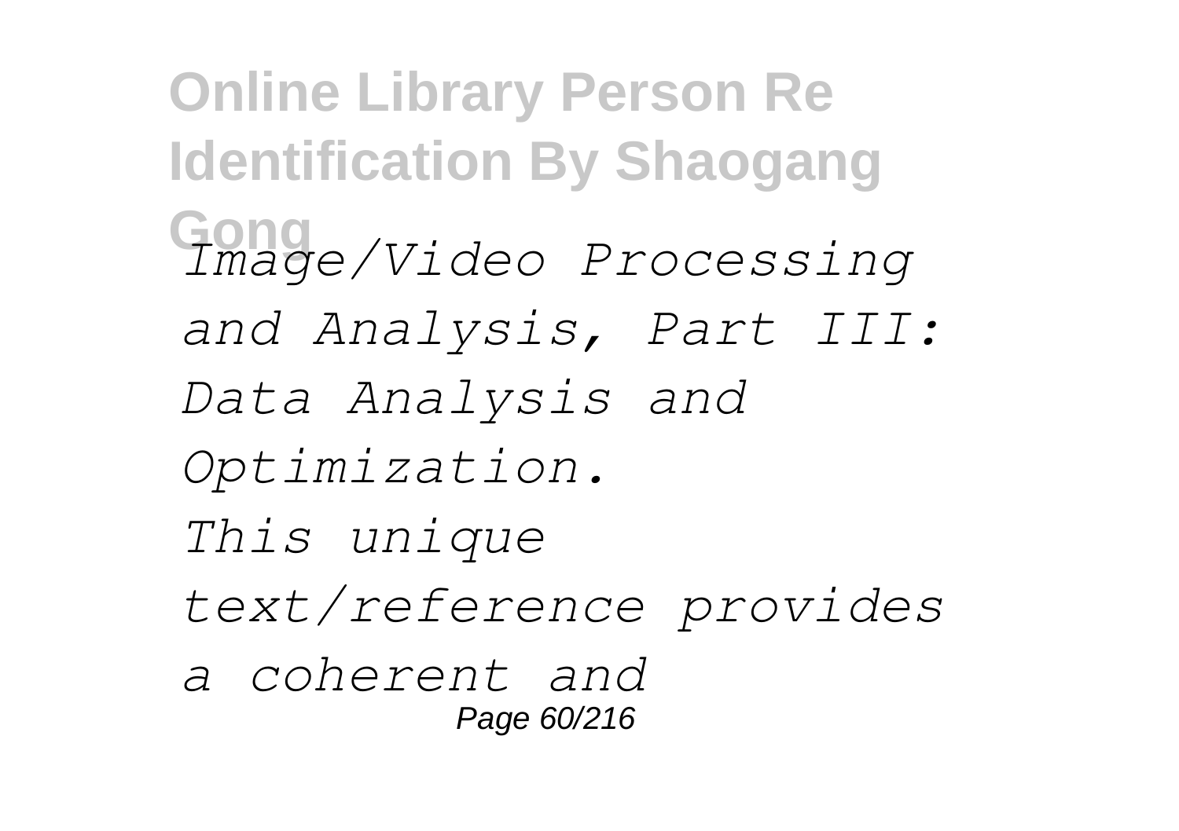*Image/Video Processing and Analysis, Part III: Data Analysis and Optimization.*

*This unique text/reference provides a coherent and*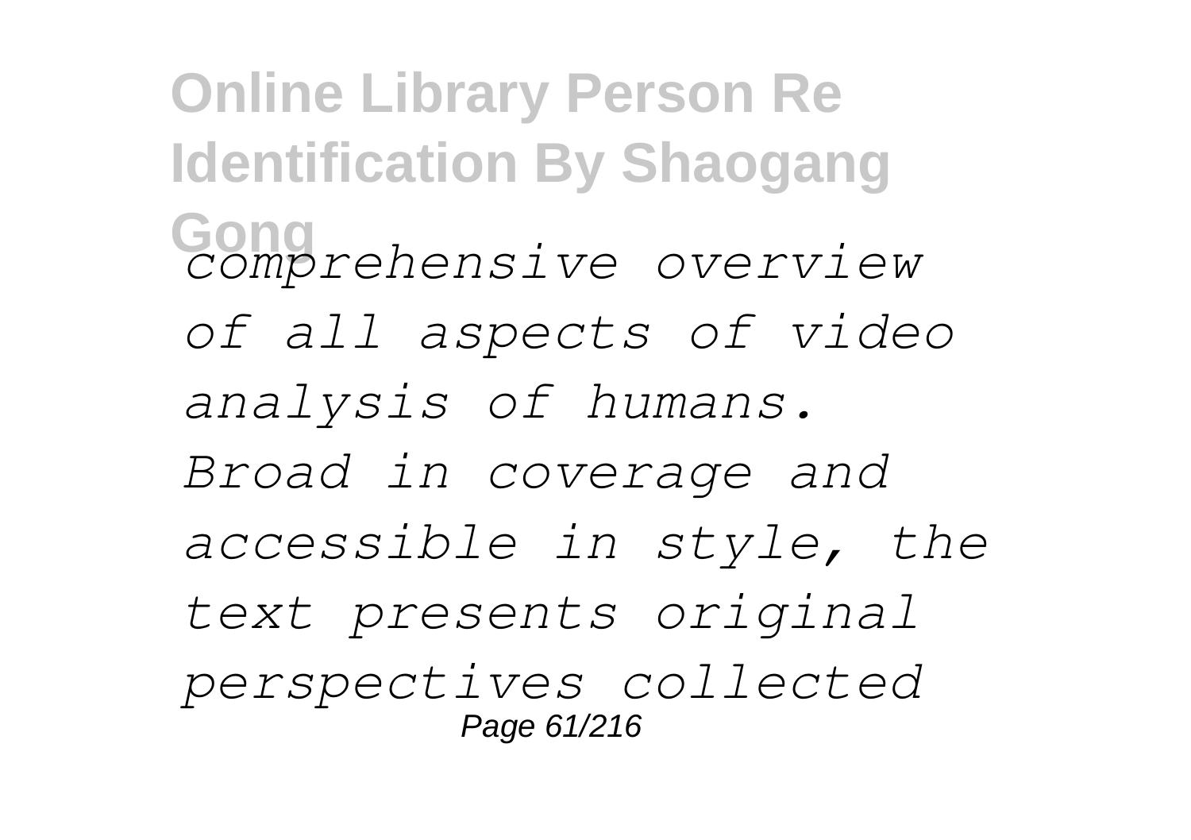*comprehensive overview of all aspects of video analysis of humans. Broad in coverage and accessible in style, the text presents original perspectives collected*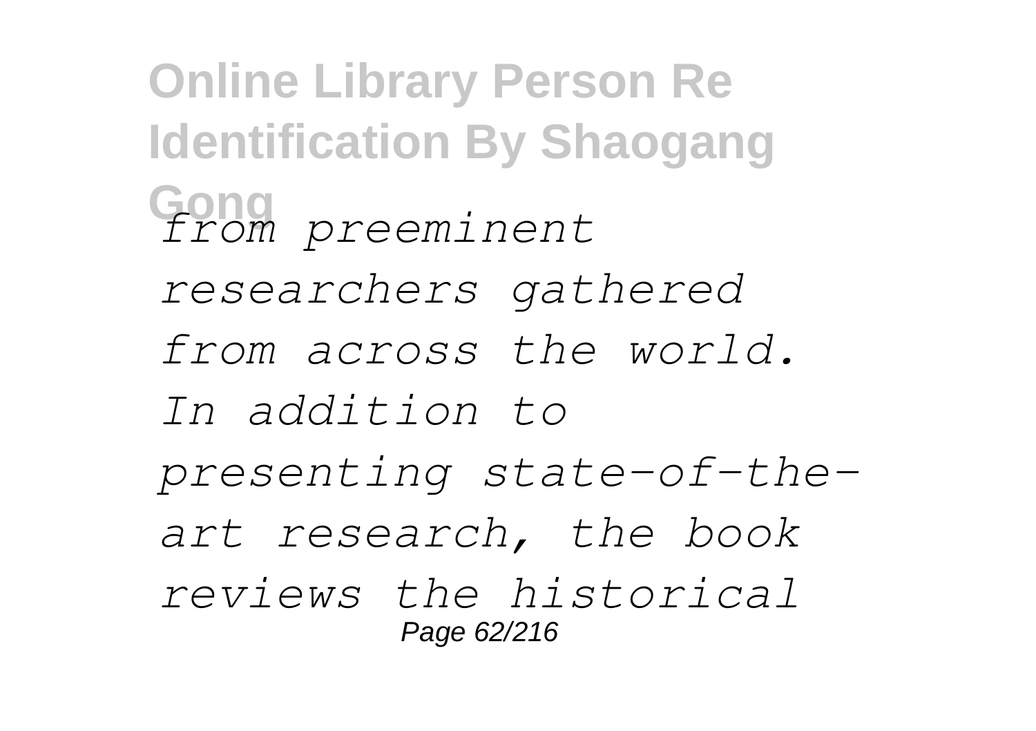*from preeminent researchers gathered from across the world. In addition to presenting state-of-the-art research, the book reviews the historical*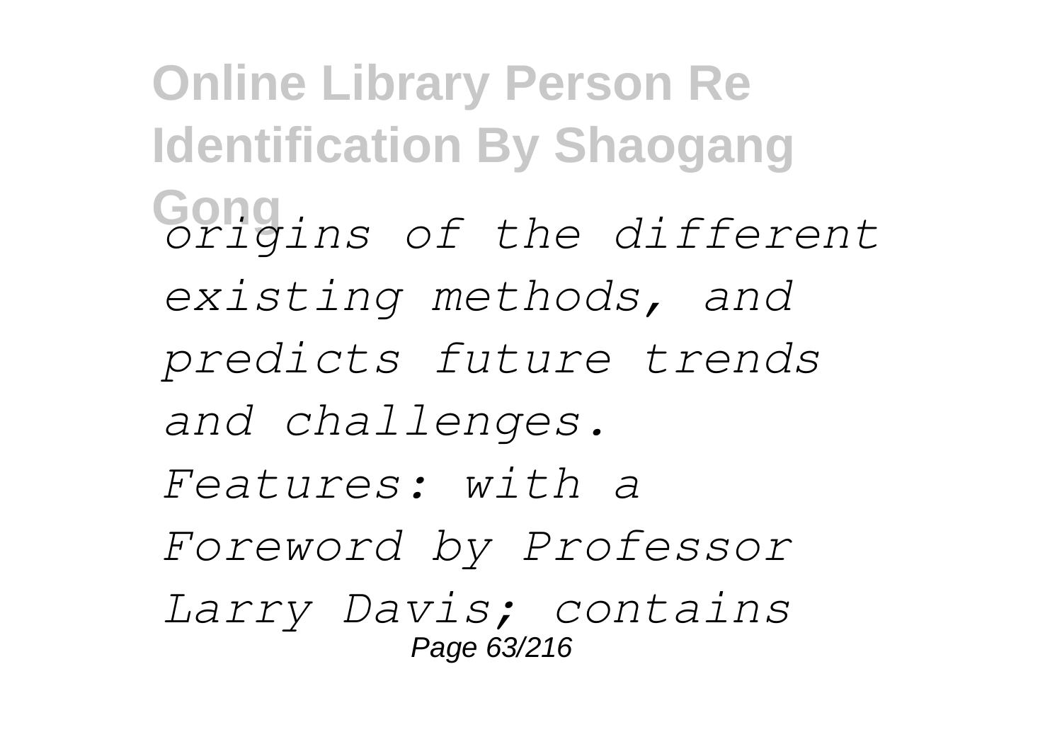*origins of the different existing methods, and predicts future trends and challenges. Features: with a Foreword by Professor Larry Davis; contains*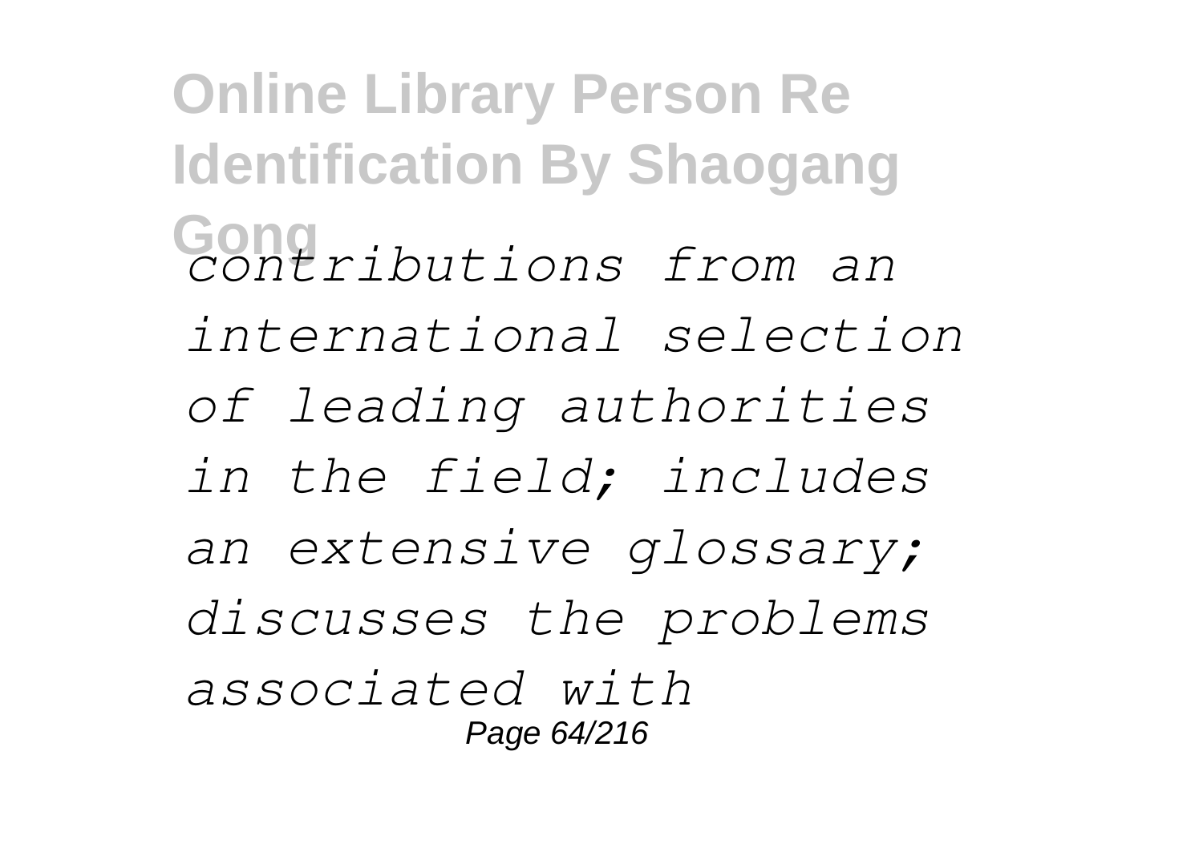*contributions from an international selection of leading authorities in the field; includes an extensive glossary; discusses the problems associated with*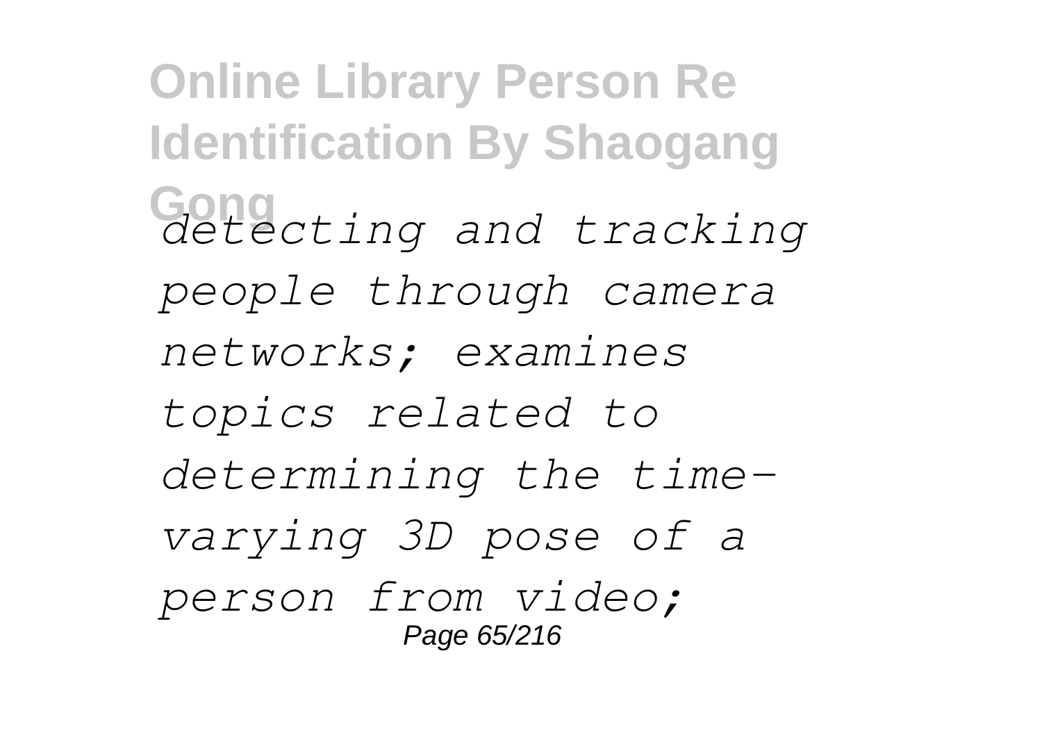*detecting and tracking people through camera networks; examines topics related to determining the time-varying 3D pose of a person from video;*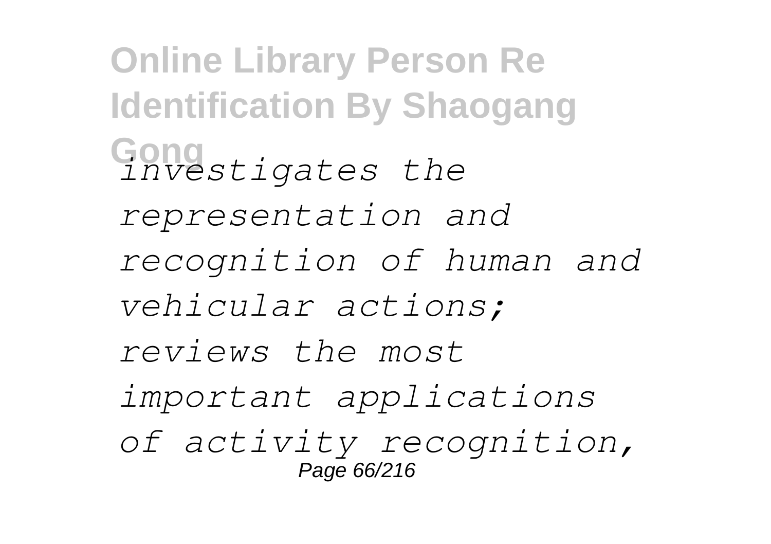*investigates the representation and recognition of human and vehicular actions; reviews the most important applications of activity recognition,*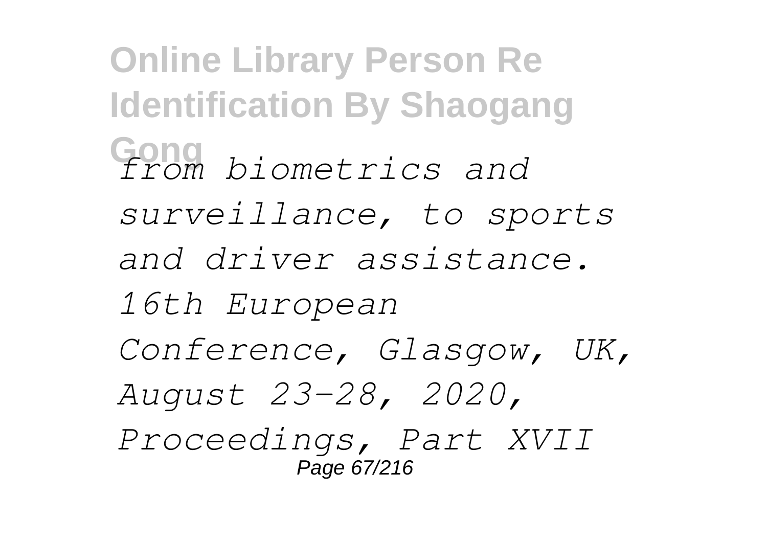*from biometrics and surveillance, to sports and driver assistance.*

*16th European Conference, Glasgow, UK, August 23-28, 2020, Proceedings, Part XVII*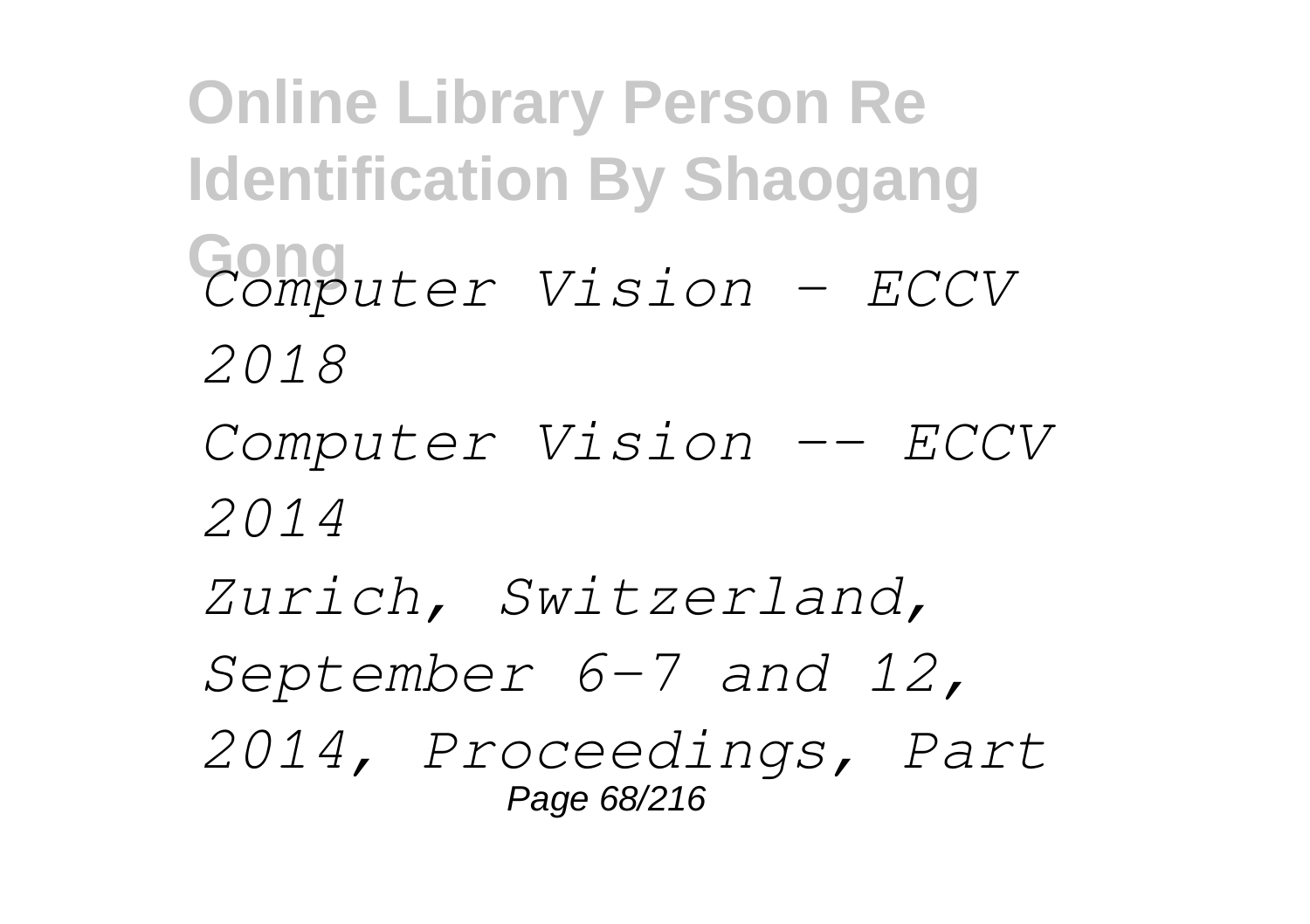*Computer Vision – ECCV 2018*

*Computer Vision -- ECCV 2014*

*Zurich, Switzerland, September 6-7 and 12, 2014, Proceedings, Part*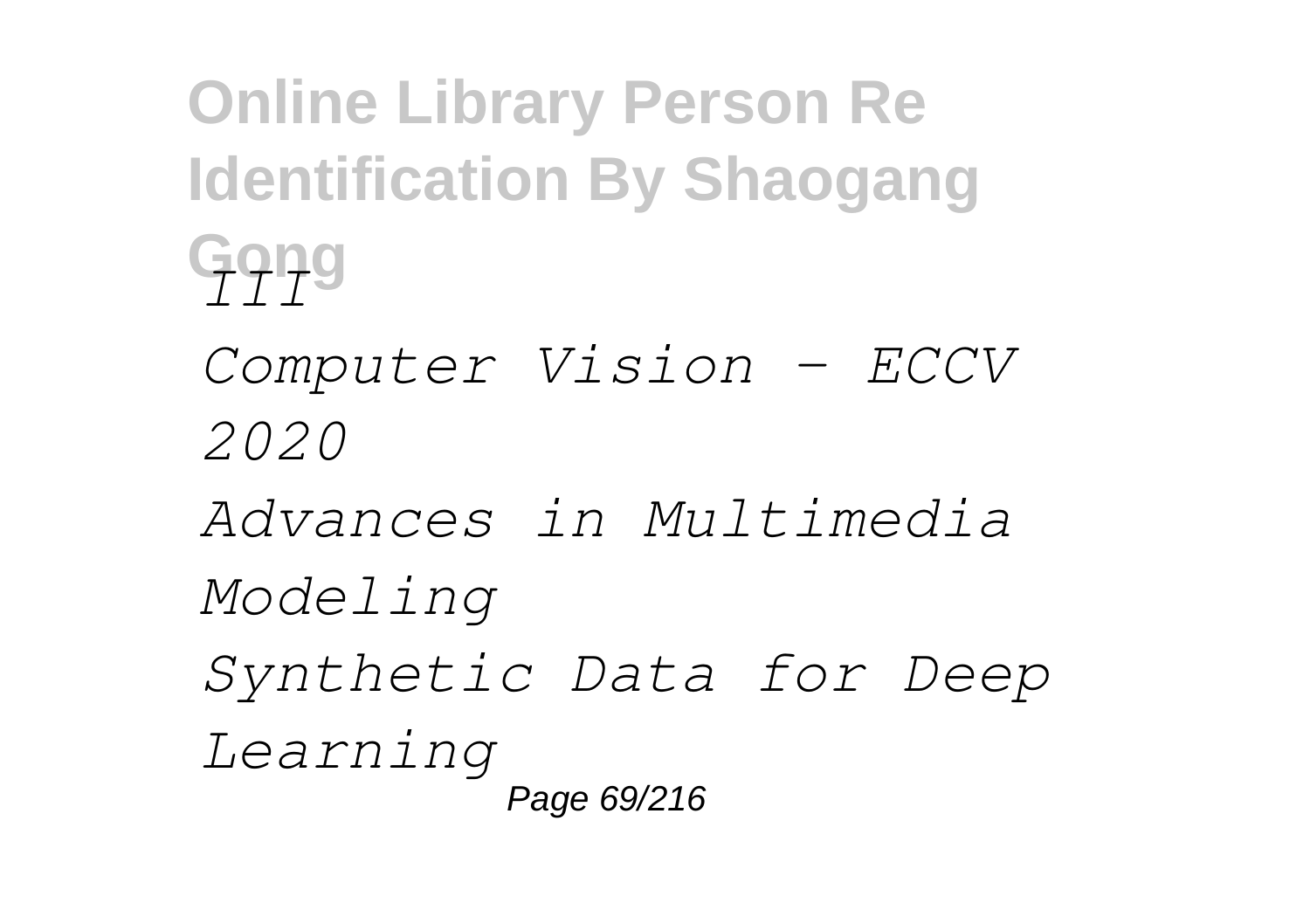*III*

*Computer Vision – ECCV 2020*

*Advances in Multimedia Modeling*

*Synthetic Data for Deep Learning*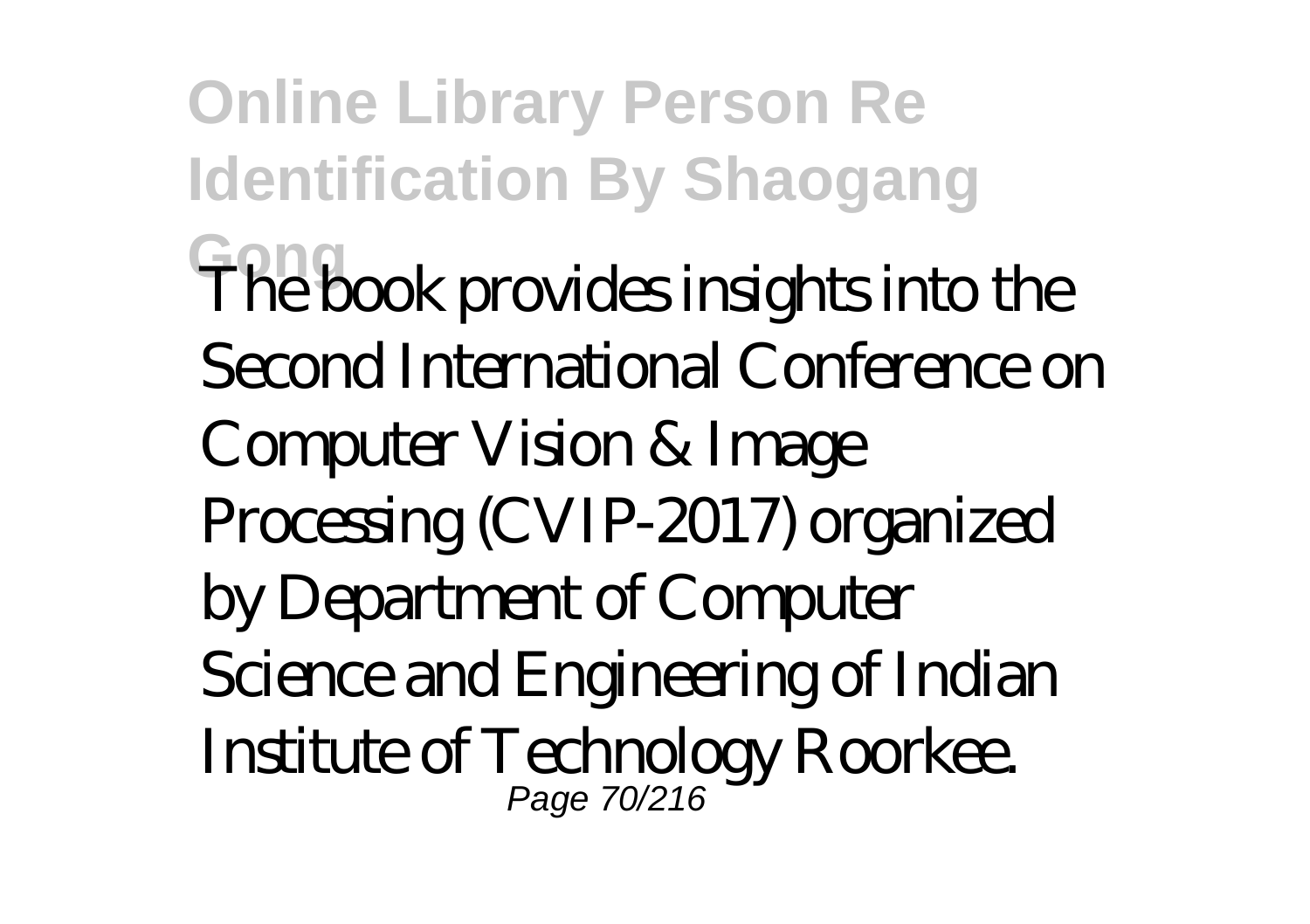The book provides insights into the Second International Conference on Computer Vision & Image Processing (CVIP-2017) organized by Department of Computer Science and Engineering of Indian Institute of Technology Roorkee.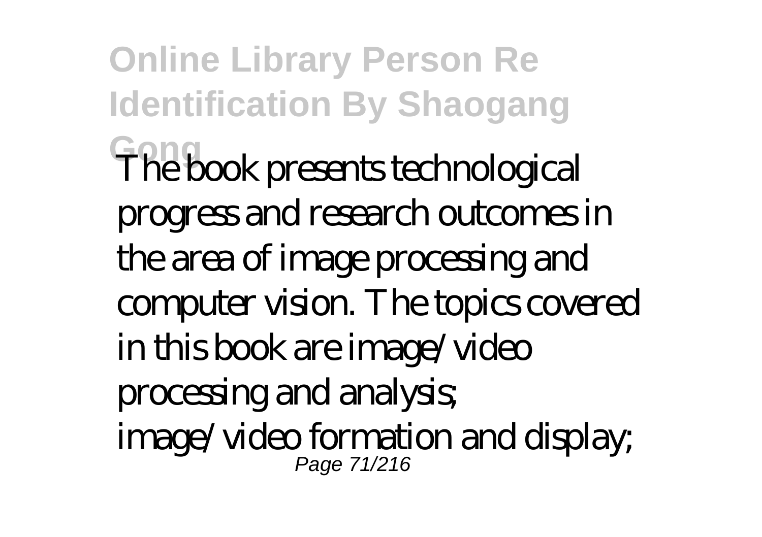The book presents technological progress and research outcomes in the area of image processing and computer vision. The topics covered in this book are image/video processing and analysis; image/video formation and display;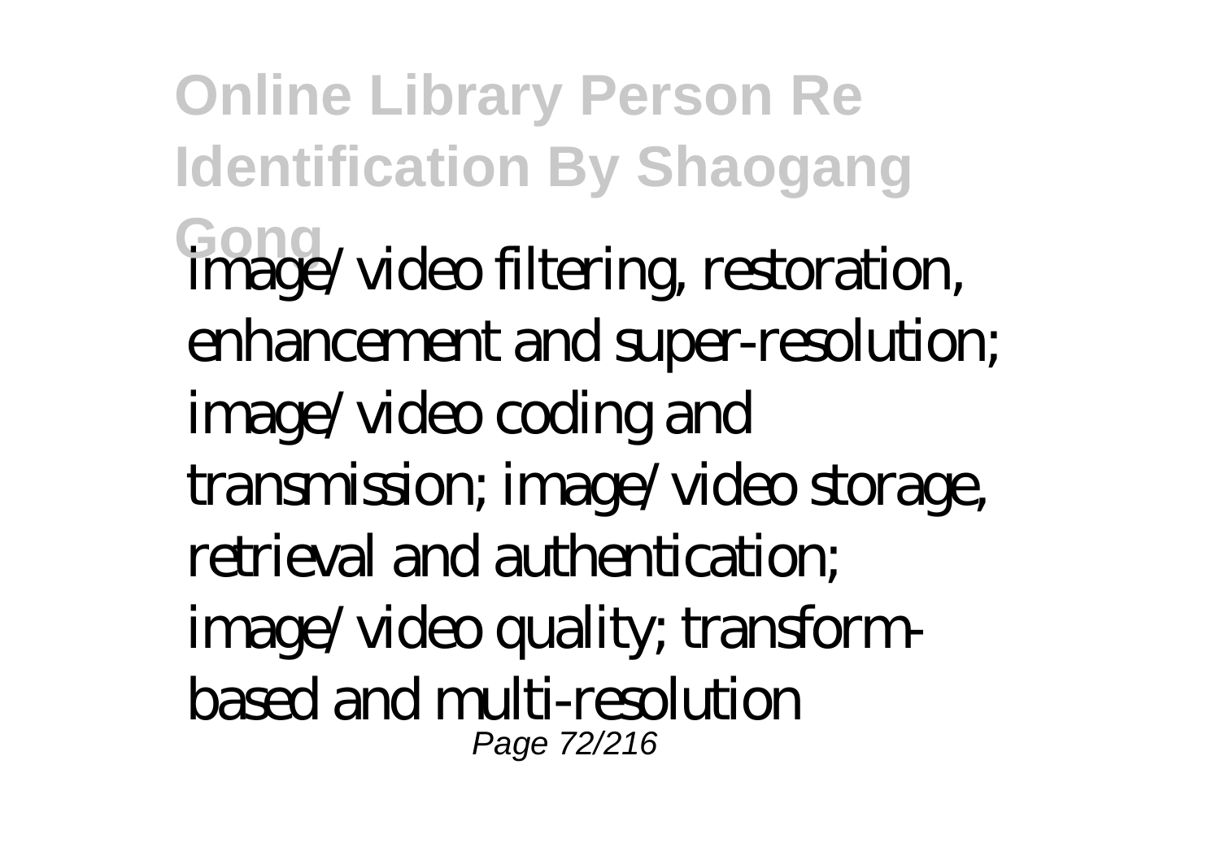image/video filtering, restoration, enhancement and super-resolution; image/video coding and transmission; image/video storage, retrieval and authentication; image/video quality; transform-based and multi-resolution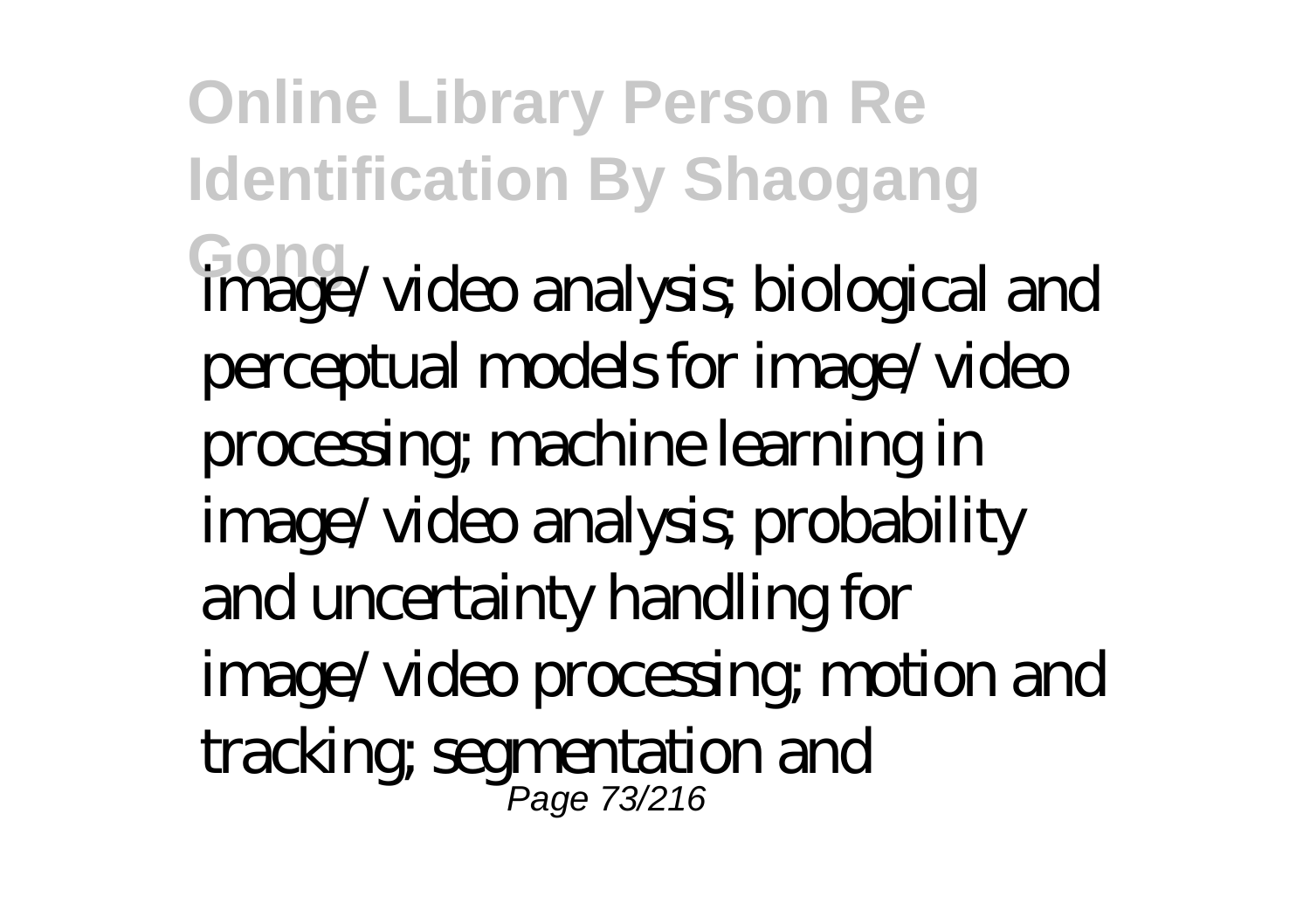image/video analysis; biological and perceptual models for image/video processing; machine learning in image/video analysis; probability and uncertainty handling for image/video processing; motion and tracking; segmentation and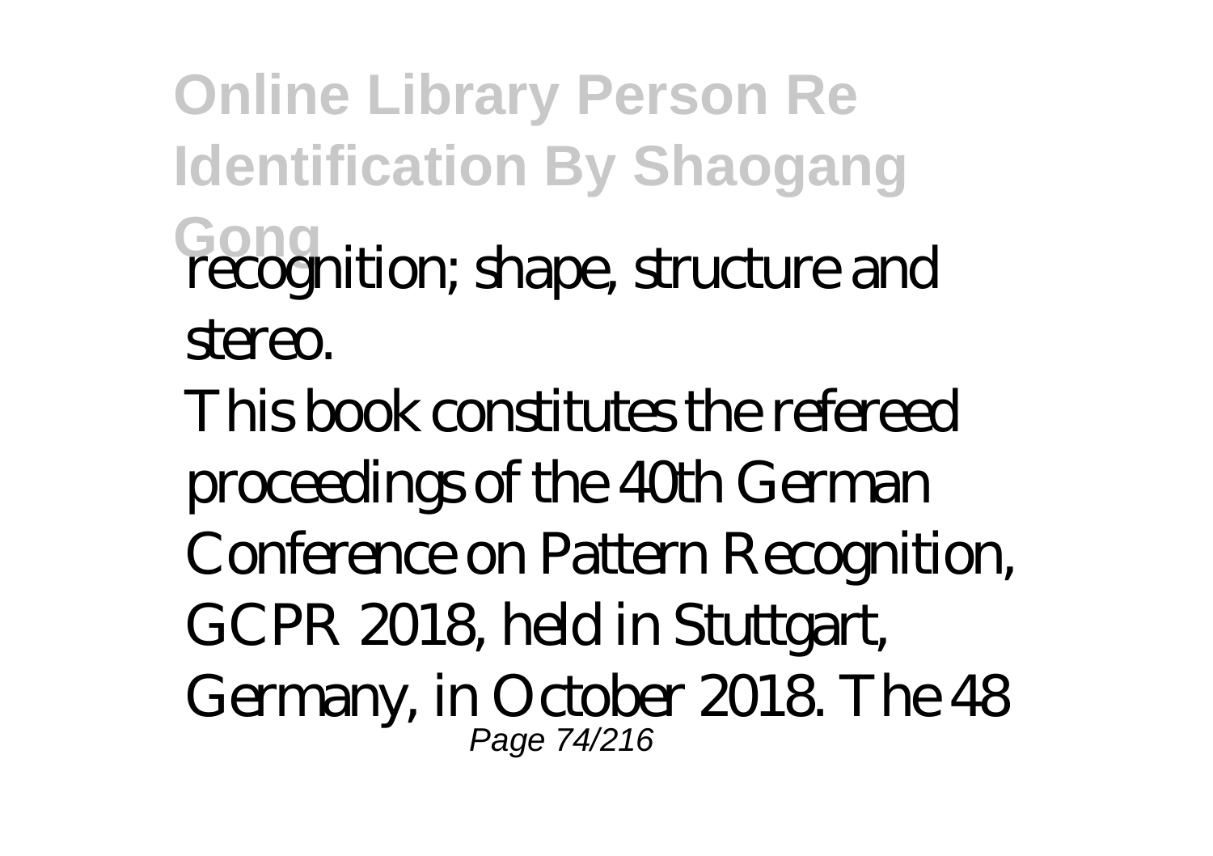recognition; shape, structure and stereo.

This book constitutes the refereed proceedings of the 40th German Conference on Pattern Recognition, GCPR 2018, held in Stuttgart, Germany, in October 2018. The 48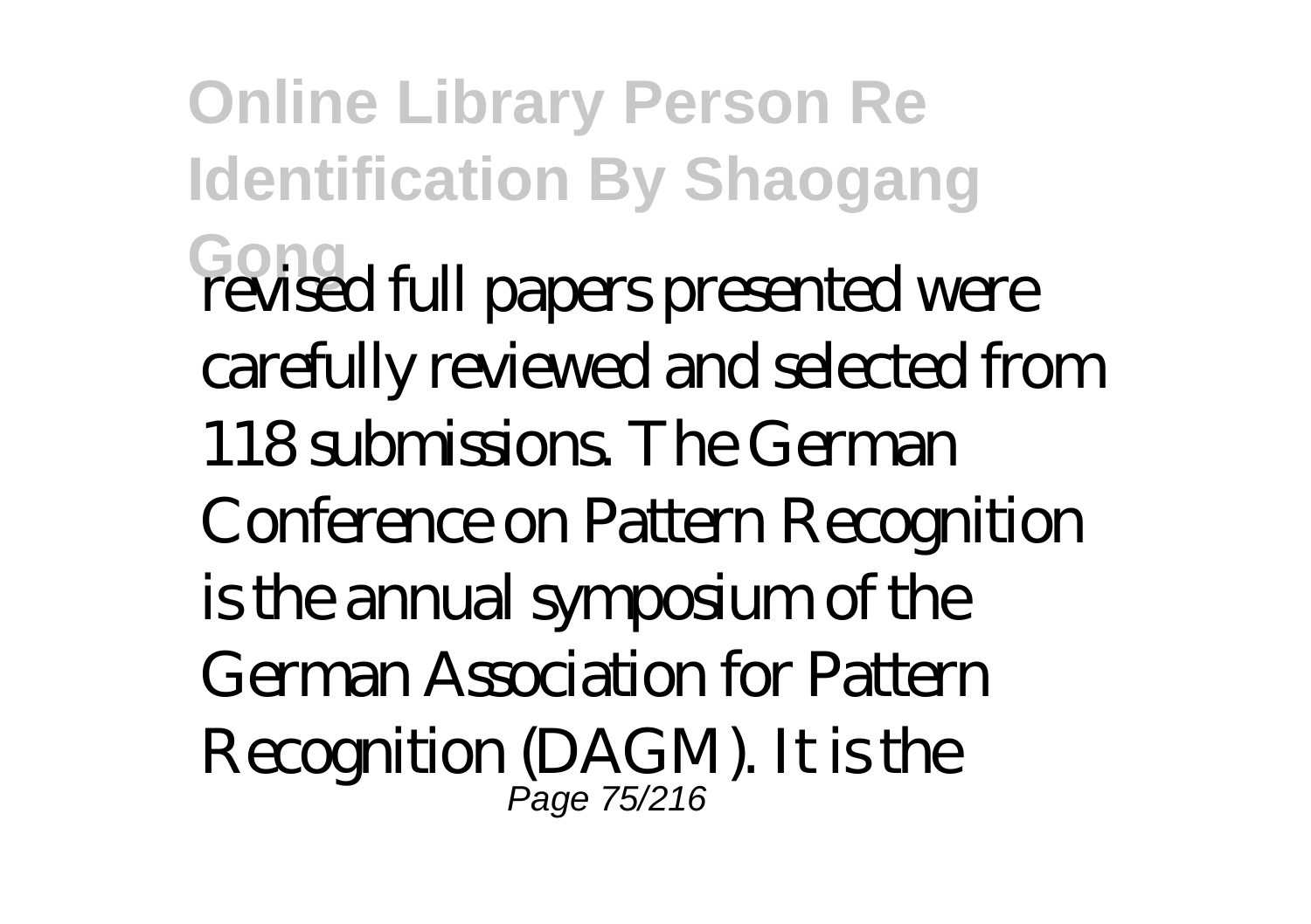revised full papers presented were carefully reviewed and selected from 118 submissions. The German Conference on Pattern Recognition is the annual symposium of the German Association for Pattern Recognition (DAGM). It is the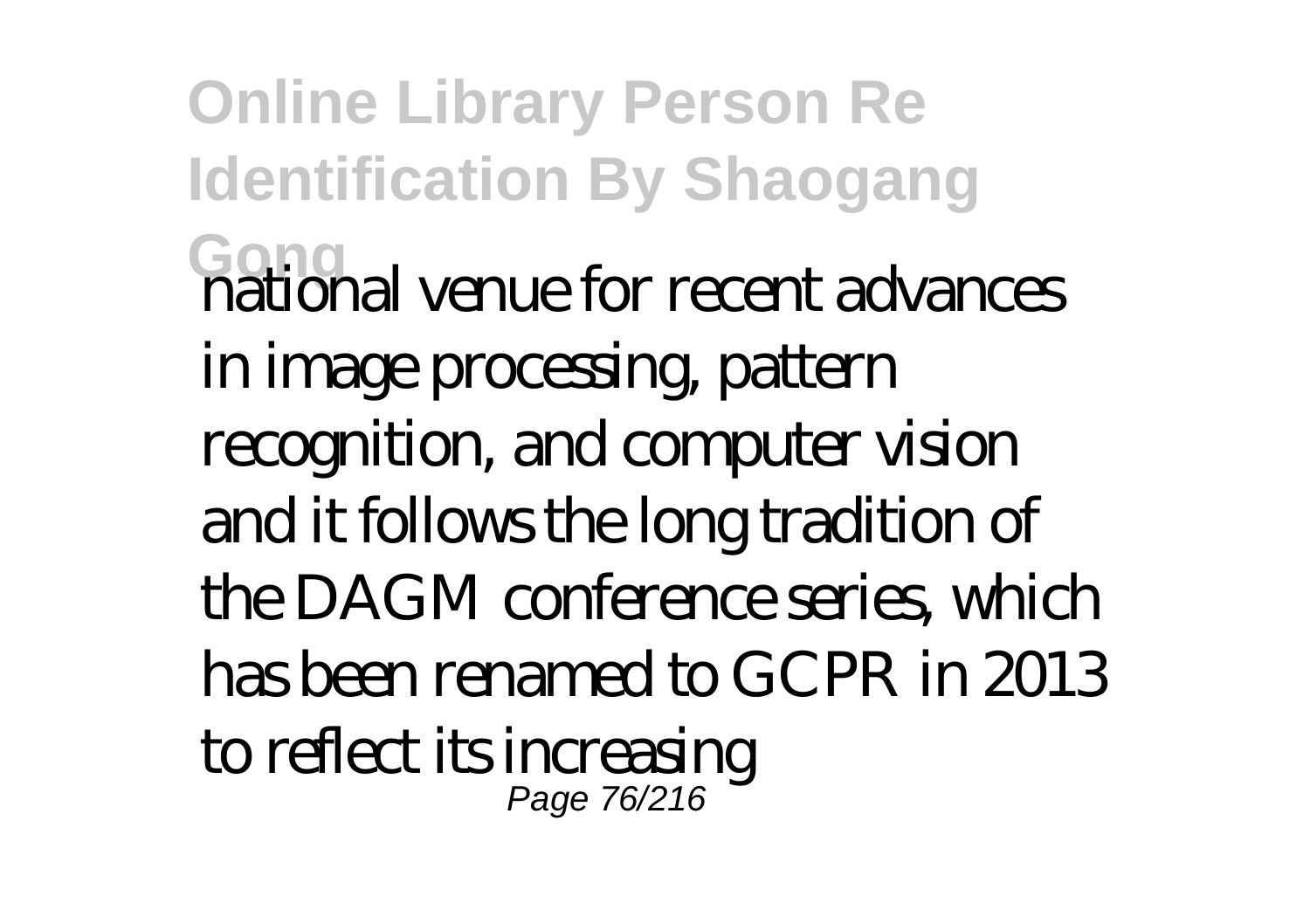national venue for recent advances in image processing, pattern recognition, and computer vision and it follows the long tradition of the DAGM conference series, which has been renamed to GCPR in 2013 to reflect its increasing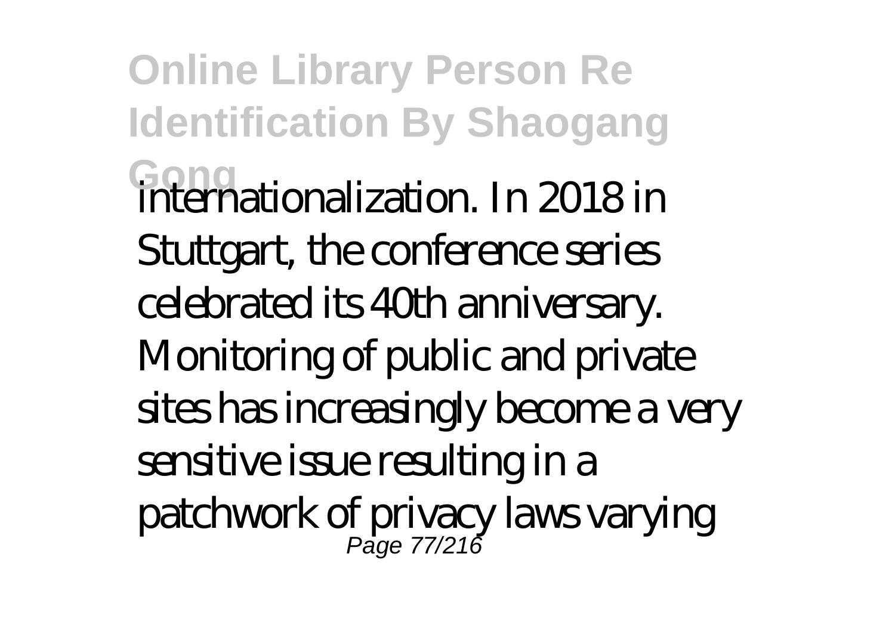internationalization. In 2018 in Stuttgart, the conference series celebrated its 40th anniversary. Monitoring of public and private sites has increasingly become a very sensitive issue resulting in a patchwork of privacy laws varying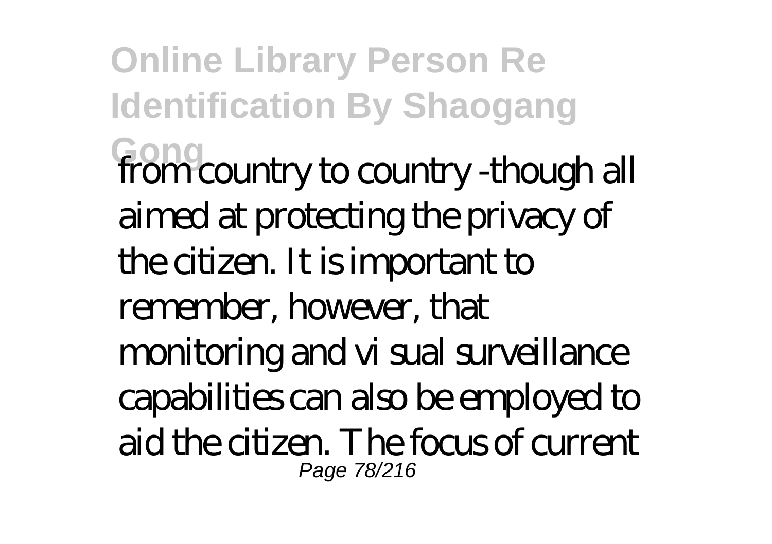from country to country -though all aimed at protecting the privacy of the citizen. It is important to remember, however, that monitoring and vi sual surveillance capabilities can also be employed to aid the citizen. The focus of current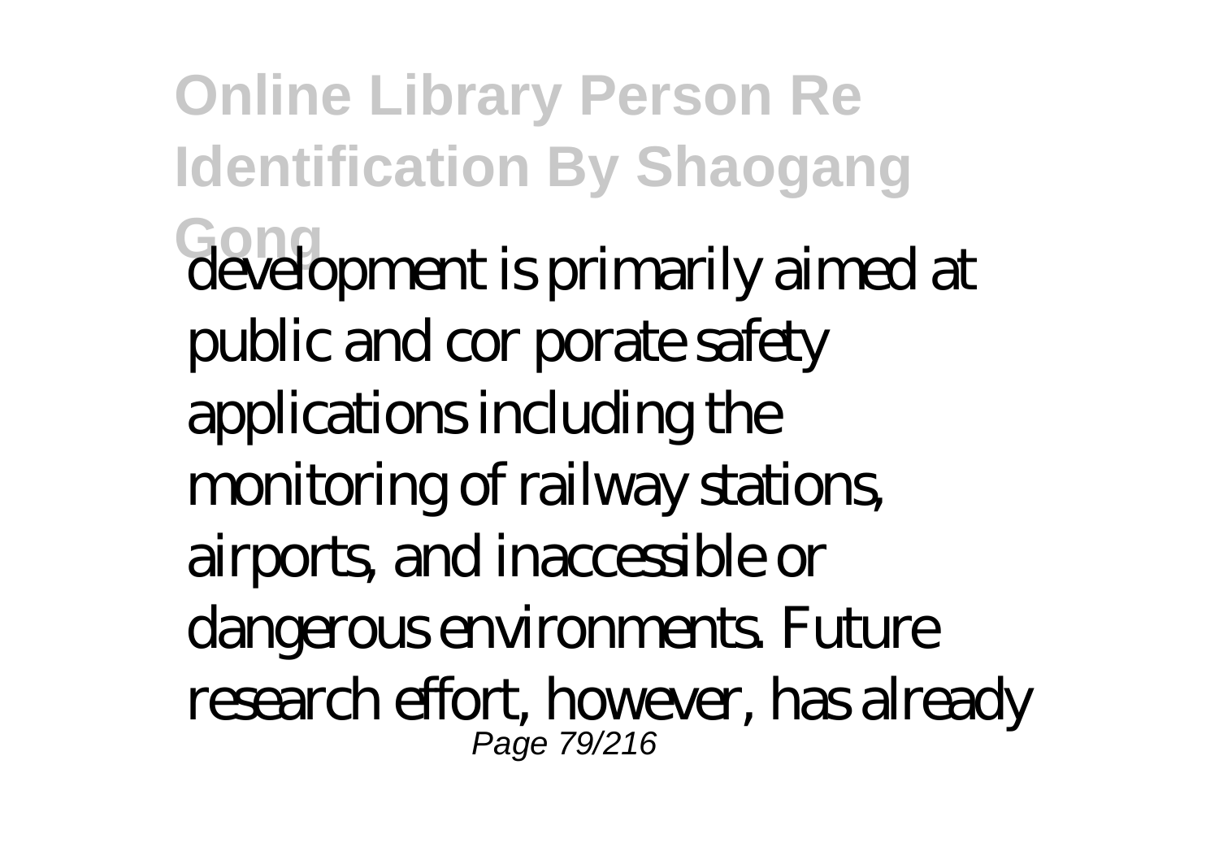development is primarily aimed at public and cor porate safety applications including the monitoring of railway stations, airports, and inaccessible or dangerous environments. Future research effort, however, has already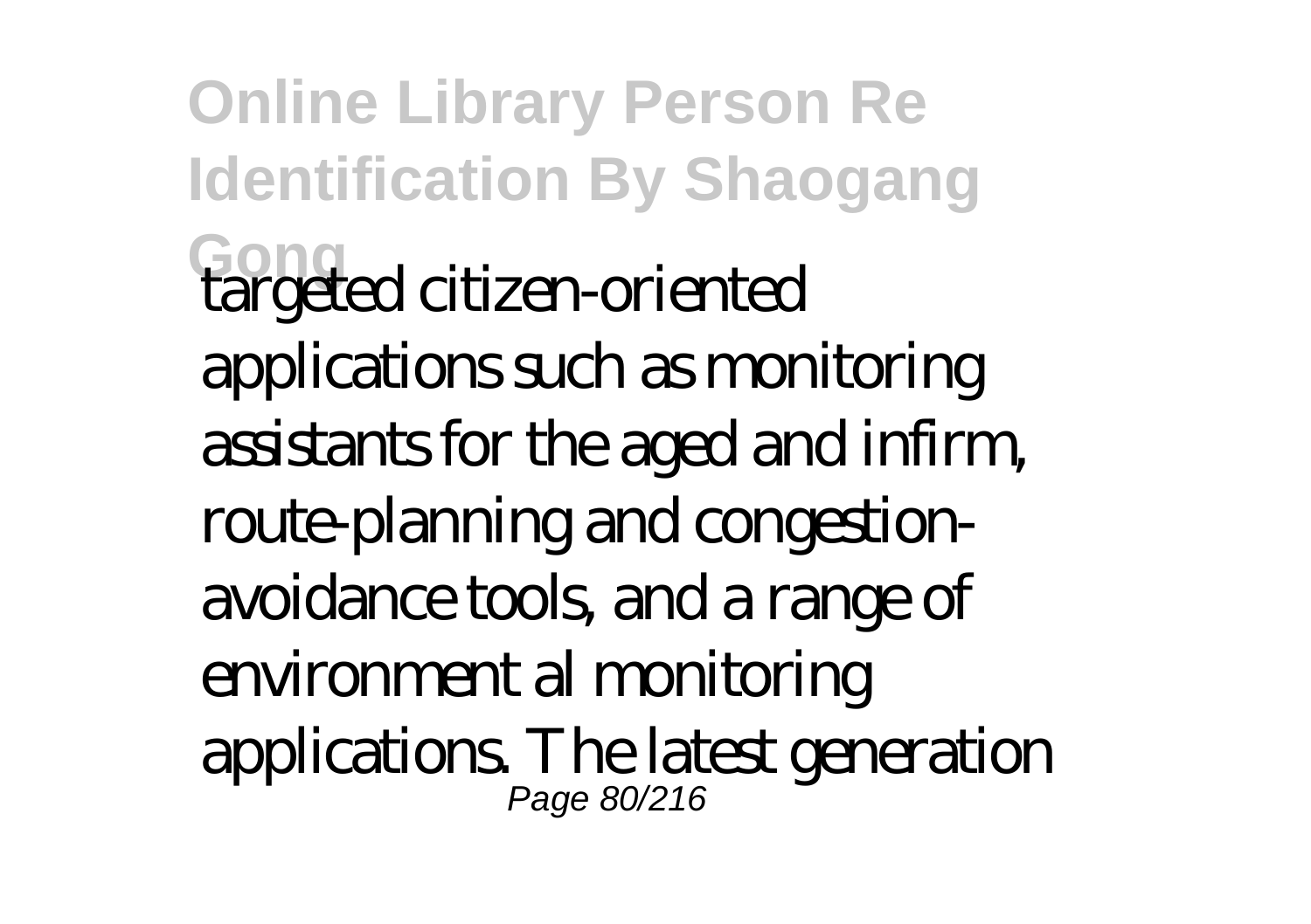targeted citizen-oriented applications such as monitoring assistants for the aged and infirm, route-planning and congestion-avoidance tools, and a range of environment al monitoring applications. The latest generation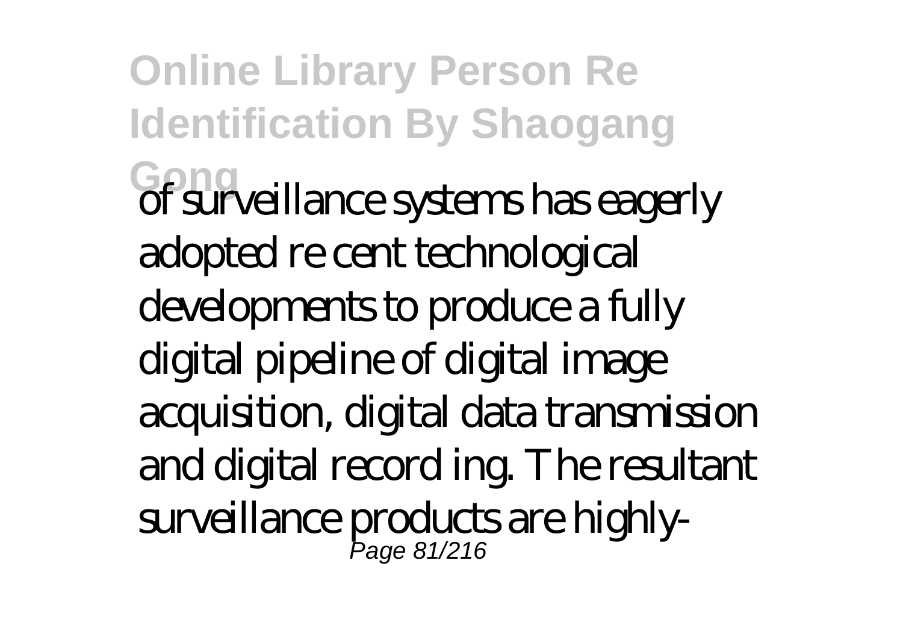of surveillance systems has eagerly adopted re cent technological developments to produce a fully digital pipeline of digital image acquisition, digital data transmission and digital record ing. The resultant surveillance products are highly-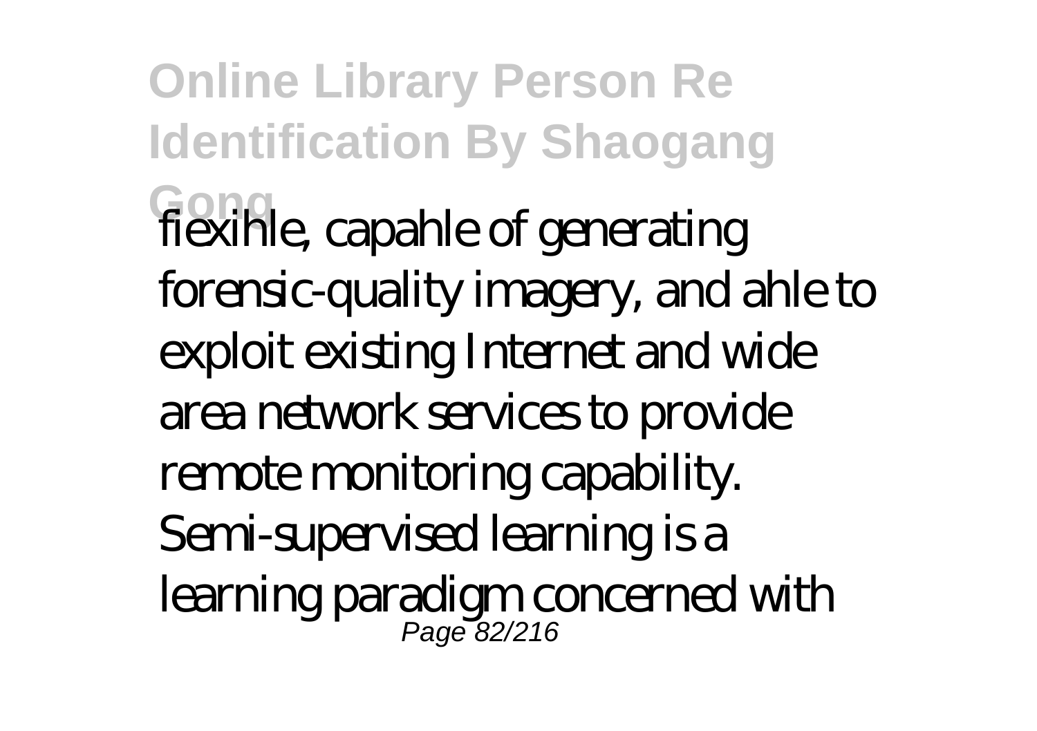flexihle, capahle of generating forensic-quality imagery, and ahle to exploit existing Internet and wide area network services to provide remote monitoring capability. Semi-supervised learning is a learning paradigm concerned with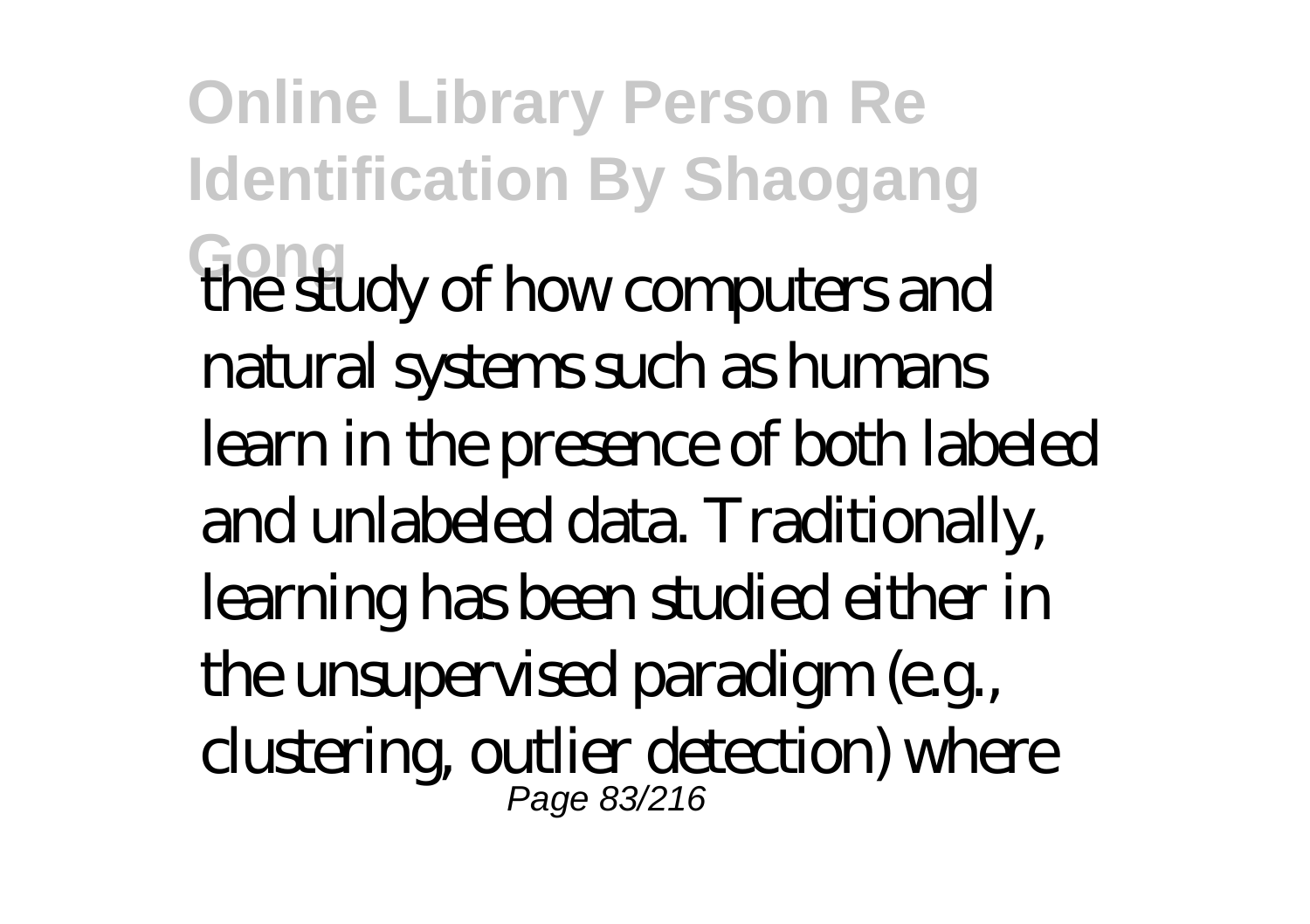the study of how computers and natural systems such as humans learn in the presence of both labeled and unlabeled data. Traditionally, learning has been studied either in the unsupervised paradigm (e.g., clustering, outlier detection) where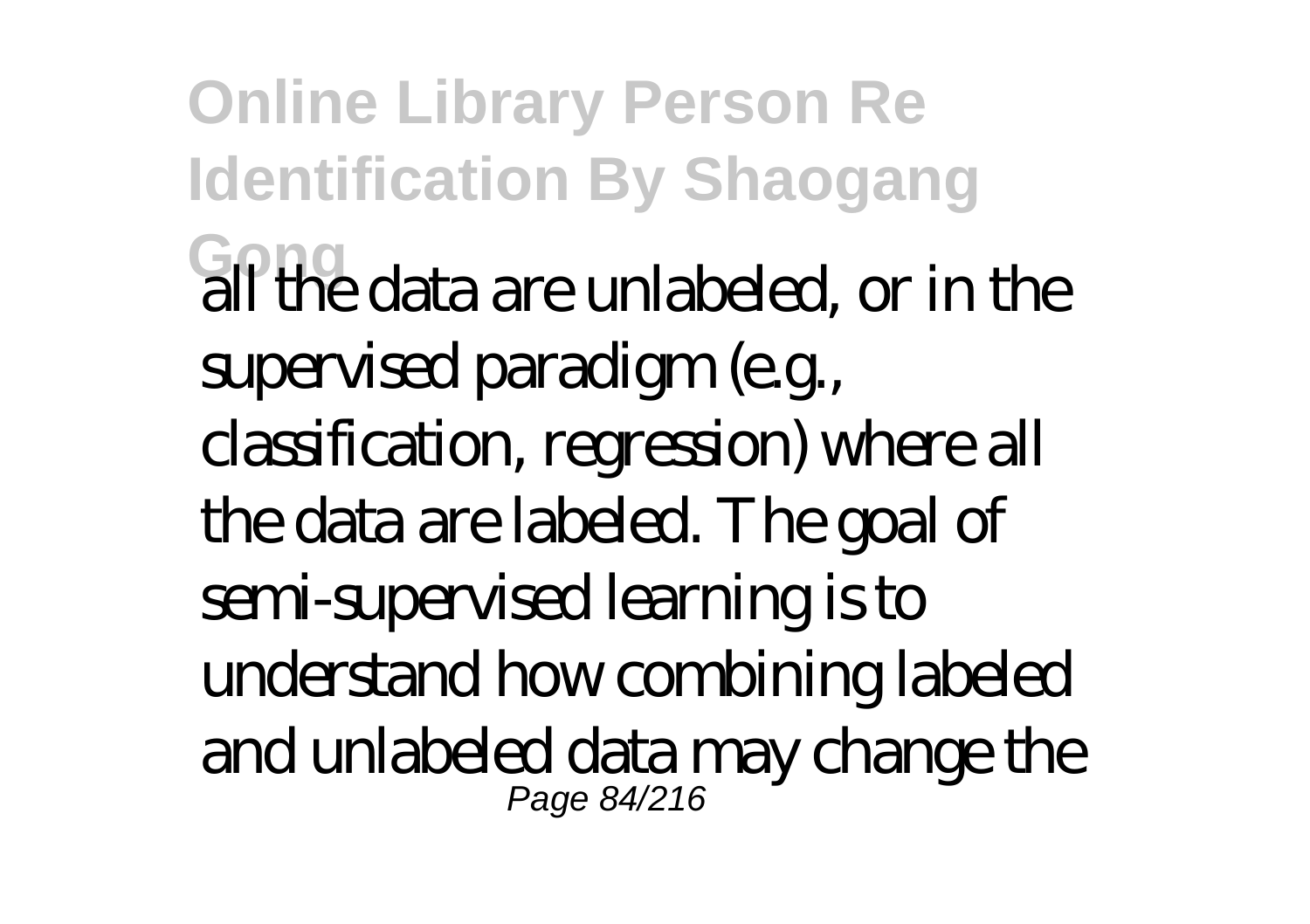all the data are unlabeled, or in the supervised paradigm (e.g., classification, regression) where all the data are labeled. The goal of semi-supervised learning is to understand how combining labeled and unlabeled data may change the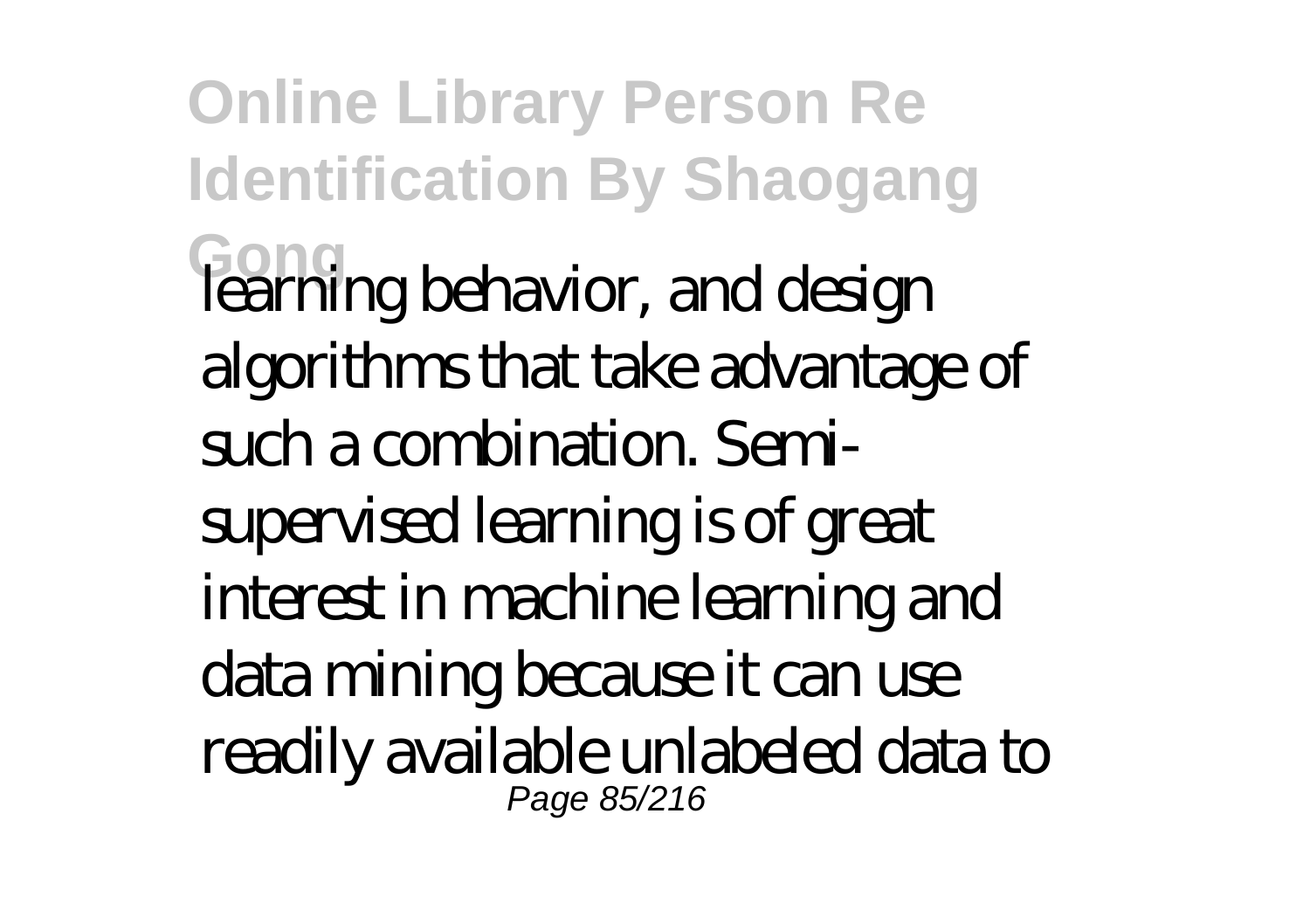learning behavior, and design algorithms that take advantage of such a combination. Semi-supervised learning is of great interest in machine learning and data mining because it can use readily available unlabeled data to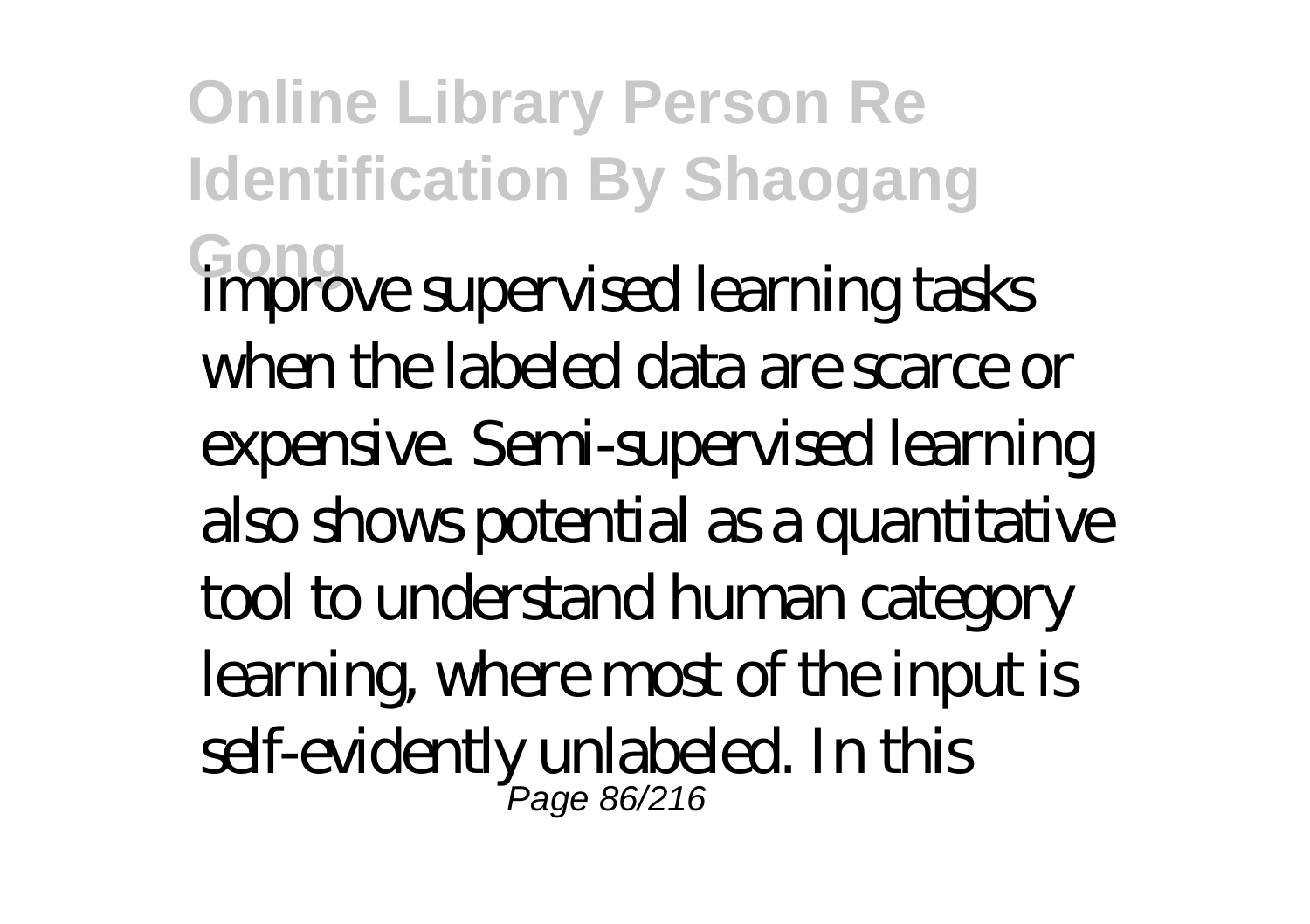improve supervised learning tasks when the labeled data are scarce or expensive. Semi-supervised learning also shows potential as a quantitative tool to understand human category learning, where most of the input is self-evidently unlabeled. In this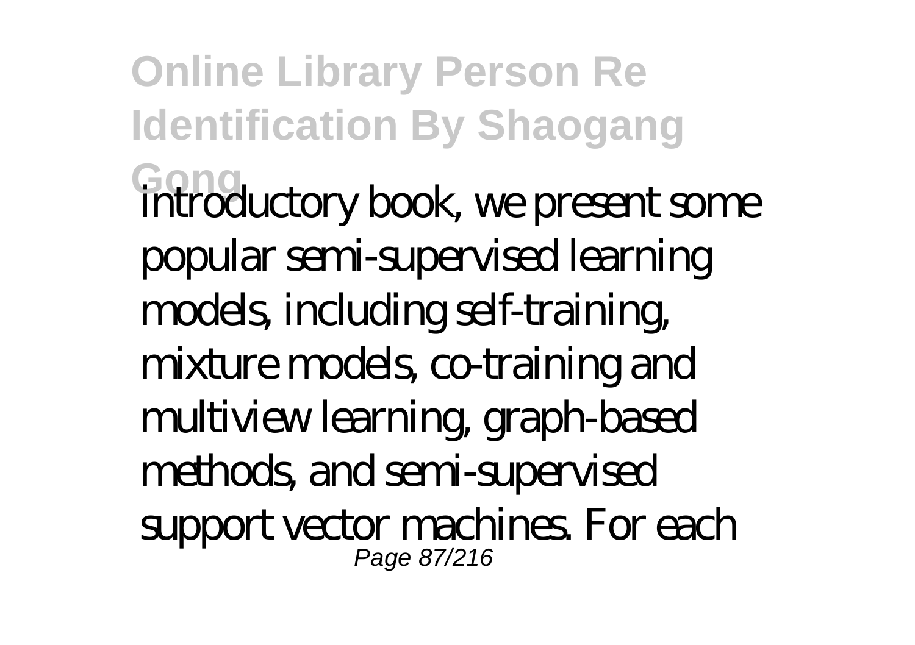introductory book, we present some popular semi-supervised learning models, including self-training, mixture models, co-training and multiview learning, graph-based methods, and semi-supervised support vector machines. For each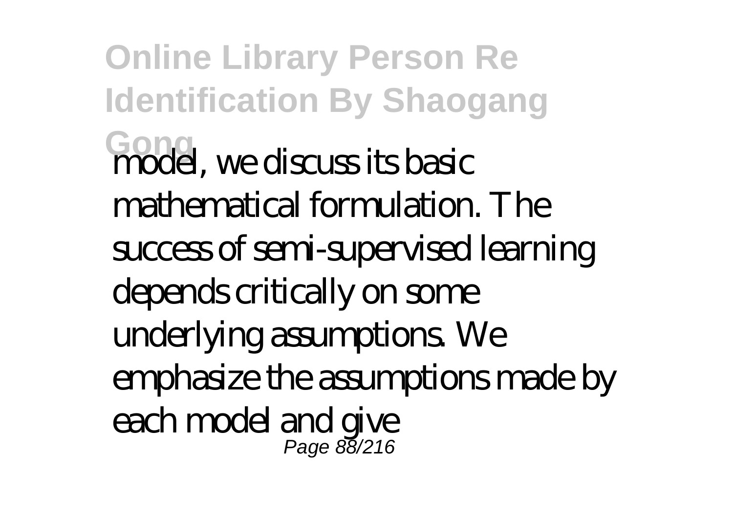model, we discuss its basic mathematical formulation. The success of semi-supervised learning depends critically on some underlying assumptions. We emphasize the assumptions made by each model and give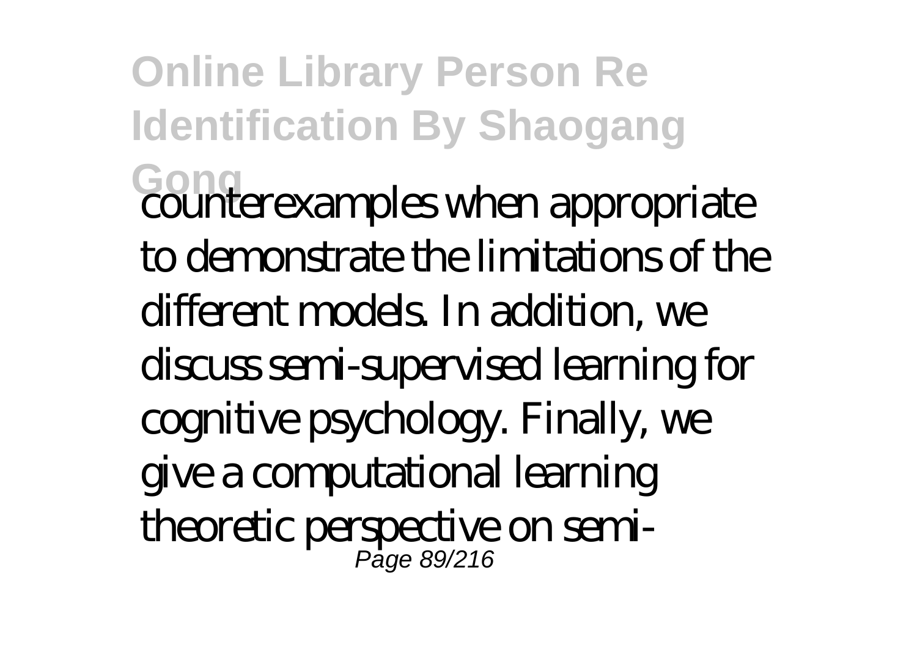counterexamples when appropriate to demonstrate the limitations of the different models. In addition, we discuss semi-supervised learning for cognitive psychology. Finally, we give a computational learning theoretic perspective on semi-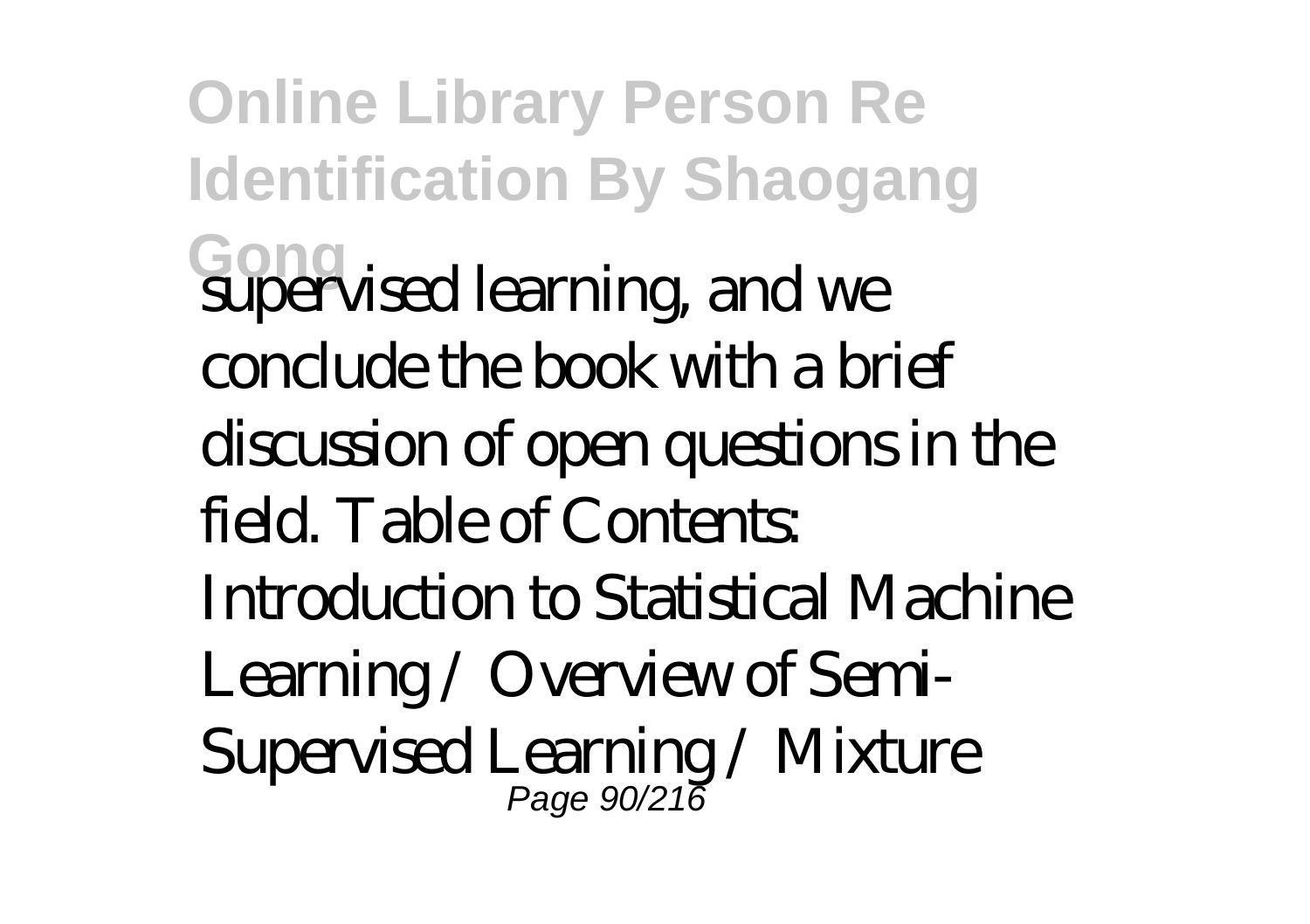supervised learning, and we conclude the book with a brief discussion of open questions in the field. Table of Contents: Introduction to Statistical Machine Learning / Overview of Semi-Supervised Learning / Mixture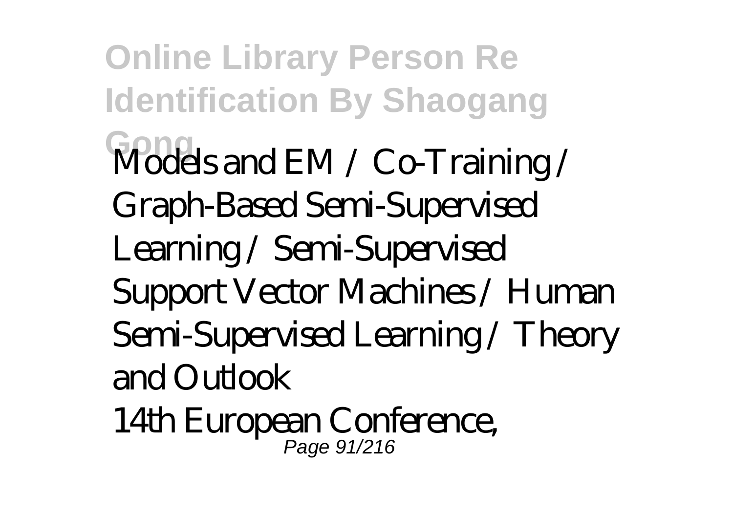Models and EM / Co-Training / Graph-Based Semi-Supervised Learning / Semi-Supervised Support Vector Machines / Human Semi-Supervised Learning / Theory and Outlook

14th European Conference,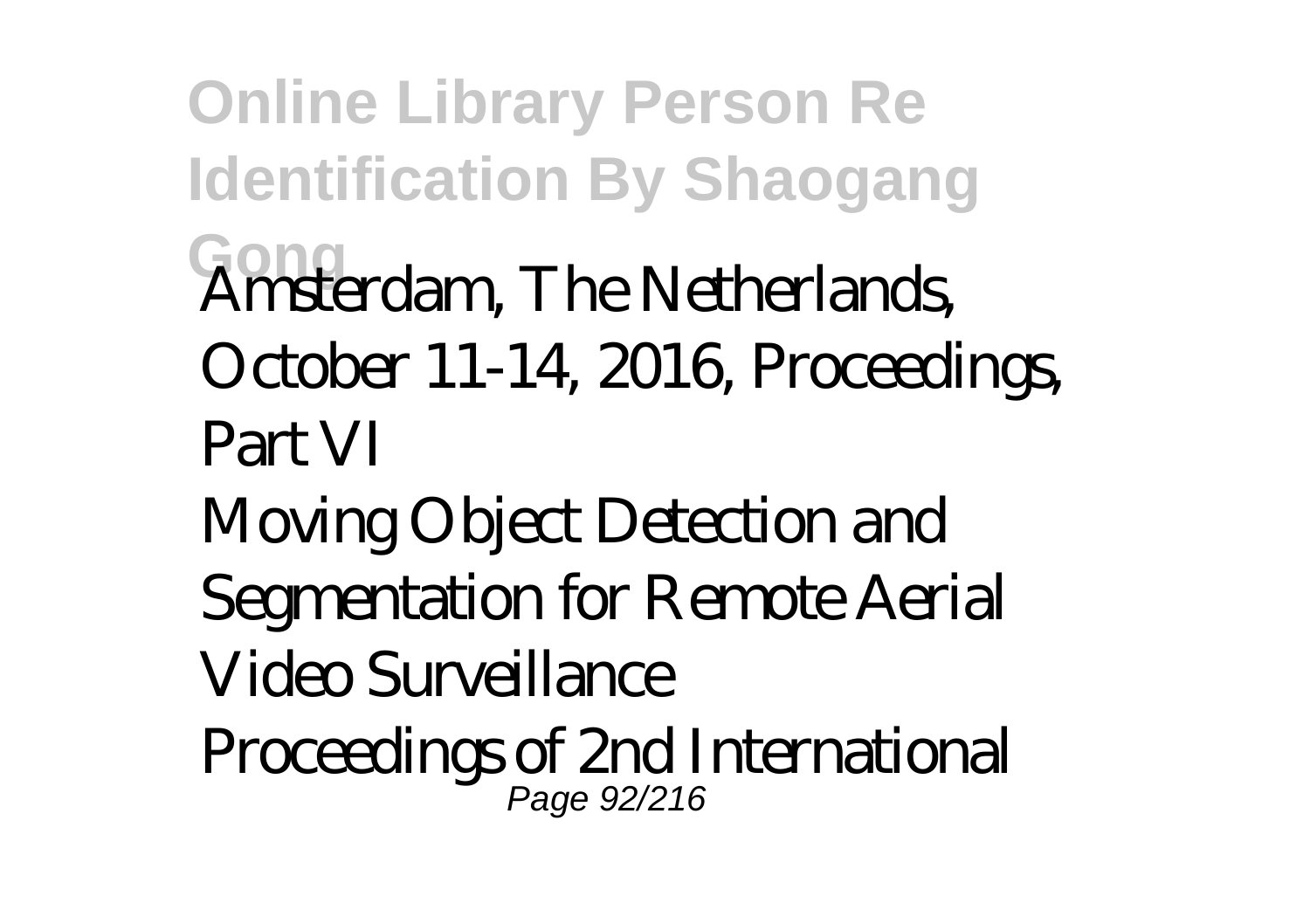Amsterdam, The Netherlands, October 11-14, 2016, Proceedings, Part VI

Moving Object Detection and Segmentation for Remote Aerial Video Surveillance

Proceedings of 2nd International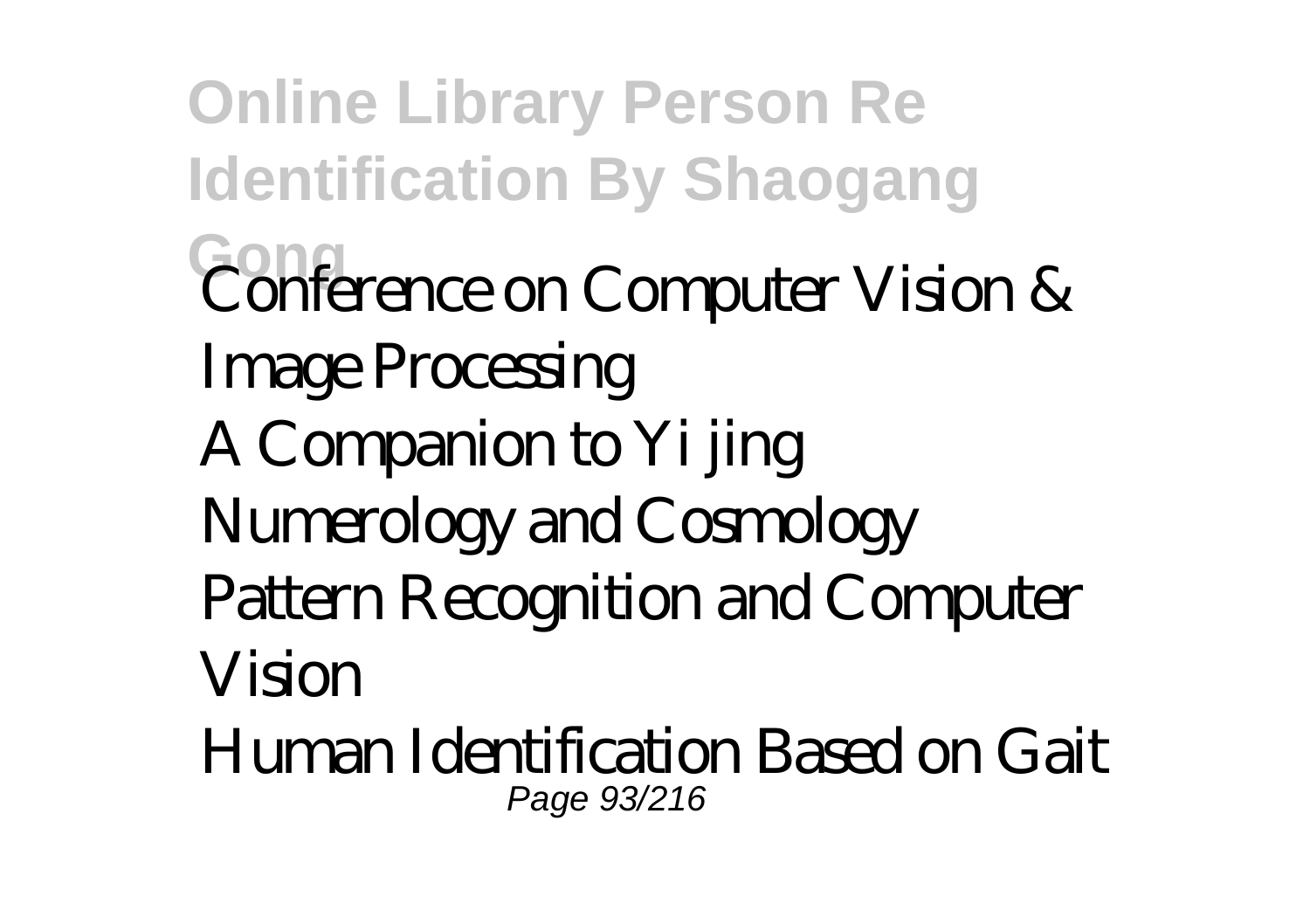Conference on Computer Vision & Image Processing

A Companion to Yi jing Numerology and Cosmology

Pattern Recognition and Computer Vision

Human Identification Based on Gait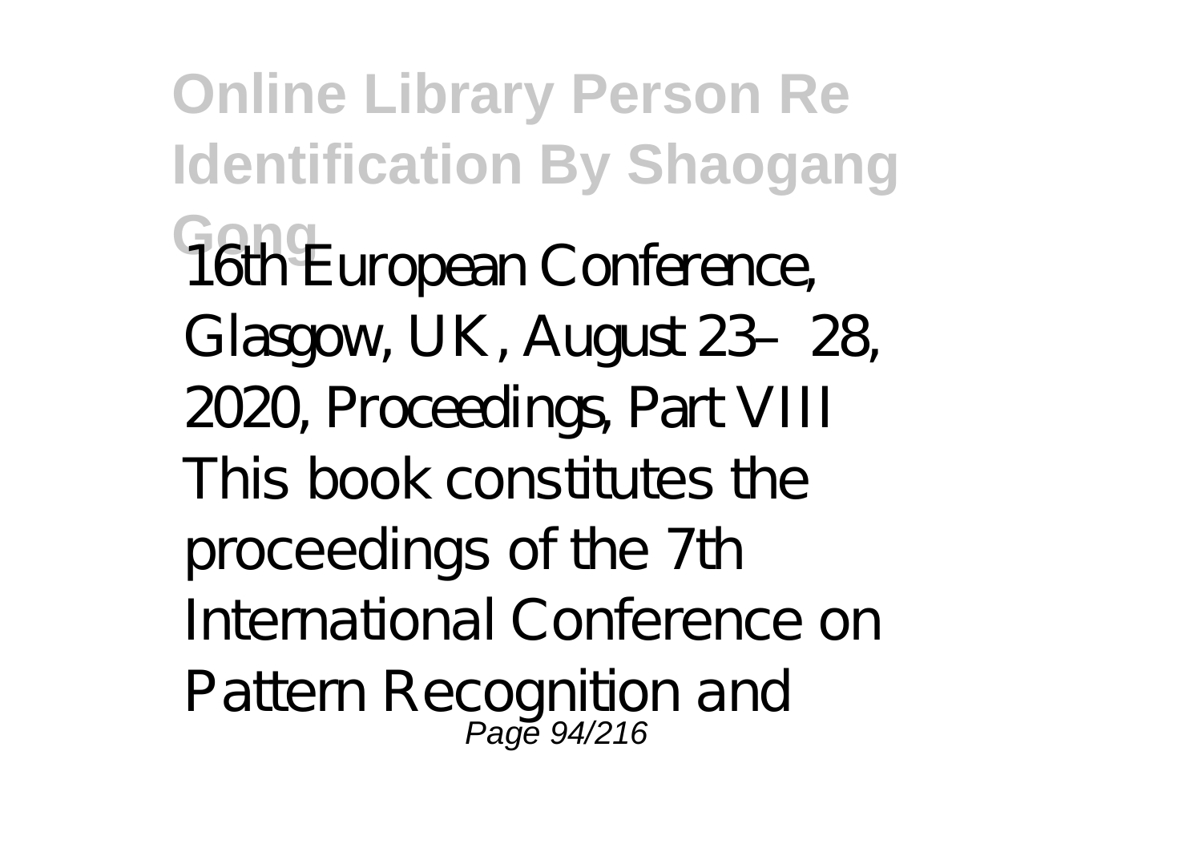16th European Conference, Glasgow, UK, August 23–28, 2020, Proceedings, Part VIII

This book constitutes the proceedings of the 7th International Conference on Pattern Recognition and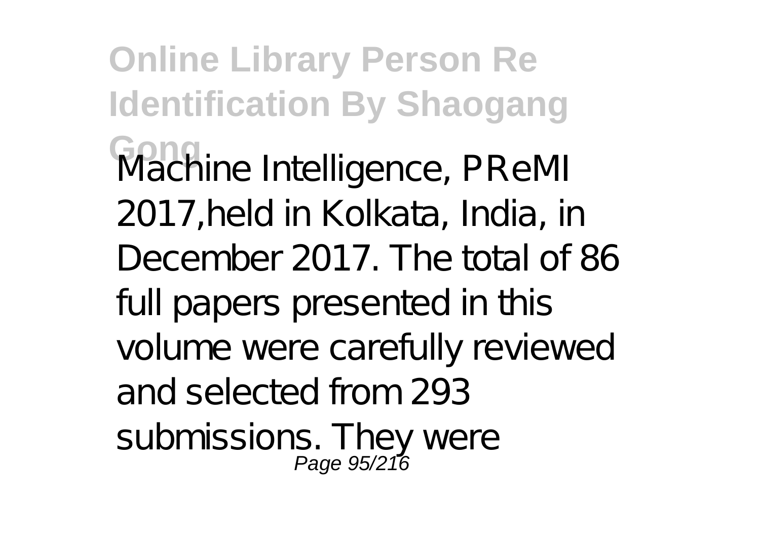Machine Intelligence, PReMI 2017,held in Kolkata, India, in December 2017. The total of 86 full papers presented in this volume were carefully reviewed and selected from 293 submissions. They were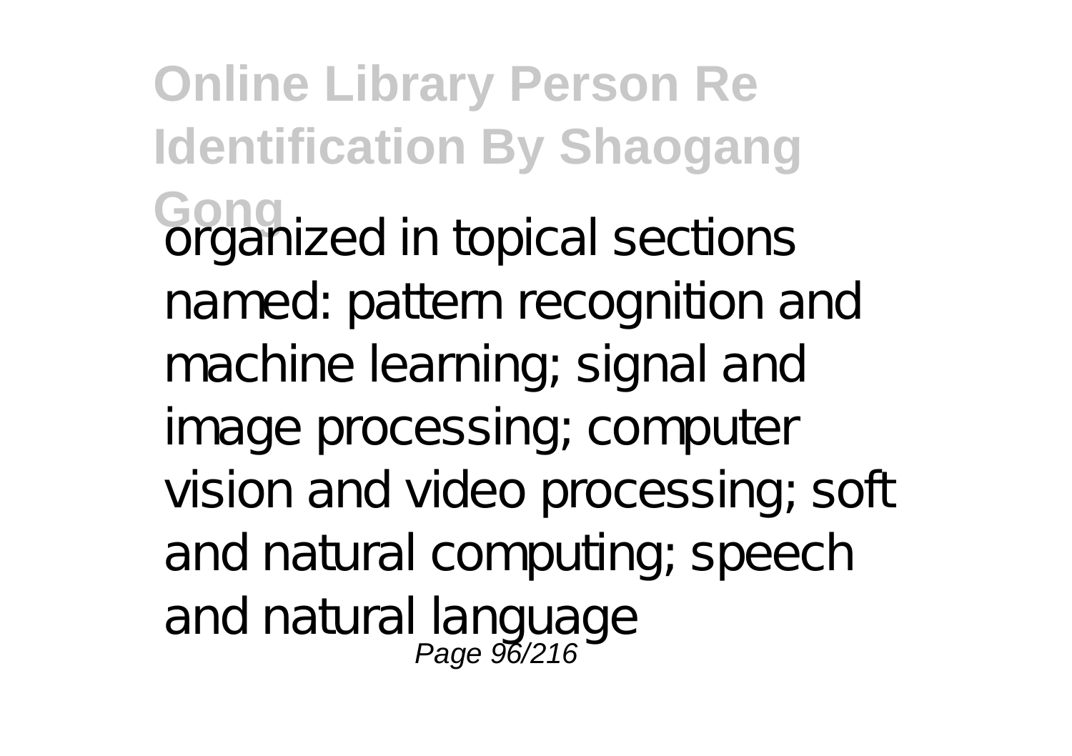organized in topical sections named: pattern recognition and machine learning; signal and image processing; computer vision and video processing; soft and natural computing; speech and natural language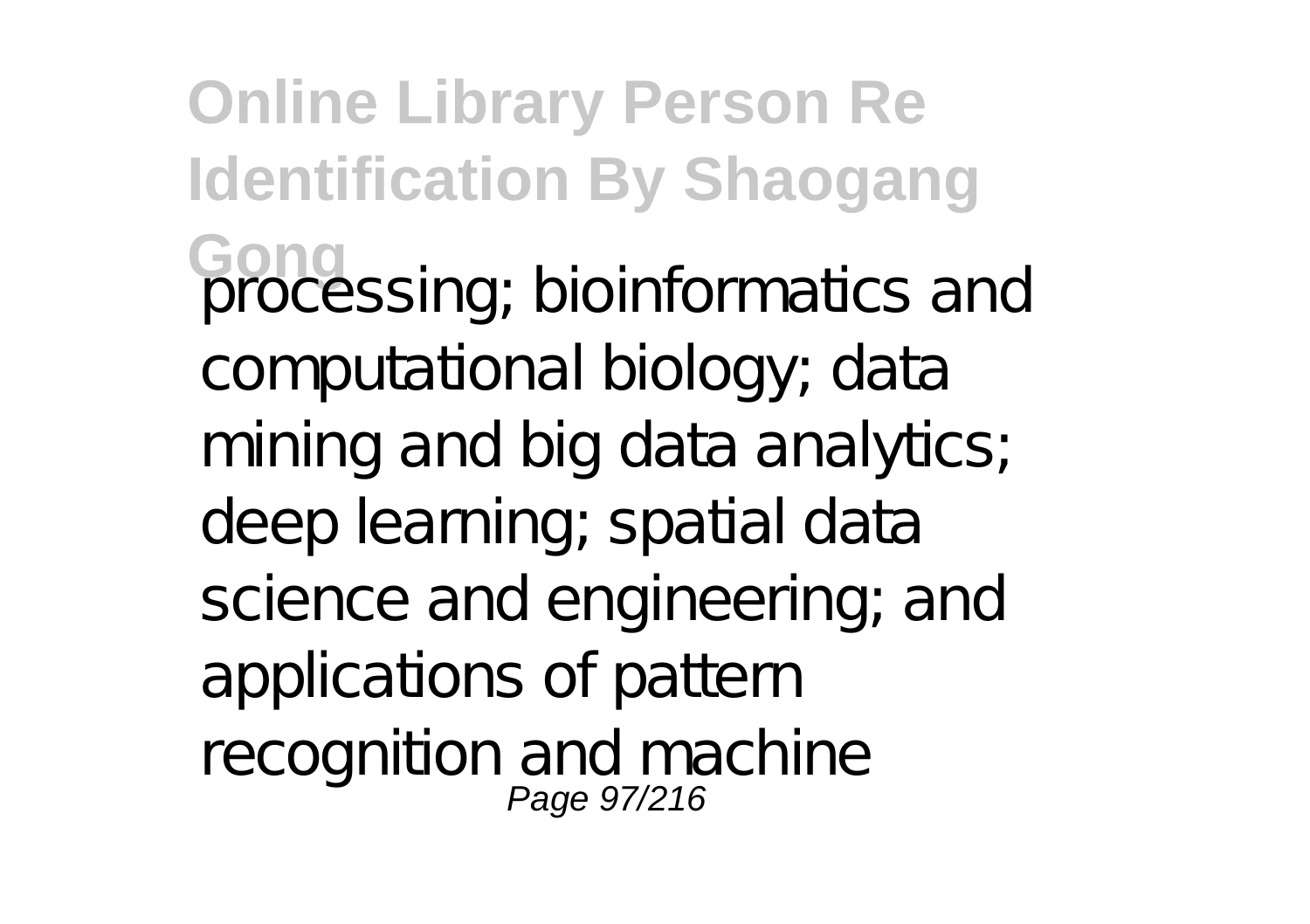processing; bioinformatics and computational biology; data mining and big data analytics; deep learning; spatial data science and engineering; and applications of pattern recognition and machine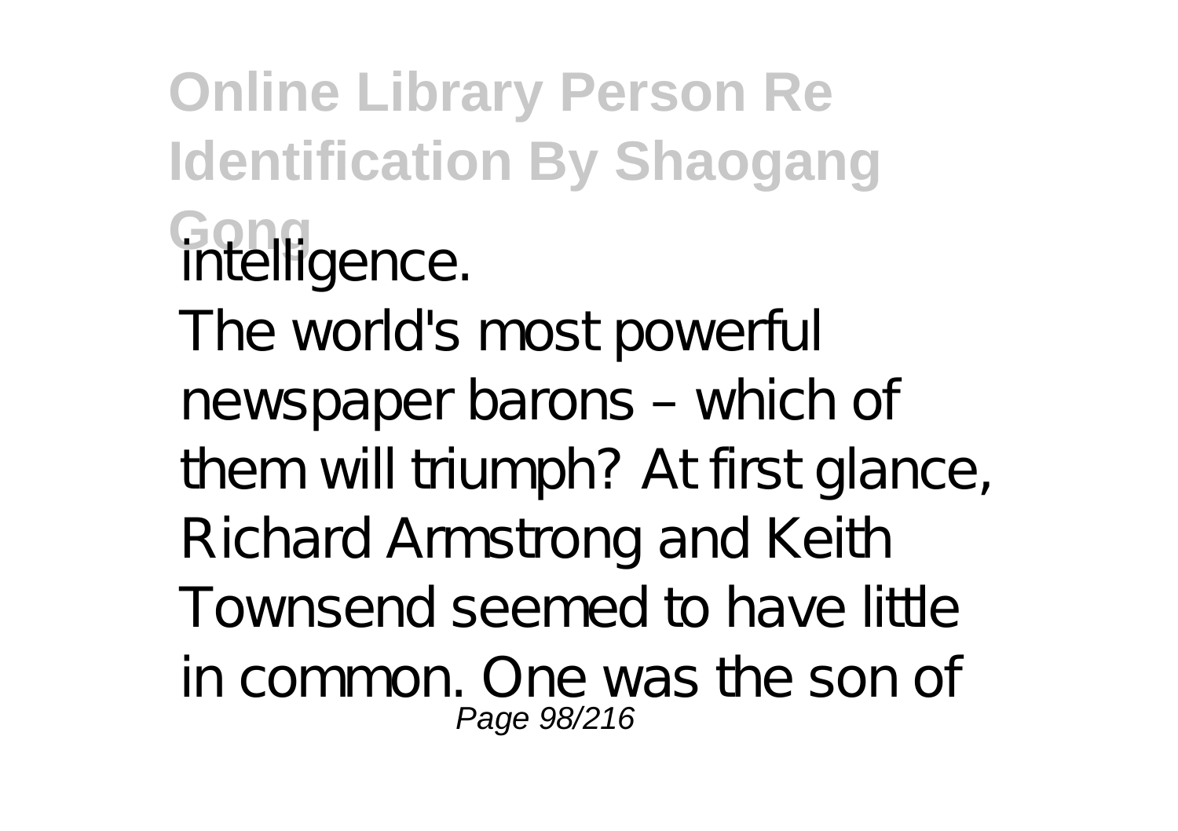intelligence.

The world's most powerful newspaper barons – which of them will triumph? At first glance, Richard Armstrong and Keith Townsend seemed to have little in common. One was the son of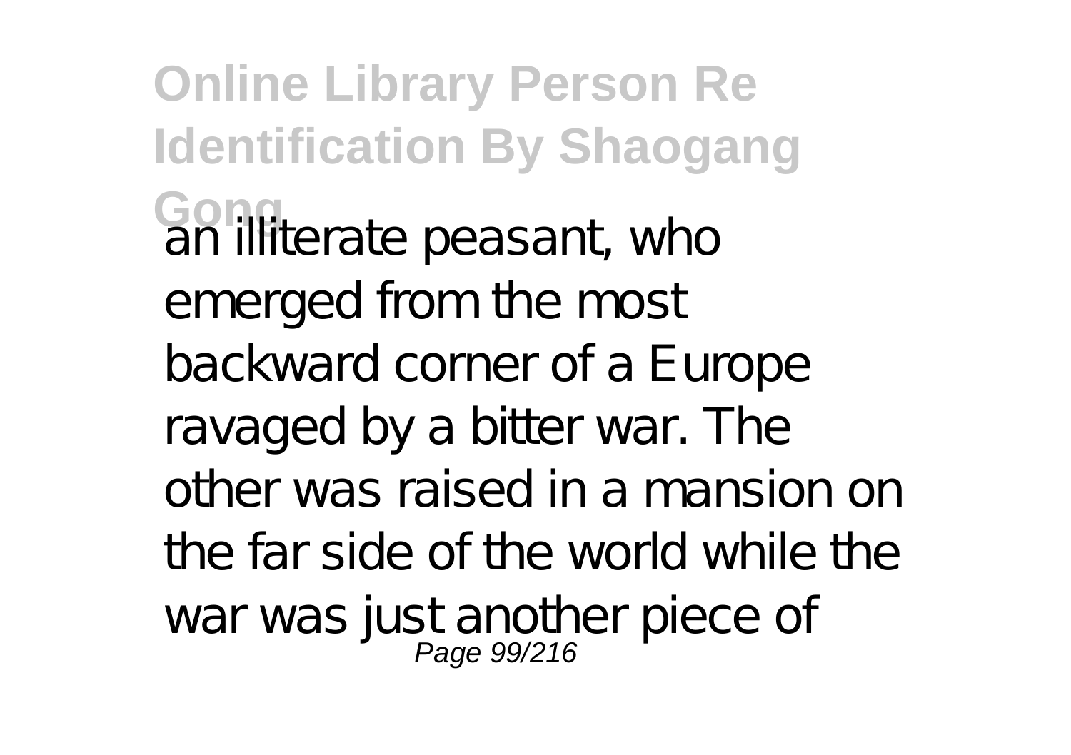an illiterate peasant, who emerged from the most backward corner of a Europe ravaged by a bitter war. The other was raised in a mansion on the far side of the world while the war was just another piece of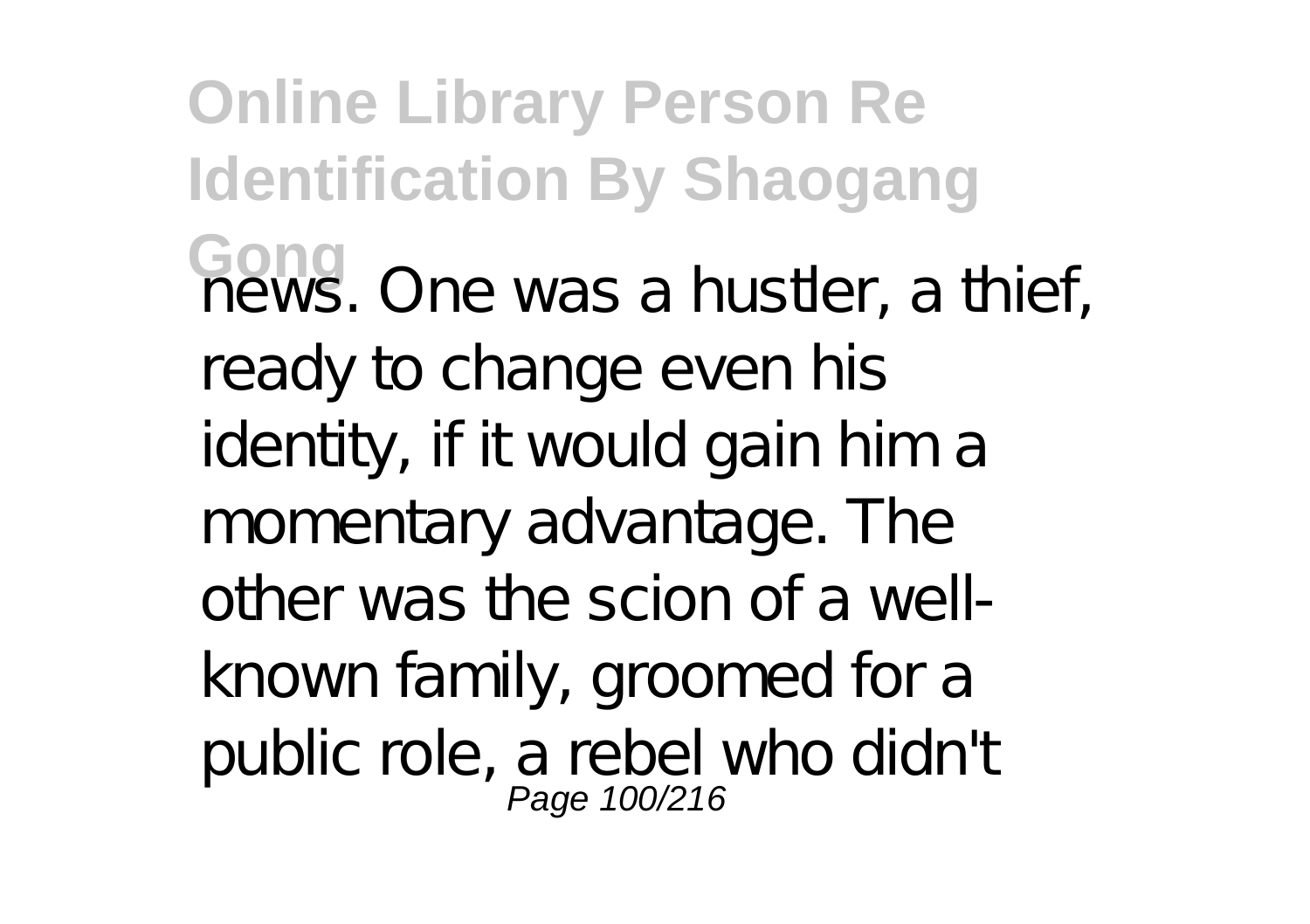news. One was a hustler, a thief, ready to change even his identity, if it would gain him a momentary advantage. The other was the scion of a well-known family, groomed for a public role, a rebel who didn't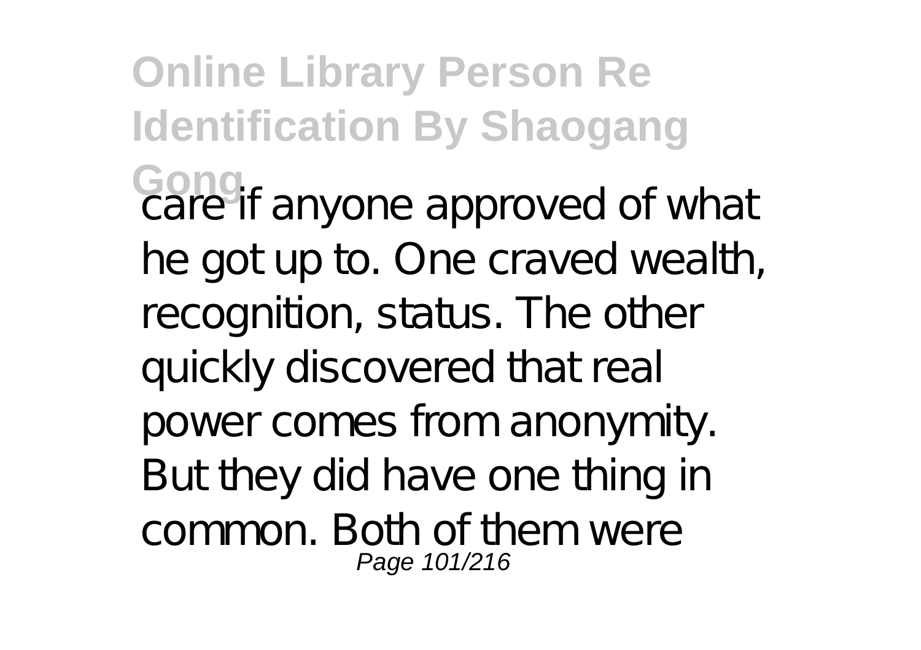care if anyone approved of what he got up to. One craved wealth, recognition, status. The other quickly discovered that real power comes from anonymity. But they did have one thing in common. Both of them were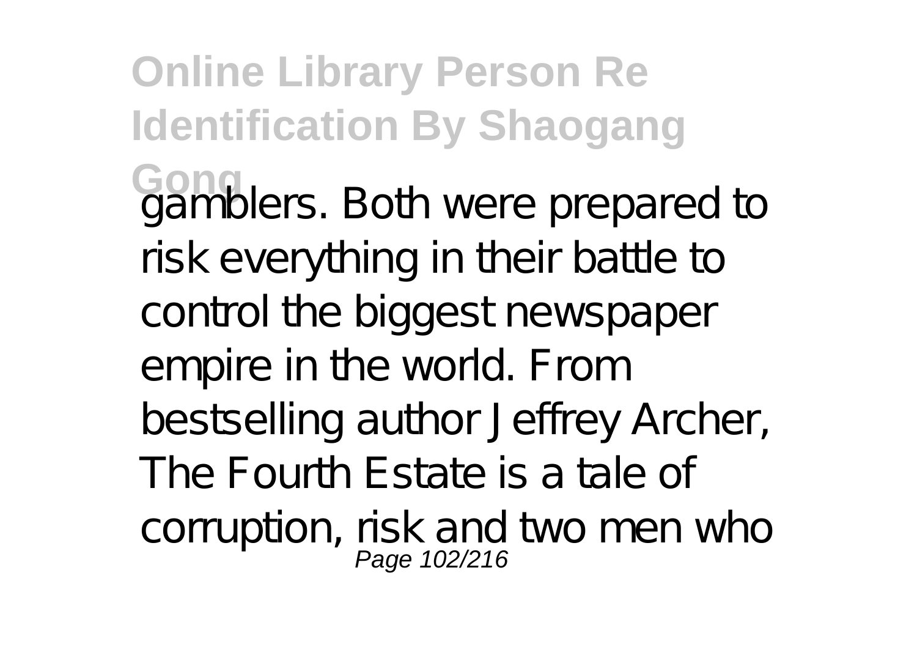gamblers. Both were prepared to risk everything in their battle to control the biggest newspaper empire in the world. From bestselling author Jeffrey Archer, The Fourth Estate is a tale of corruption, risk and two men who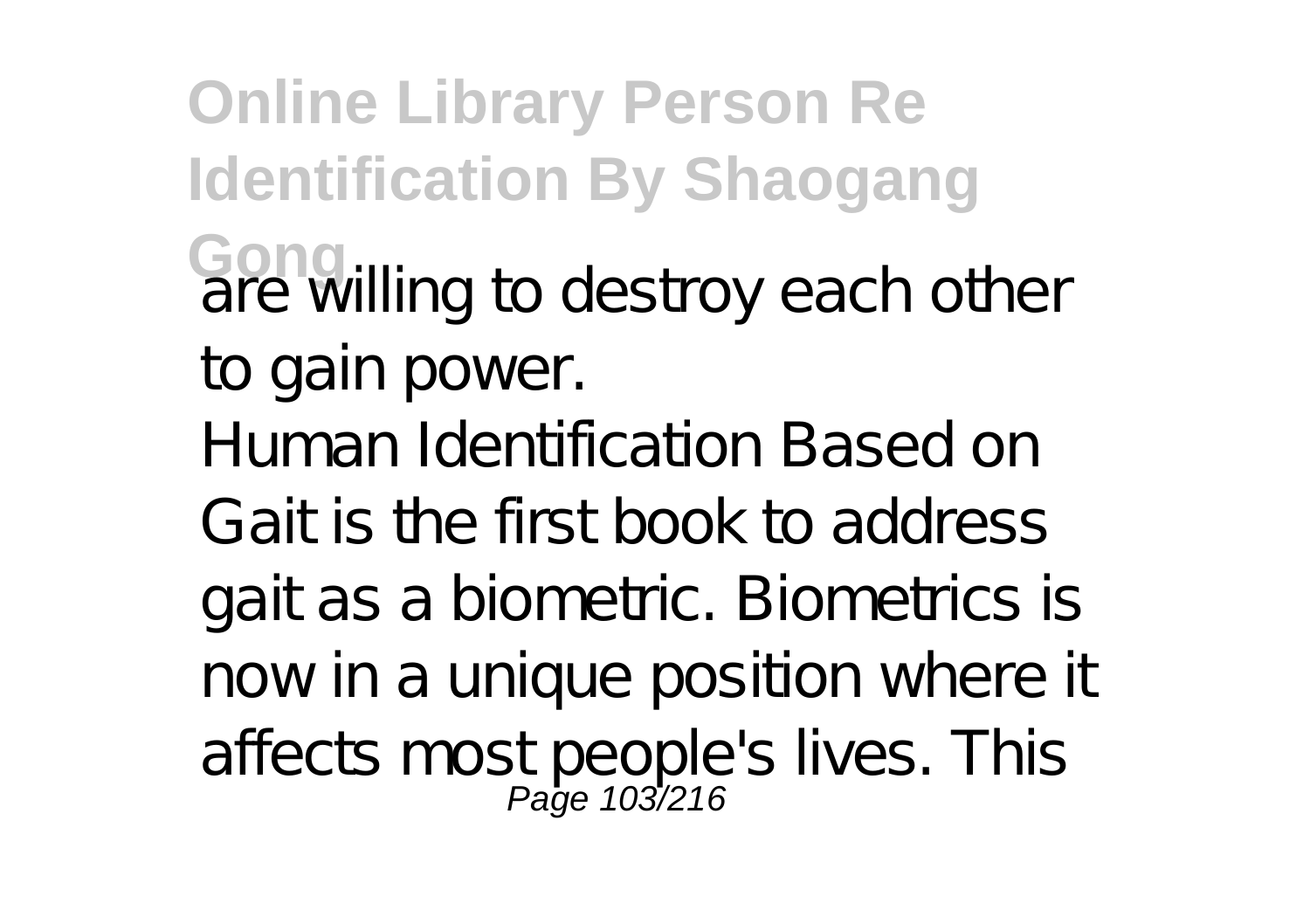are willing to destroy each other to gain power.

Human Identification Based on Gait is the first book to address gait as a biometric. Biometrics is now in a unique position where it affects most people's lives. This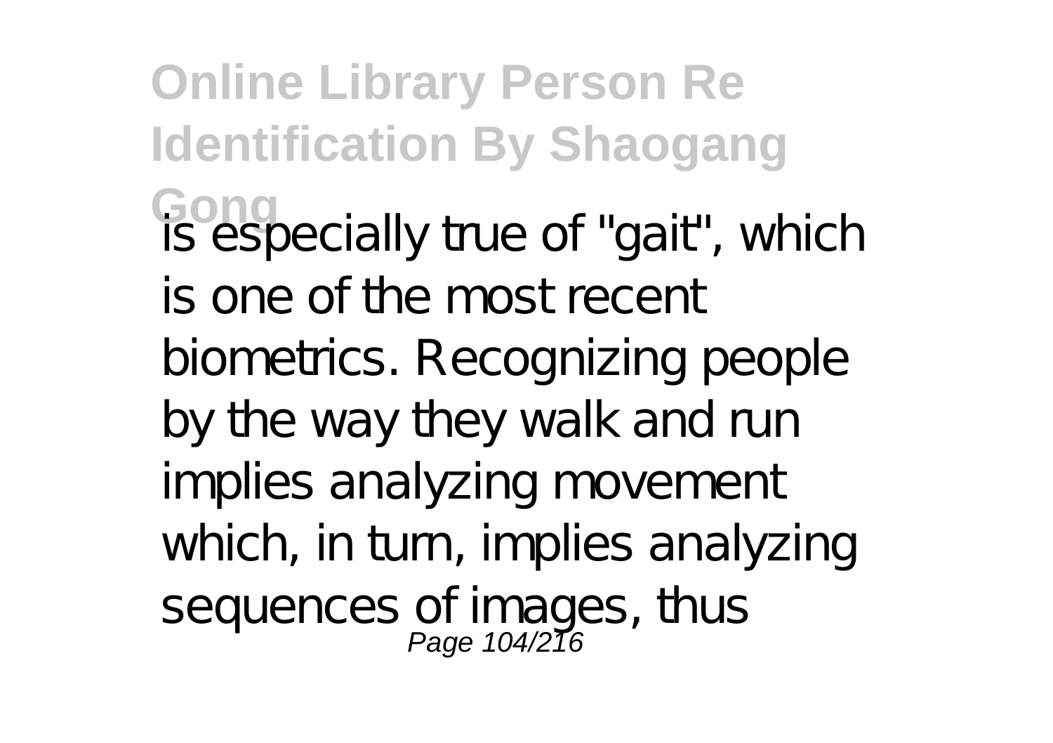is especially true of "gait", which is one of the most recent biometrics. Recognizing people by the way they walk and run implies analyzing movement which, in turn, implies analyzing sequences of images, thus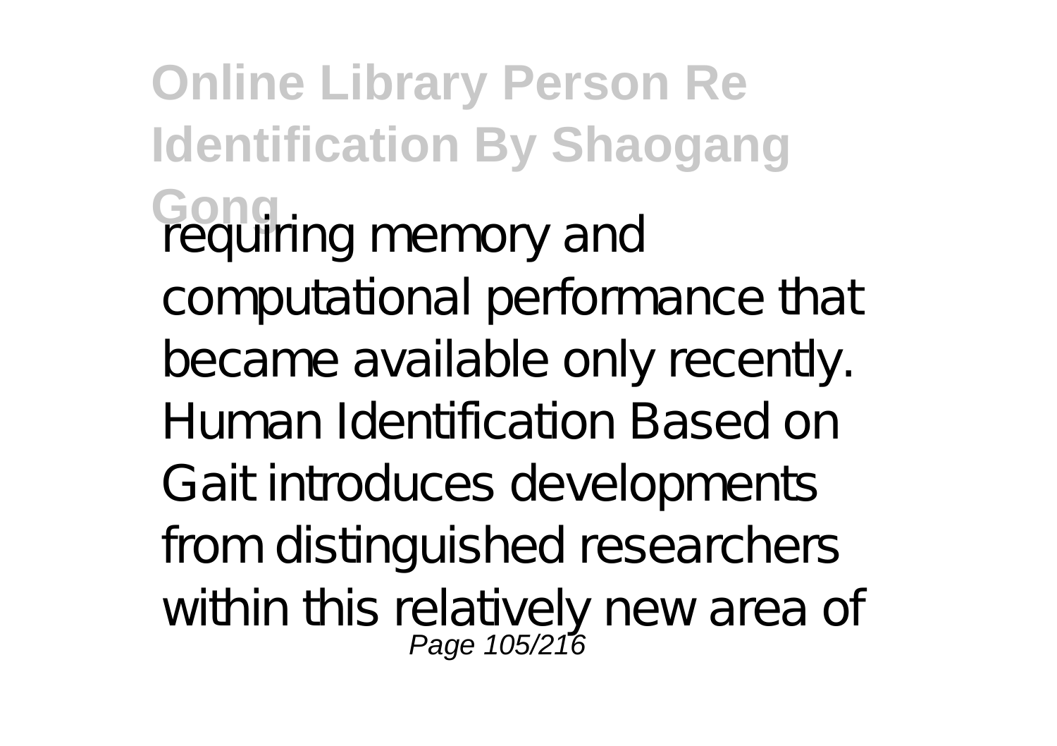requiring memory and computational performance that became available only recently. Human Identification Based on Gait introduces developments from distinguished researchers within this relatively new area of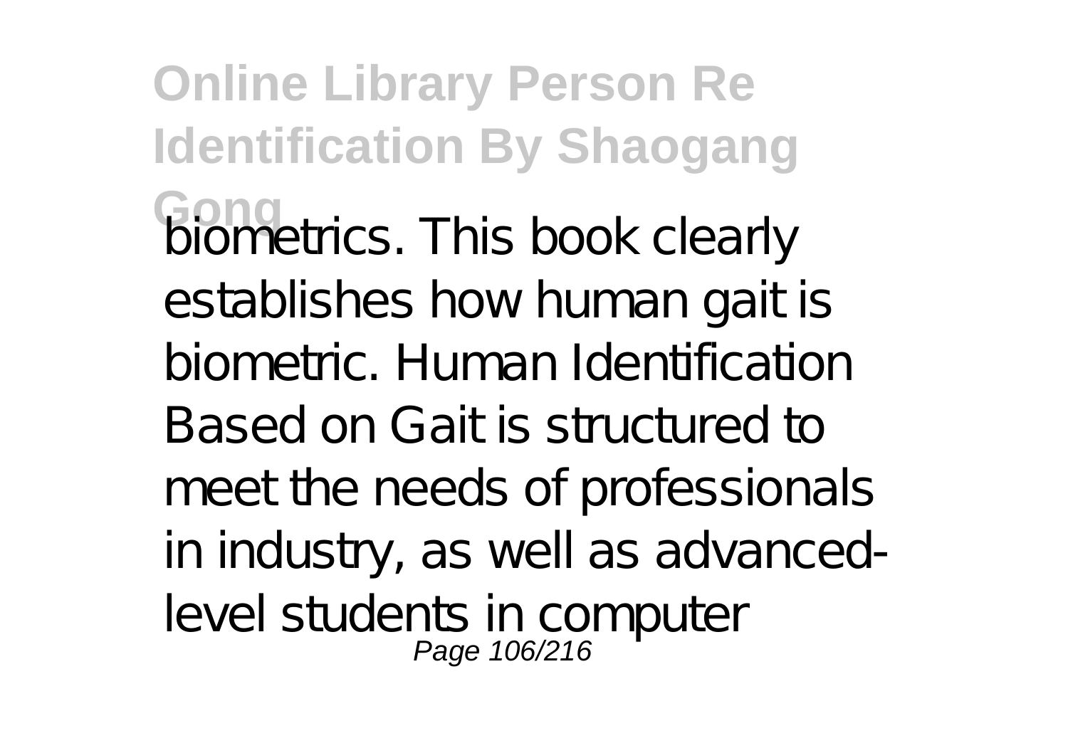biometrics. This book clearly establishes how human gait is biometric. Human Identification Based on Gait is structured to meet the needs of professionals in industry, as well as advanced-level students in computer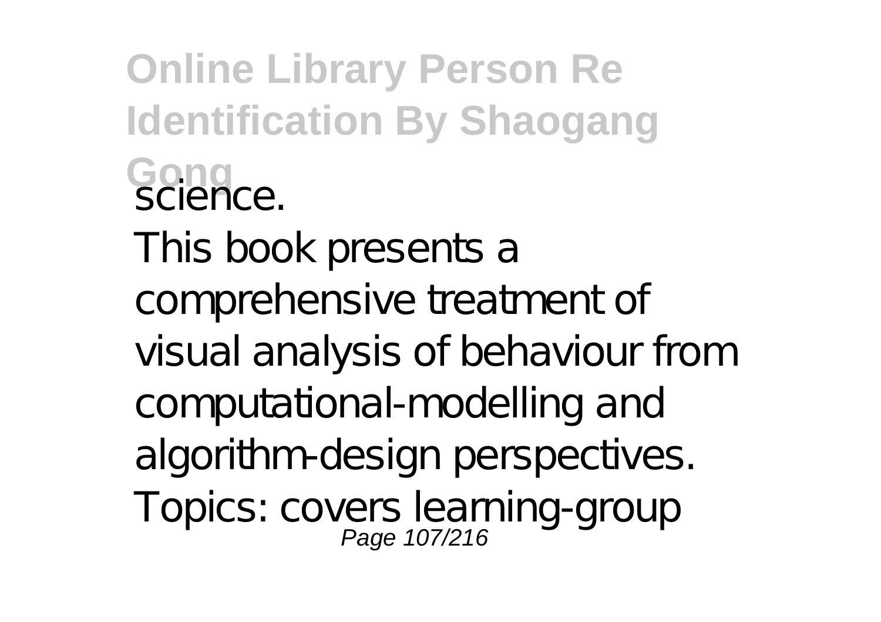science.

This book presents a comprehensive treatment of visual analysis of behaviour from computational-modelling and algorithm-design perspectives. Topics: covers learning-group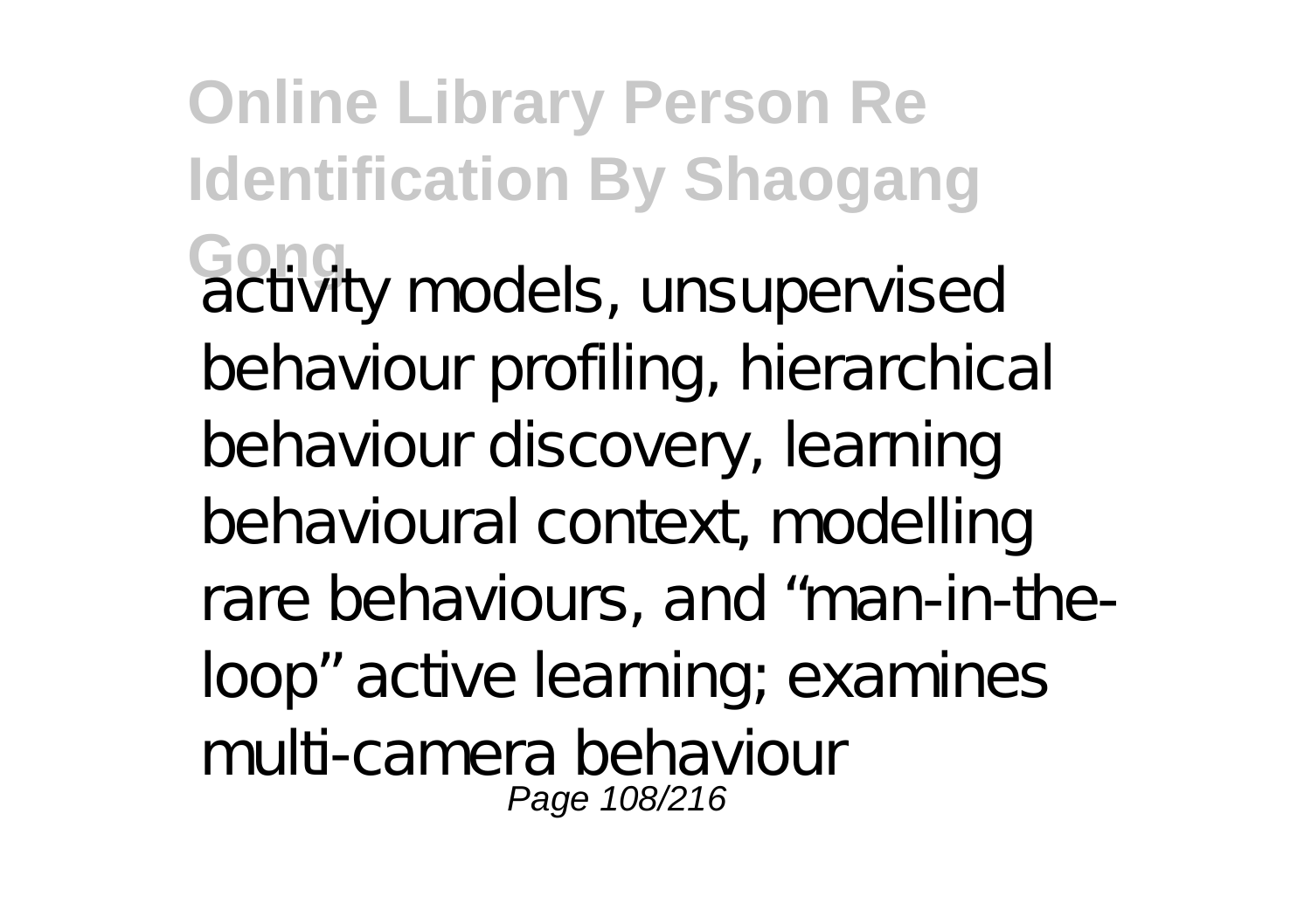activity models, unsupervised behaviour profiling, hierarchical behaviour discovery, learning behavioural context, modelling rare behaviours, and "man-in-the-loop" active learning; examines multi-camera behaviour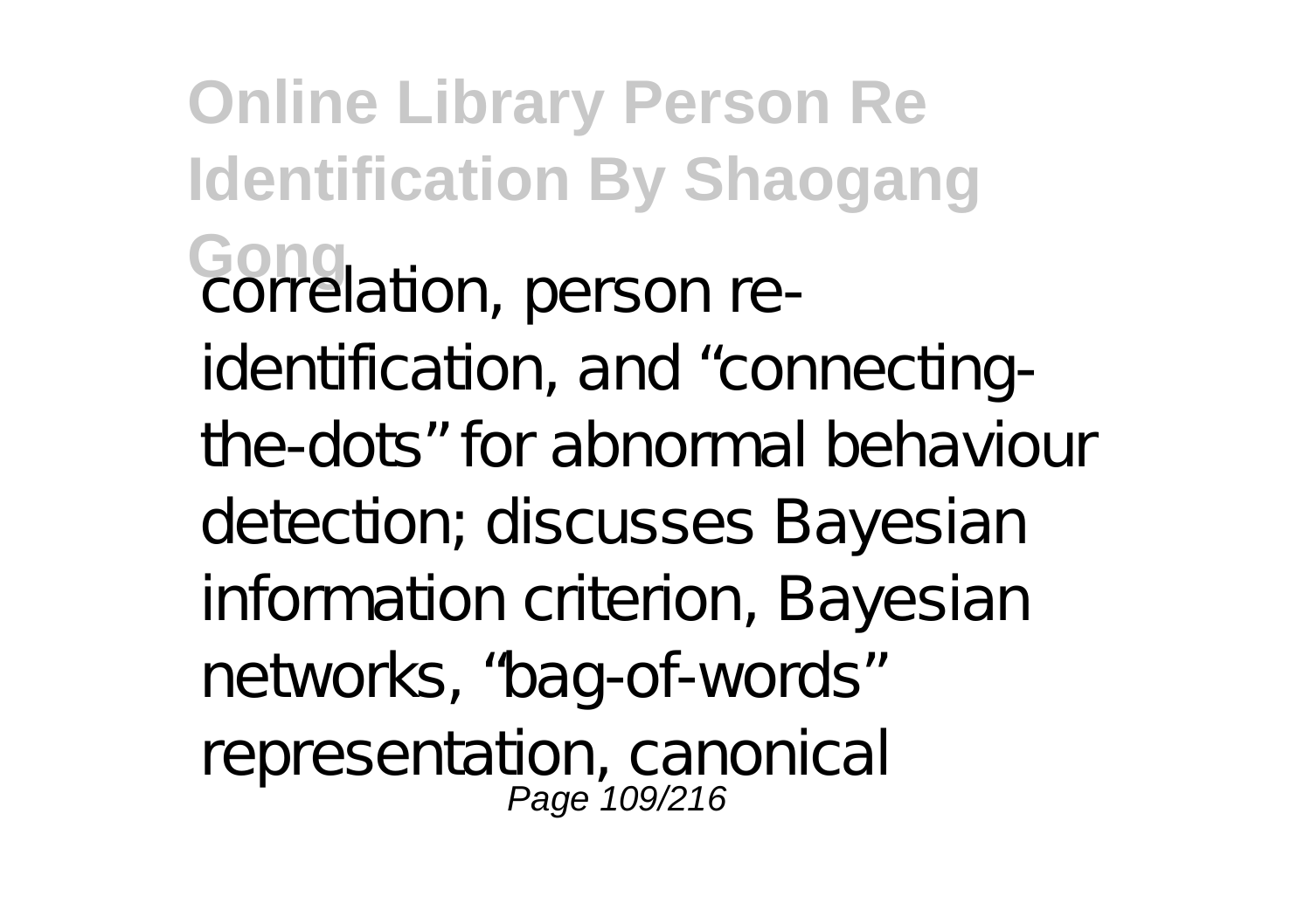correlation, person re-identification, and “connecting-the-dots” for abnormal behaviour detection; discusses Bayesian information criterion, Bayesian networks, “bag-of-words” representation, canonical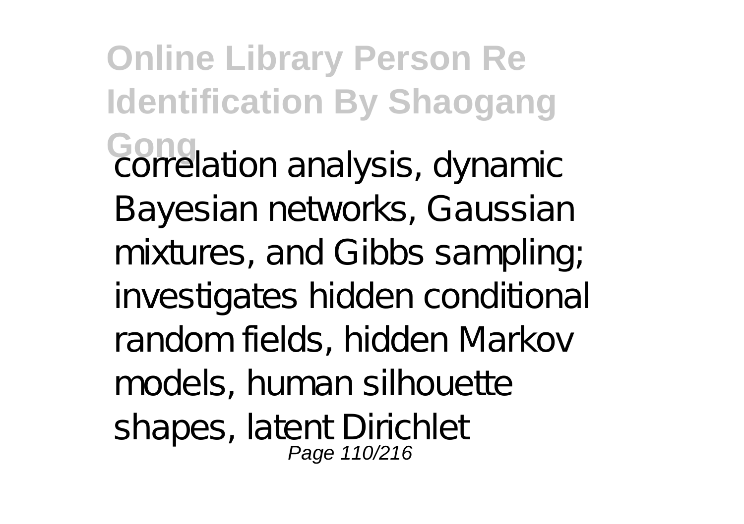correlation analysis, dynamic Bayesian networks, Gaussian mixtures, and Gibbs sampling; investigates hidden conditional random fields, hidden Markov models, human silhouette shapes, latent Dirichlet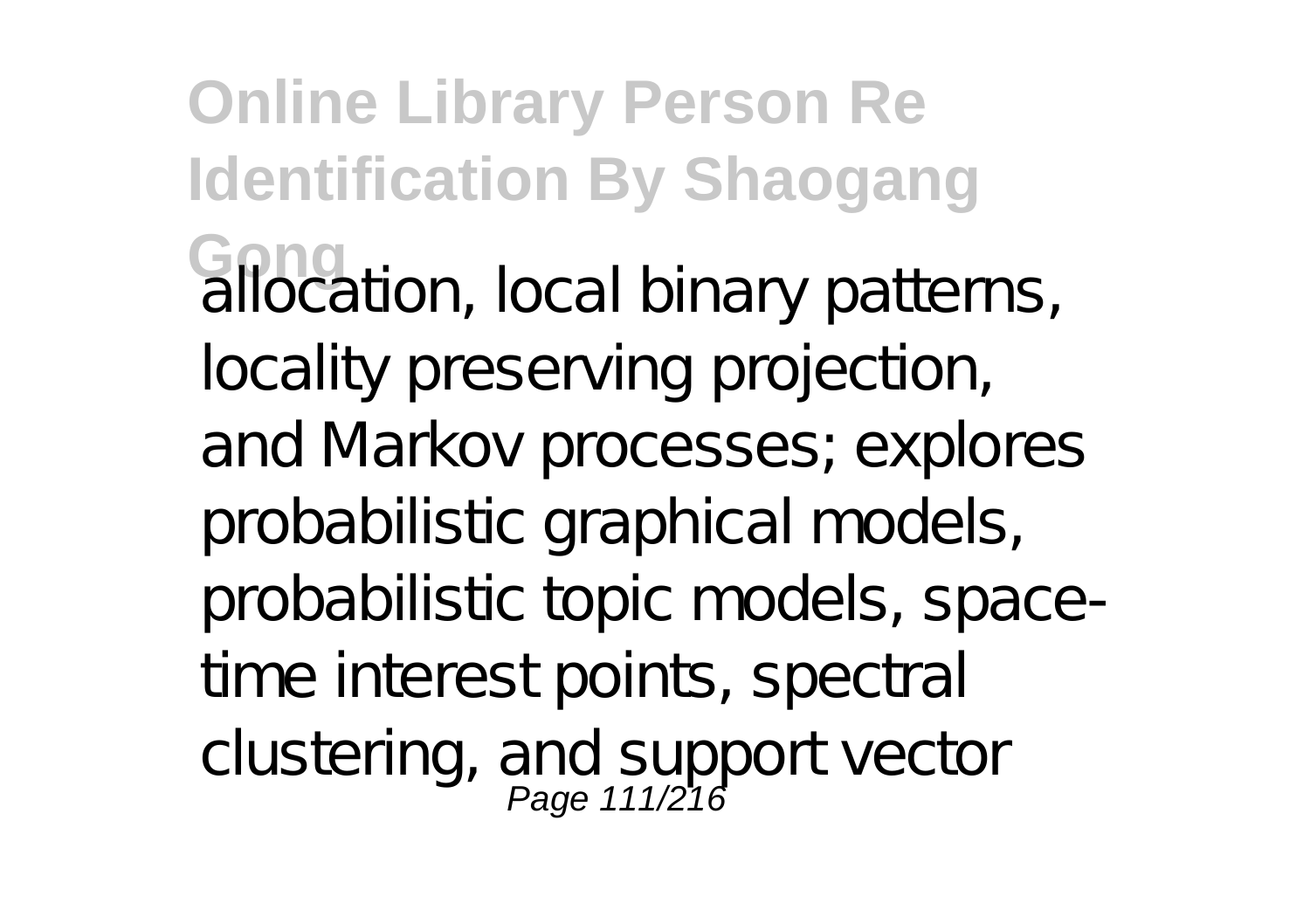allocation, local binary patterns, locality preserving projection, and Markov processes; explores probabilistic graphical models, probabilistic topic models, space-time interest points, spectral clustering, and support vector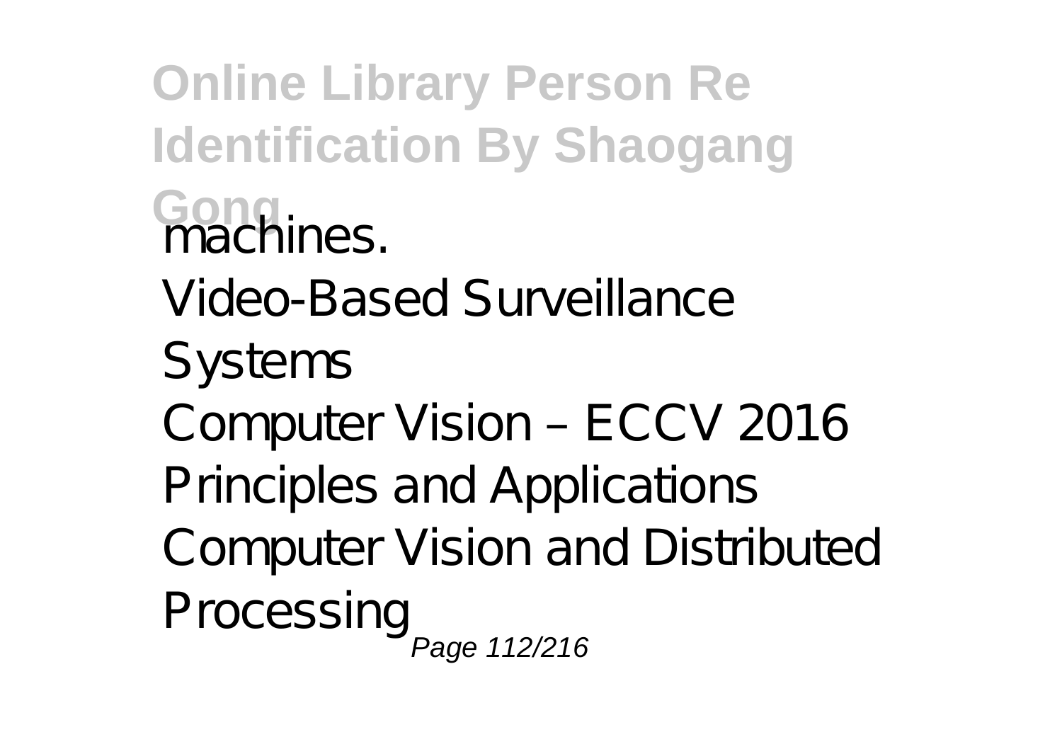machines.

Video-Based Surveillance Systems

Computer Vision – ECCV 2016

Principles and Applications

Computer Vision and Distributed Processing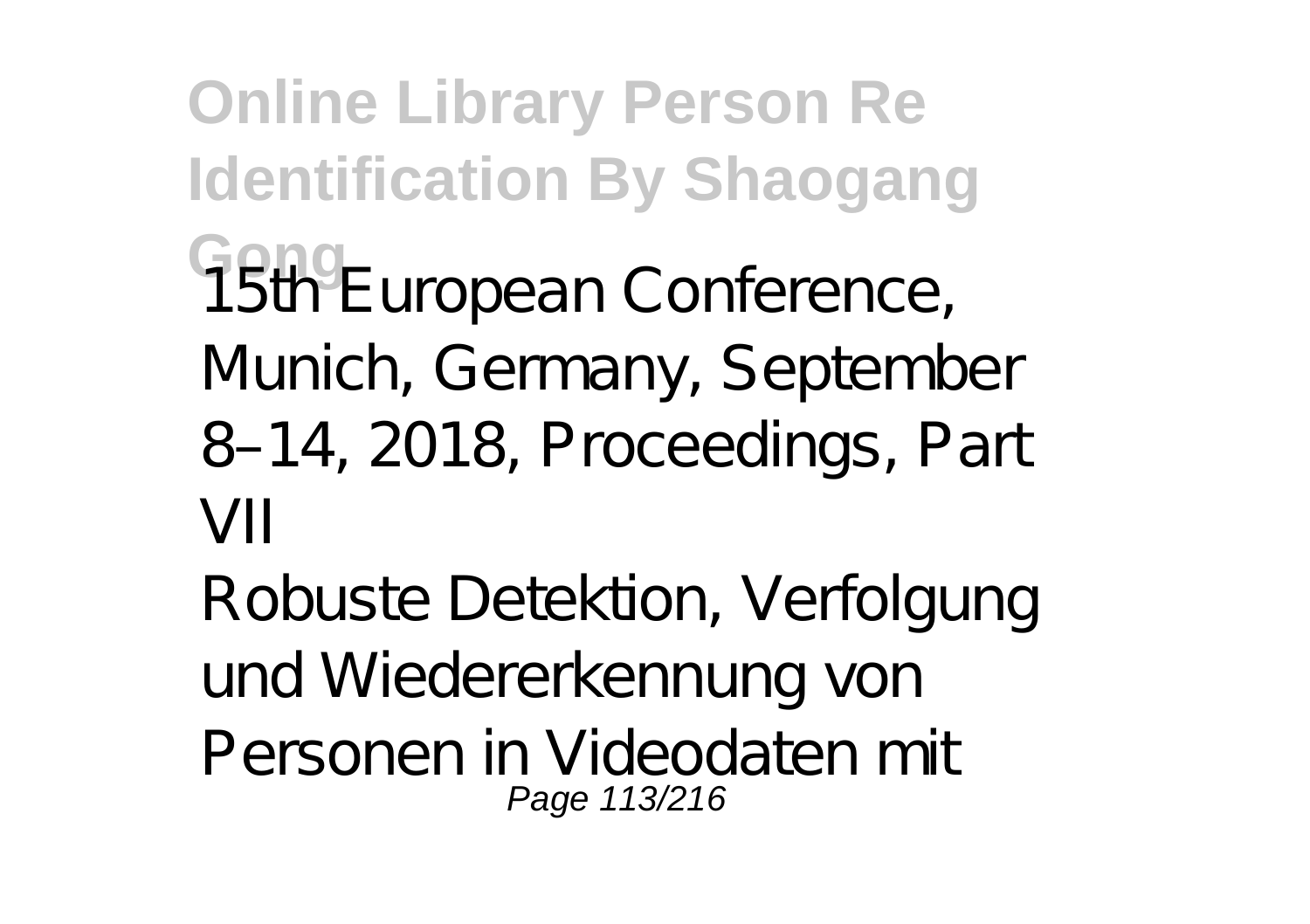15th European Conference, Munich, Germany, September 8–14, 2018, Proceedings, Part VII

Robuste Detektion, Verfolgung und Wiedererkennung von Personen in Videodaten mit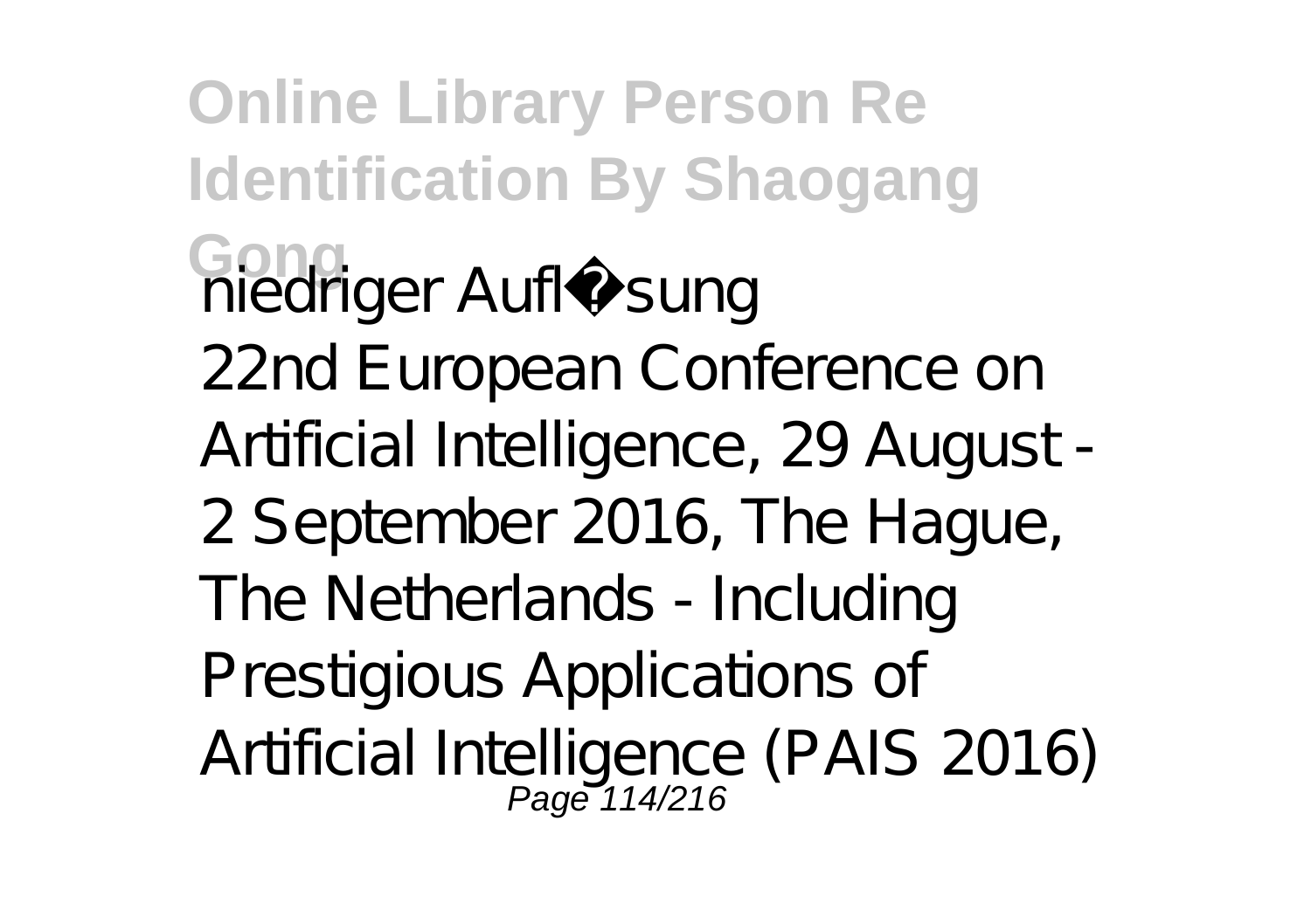niedriger Aufl�sung

22nd European Conference on Artificial Intelligence, 29 August - 2 September 2016, The Hague, The Netherlands - Including Prestigious Applications of Artificial Intelligence (PAIS 2016)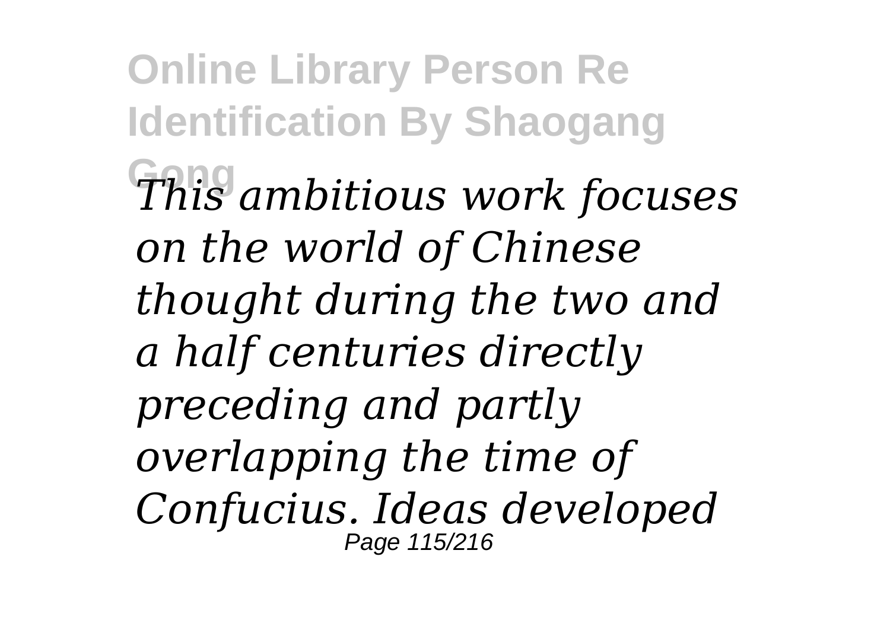*This ambitious work focuses on the world of Chinese thought during the two and a half centuries directly preceding and partly overlapping the time of Confucius. Ideas developed*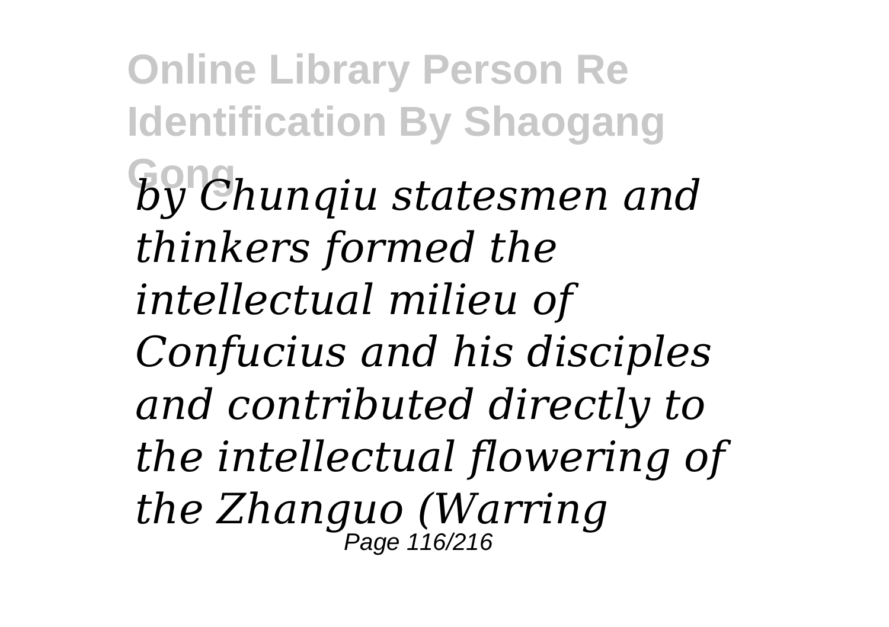*by Chunqiu statesmen and thinkers formed the intellectual milieu of Confucius and his disciples and contributed directly to the intellectual flowering of the Zhanguo (Warring*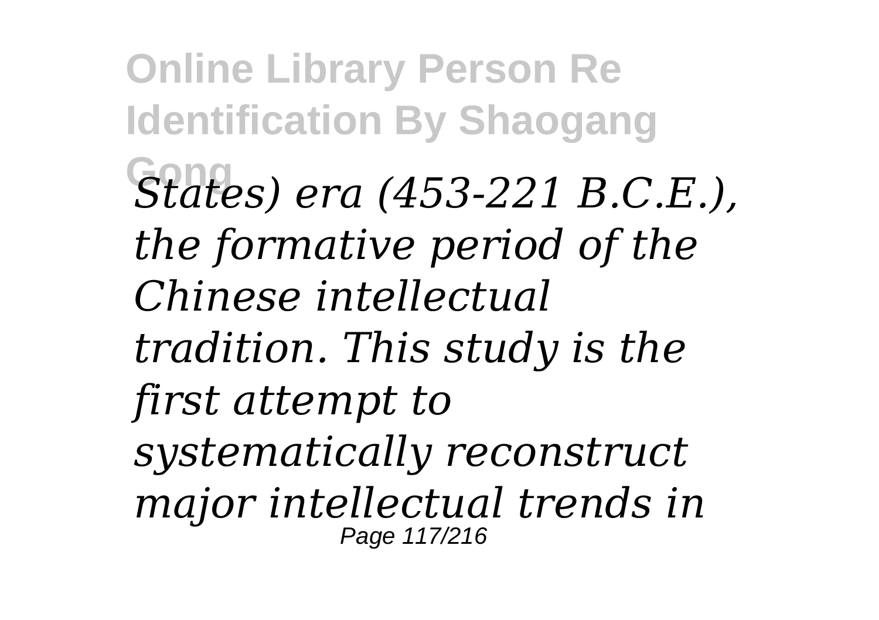*States) era (453-221 B.C.E.), the formative period of the Chinese intellectual tradition. This study is the first attempt to systematically reconstruct major intellectual trends in*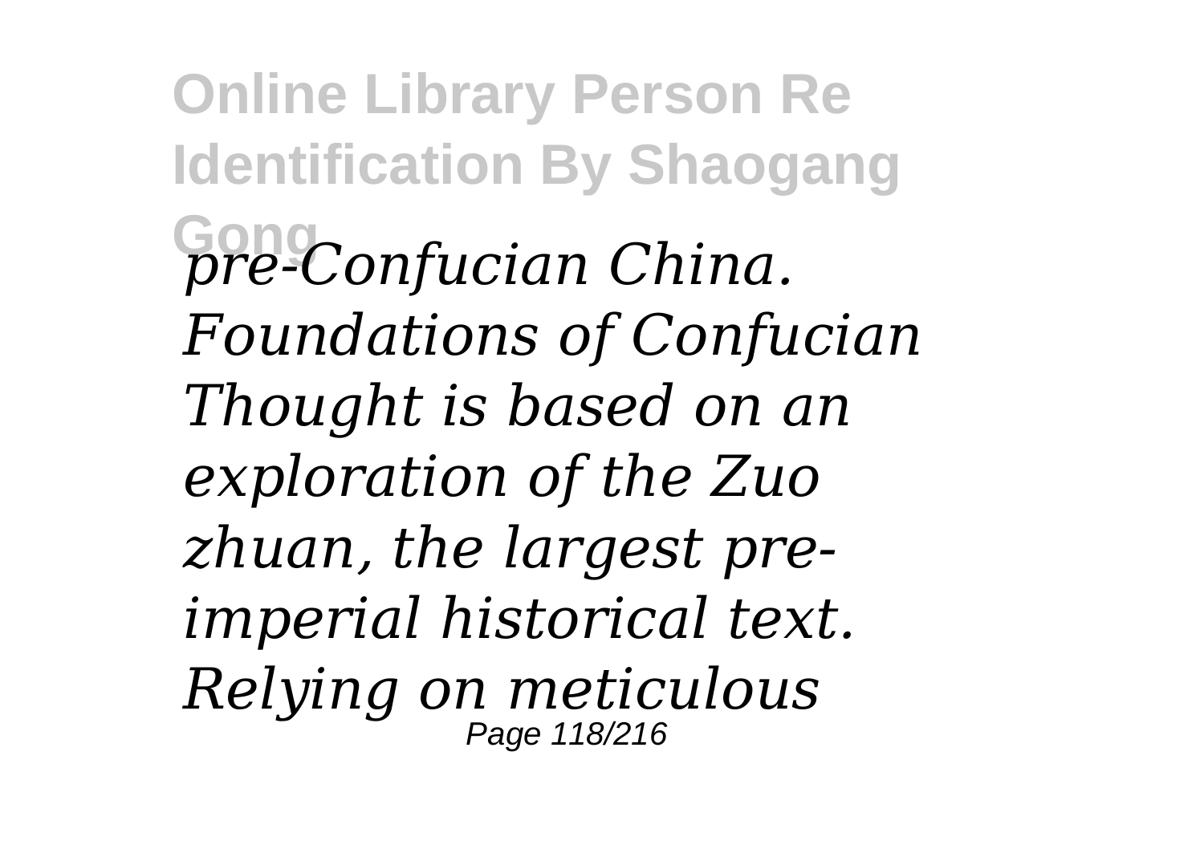*pre-Confucian China. Foundations of Confucian Thought is based on an exploration of the Zuo zhuan, the largest pre-imperial historical text. Relying on meticulous*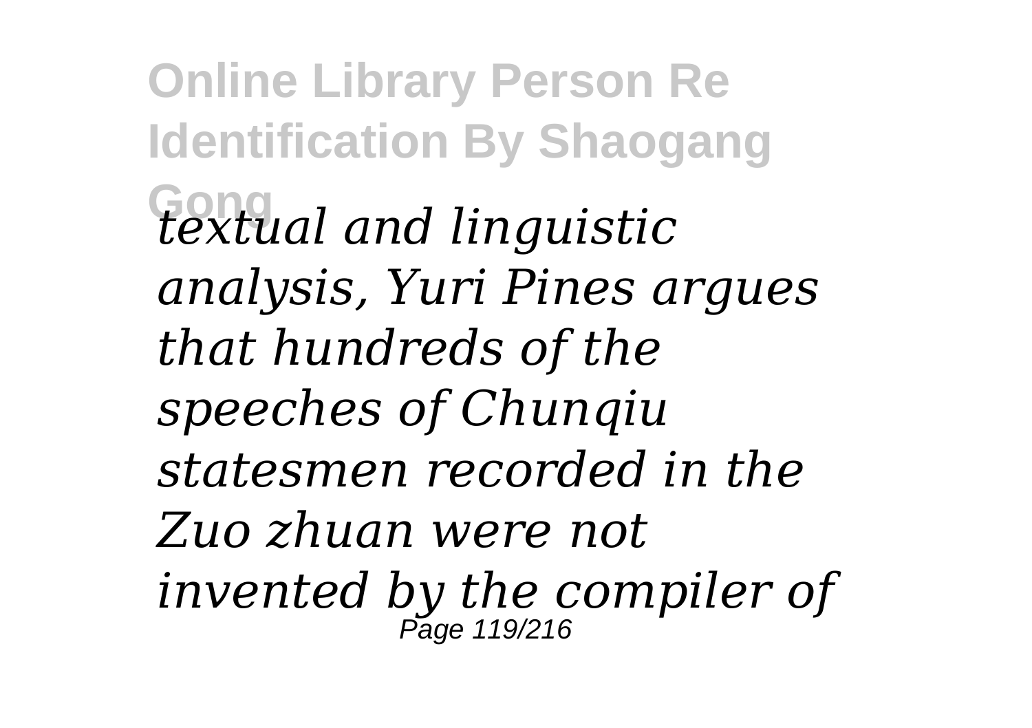*textual and linguistic analysis, Yuri Pines argues that hundreds of the speeches of Chunqiu statesmen recorded in the Zuo zhuan were not invented by the compiler of*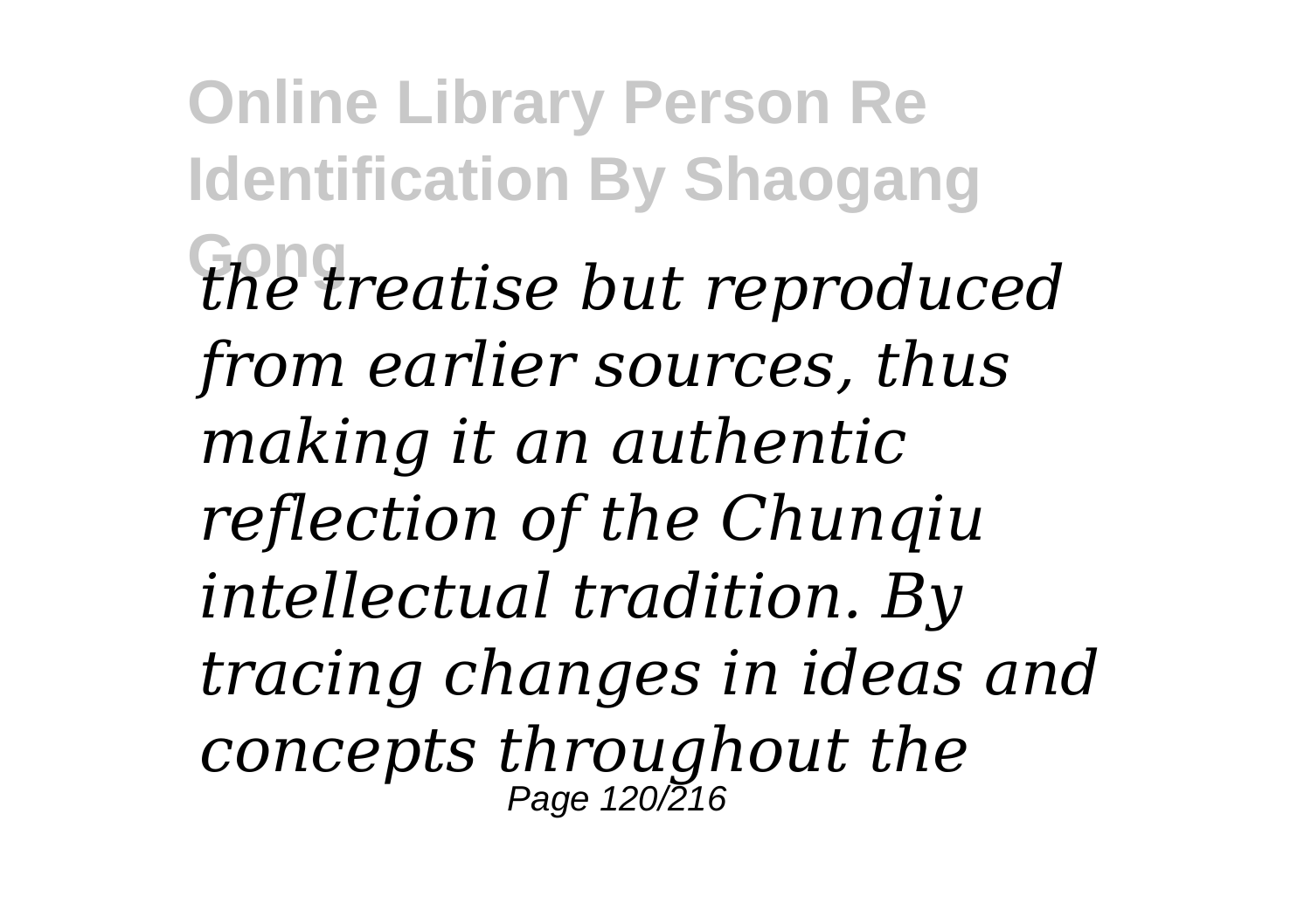*the treatise but reproduced from earlier sources, thus making it an authentic reflection of the Chunqiu intellectual tradition. By tracing changes in ideas and concepts throughout the*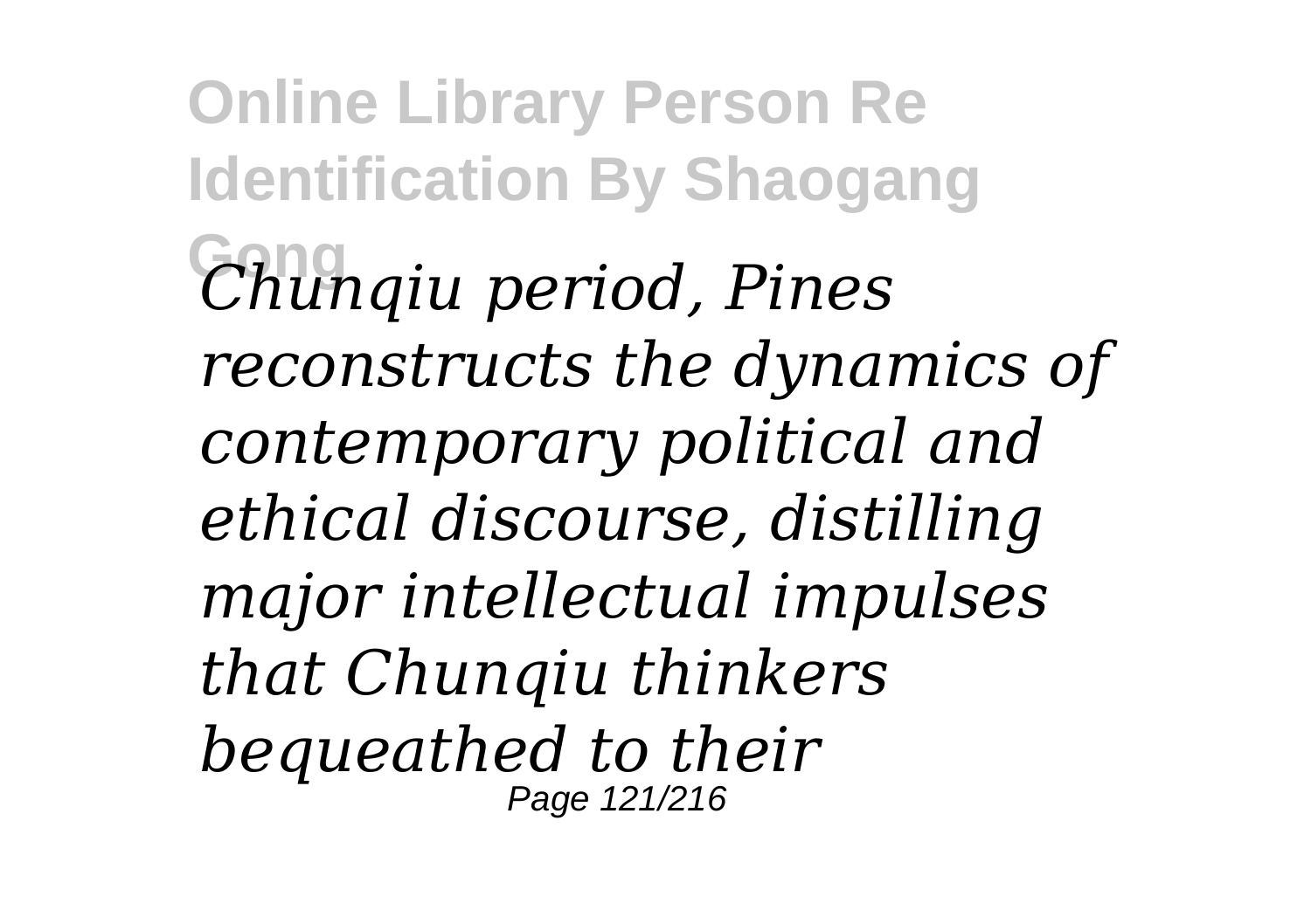*Chunqiu period, Pines reconstructs the dynamics of contemporary political and ethical discourse, distilling major intellectual impulses that Chunqiu thinkers bequeathed to their*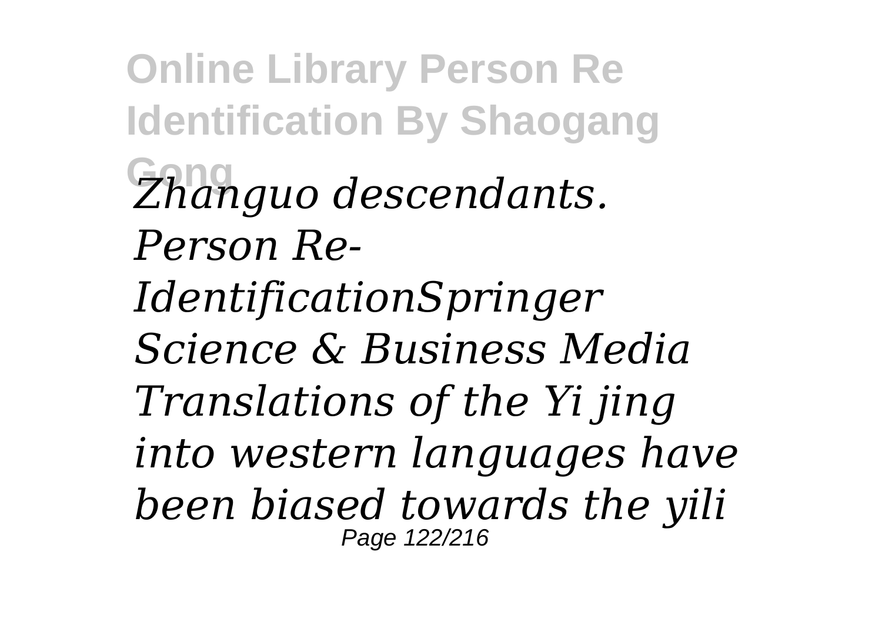*Zhanguo descendants.*
*Person Re-IdentificationSpringer Science & Business Media*
*Translations of the Yi jing into western languages have been biased towards the yili*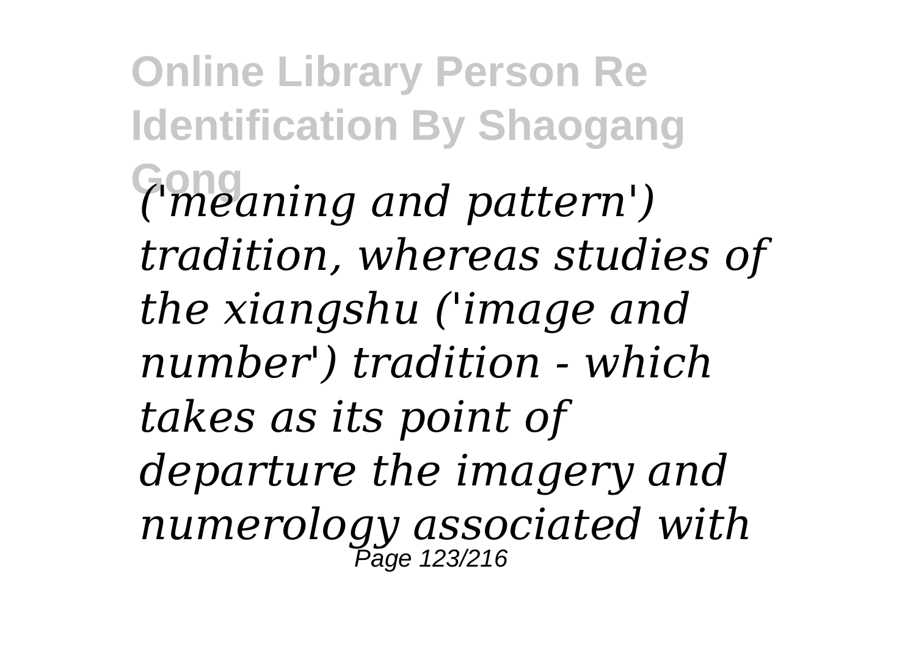*('meaning and pattern') tradition, whereas studies of the xiangshu ('image and number') tradition - which takes as its point of departure the imagery and numerology associated with*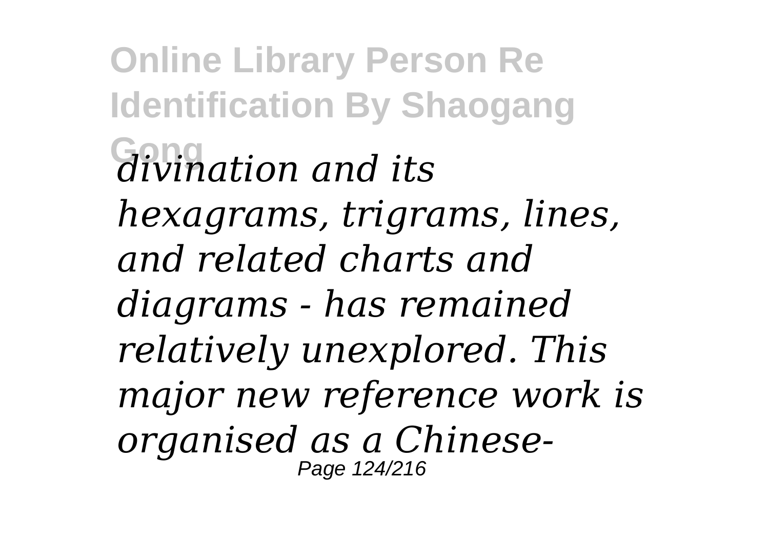*divination and its hexagrams, trigrams, lines, and related charts and diagrams - has remained relatively unexplored. This major new reference work is organised as a Chinese-*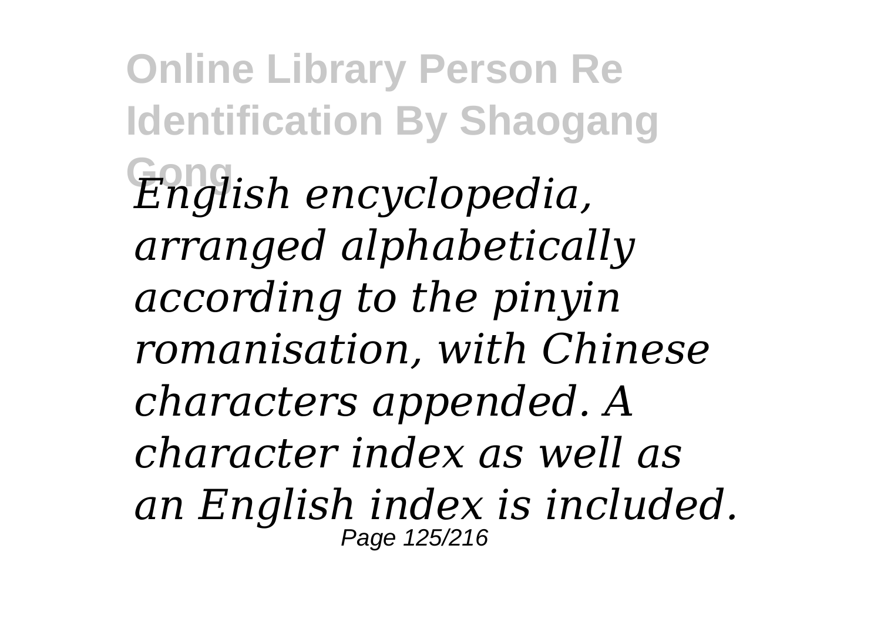*English encyclopedia, arranged alphabetically according to the pinyin romanisation, with Chinese characters appended. A character index as well as an English index is included.*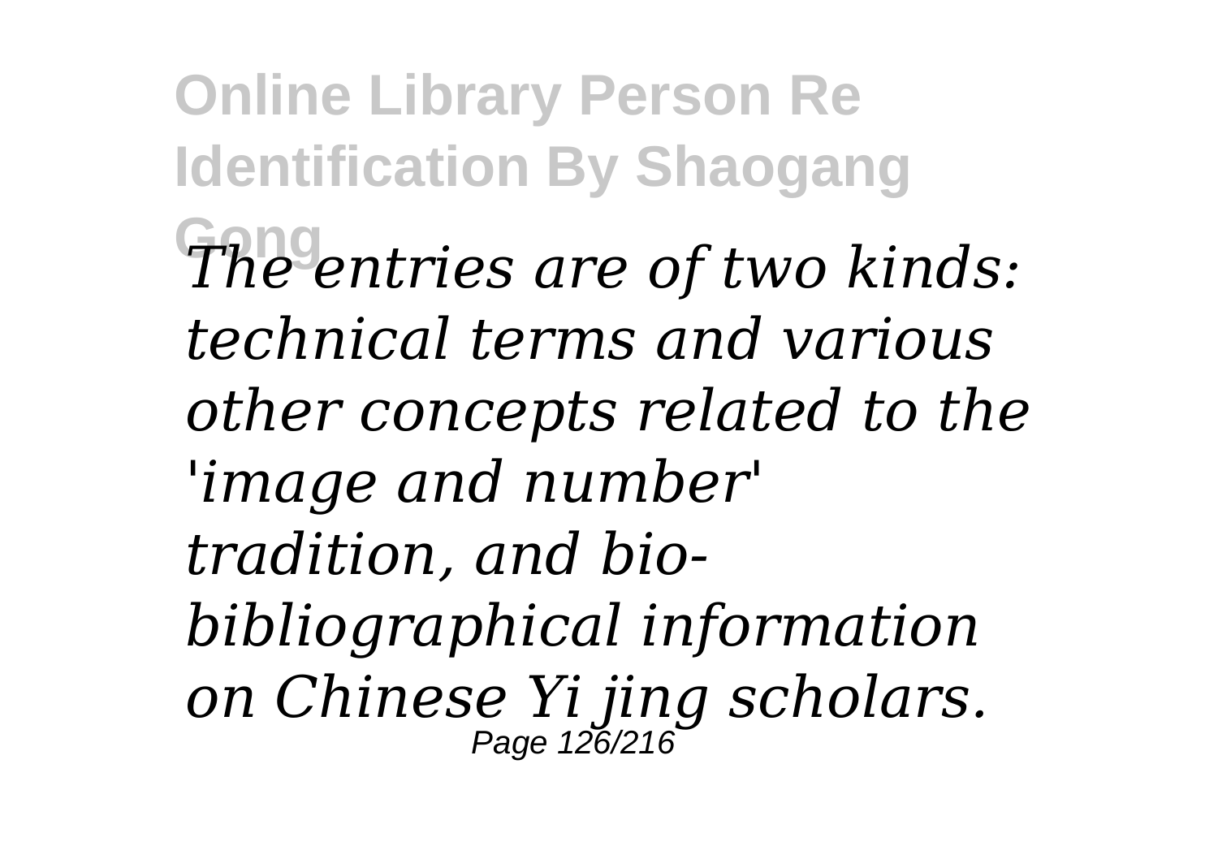*The entries are of two kinds: technical terms and various other concepts related to the 'image and number' tradition, and bio-bibliographical information on Chinese Yi jing scholars.*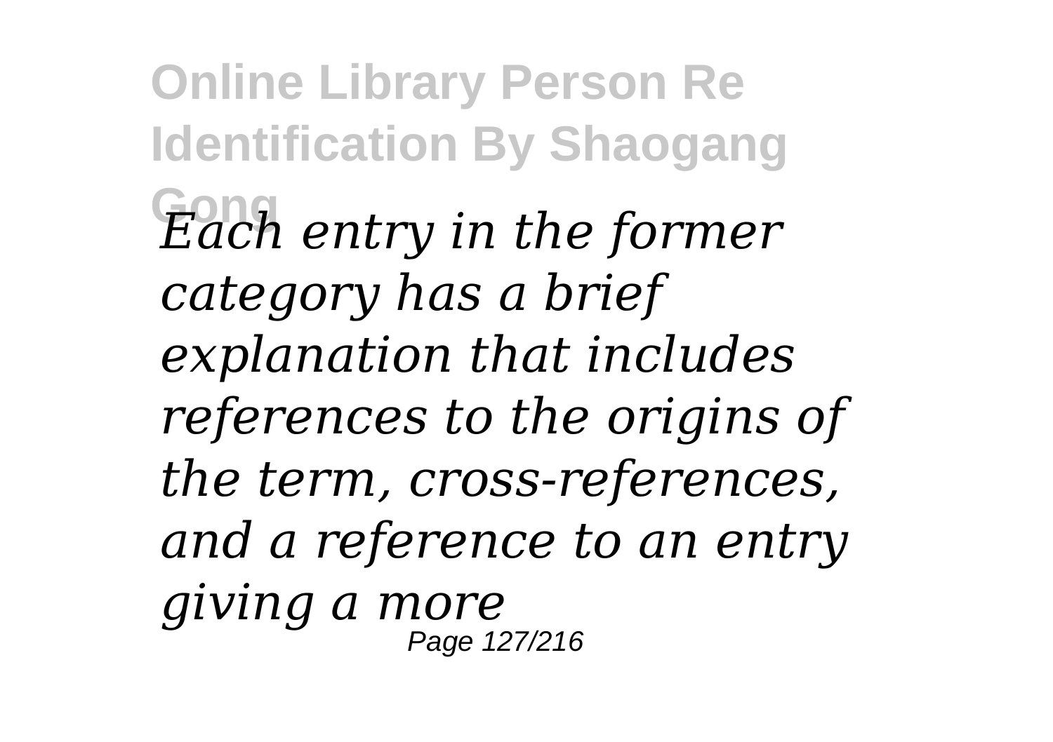*Each entry in the former category has a brief explanation that includes references to the origins of the term, cross-references, and a reference to an entry giving a more*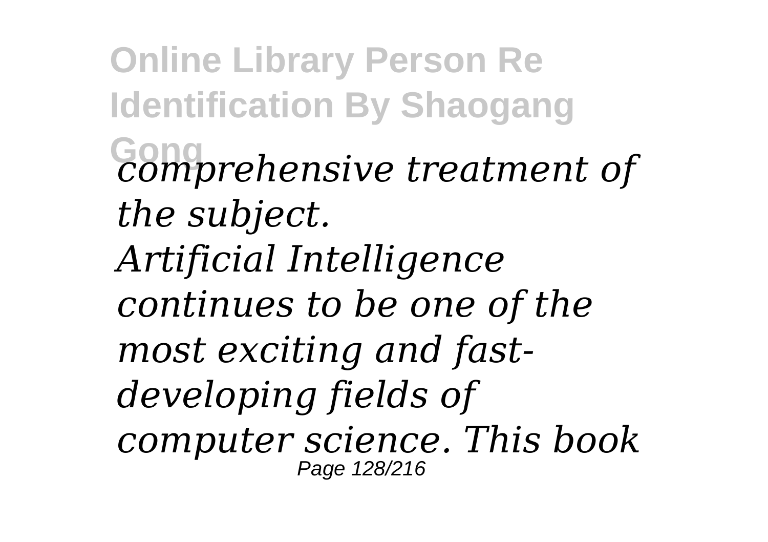*comprehensive treatment of the subject.*

*Artificial Intelligence continues to be one of the most exciting and fast-developing fields of computer science. This book*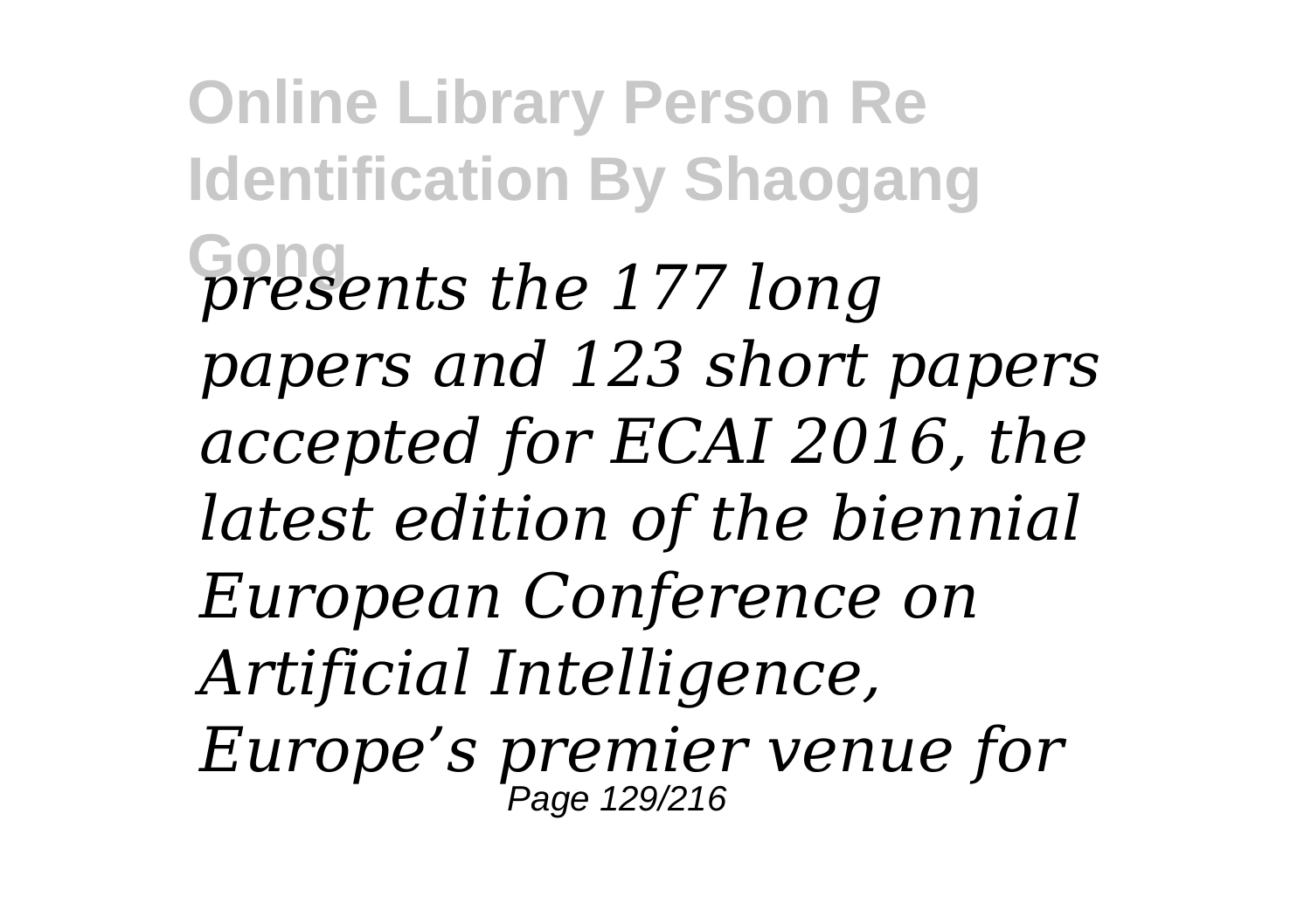*presents the 177 long papers and 123 short papers accepted for ECAI 2016, the latest edition of the biennial European Conference on Artificial Intelligence, Europe's premier venue for*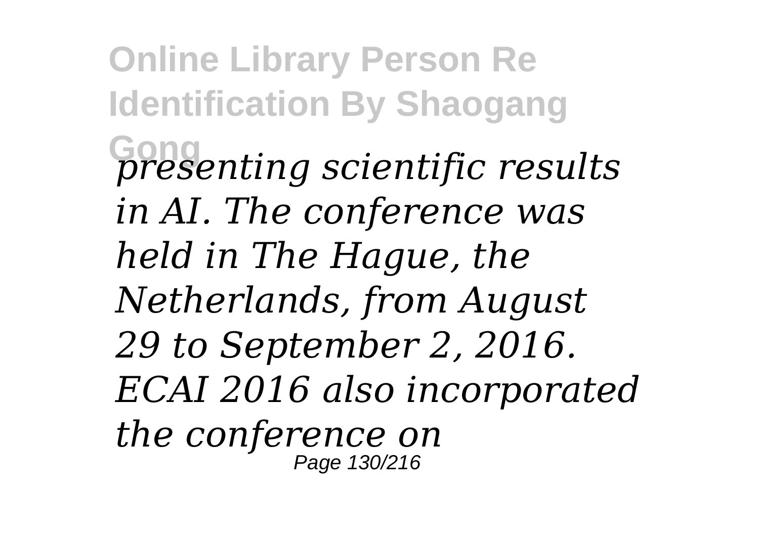*presenting scientific results in AI. The conference was held in The Hague, the Netherlands, from August 29 to September 2, 2016. ECAI 2016 also incorporated the conference on*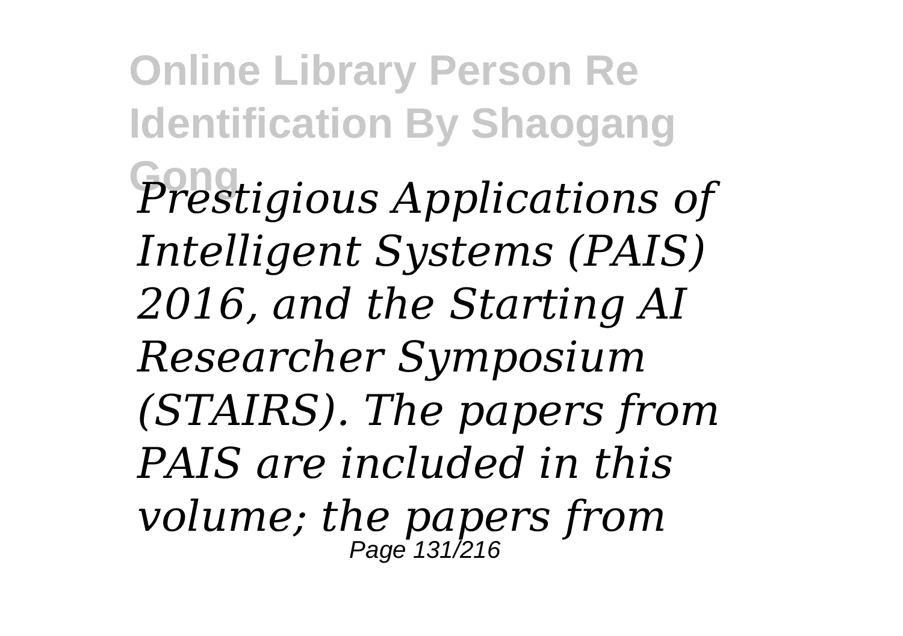*Prestigious Applications of Intelligent Systems (PAIS) 2016, and the Starting AI Researcher Symposium (STAIRS). The papers from PAIS are included in this volume; the papers from*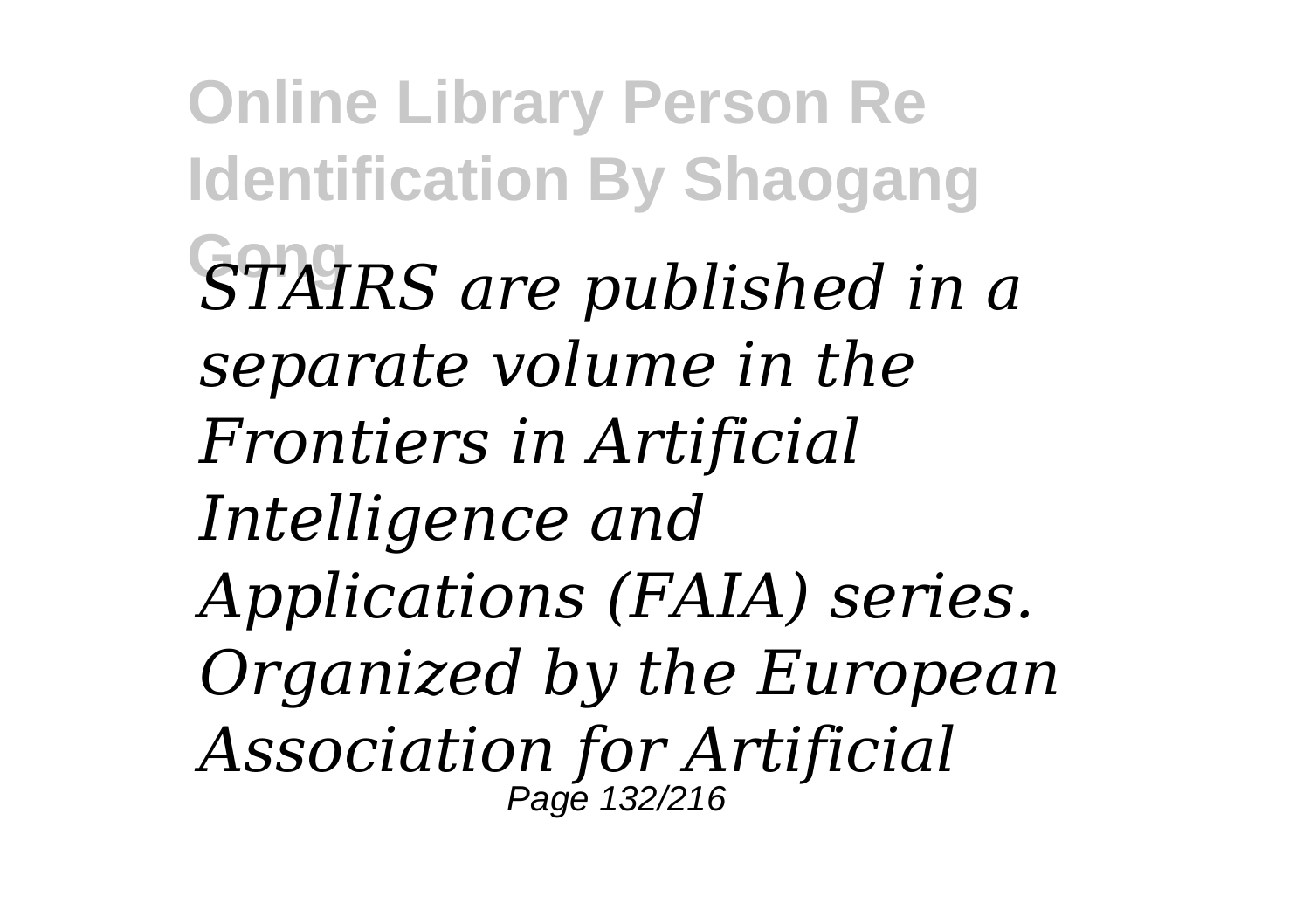*STAIRS are published in a separate volume in the Frontiers in Artificial Intelligence and Applications (FAIA) series. Organized by the European Association for Artificial*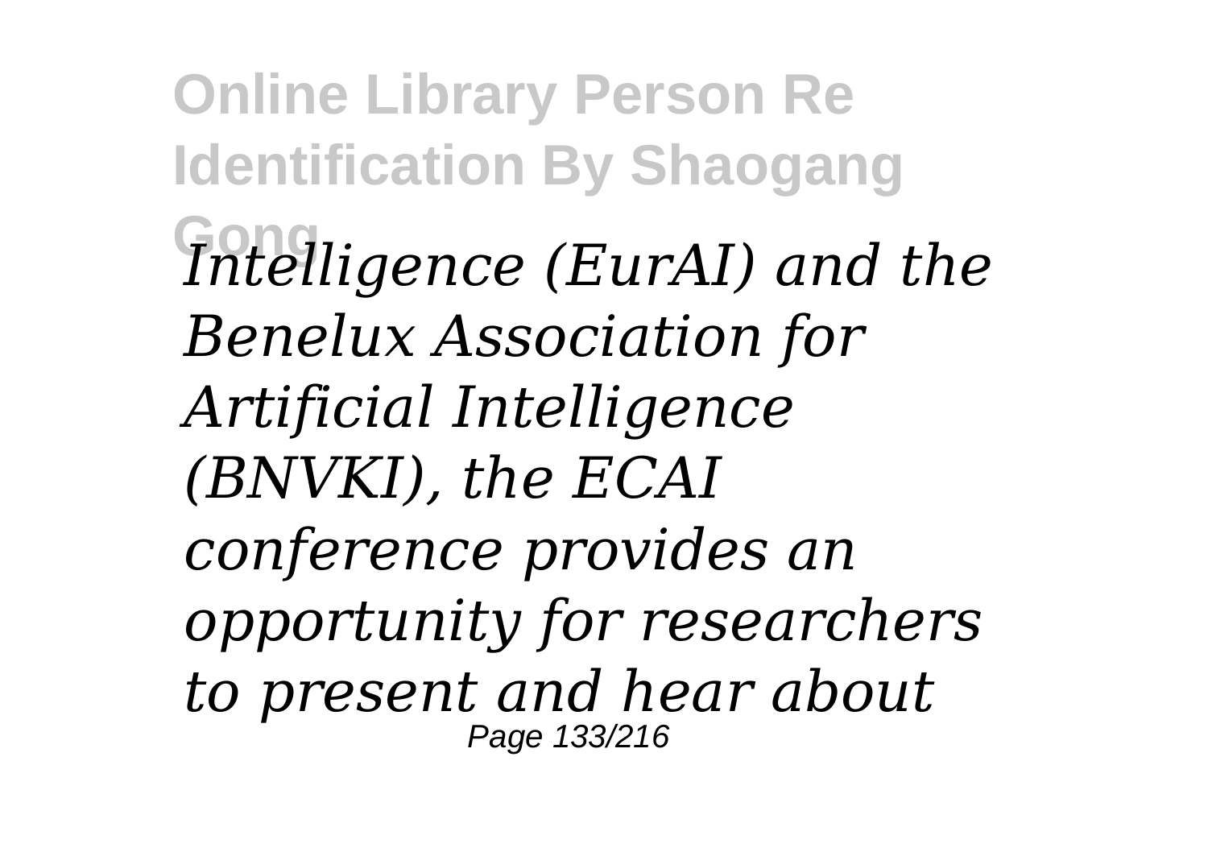*Intelligence (EurAI) and the Benelux Association for Artificial Intelligence (BNVKI), the ECAI conference provides an opportunity for researchers to present and hear about*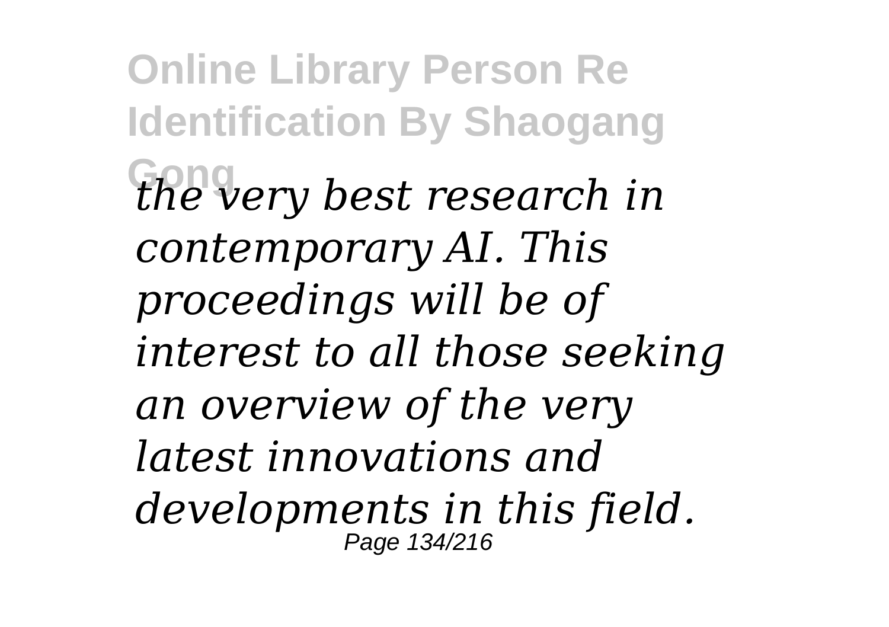*the very best research in contemporary AI. This proceedings will be of interest to all those seeking an overview of the very latest innovations and developments in this field.*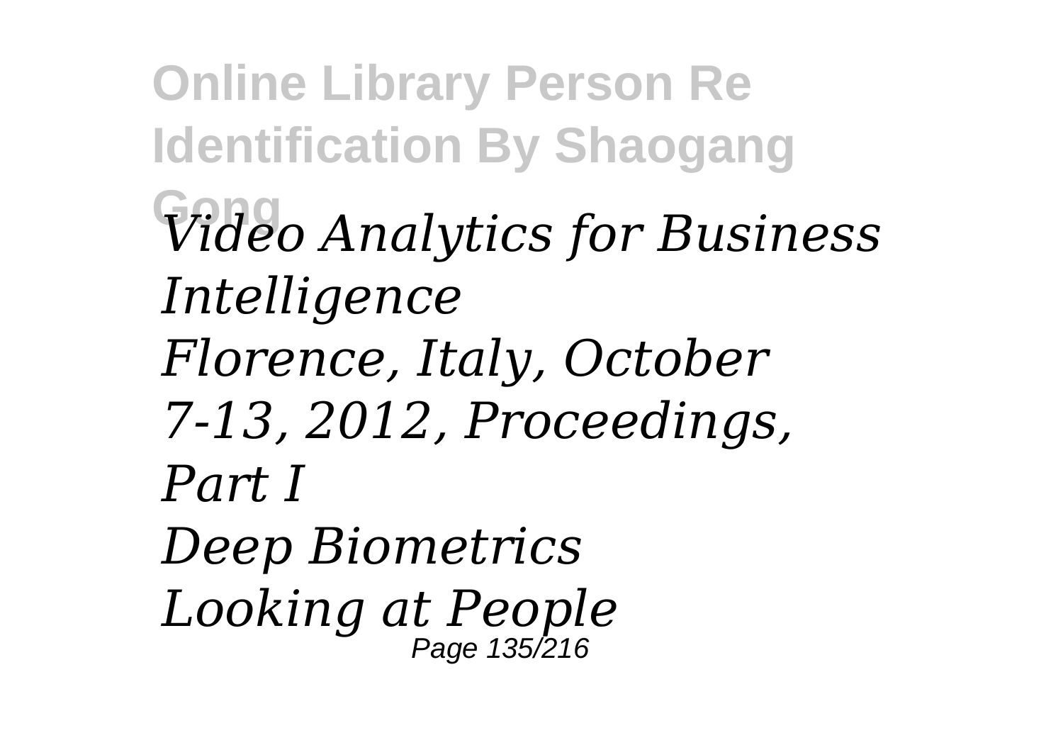*Video Analytics for Business Intelligence*
*Florence, Italy, October 7-13, 2012, Proceedings, Part I*
*Deep Biometrics*
*Looking at People*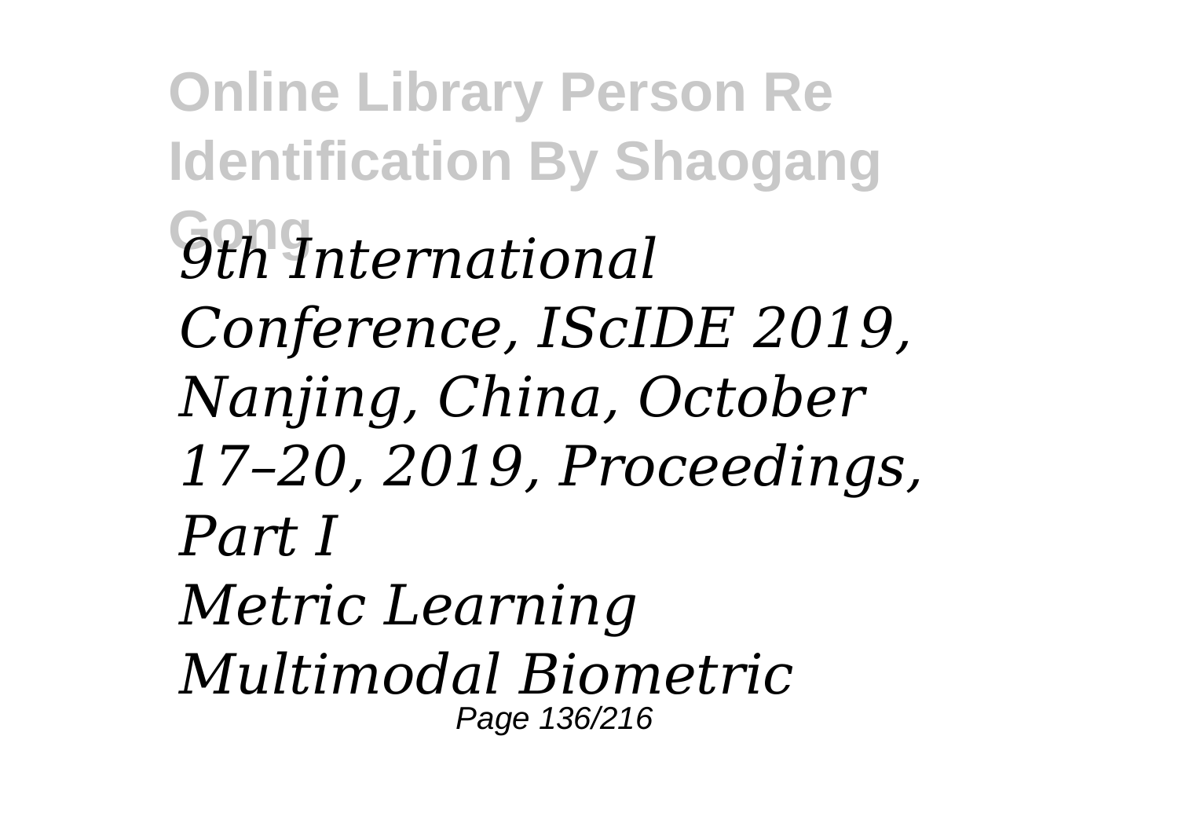*9th International Conference, IScIDE 2019, Nanjing, China, October 17–20, 2019, Proceedings, Part I*

*Metric Learning*

*Multimodal Biometric*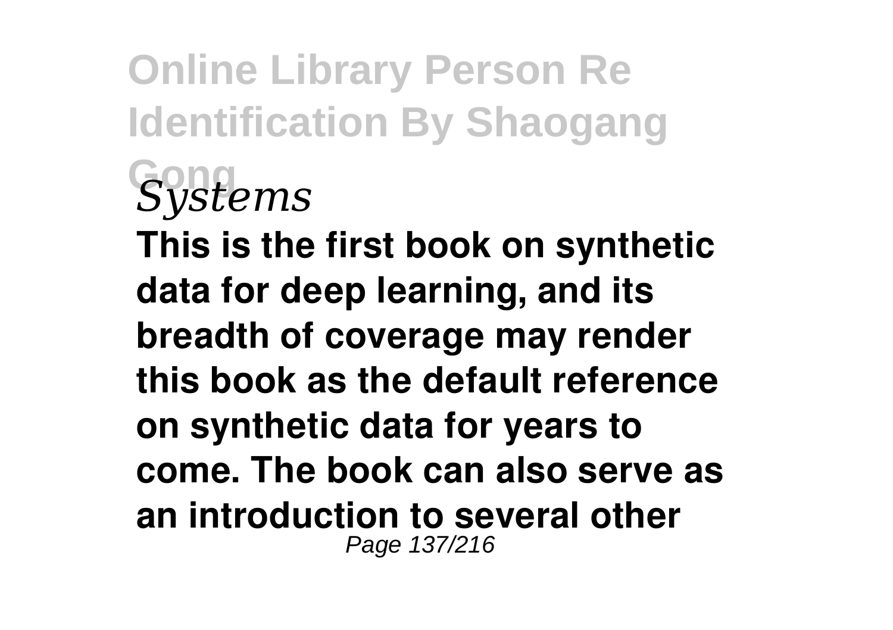*Systems*

**This is the first book on synthetic data for deep learning, and its breadth of coverage may render this book as the default reference on synthetic data for years to come. The book can also serve as an introduction to several other**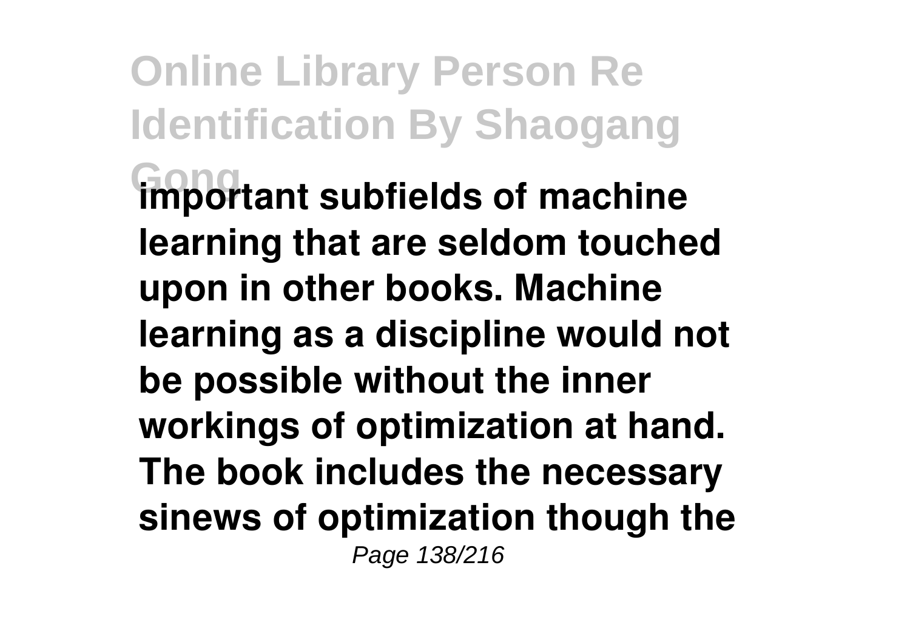**important subfields of machine learning that are seldom touched upon in other books. Machine learning as a discipline would not be possible without the inner workings of optimization at hand. The book includes the necessary sinews of optimization though the**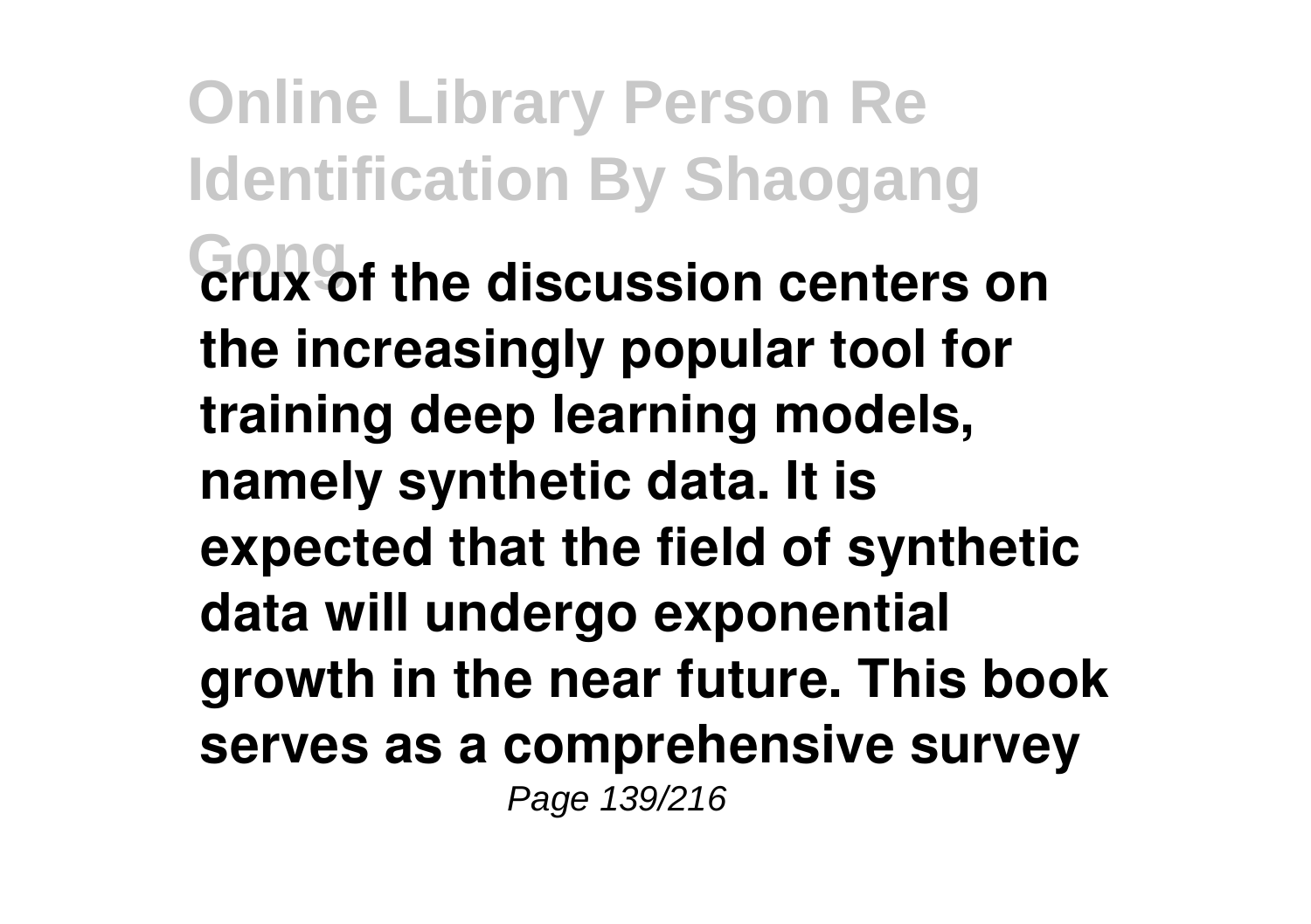**crux of the discussion centers on the increasingly popular tool for training deep learning models, namely synthetic data. It is expected that the field of synthetic data will undergo exponential growth in the near future. This book serves as a comprehensive survey**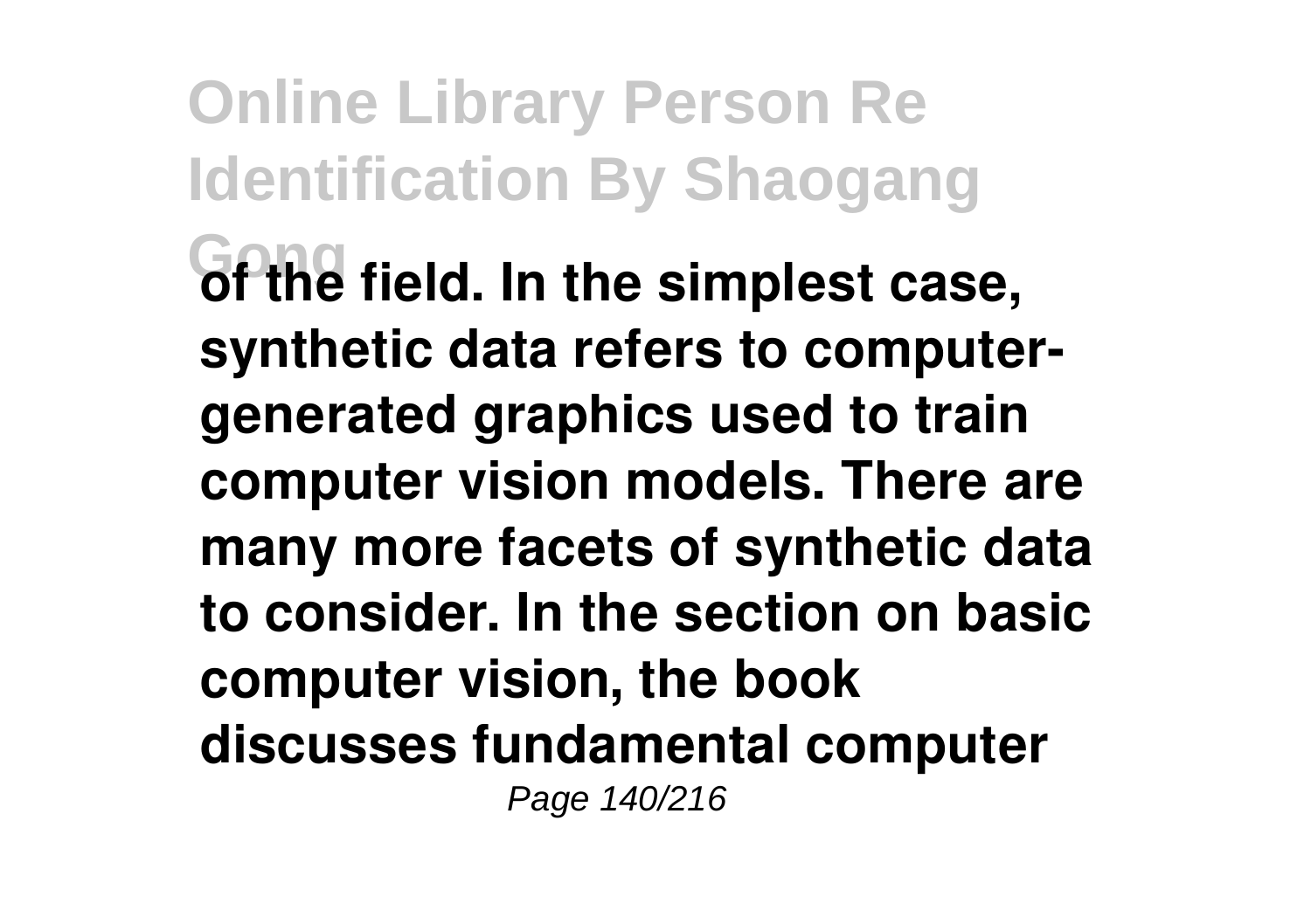**of the field. In the simplest case, synthetic data refers to computer-generated graphics used to train computer vision models. There are many more facets of synthetic data to consider. In the section on basic computer vision, the book discusses fundamental computer**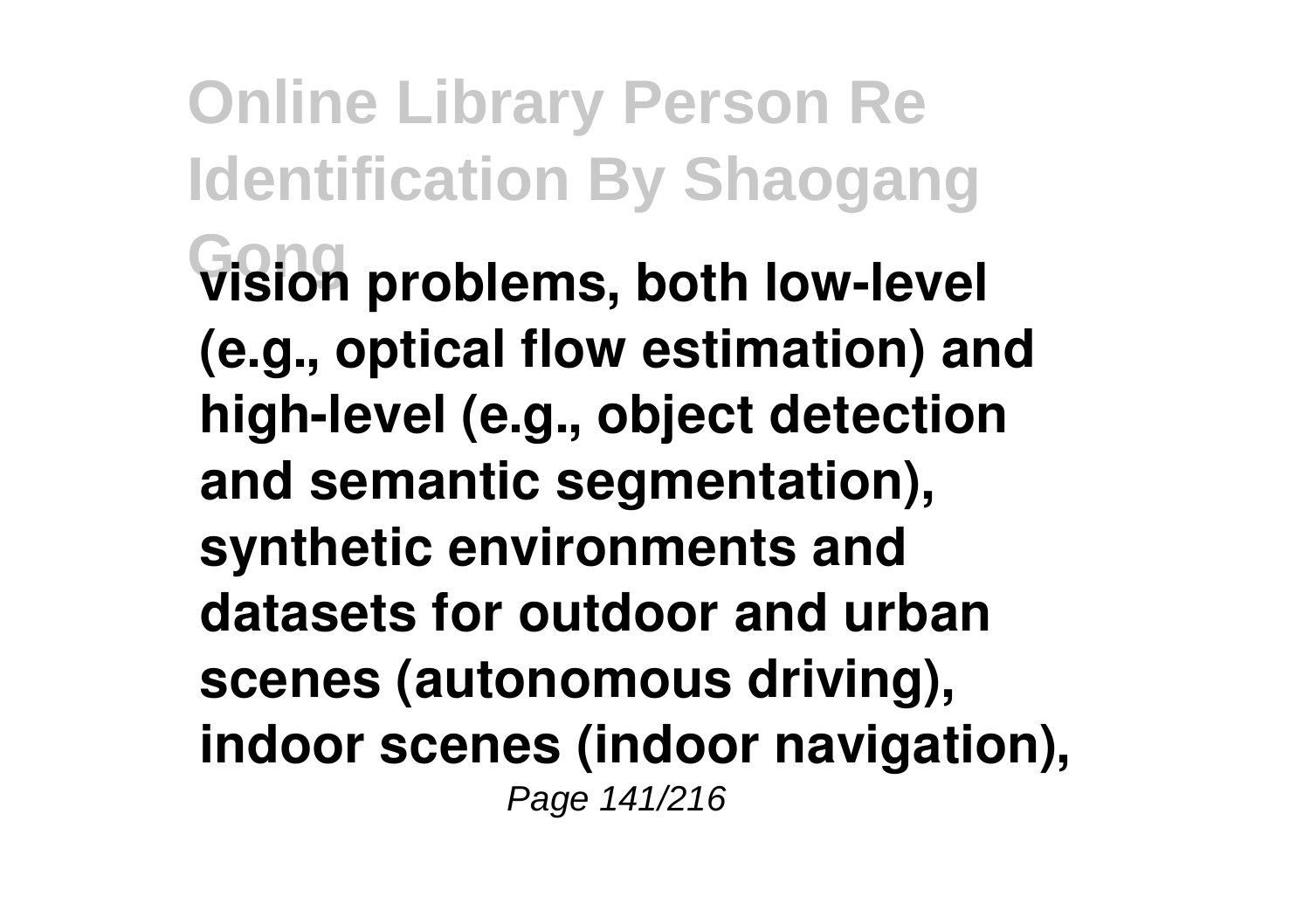**vision problems, both low-level (e.g., optical flow estimation) and high-level (e.g., object detection and semantic segmentation), synthetic environments and datasets for outdoor and urban scenes (autonomous driving), indoor scenes (indoor navigation),**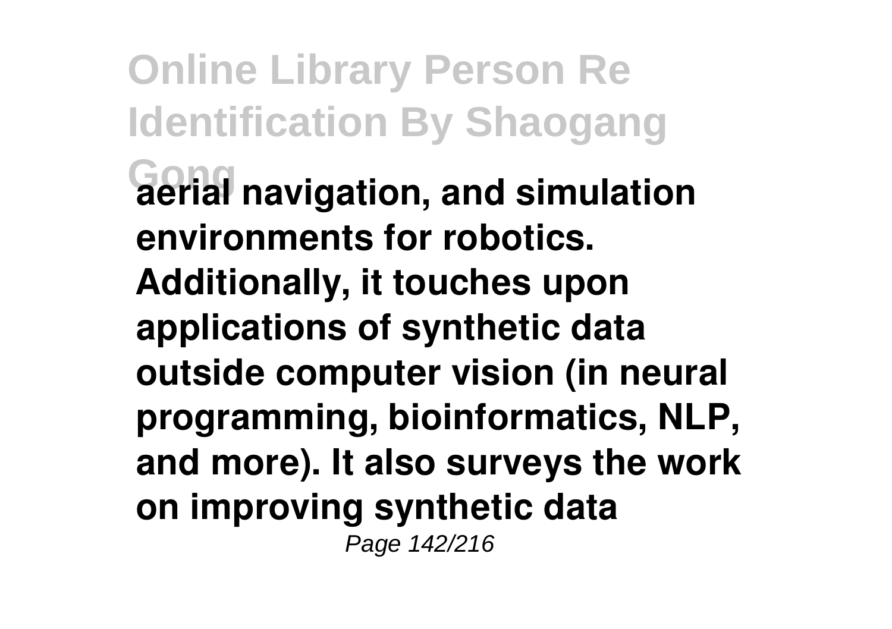**aerial navigation, and simulation environments for robotics. Additionally, it touches upon applications of synthetic data outside computer vision (in neural programming, bioinformatics, NLP, and more). It also surveys the work on improving synthetic data**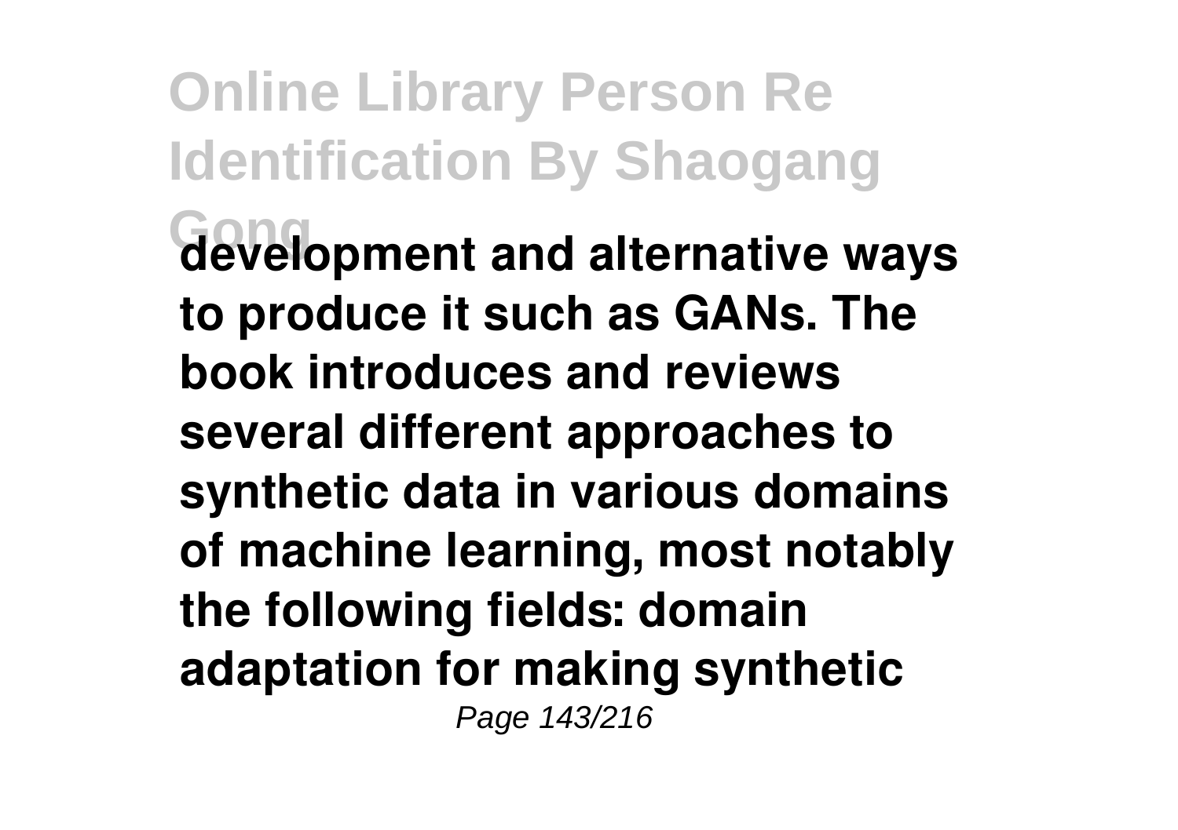**development and alternative ways to produce it such as GANs. The book introduces and reviews several different approaches to synthetic data in various domains of machine learning, most notably the following fields: domain adaptation for making synthetic**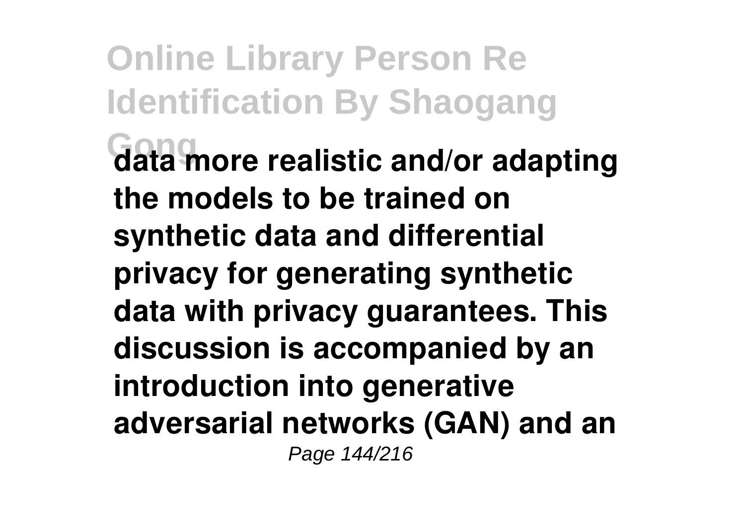**data more realistic and/or adapting the models to be trained on synthetic data and differential privacy for generating synthetic data with privacy guarantees. This discussion is accompanied by an introduction into generative adversarial networks (GAN) and an**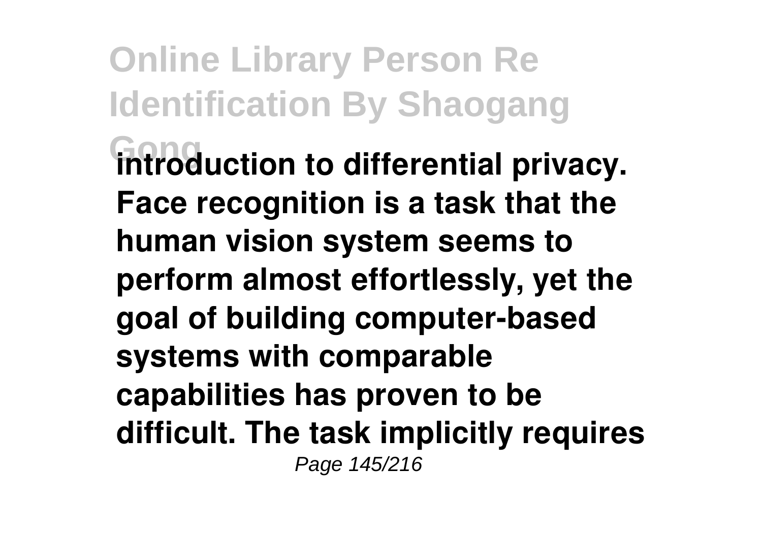**introduction to differential privacy. Face recognition is a task that the human vision system seems to perform almost effortlessly, yet the goal of building computer-based systems with comparable capabilities has proven to be difficult. The task implicitly requires**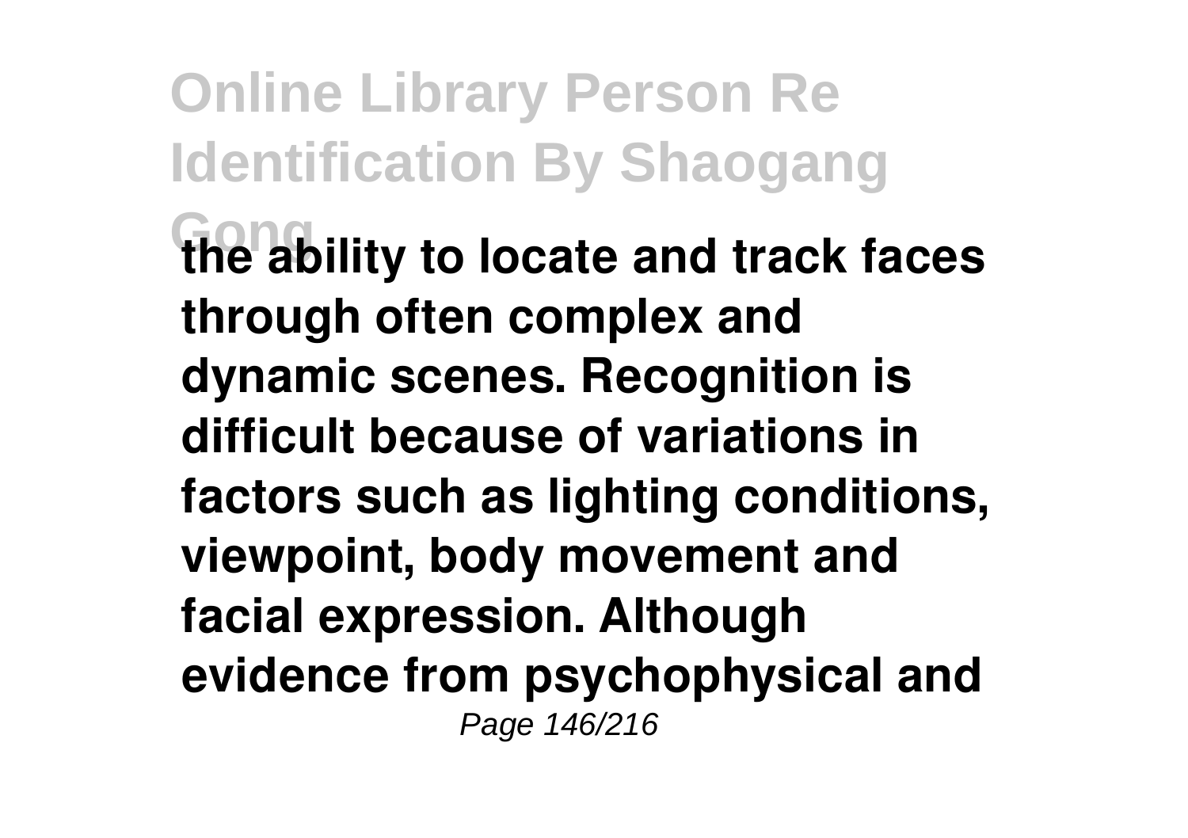**the ability to locate and track faces through often complex and dynamic scenes. Recognition is difficult because of variations in factors such as lighting conditions, viewpoint, body movement and facial expression. Although evidence from psychophysical and**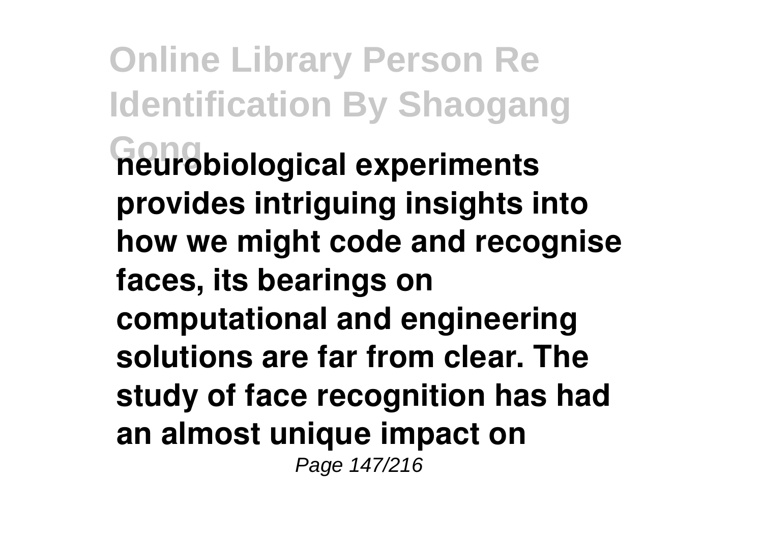**neurobiological experiments provides intriguing insights into how we might code and recognise faces, its bearings on computational and engineering solutions are far from clear. The study of face recognition has had an almost unique impact on**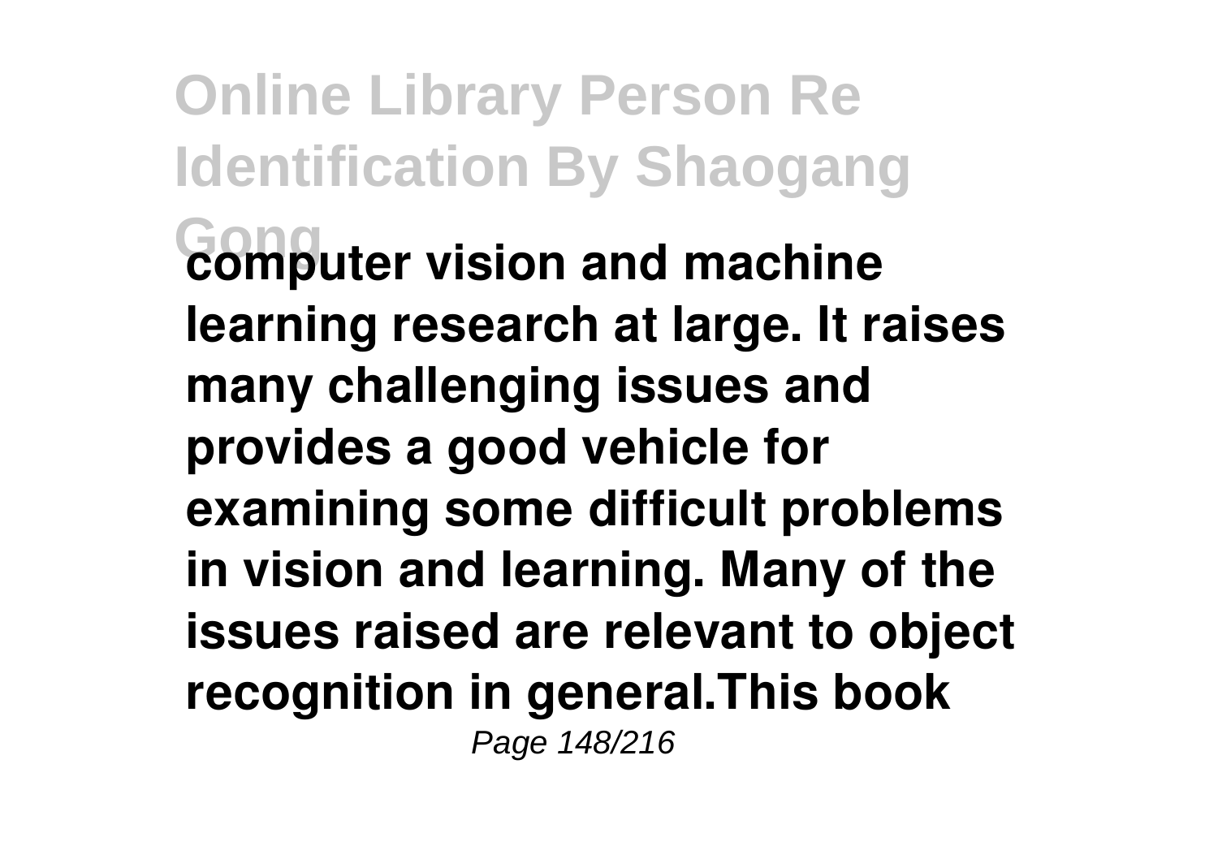**computer vision and machine learning research at large. It raises many challenging issues and provides a good vehicle for examining some difficult problems in vision and learning. Many of the issues raised are relevant to object recognition in general.This book**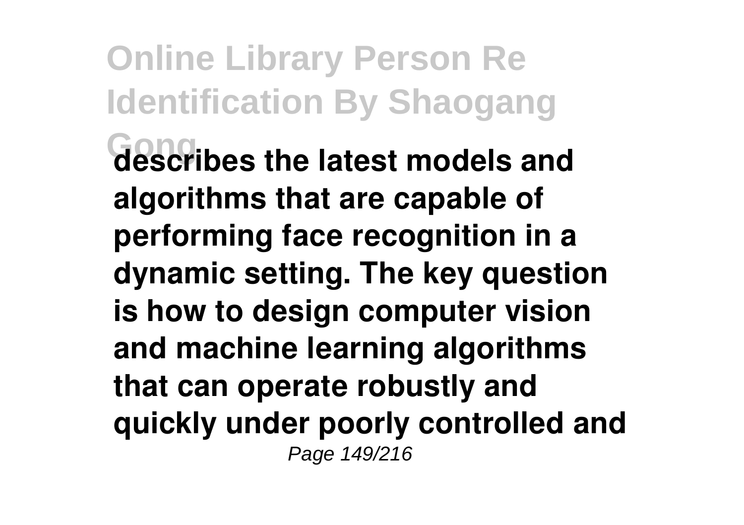**describes the latest models and algorithms that are capable of performing face recognition in a dynamic setting. The key question is how to design computer vision and machine learning algorithms that can operate robustly and quickly under poorly controlled and**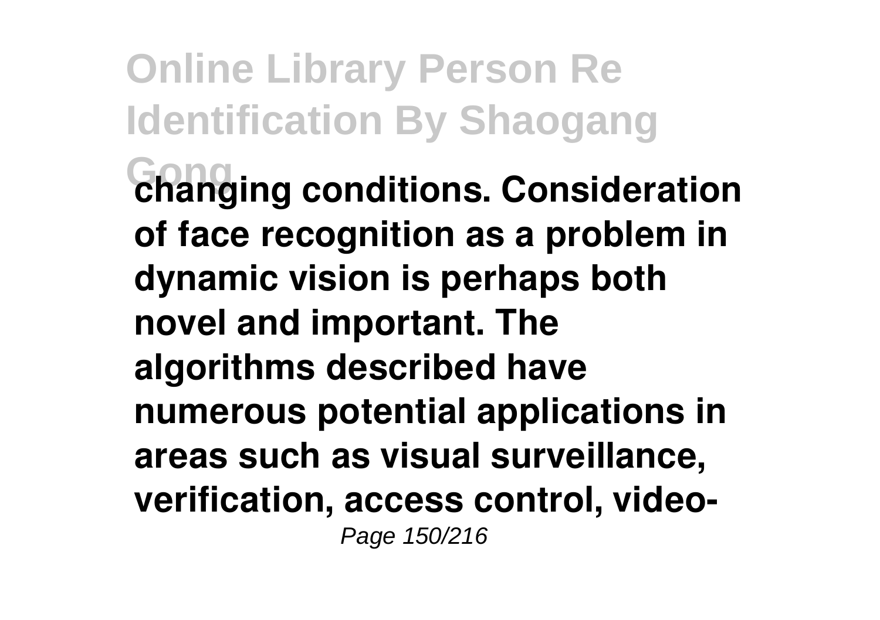**changing conditions. Consideration of face recognition as a problem in dynamic vision is perhaps both novel and important. The algorithms described have numerous potential applications in areas such as visual surveillance, verification, access control, video-**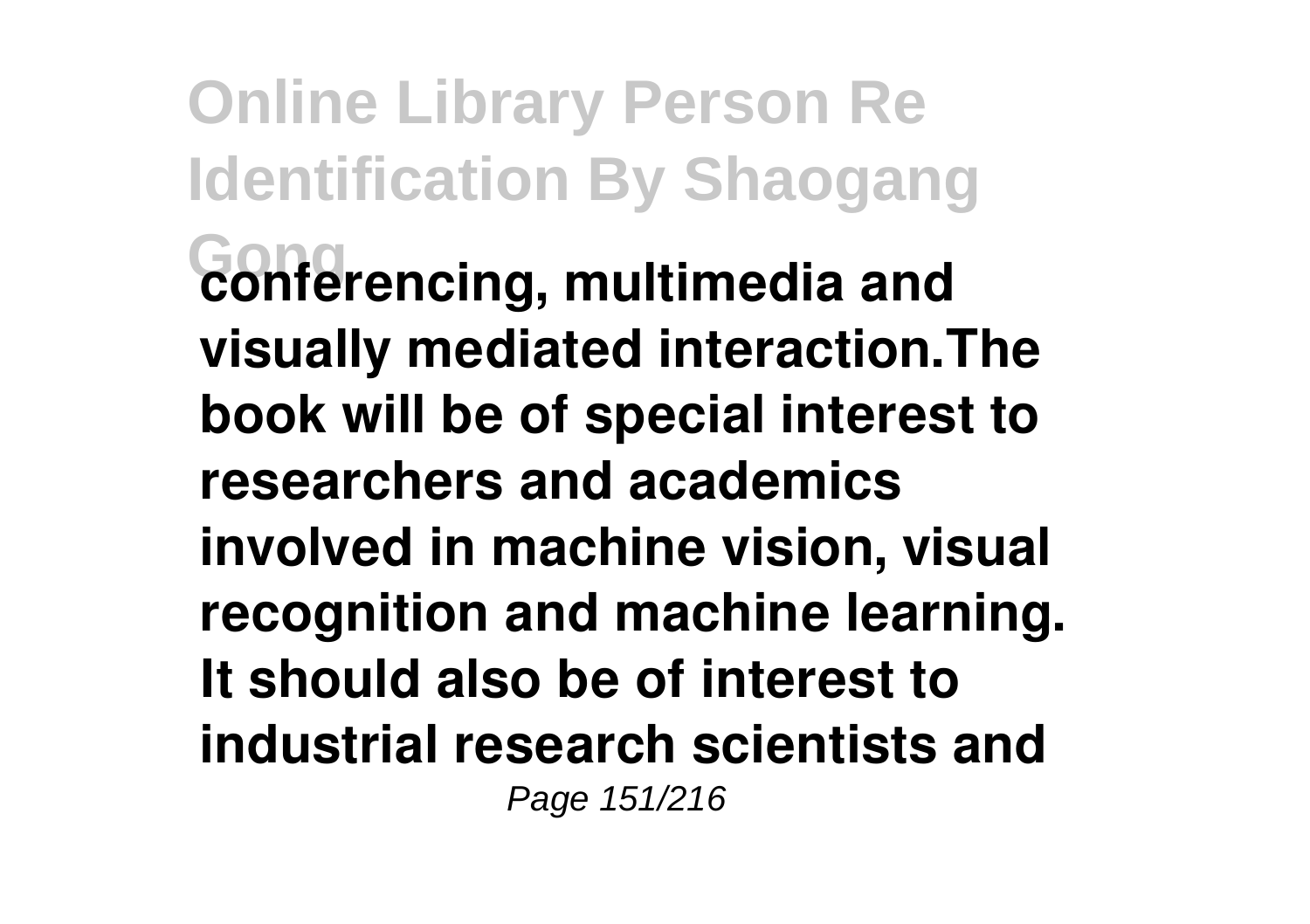conferencing, multimedia and visually mediated interaction.The book will be of special interest to researchers and academics involved in machine vision, visual recognition and machine learning. It should also be of interest to industrial research scientists and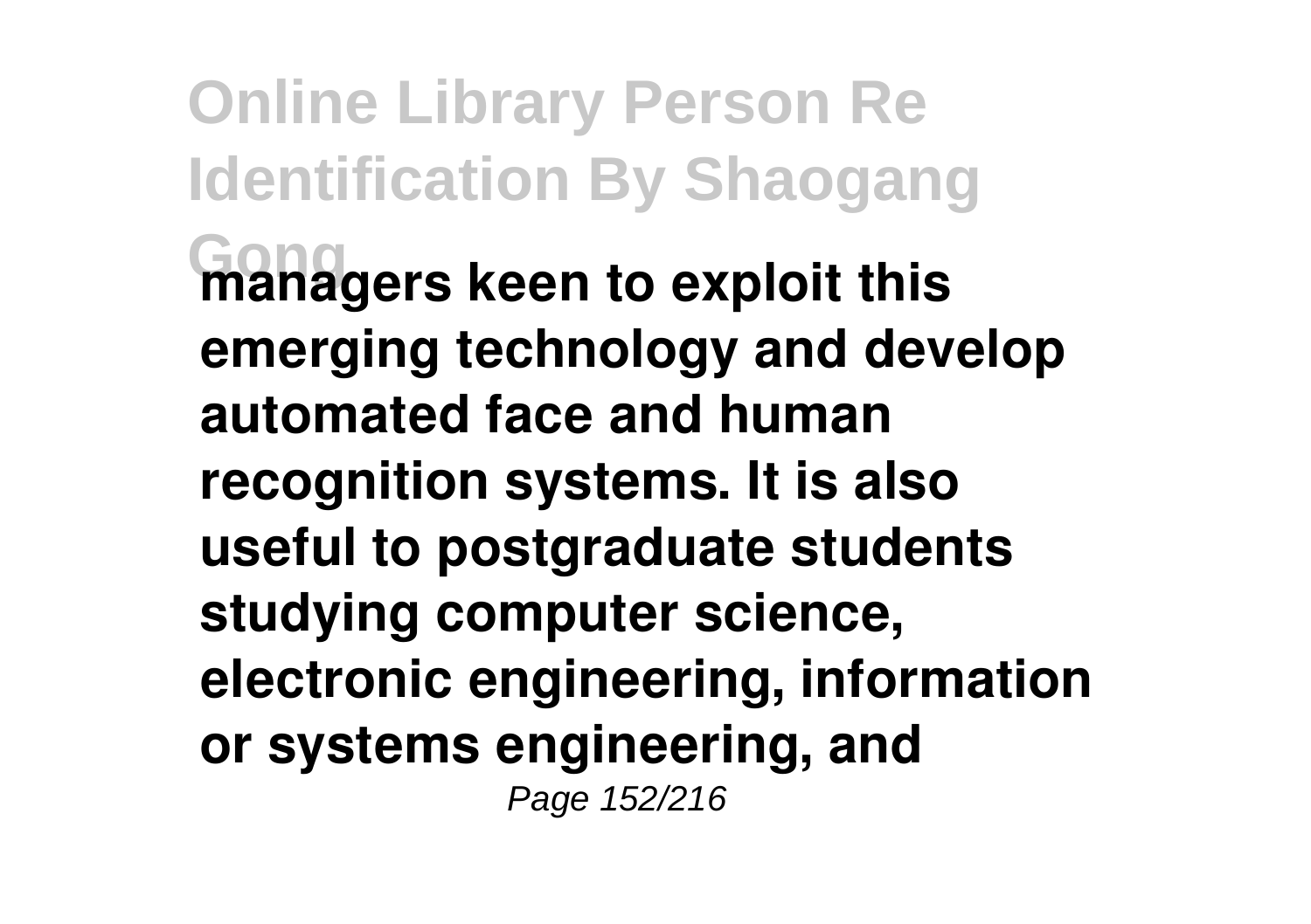managers keen to exploit this emerging technology and develop automated face and human recognition systems. It is also useful to postgraduate students studying computer science, electronic engineering, information or systems engineering, and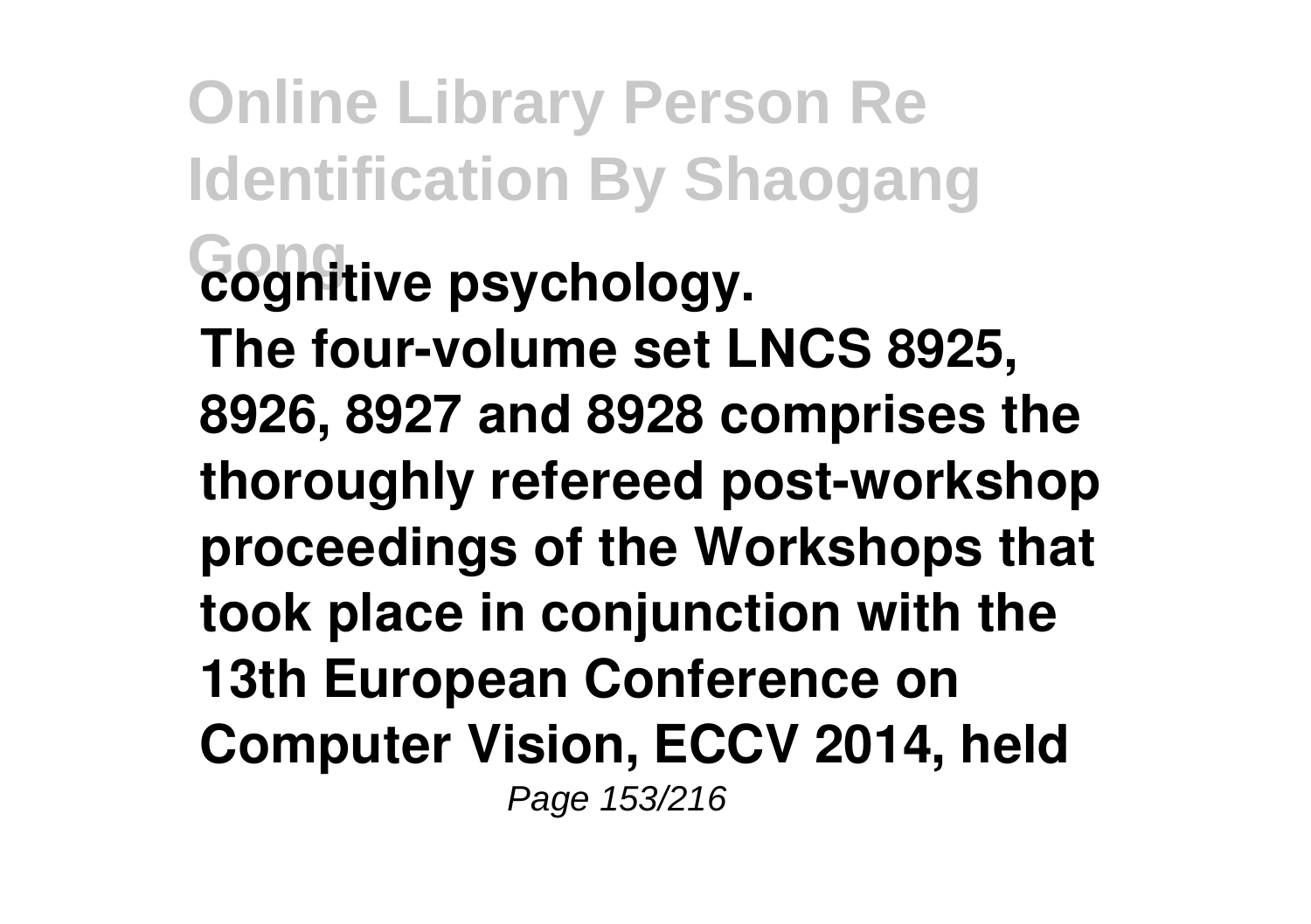cognitive psychology.

The four-volume set LNCS 8925, 8926, 8927 and 8928 comprises the thoroughly refereed post-workshop proceedings of the Workshops that took place in conjunction with the 13th European Conference on Computer Vision, ECCV 2014, held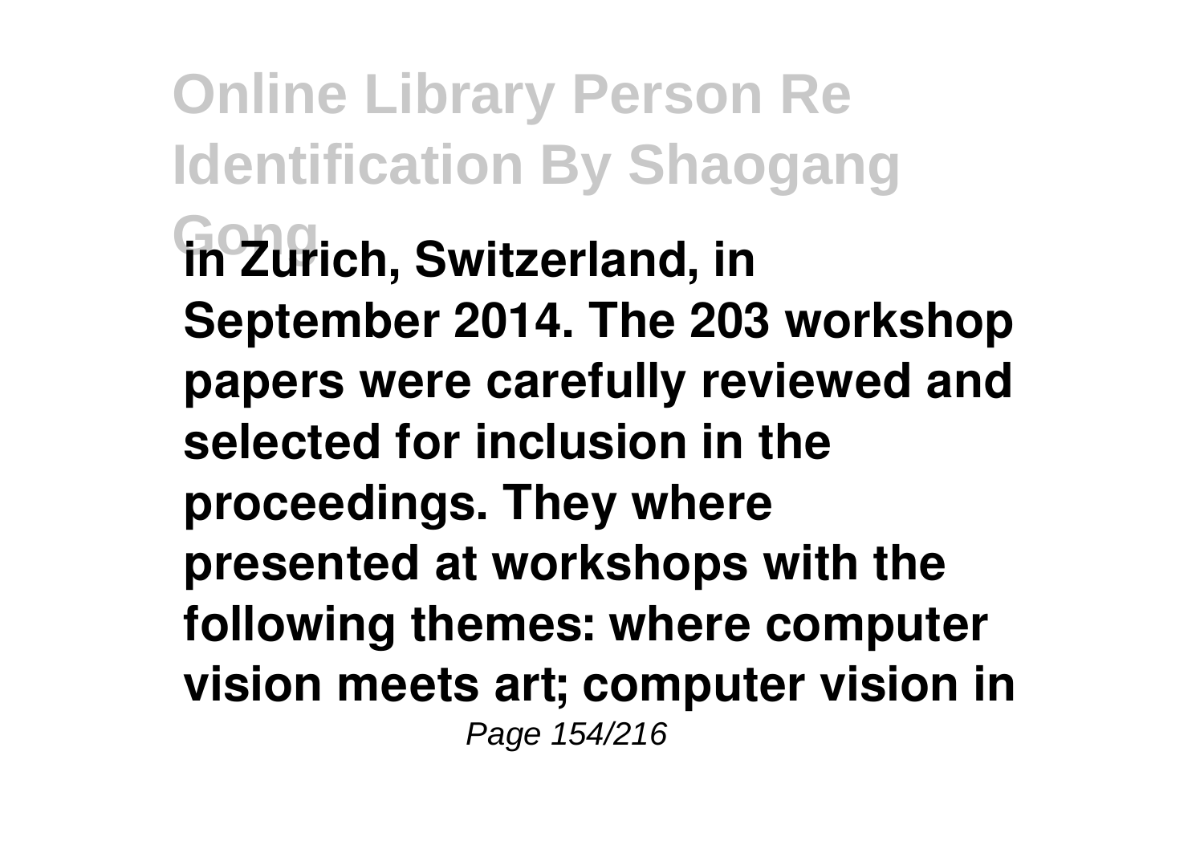**in Zurich, Switzerland, in September 2014. The 203 workshop papers were carefully reviewed and selected for inclusion in the proceedings. They where presented at workshops with the following themes: where computer vision meets art; computer vision in**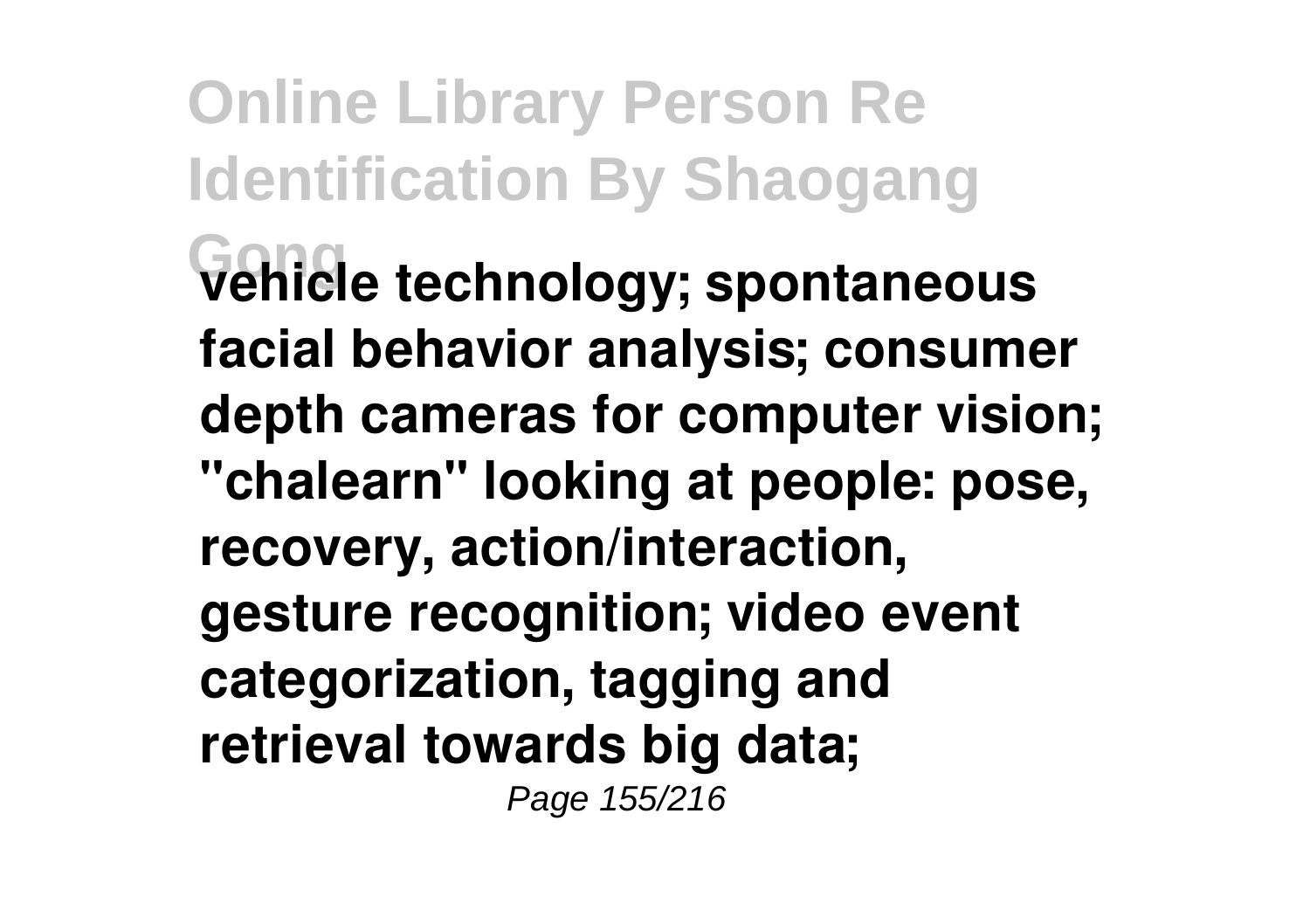**vehicle technology; spontaneous facial behavior analysis; consumer depth cameras for computer vision; "chalearn" looking at people: pose, recovery, action/interaction, gesture recognition; video event categorization, tagging and retrieval towards big data;**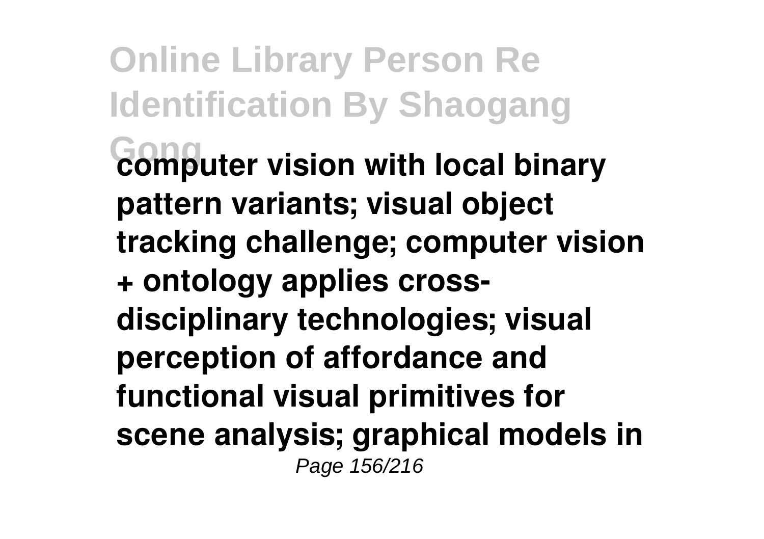**computer vision with local binary pattern variants; visual object tracking challenge; computer vision + ontology applies cross-disciplinary technologies; visual perception of affordance and functional visual primitives for scene analysis; graphical models in**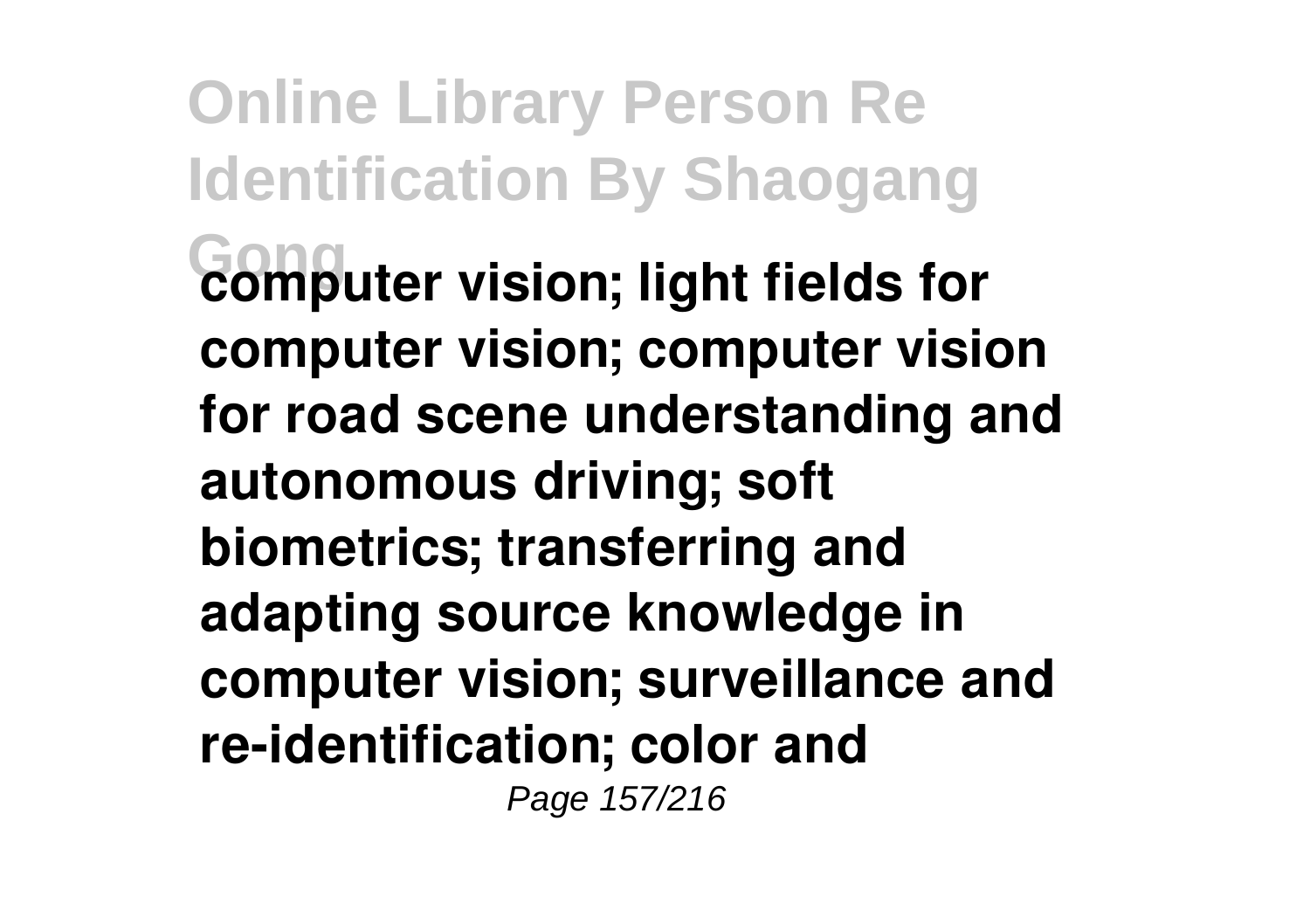**computer vision; light fields for computer vision; computer vision for road scene understanding and autonomous driving; soft biometrics; transferring and adapting source knowledge in computer vision; surveillance and re-identification; color and**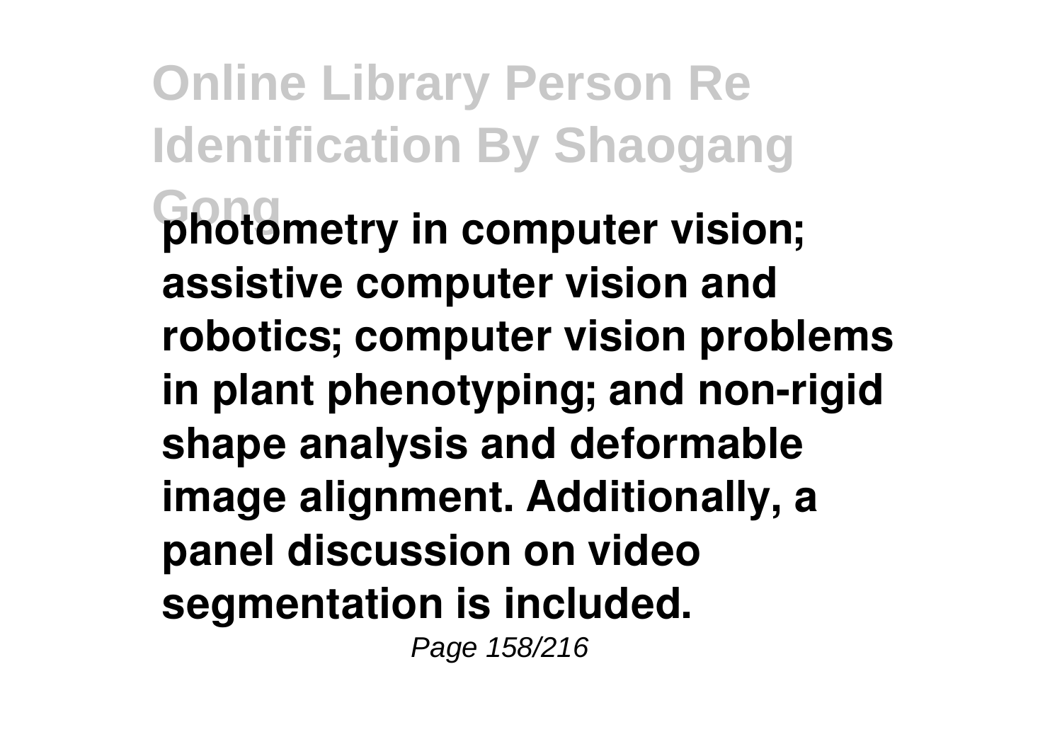**photometry in computer vision; assistive computer vision and robotics; computer vision problems in plant phenotyping; and non-rigid shape analysis and deformable image alignment. Additionally, a panel discussion on video segmentation is included.**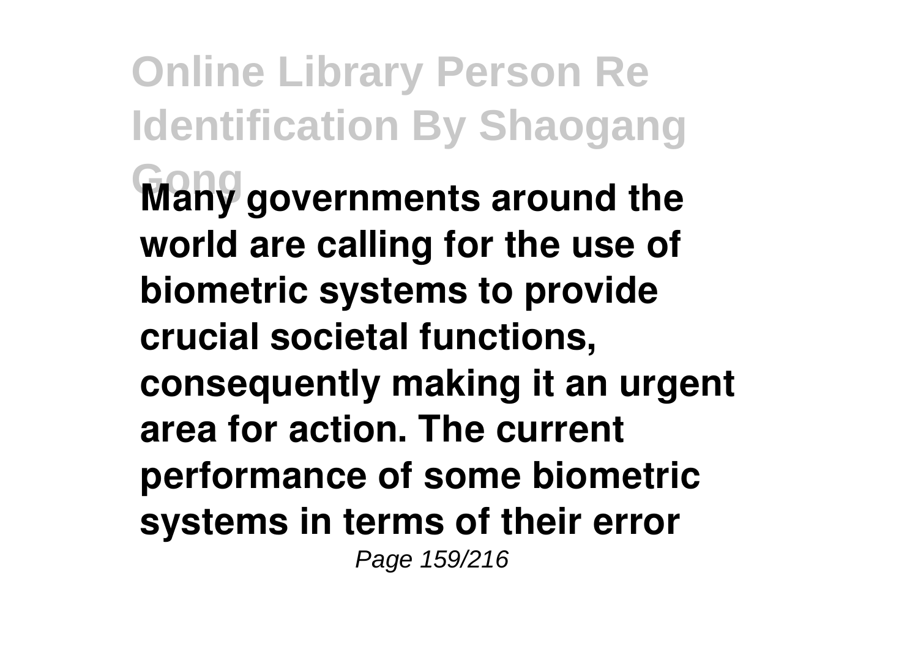**Many governments around the world are calling for the use of biometric systems to provide crucial societal functions, consequently making it an urgent area for action. The current performance of some biometric systems in terms of their error**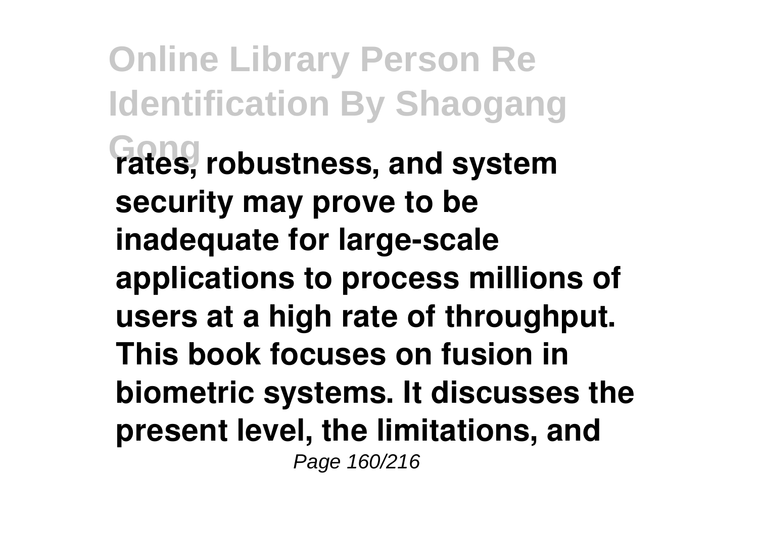**rates, robustness, and system security may prove to be inadequate for large-scale applications to process millions of users at a high rate of throughput. This book focuses on fusion in biometric systems. It discusses the present level, the limitations, and**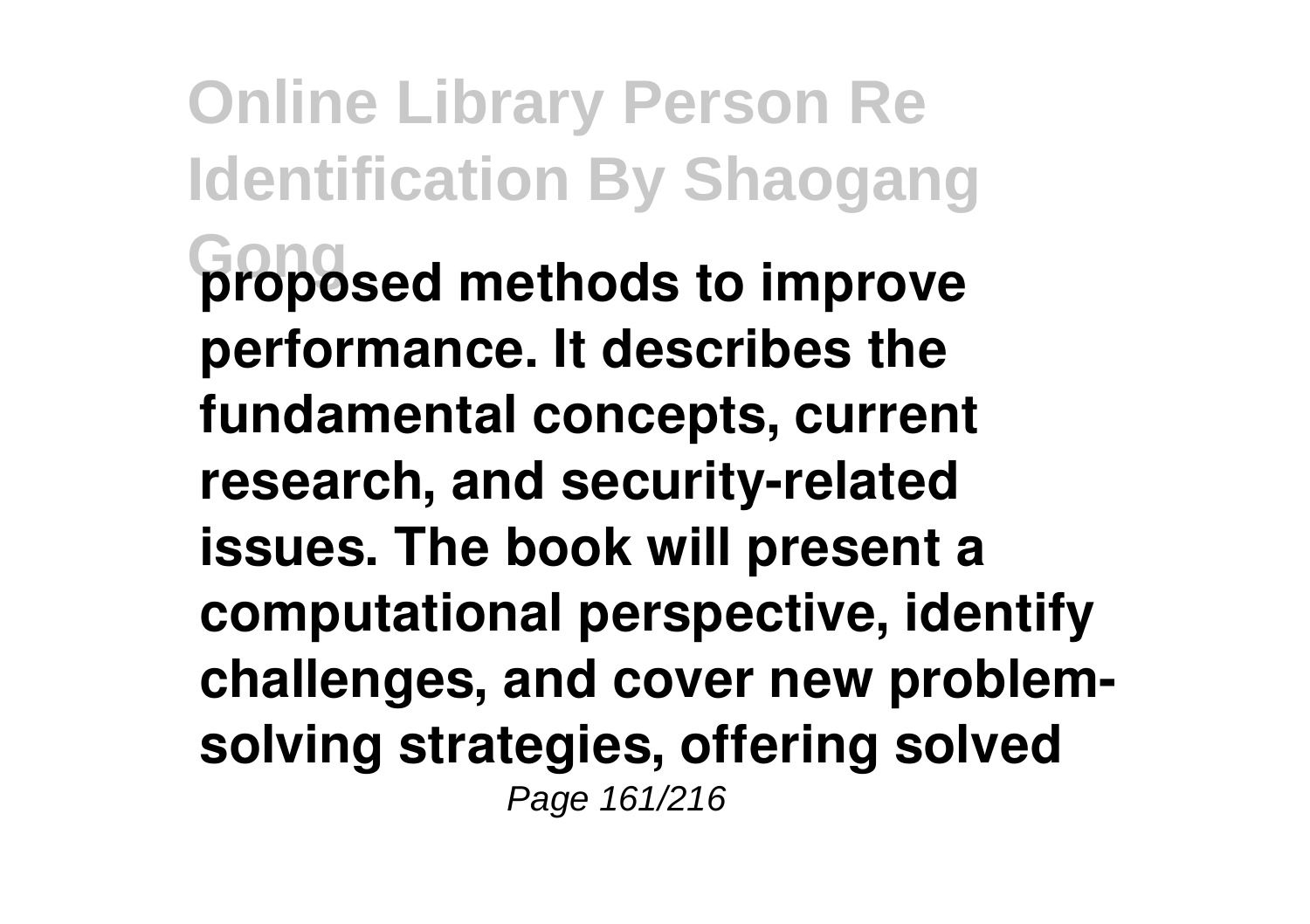**proposed methods to improve performance. It describes the fundamental concepts, current research, and security-related issues. The book will present a computational perspective, identify challenges, and cover new problem-solving strategies, offering solved**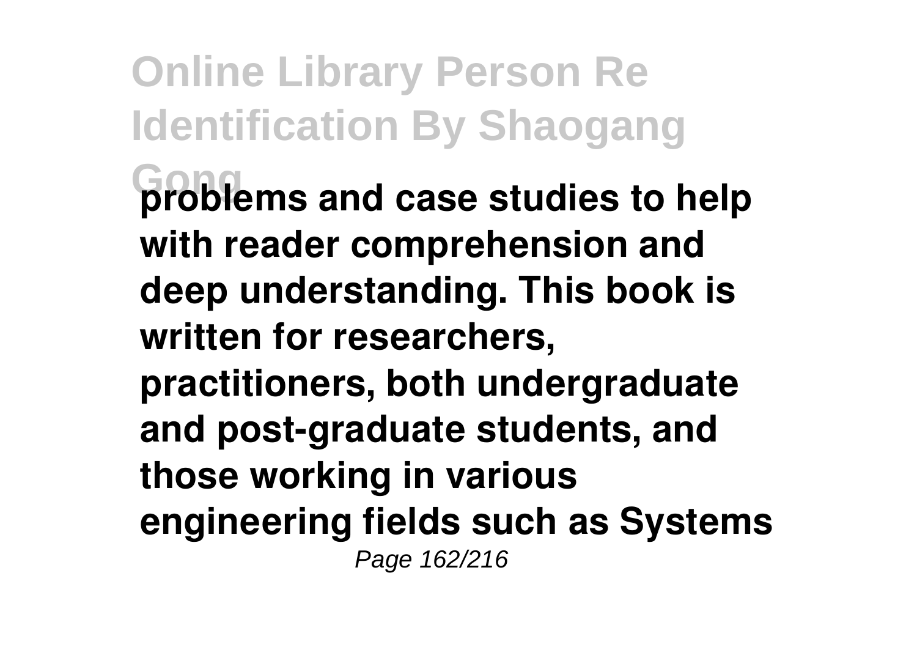**problems and case studies to help with reader comprehension and deep understanding. This book is written for researchers, practitioners, both undergraduate and post-graduate students, and those working in various engineering fields such as Systems**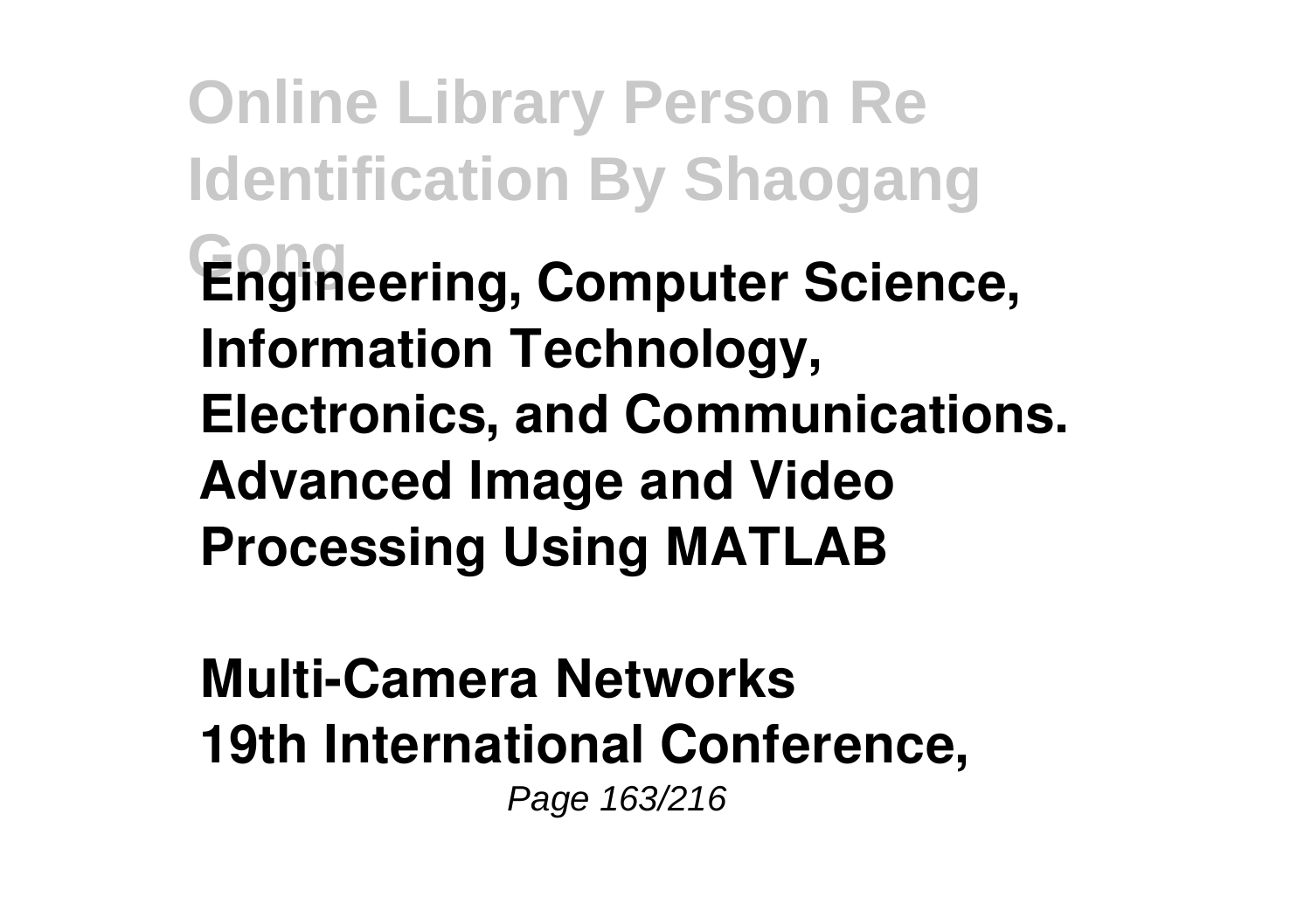**Engineering, Computer Science, Information Technology, Electronics, and Communications.**
**Advanced Image and Video Processing Using MATLAB**

**Multi-Camera Networks**
**19th International Conference,**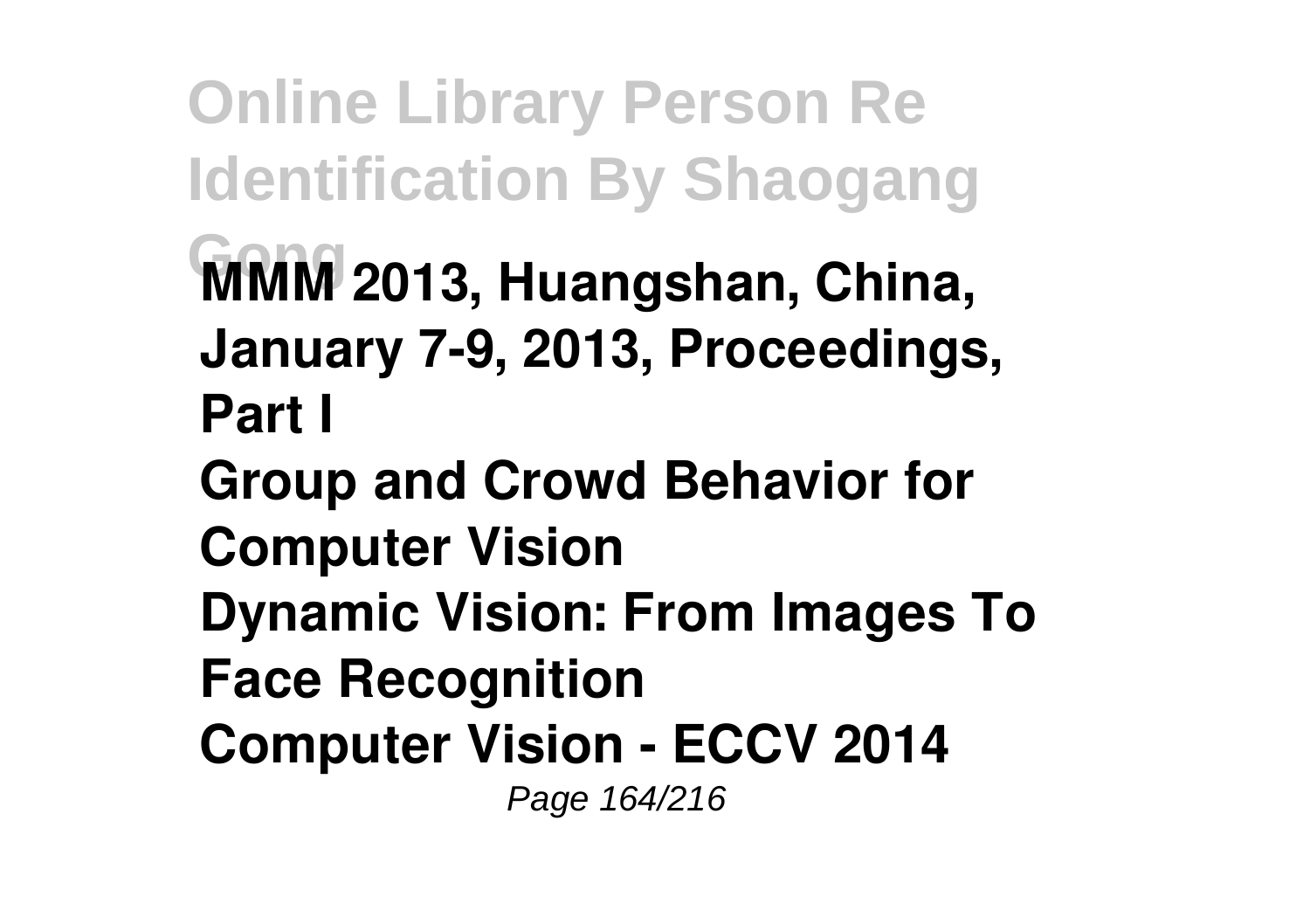**MMM 2013, Huangshan, China, January 7-9, 2013, Proceedings, Part I**

**Group and Crowd Behavior for Computer Vision**

**Dynamic Vision: From Images To Face Recognition**

**Computer Vision - ECCV 2014**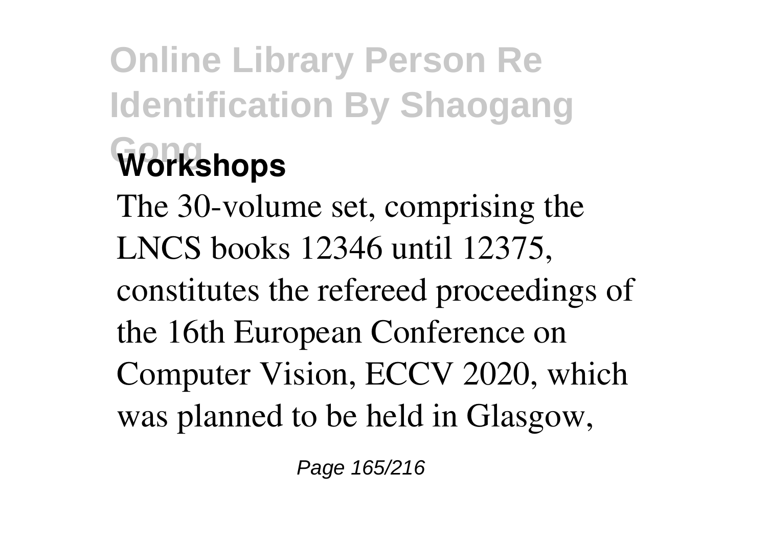## Workshops

The 30-volume set, comprising the LNCS books 12346 until 12375, constitutes the refereed proceedings of the 16th European Conference on Computer Vision, ECCV 2020, which was planned to be held in Glasgow,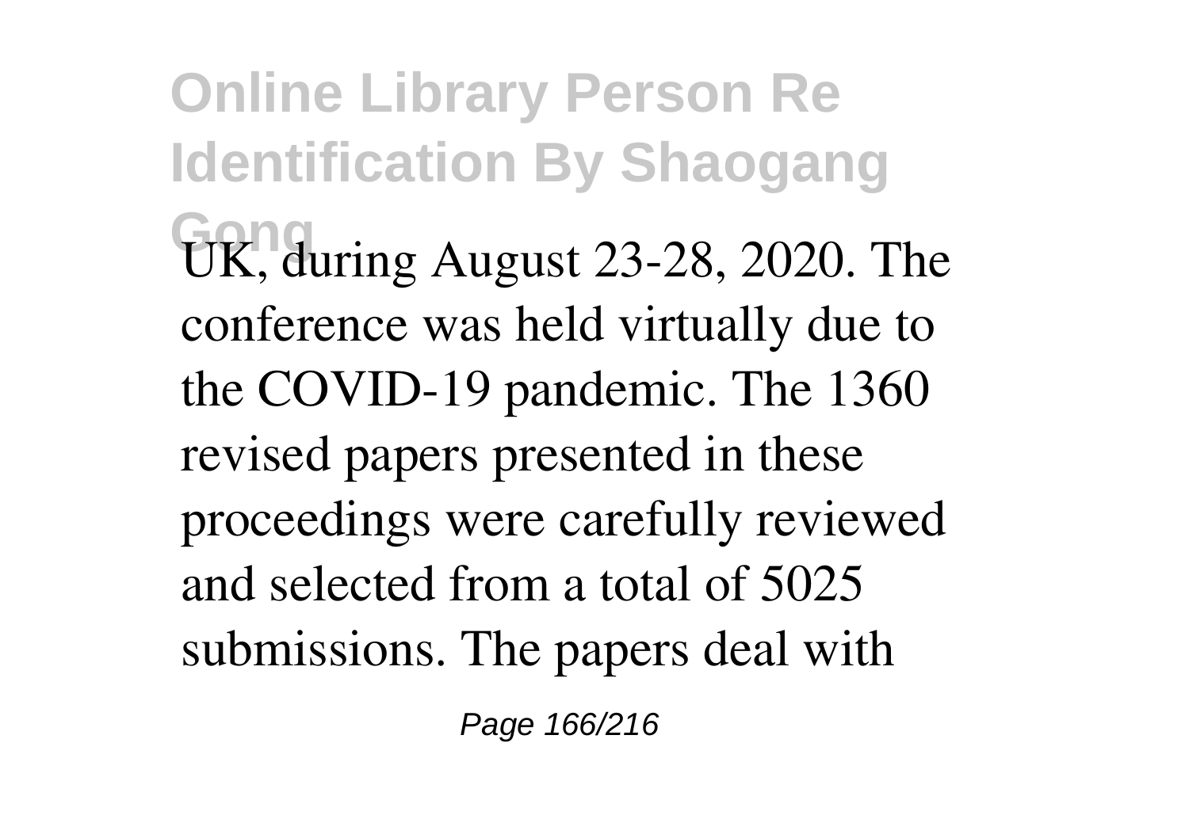UK, during August 23-28, 2020. The conference was held virtually due to the COVID-19 pandemic. The 1360 revised papers presented in these proceedings were carefully reviewed and selected from a total of 5025 submissions. The papers deal with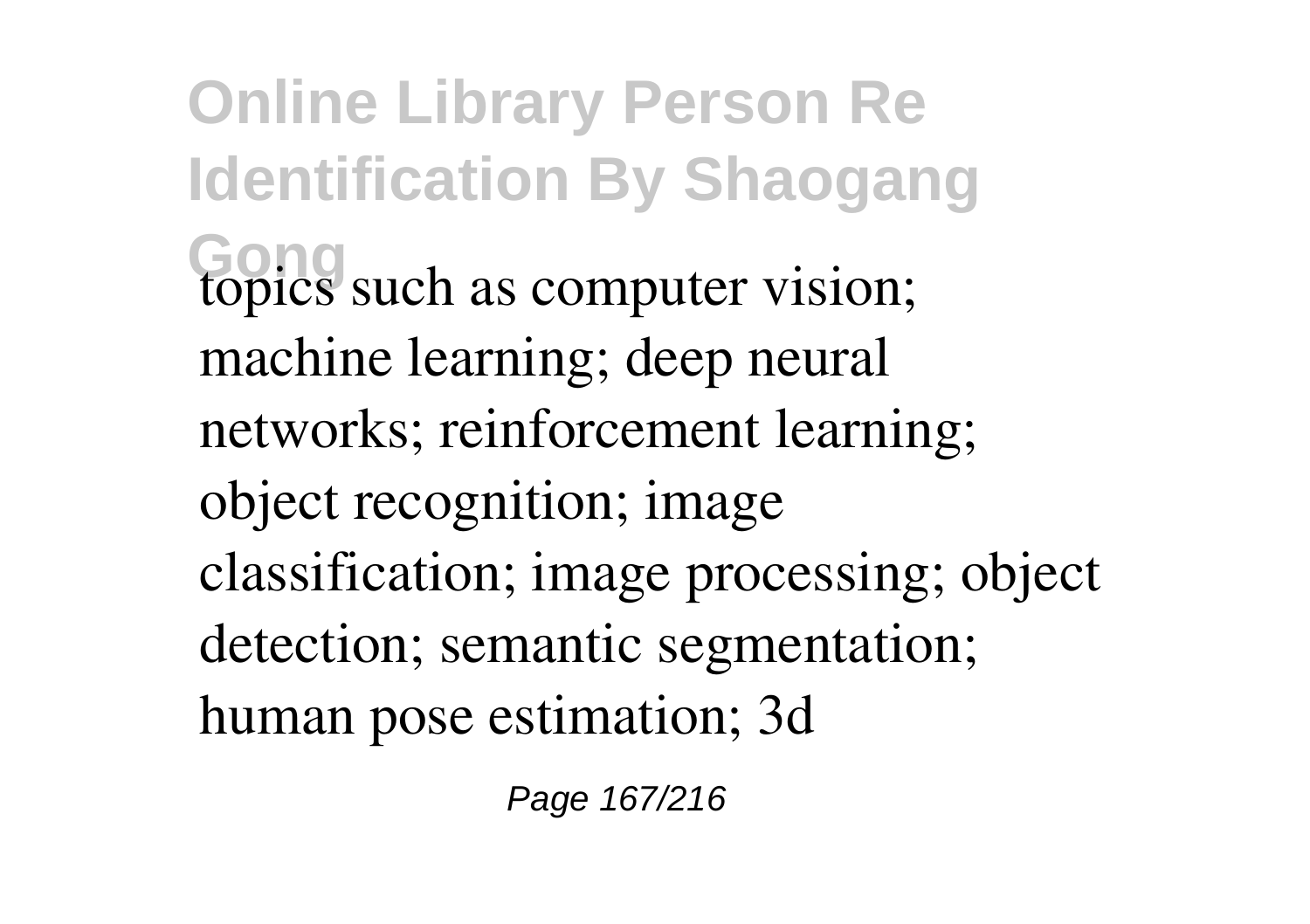topics such as computer vision; machine learning; deep neural networks; reinforcement learning; object recognition; image classification; image processing; object detection; semantic segmentation; human pose estimation; 3d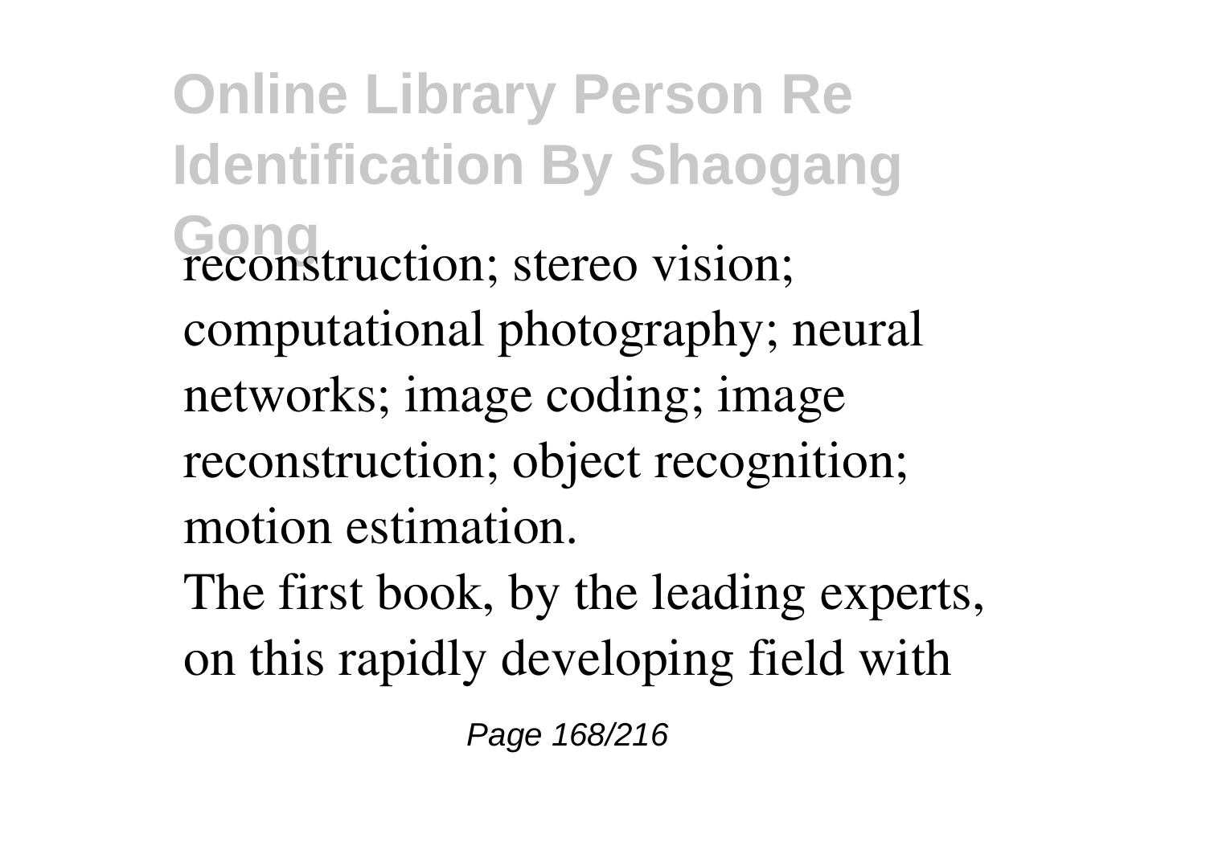reconstruction; stereo vision; computational photography; neural networks; image coding; image reconstruction; object recognition; motion estimation.

The first book, by the leading experts, on this rapidly developing field with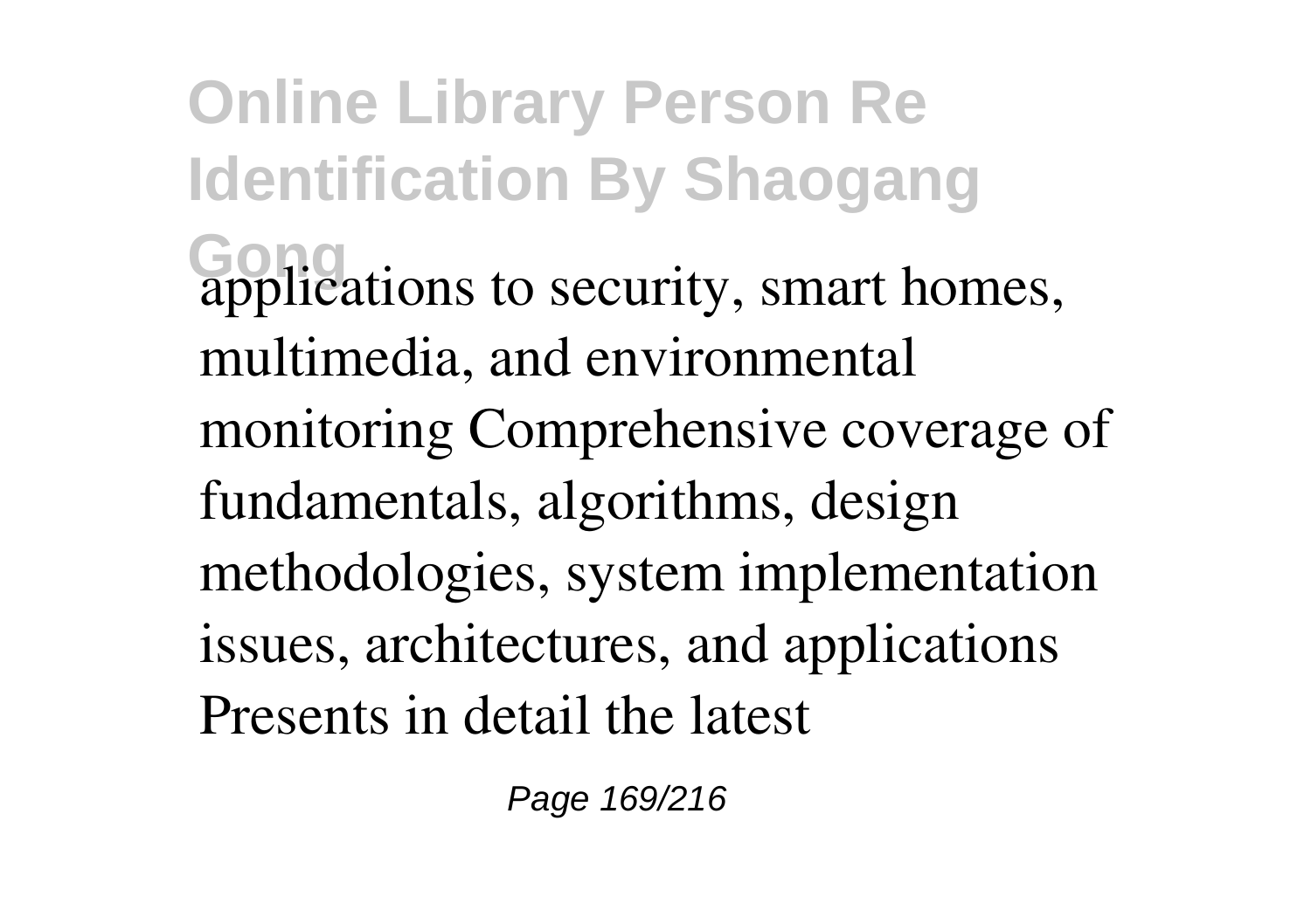applications to security, smart homes, multimedia, and environmental monitoring Comprehensive coverage of fundamentals, algorithms, design methodologies, system implementation issues, architectures, and applications Presents in detail the latest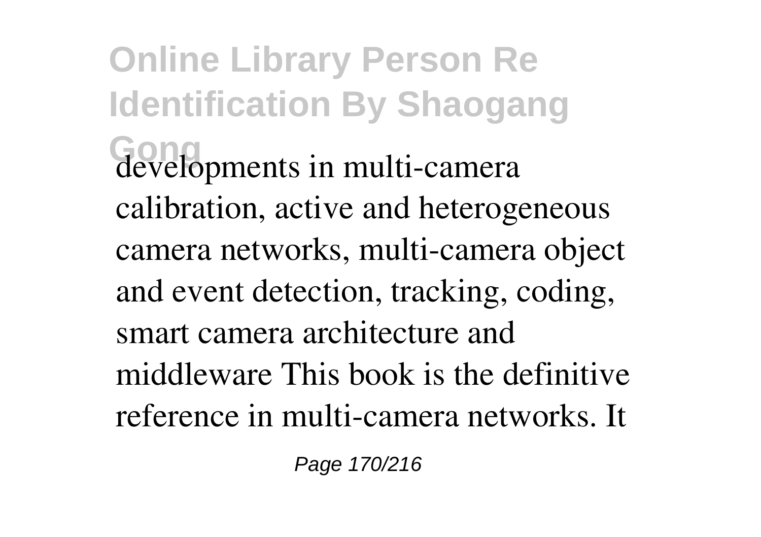developments in multi-camera calibration, active and heterogeneous camera networks, multi-camera object and event detection, tracking, coding, smart camera architecture and middleware This book is the definitive reference in multi-camera networks. It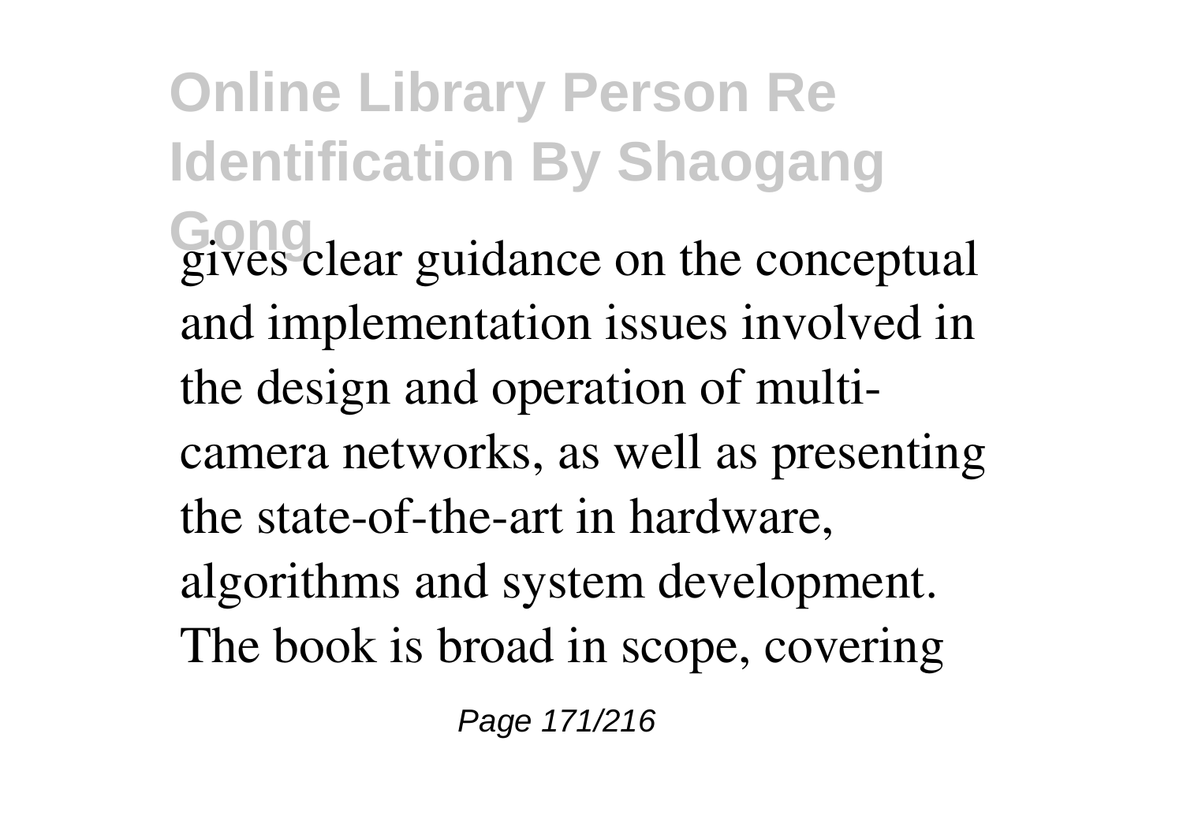gives clear guidance on the conceptual and implementation issues involved in the design and operation of multi-camera networks, as well as presenting the state-of-the-art in hardware, algorithms and system development. The book is broad in scope, covering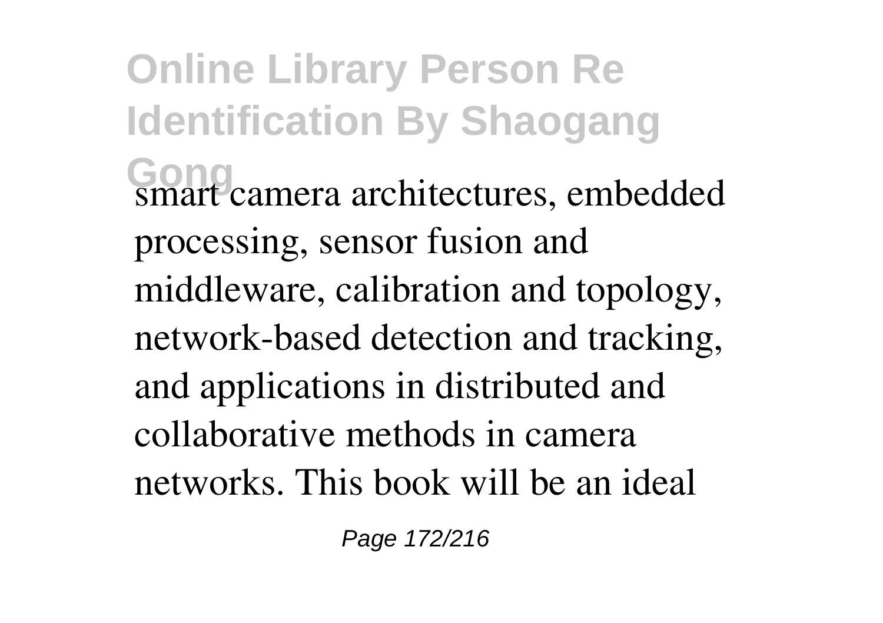smart camera architectures, embedded processing, sensor fusion and middleware, calibration and topology, network-based detection and tracking, and applications in distributed and collaborative methods in camera networks. This book will be an ideal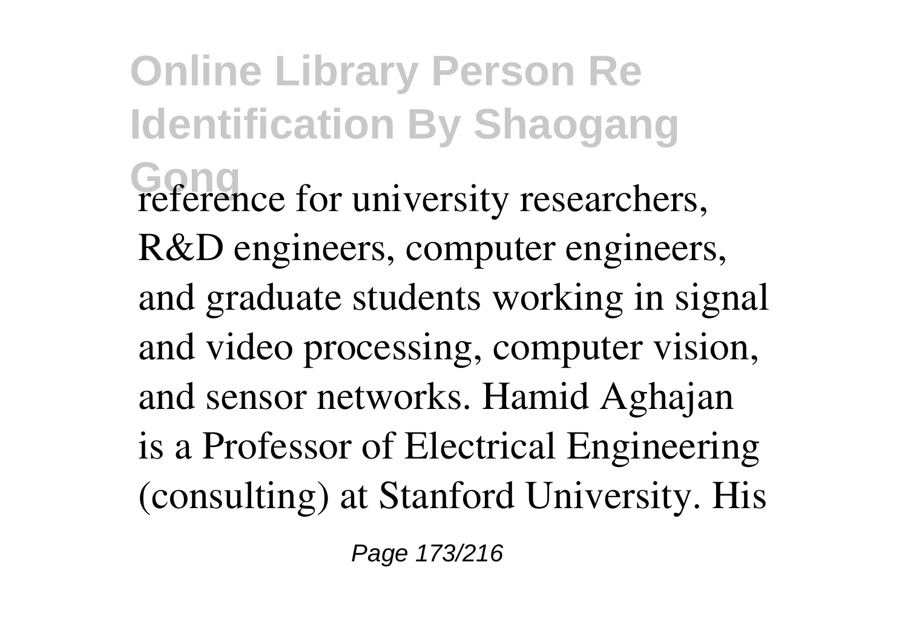reference for university researchers, R&D engineers, computer engineers, and graduate students working in signal and video processing, computer vision, and sensor networks. Hamid Aghajan is a Professor of Electrical Engineering (consulting) at Stanford University. His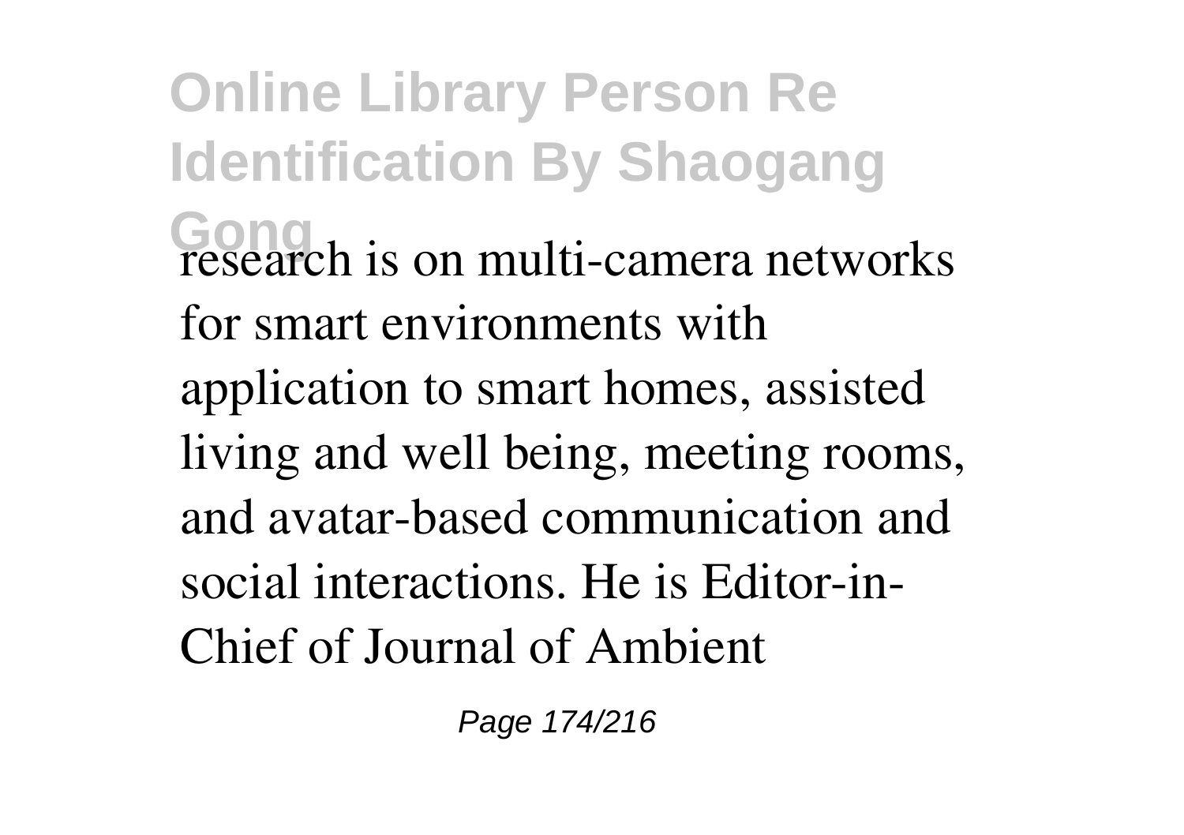research is on multi-camera networks for smart environments with application to smart homes, assisted living and well being, meeting rooms, and avatar-based communication and social interactions. He is Editor-in-Chief of Journal of Ambient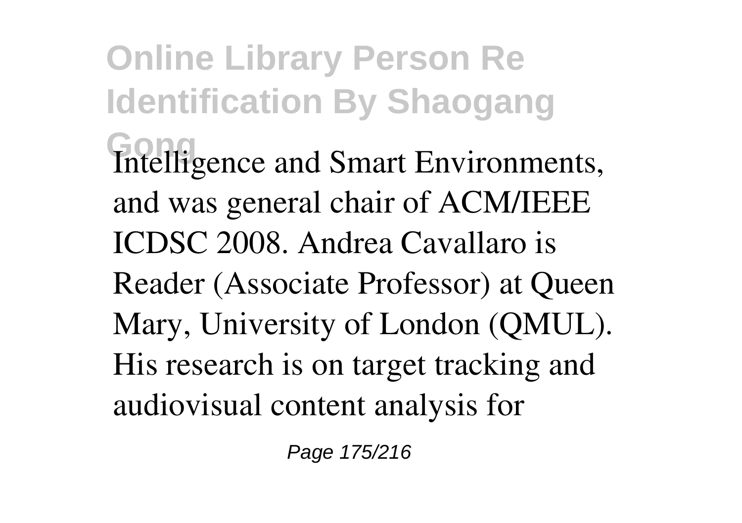Intelligence and Smart Environments, and was general chair of ACM/IEEE ICDSC 2008. Andrea Cavallaro is Reader (Associate Professor) at Queen Mary, University of London (QMUL). His research is on target tracking and audiovisual content analysis for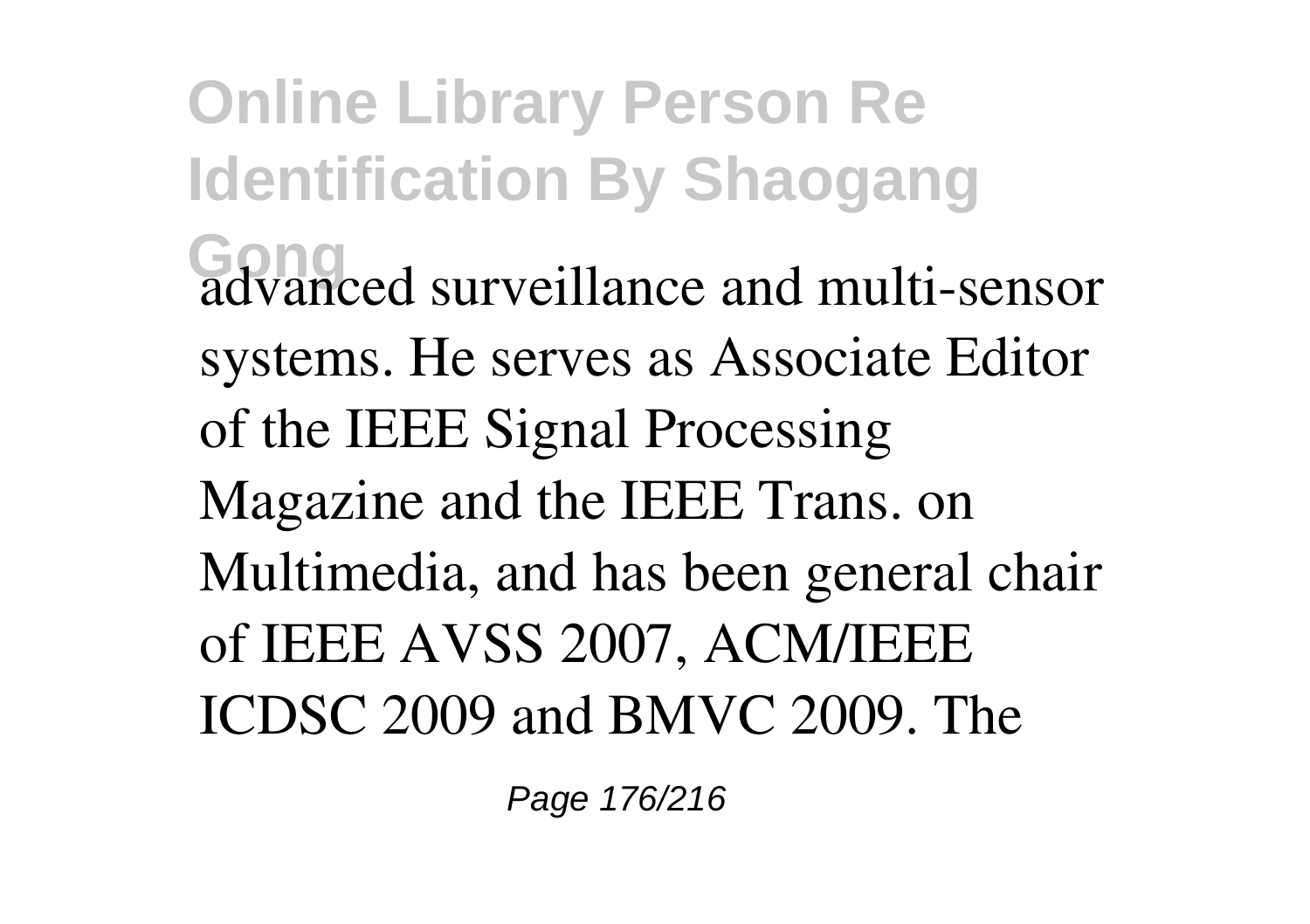advanced surveillance and multi-sensor systems. He serves as Associate Editor of the IEEE Signal Processing Magazine and the IEEE Trans. on Multimedia, and has been general chair of IEEE AVSS 2007, ACM/IEEE ICDSC 2009 and BMVC 2009. The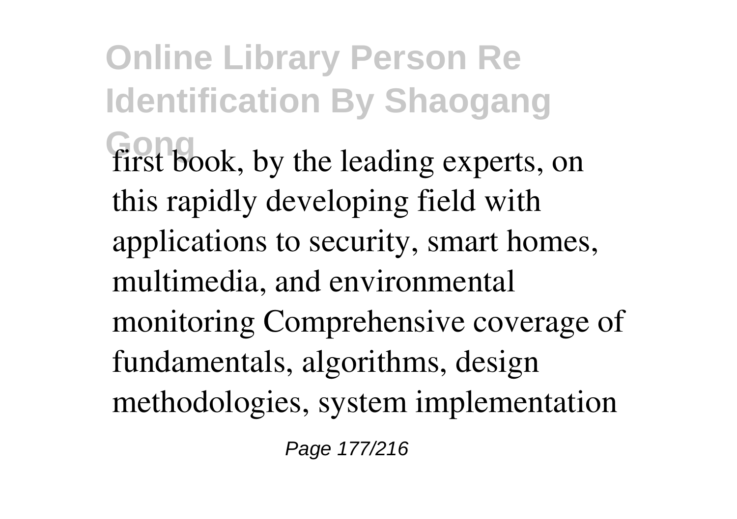first book, by the leading experts, on this rapidly developing field with applications to security, smart homes, multimedia, and environmental monitoring Comprehensive coverage of fundamentals, algorithms, design methodologies, system implementation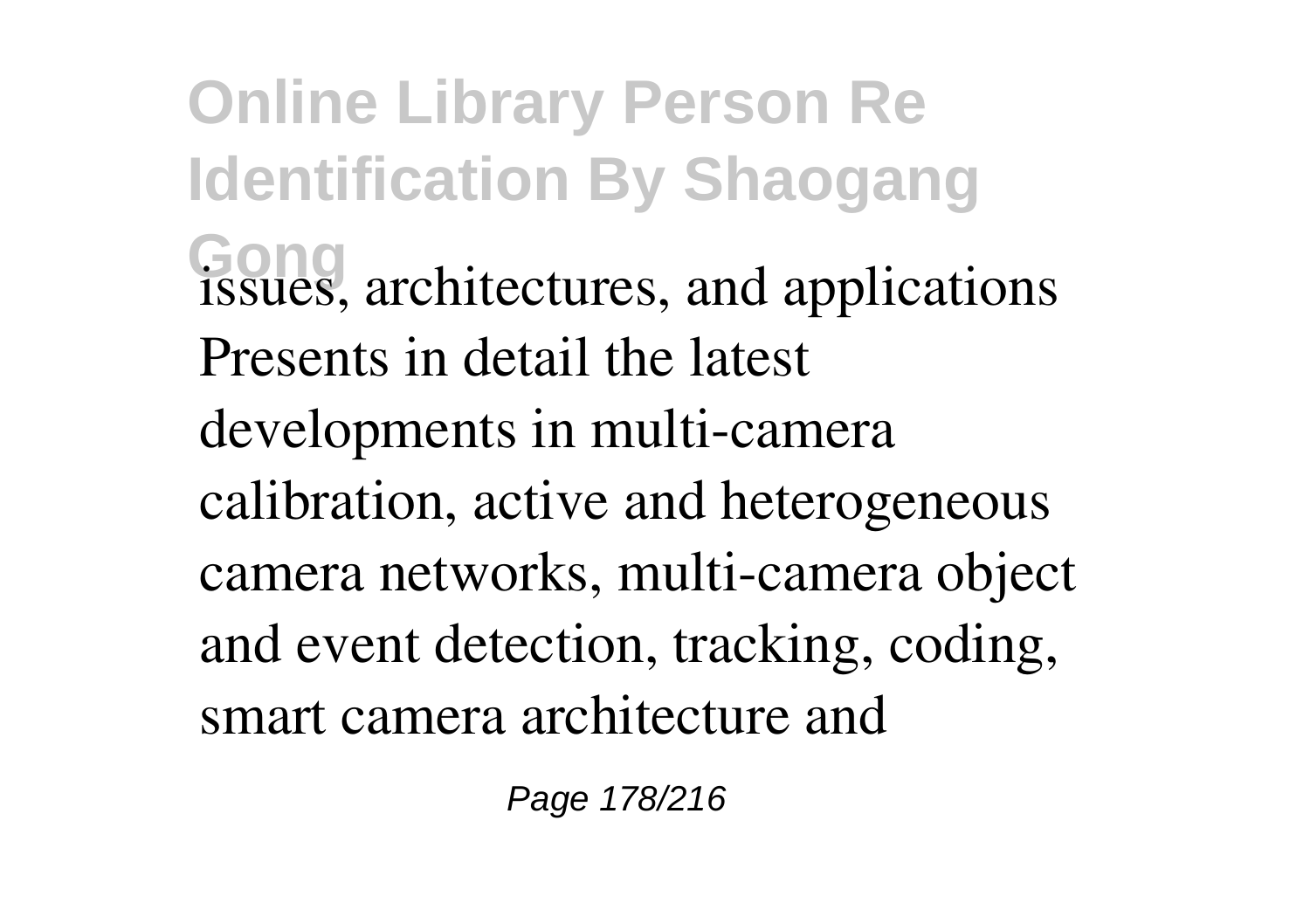issues, architectures, and applications Presents in detail the latest developments in multi-camera calibration, active and heterogeneous camera networks, multi-camera object and event detection, tracking, coding, smart camera architecture and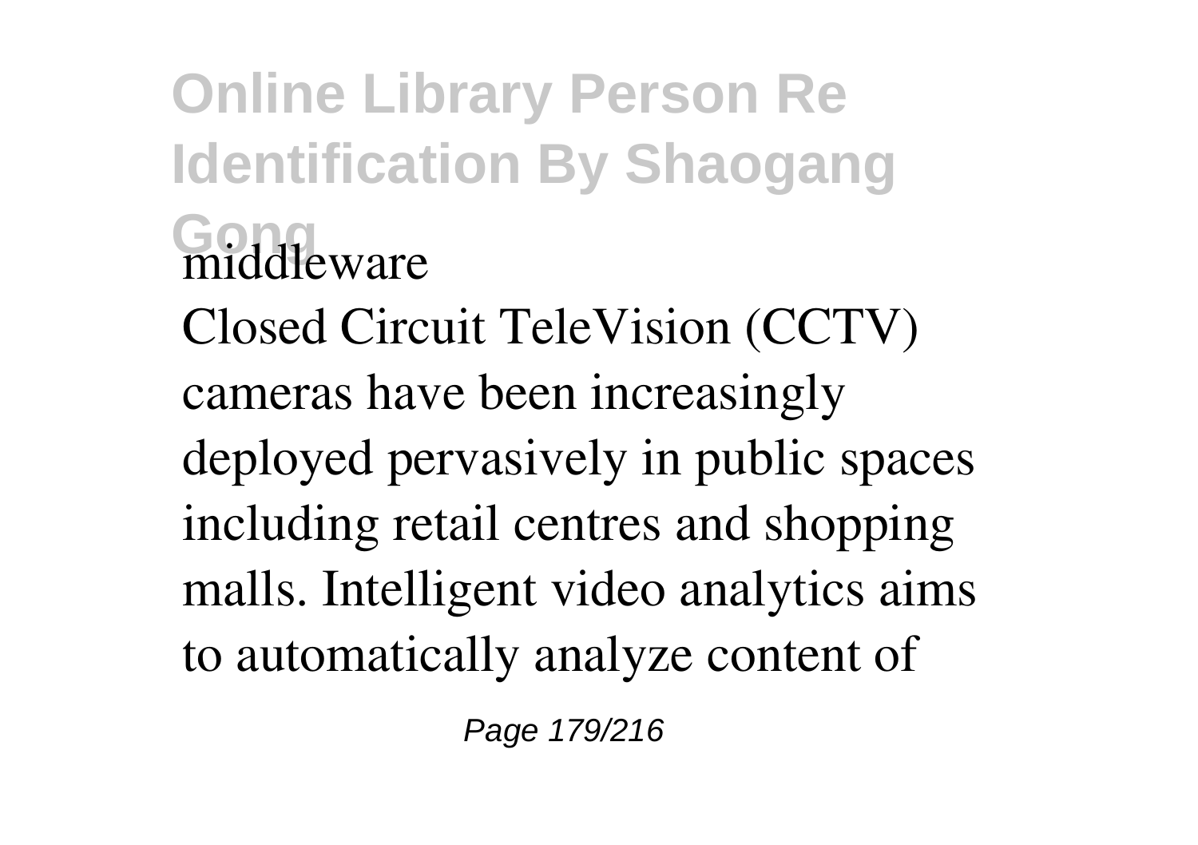middleware

Closed Circuit TeleVision (CCTV) cameras have been increasingly deployed pervasively in public spaces including retail centres and shopping malls. Intelligent video analytics aims to automatically analyze content of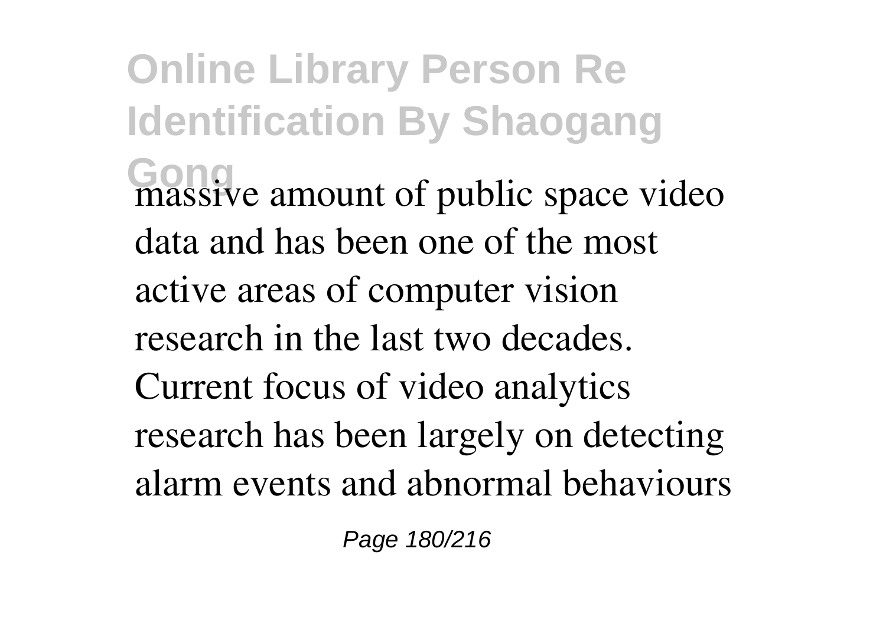massive amount of public space video data and has been one of the most active areas of computer vision research in the last two decades. Current focus of video analytics research has been largely on detecting alarm events and abnormal behaviours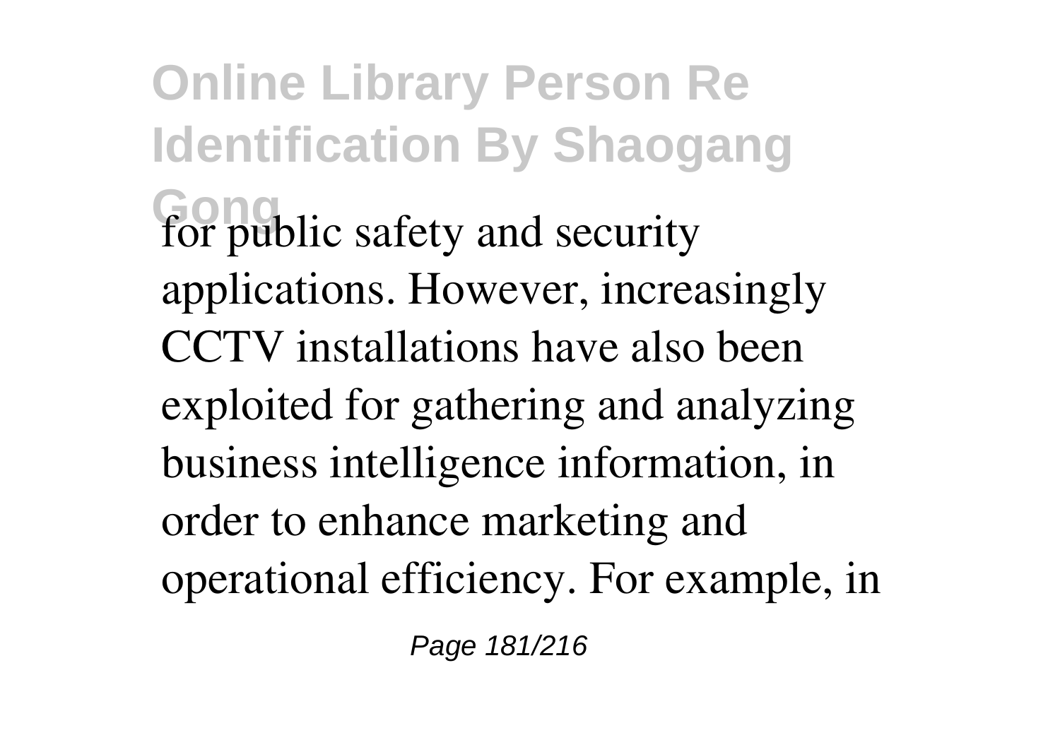for public safety and security applications. However, increasingly CCTV installations have also been exploited for gathering and analyzing business intelligence information, in order to enhance marketing and operational efficiency. For example, in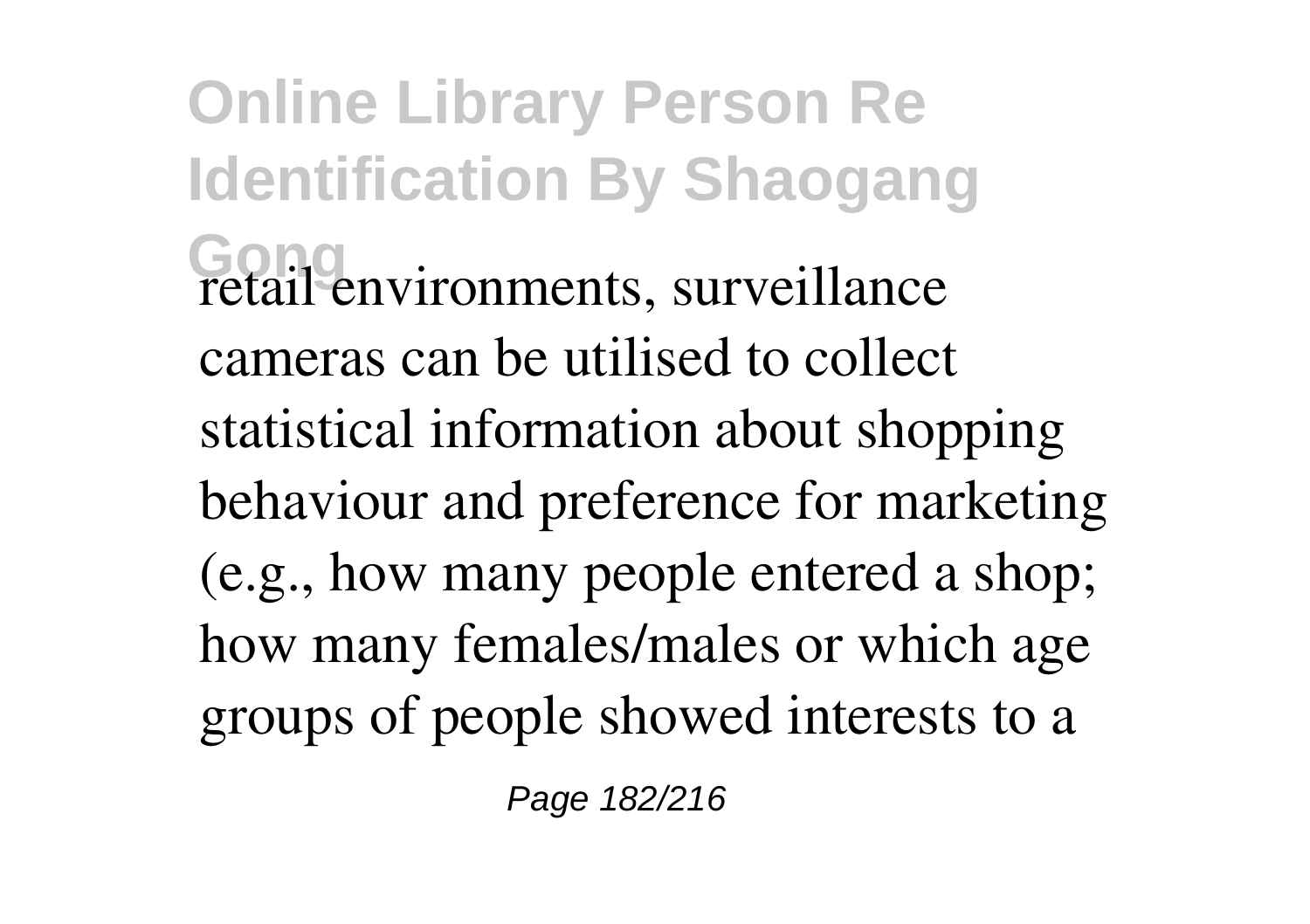retail environments, surveillance cameras can be utilised to collect statistical information about shopping behaviour and preference for marketing (e.g., how many people entered a shop; how many females/males or which age groups of people showed interests to a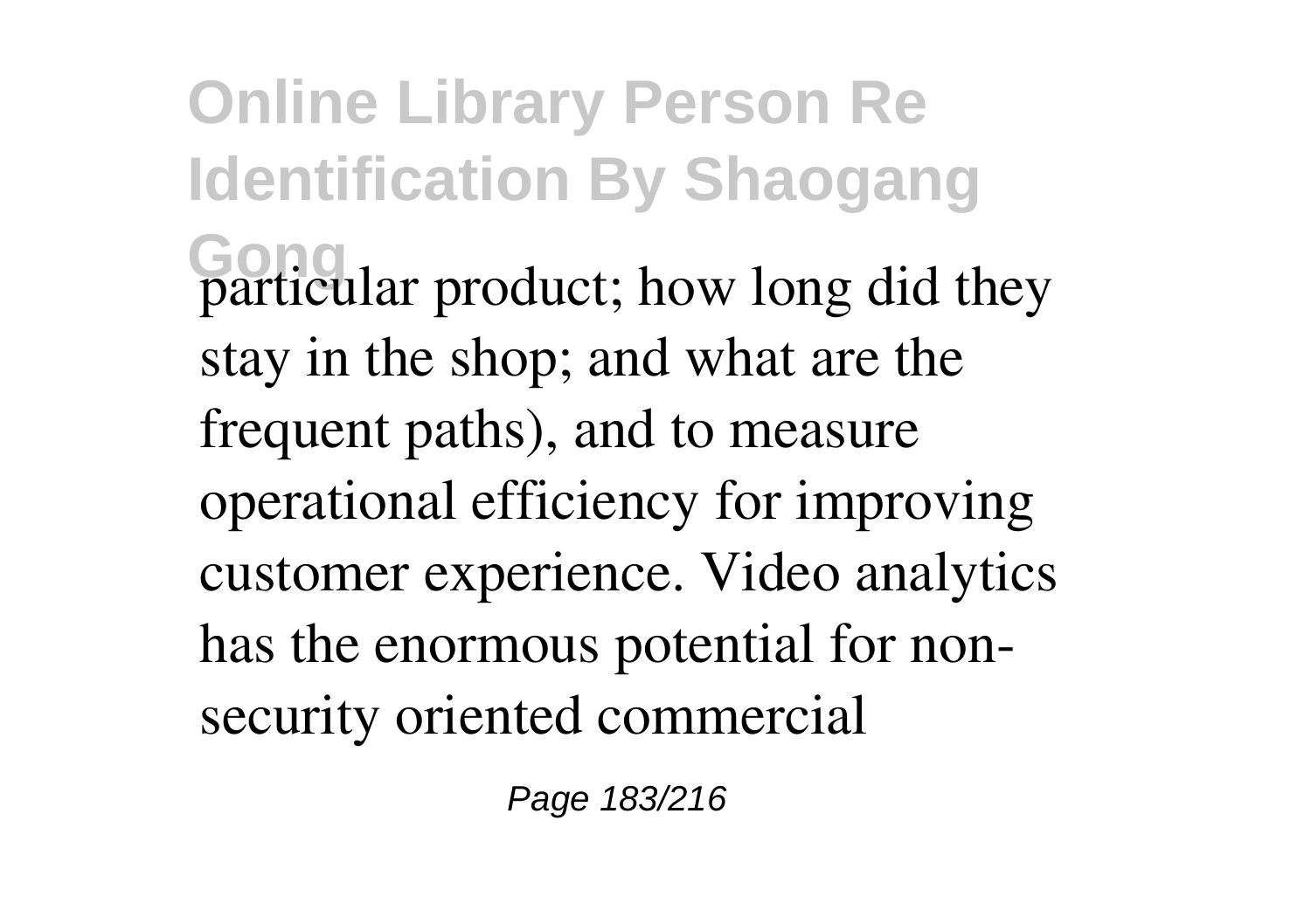particular product; how long did they stay in the shop; and what are the frequent paths), and to measure operational efficiency for improving customer experience. Video analytics has the enormous potential for non-security oriented commercial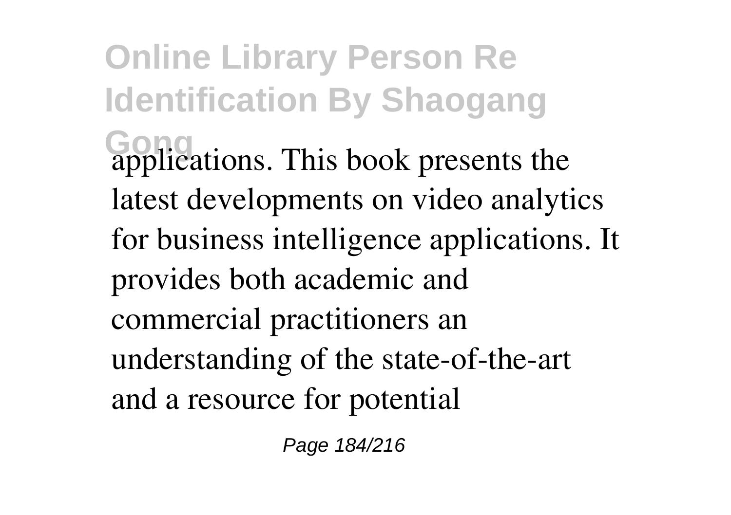applications. This book presents the latest developments on video analytics for business intelligence applications. It provides both academic and commercial practitioners an understanding of the state-of-the-art and a resource for potential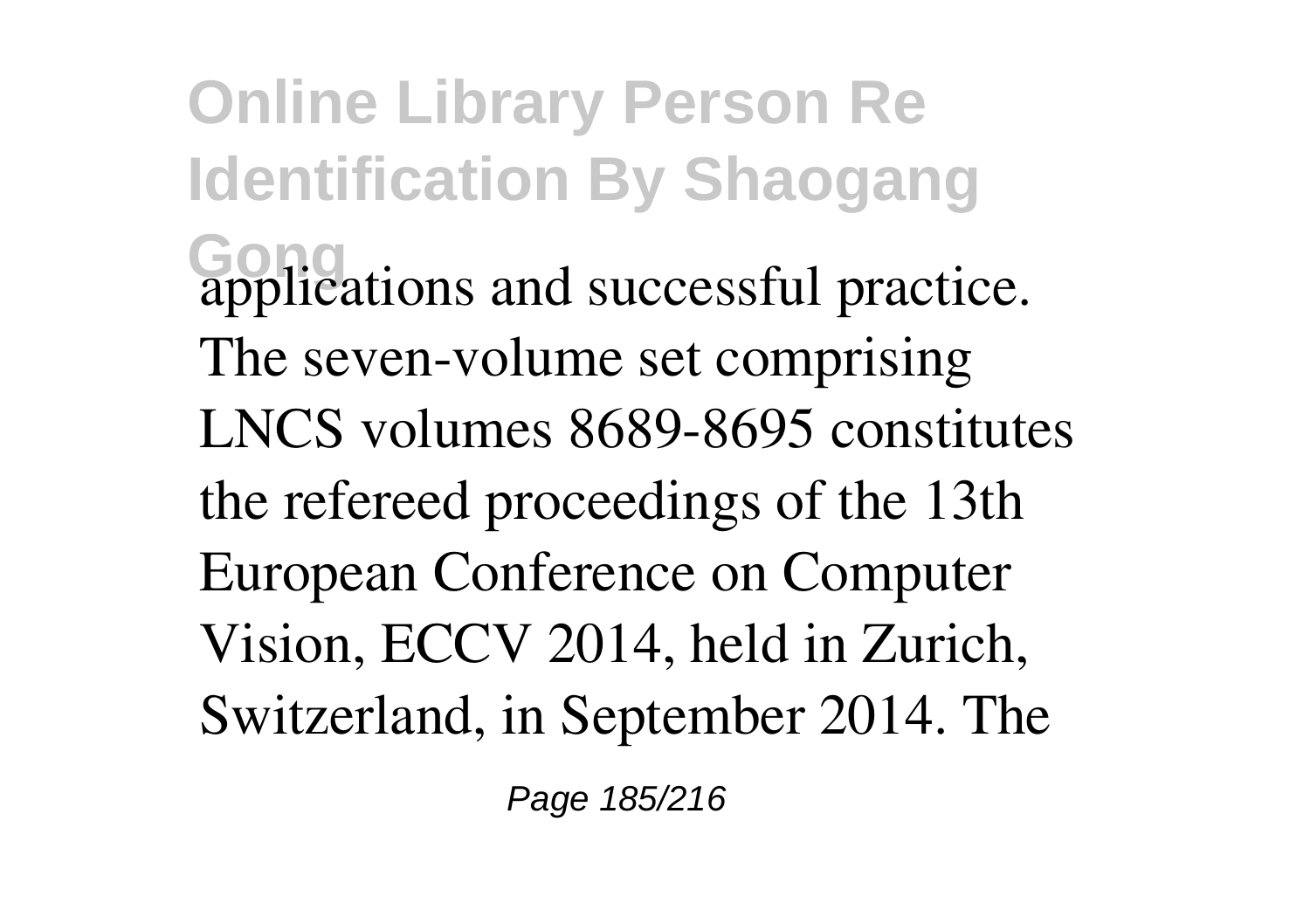applications and successful practice. The seven-volume set comprising LNCS volumes 8689-8695 constitutes the refereed proceedings of the 13th European Conference on Computer Vision, ECCV 2014, held in Zurich, Switzerland, in September 2014. The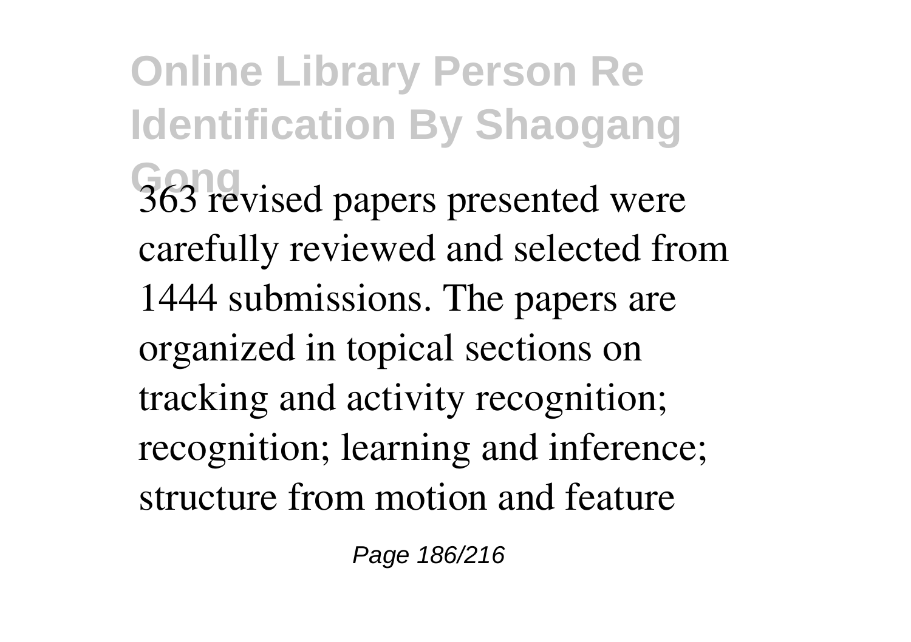363 revised papers presented were carefully reviewed and selected from 1444 submissions. The papers are organized in topical sections on tracking and activity recognition; recognition; learning and inference; structure from motion and feature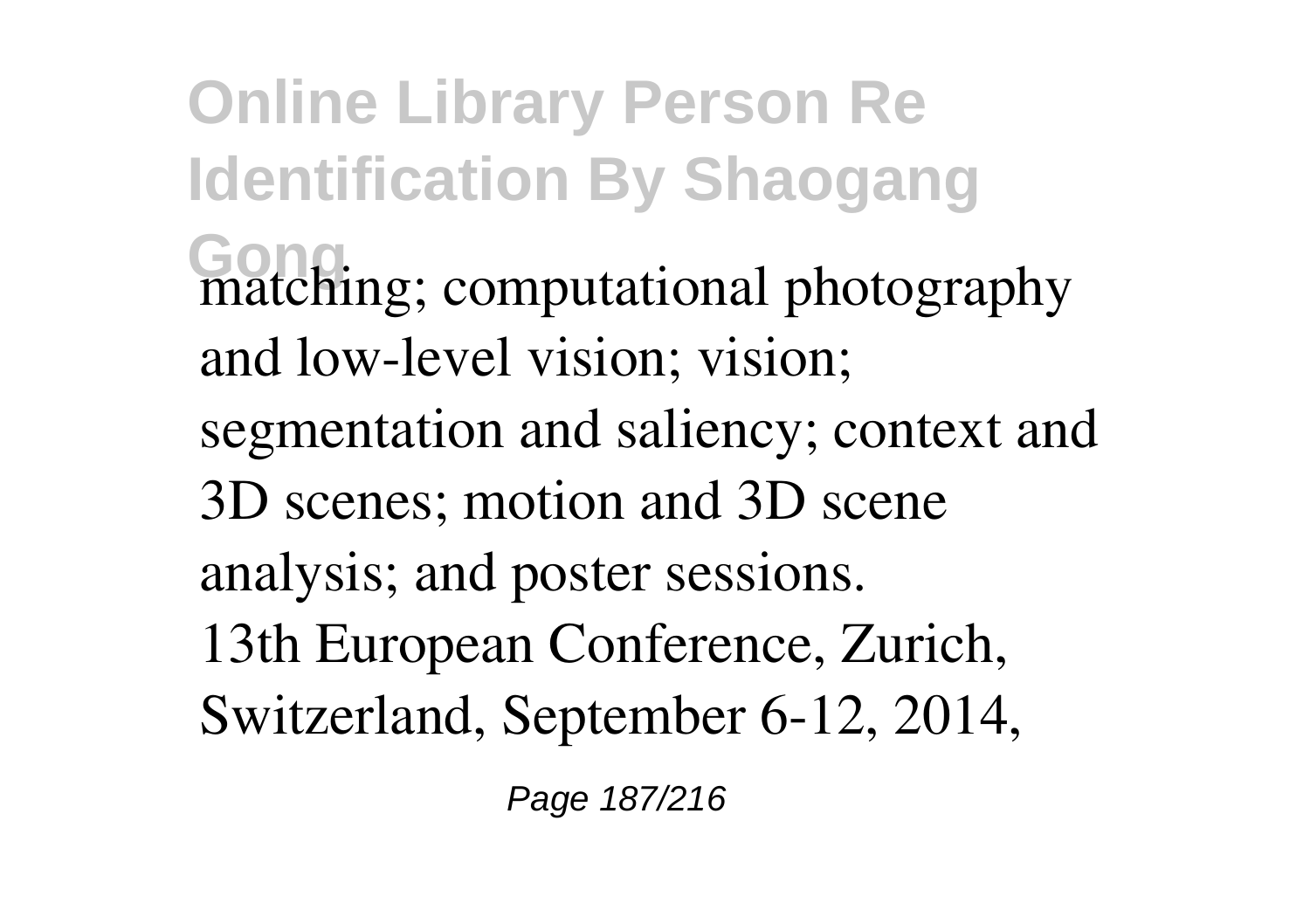matching; computational photography and low-level vision; vision; segmentation and saliency; context and 3D scenes; motion and 3D scene analysis; and poster sessions.

13th European Conference, Zurich, Switzerland, September 6-12, 2014,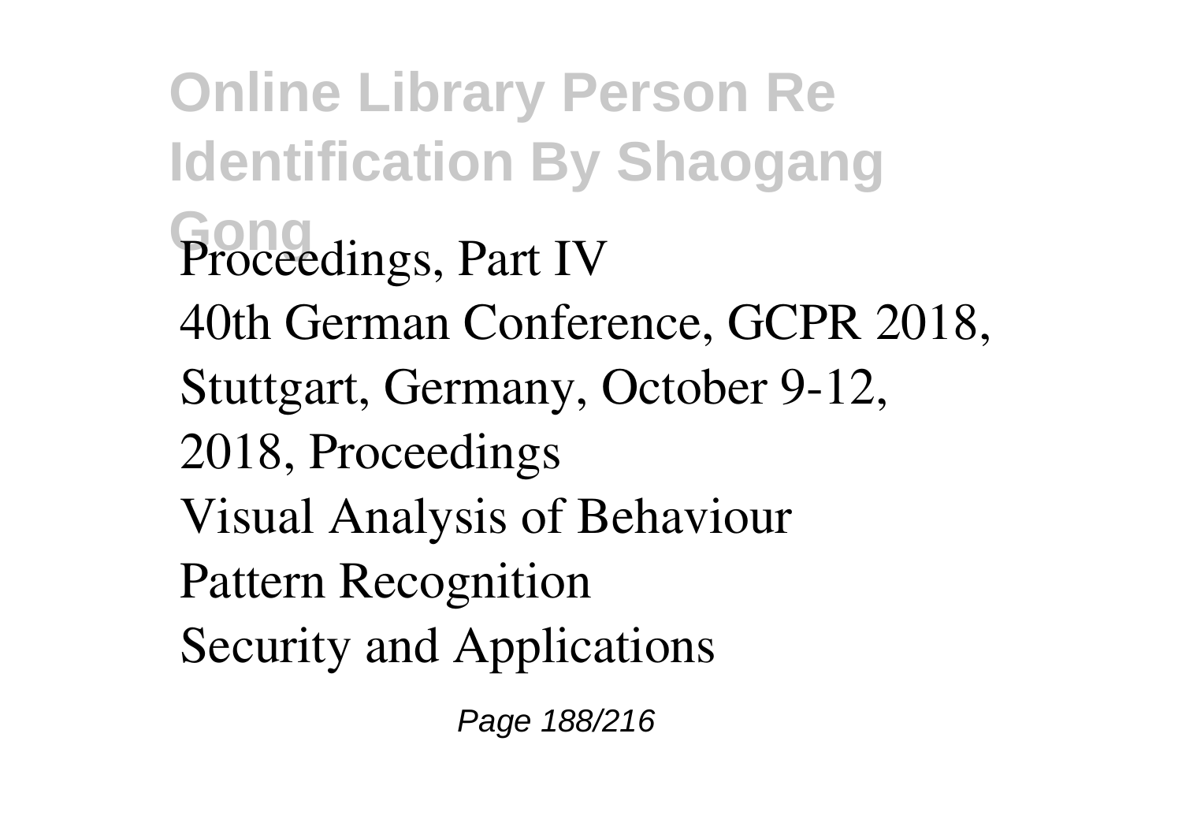Proceedings, Part IV

40th German Conference, GCPR 2018, Stuttgart, Germany, October 9-12, 2018, Proceedings

Visual Analysis of Behaviour

Pattern Recognition

Security and Applications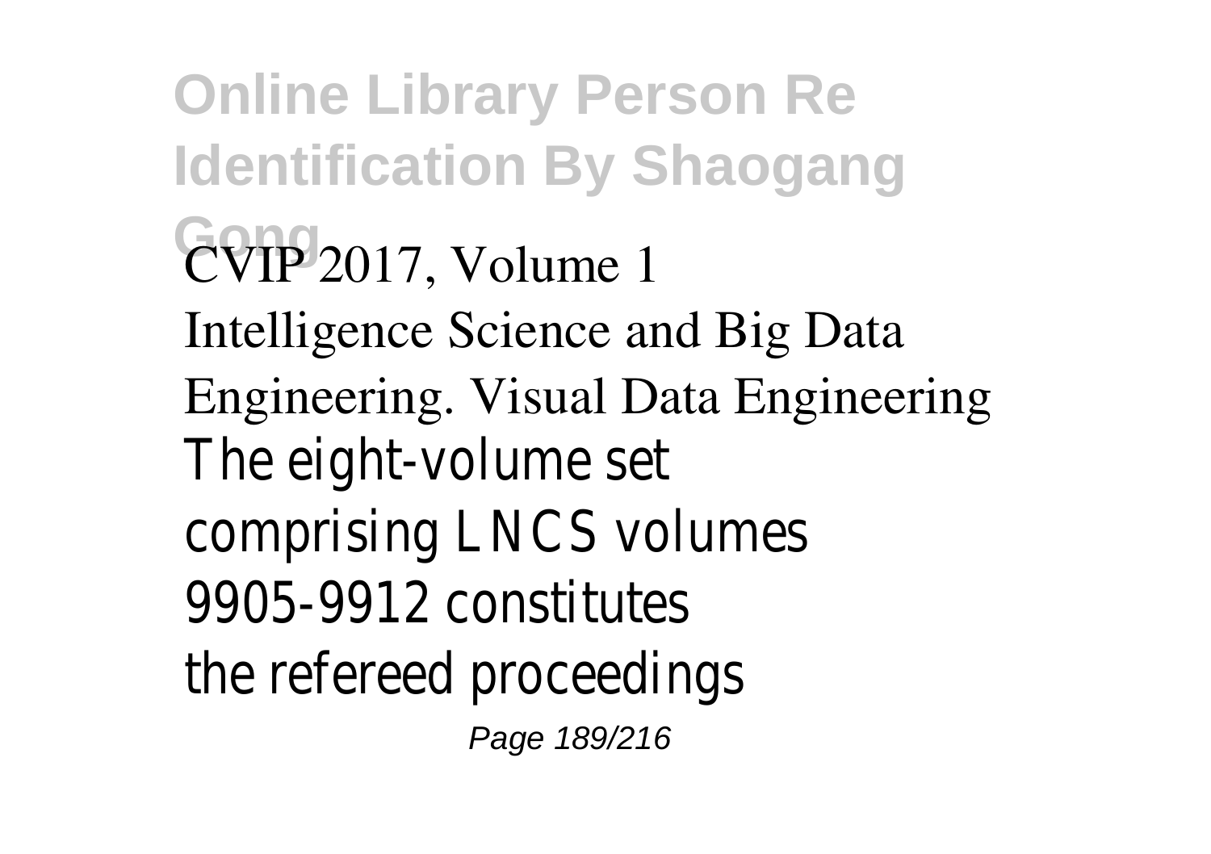CVIP 2017, Volume 1

Intelligence Science and Big Data Engineering. Visual Data Engineering

The eight-volume set comprising LNCS volumes 9905-9912 constitutes the refereed proceedings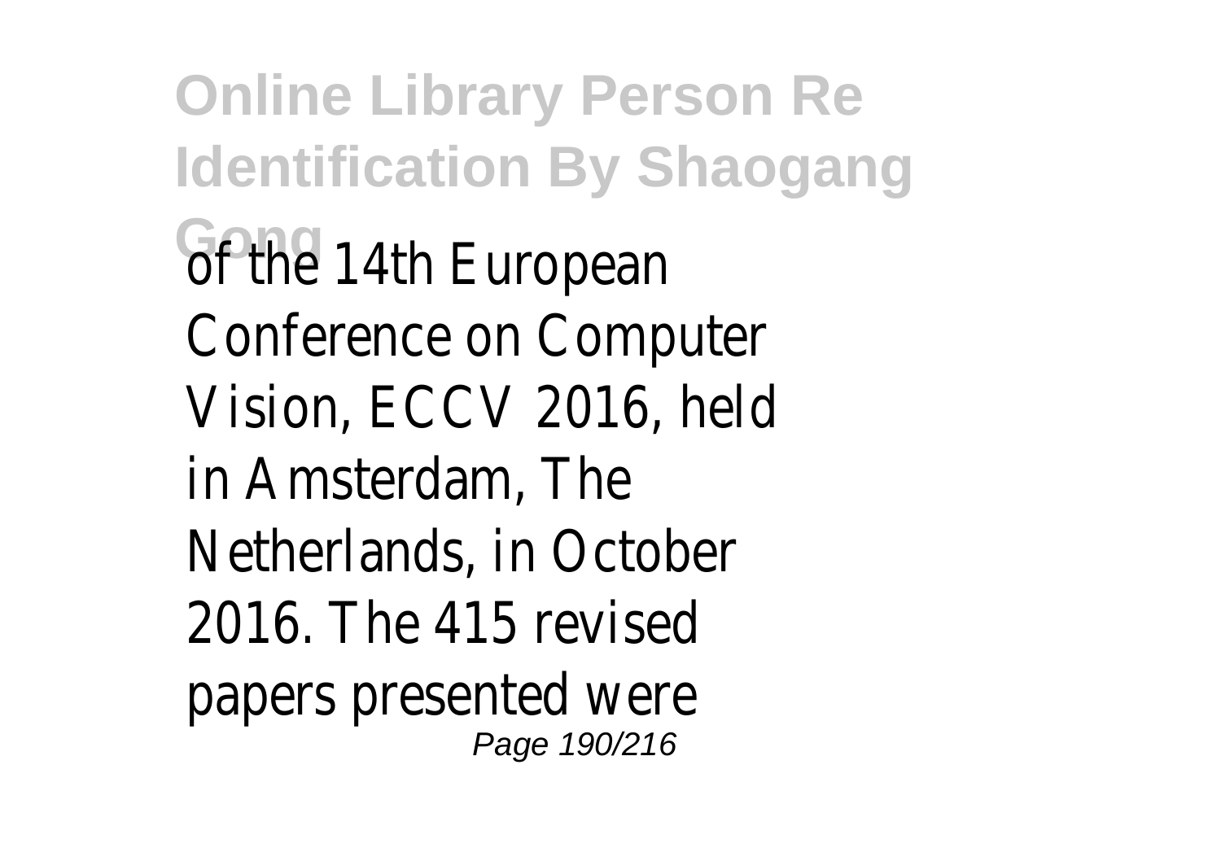of the 14th European Conference on Computer Vision, ECCV 2016, held in Amsterdam, The Netherlands, in October 2016. The 415 revised papers presented were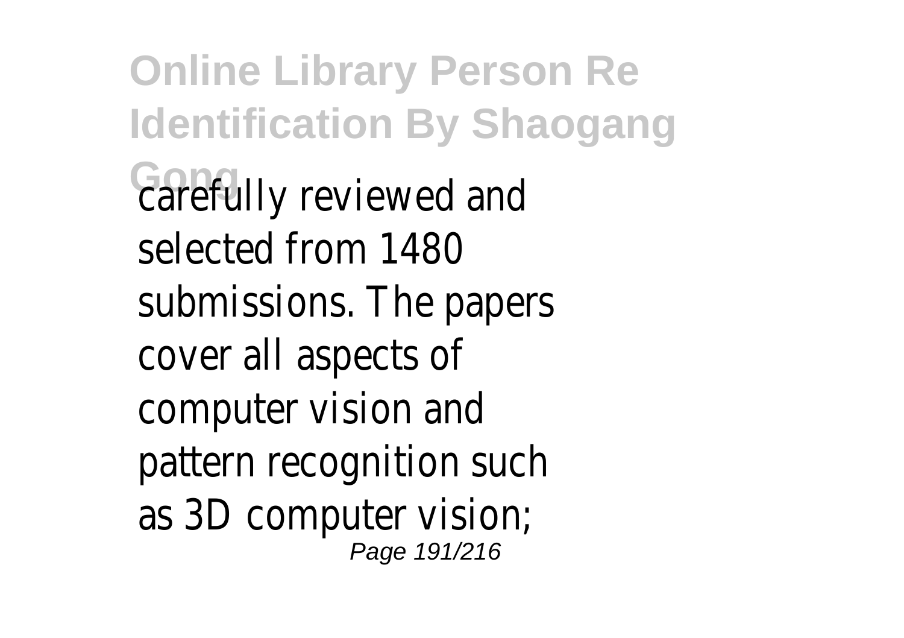carefully reviewed and selected from 1480 submissions. The papers cover all aspects of computer vision and pattern recognition such as 3D computer vision;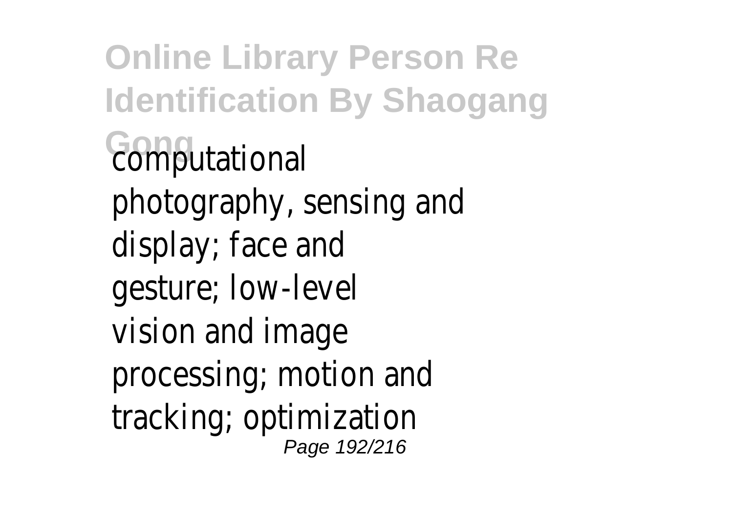computational photography, sensing and display; face and gesture; low-level vision and image processing; motion and tracking; optimization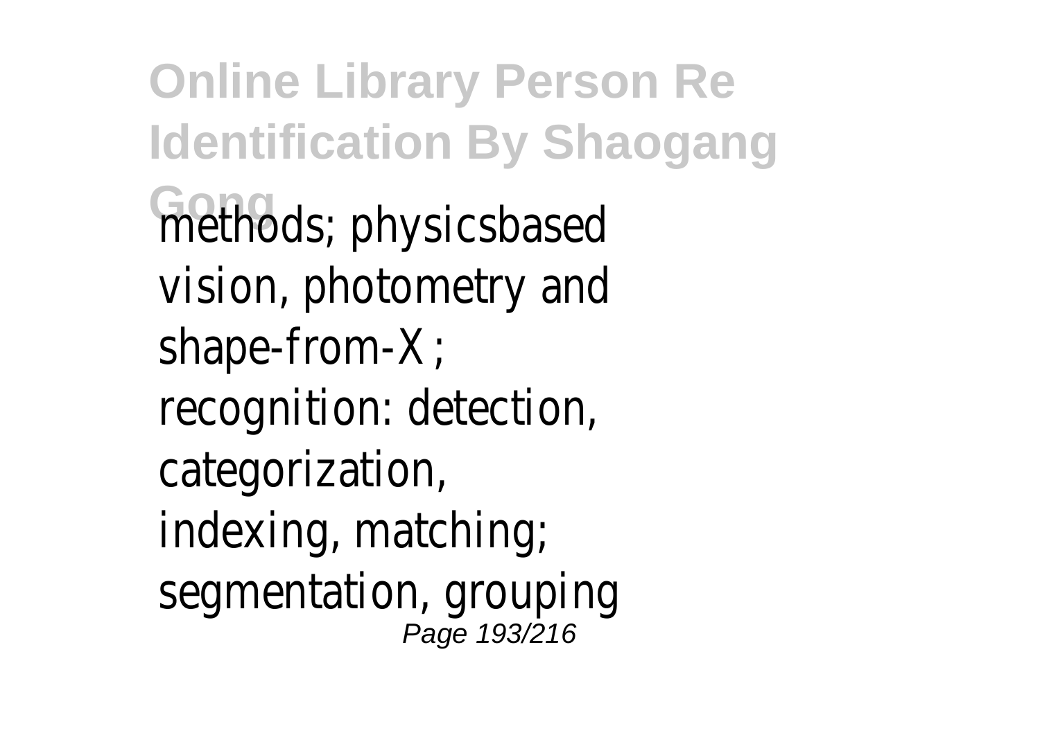methods; physicsbased vision, photometry and shape-from-X; recognition: detection, categorization, indexing, matching; segmentation, grouping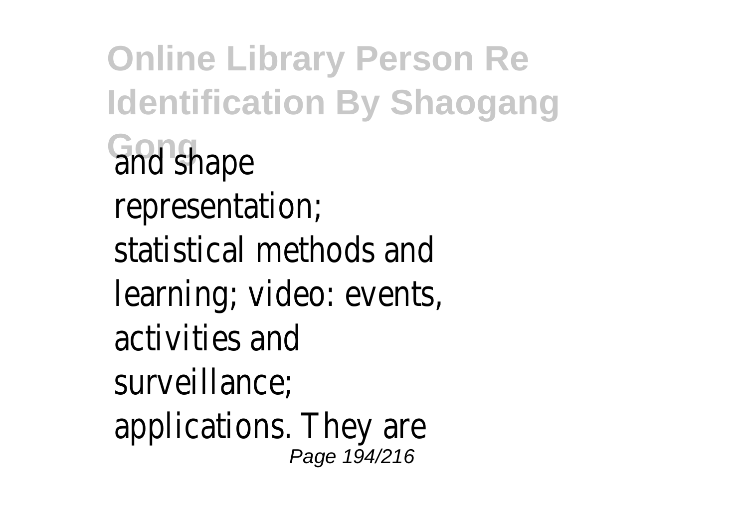and shape representation; statistical methods and learning; video: events, activities and surveillance; applications. They are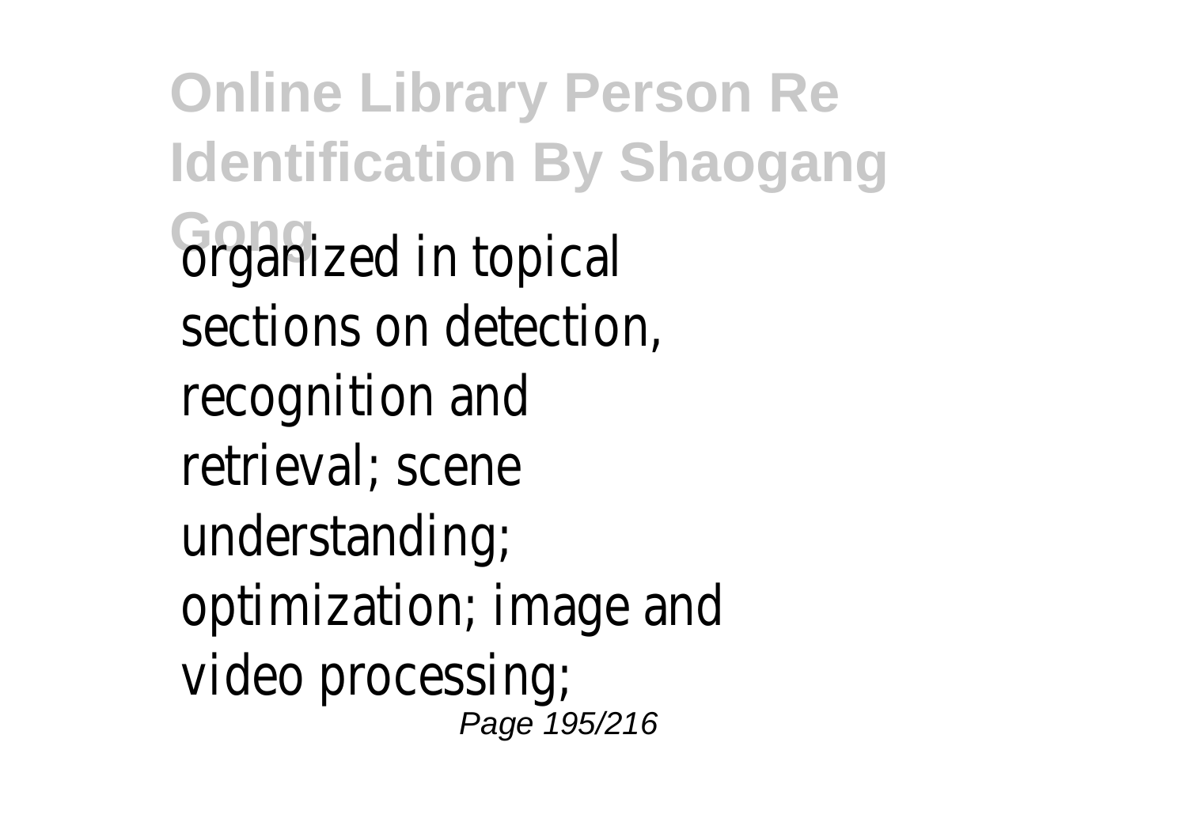organized in topical sections on detection, recognition and retrieval; scene understanding; optimization; image and video processing;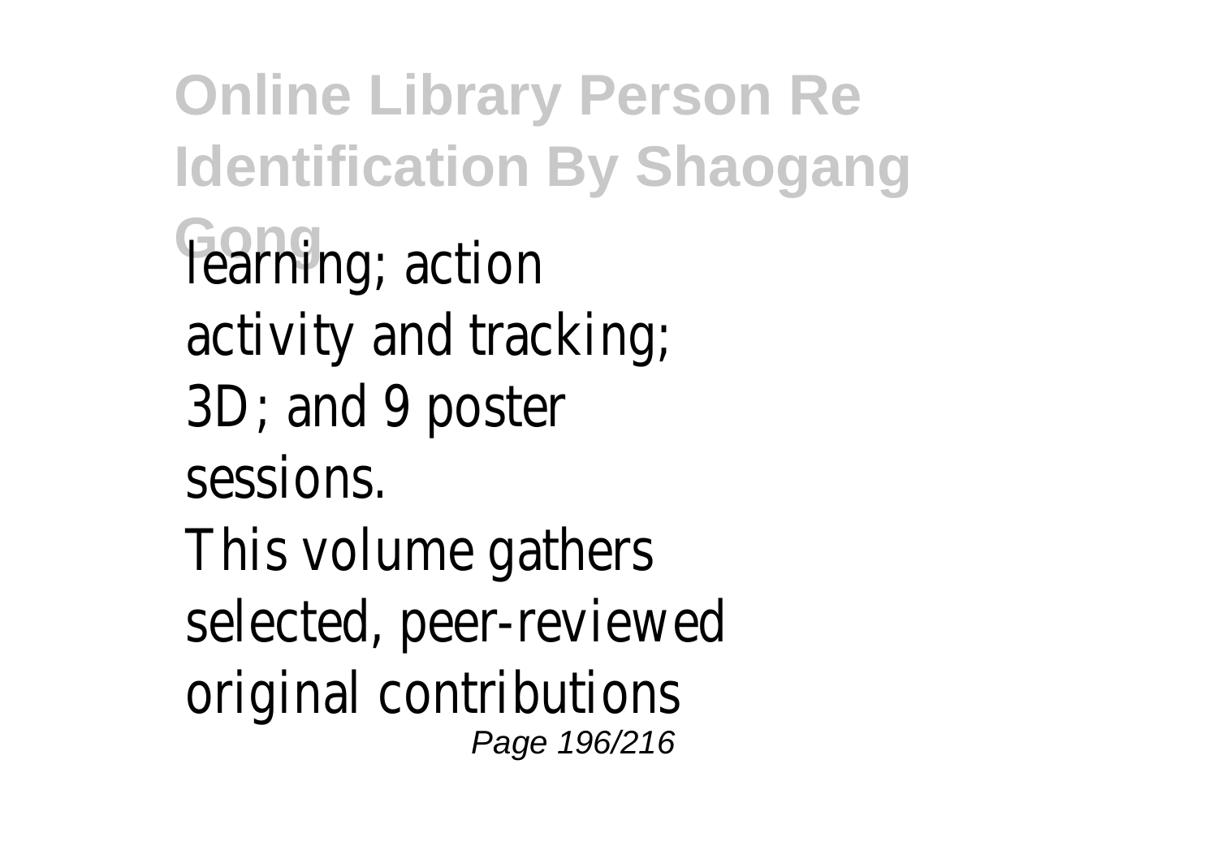learning; action activity and tracking; 3D; and 9 poster sessions.

This volume gathers selected, peer-reviewed original contributions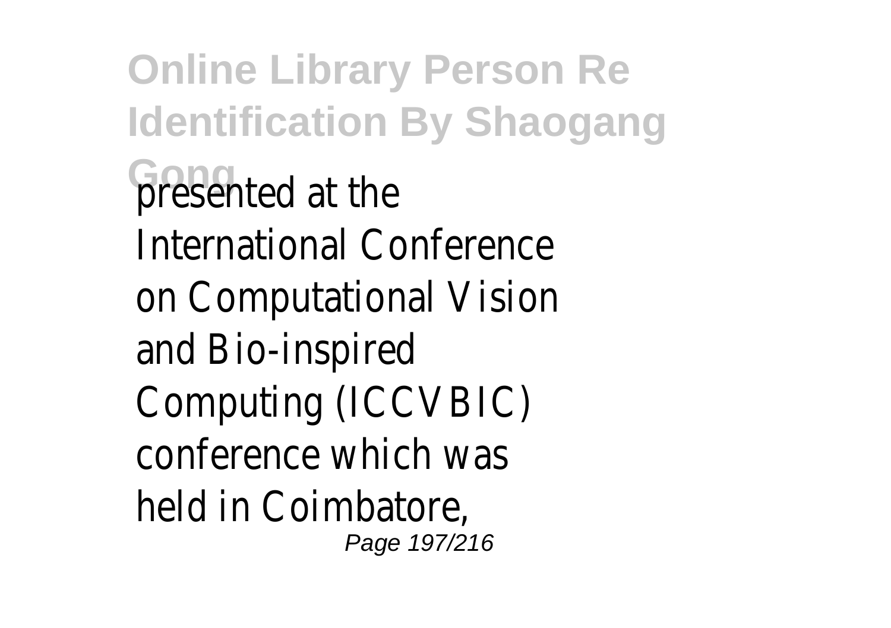presented at the International Conference on Computational Vision and Bio-inspired Computing (ICCVBIC) conference which was held in Coimbatore,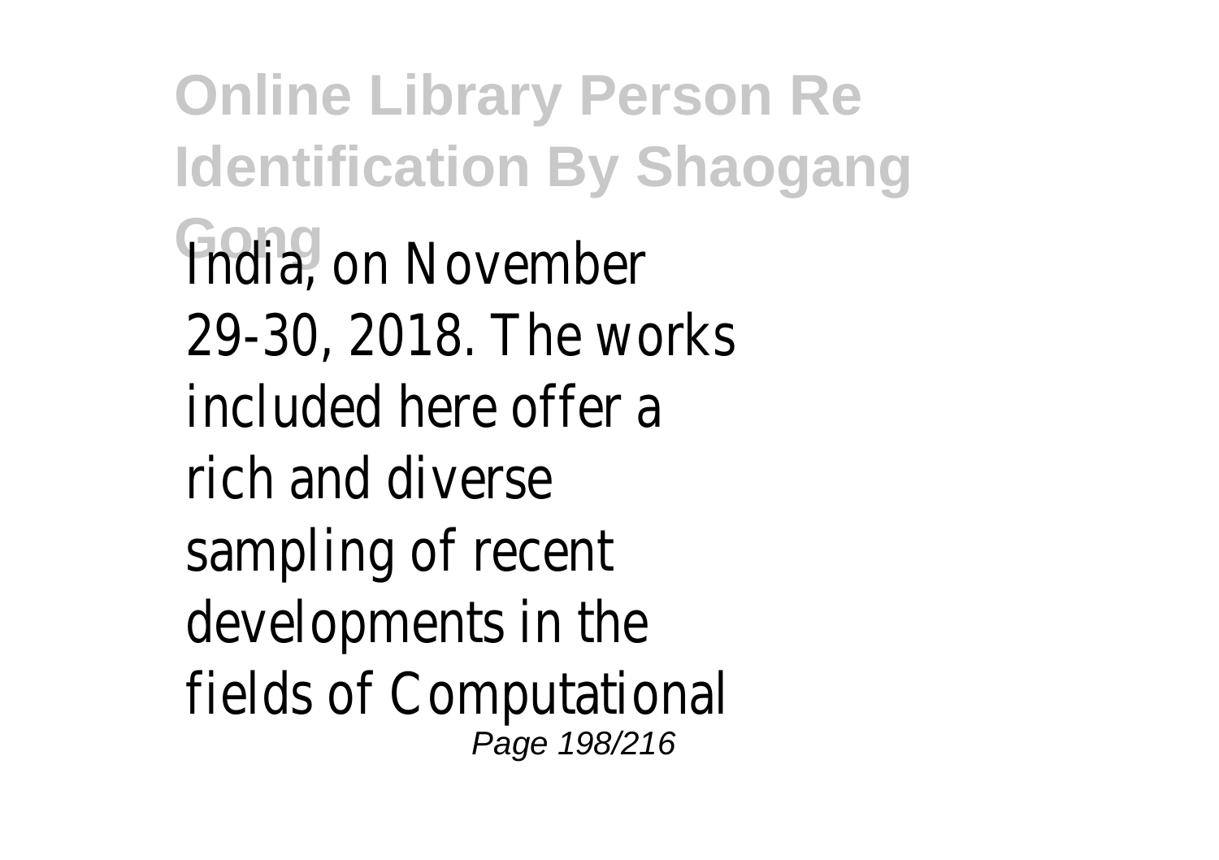India, on November 29-30, 2018. The works included here offer a rich and diverse sampling of recent developments in the fields of Computational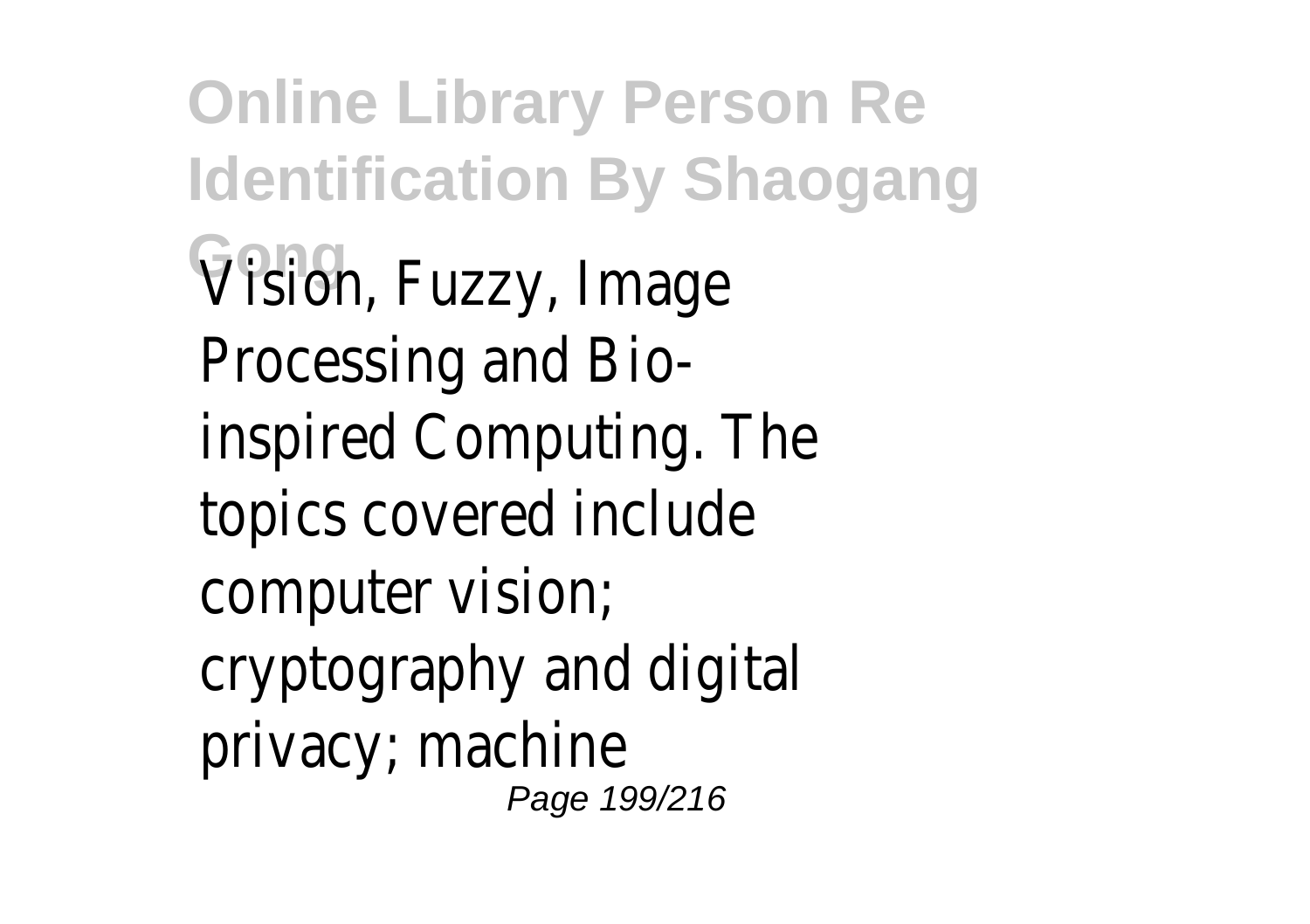Vision, Fuzzy, Image Processing and Bio-inspired Computing. The topics covered include computer vision; cryptography and digital privacy; machine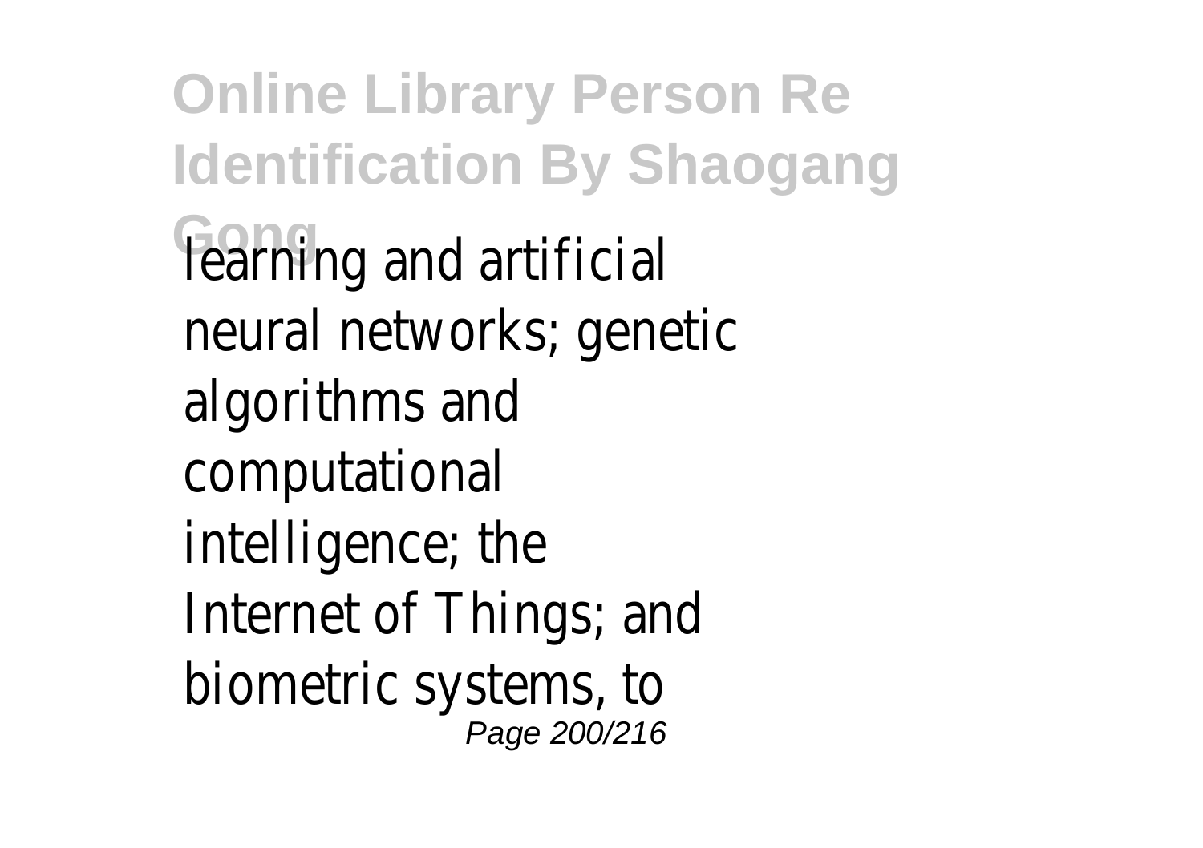learning and artificial neural networks; genetic algorithms and computational intelligence; the Internet of Things; and biometric systems, to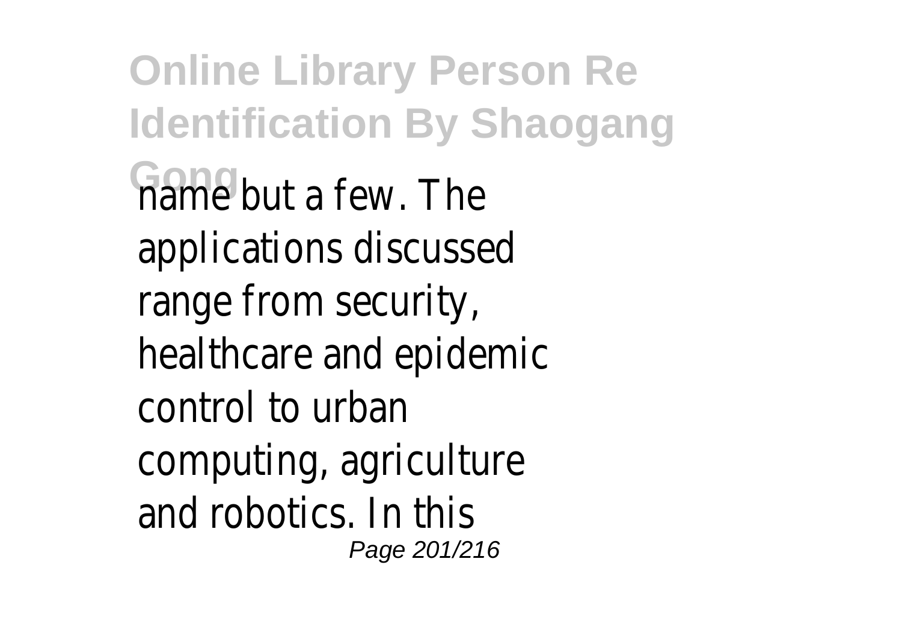name but a few. The applications discussed range from security, healthcare and epidemic control to urban computing, agriculture and robotics. In this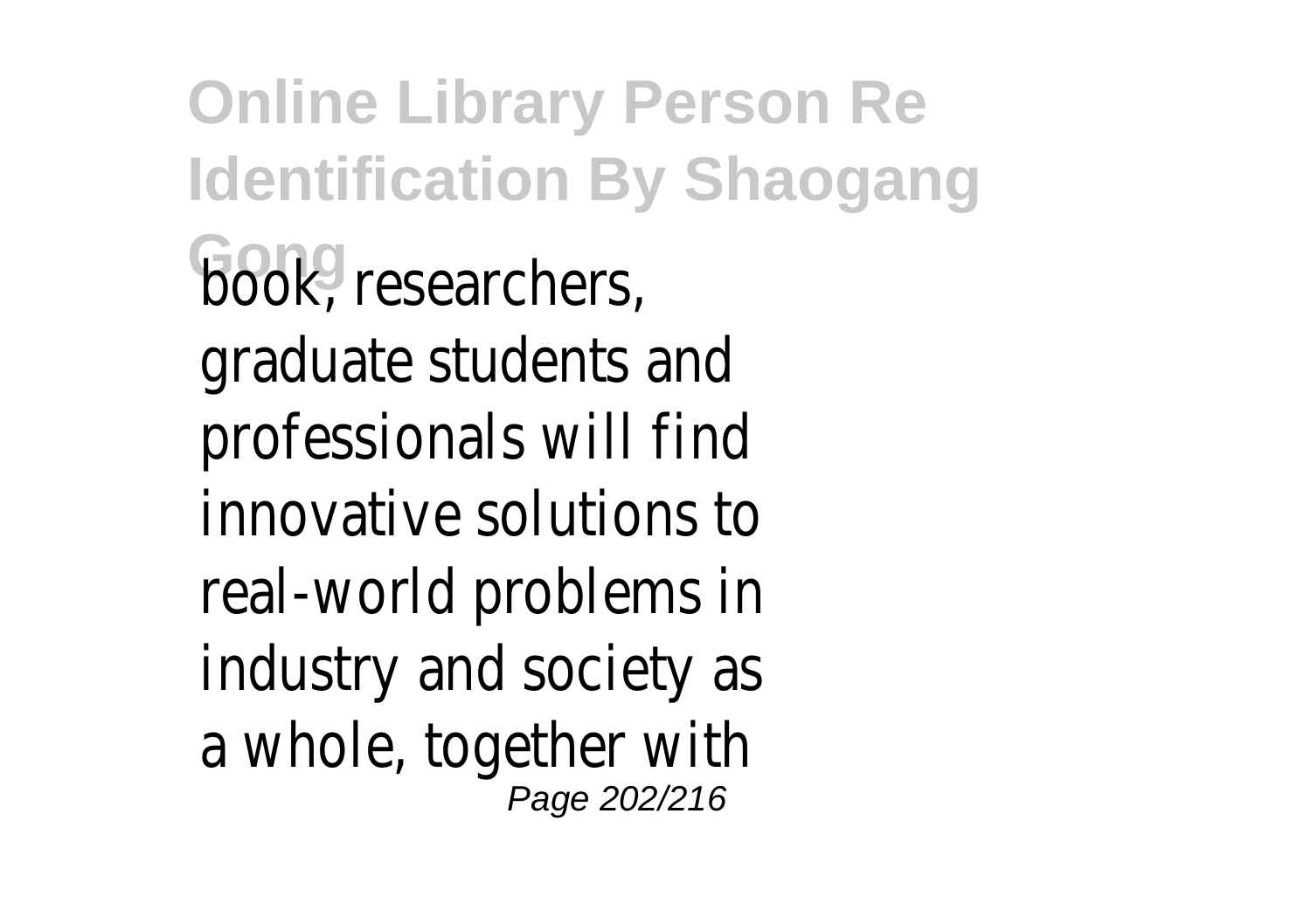book, researchers, graduate students and professionals will find innovative solutions to real-world problems in industry and society as a whole, together with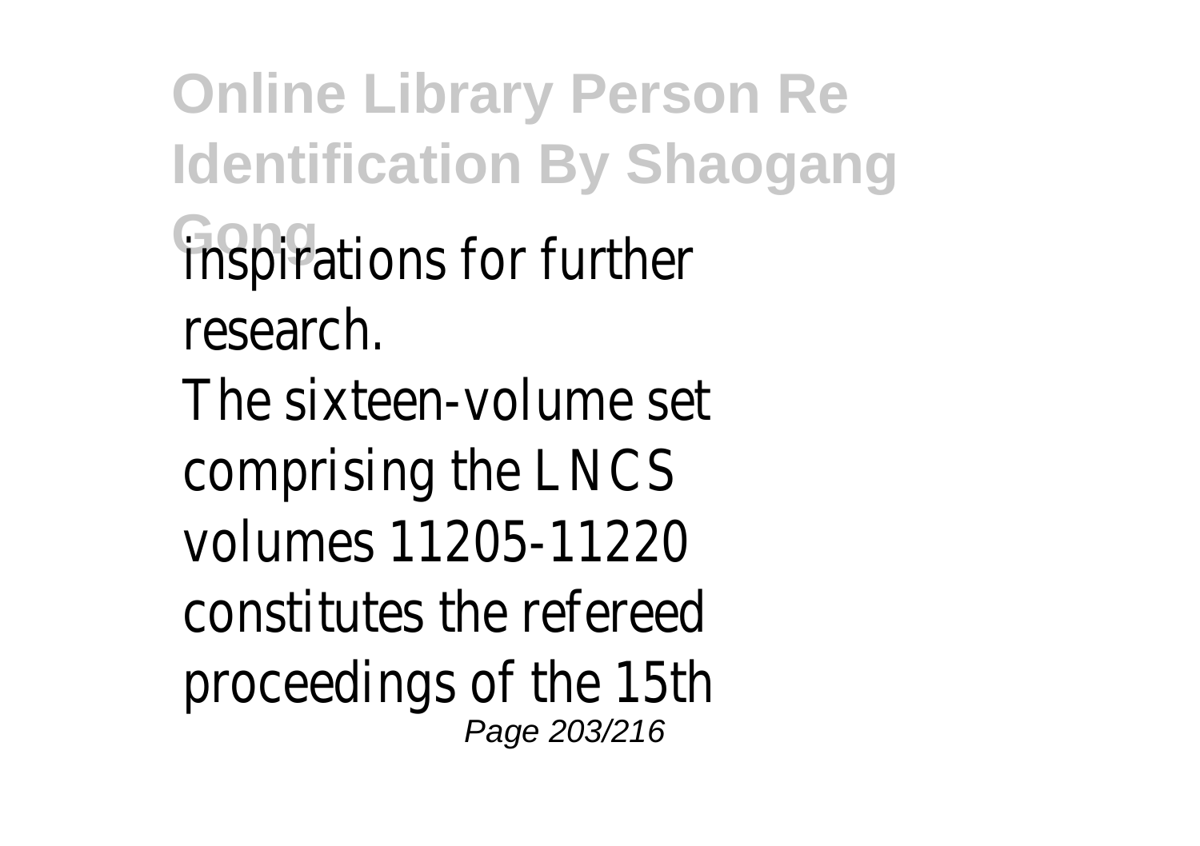inspirations for further research.

The sixteen-volume set comprising the LNCS volumes 11205-11220 constitutes the refereed proceedings of the 15th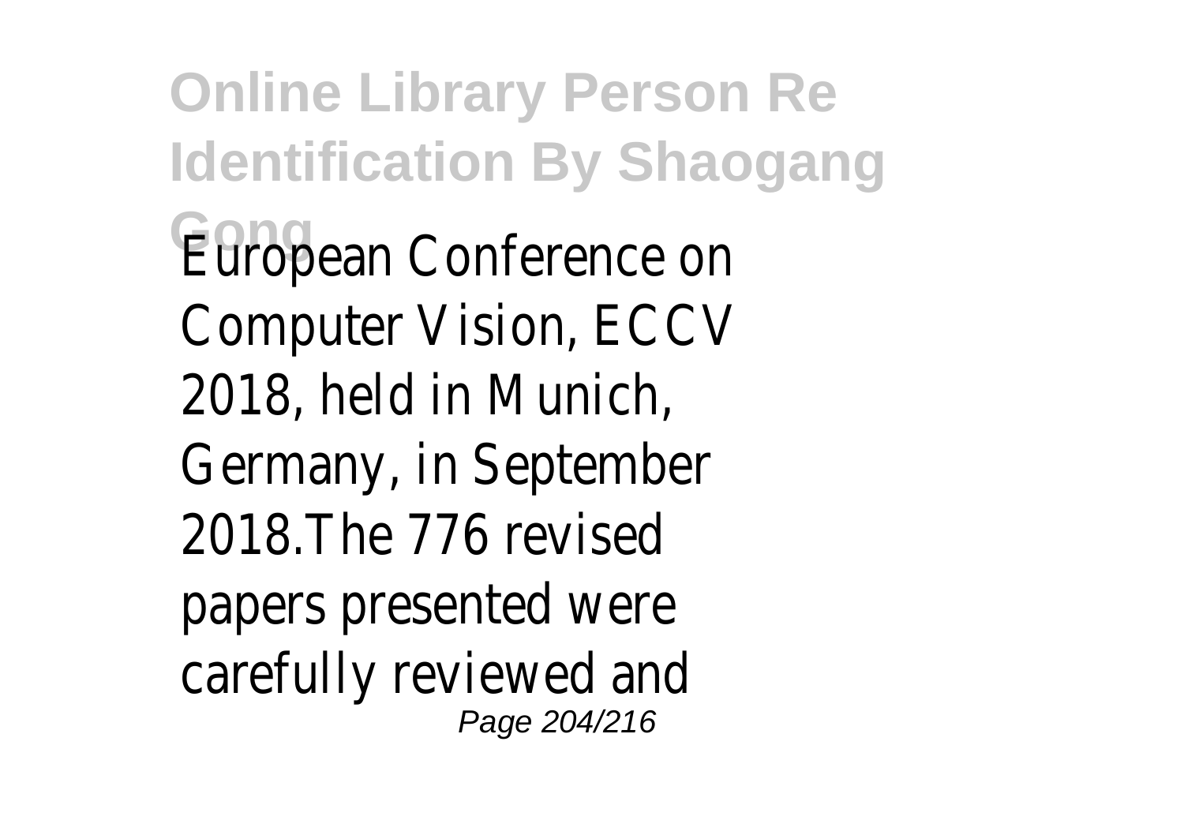European Conference on Computer Vision, ECCV 2018, held in Munich, Germany, in September 2018.The 776 revised papers presented were carefully reviewed and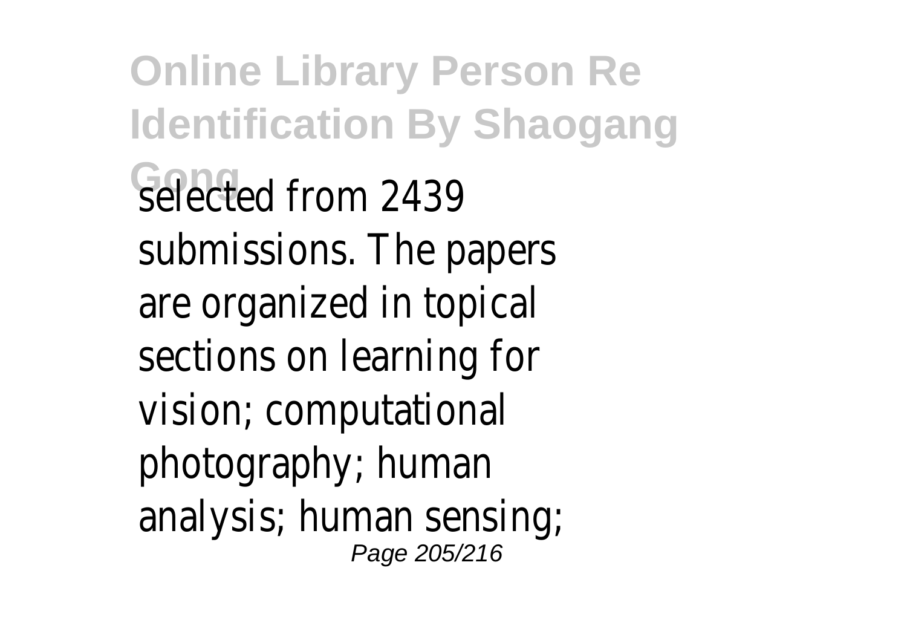selected from 2439 submissions. The papers are organized in topical sections on learning for vision; computational photography; human analysis; human sensing;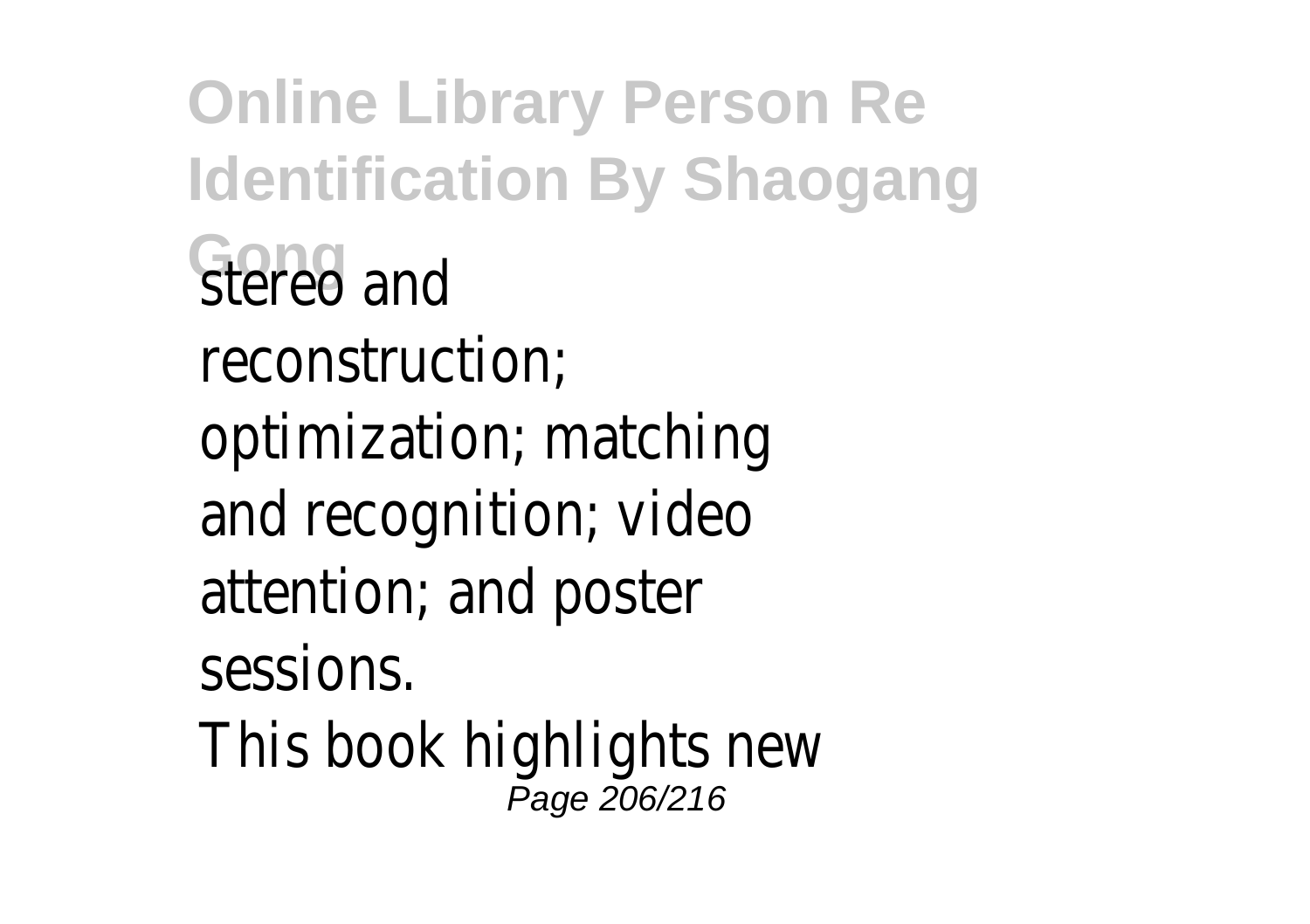stereo and reconstruction; optimization; matching and recognition; video attention; and poster sessions.

This book highlights new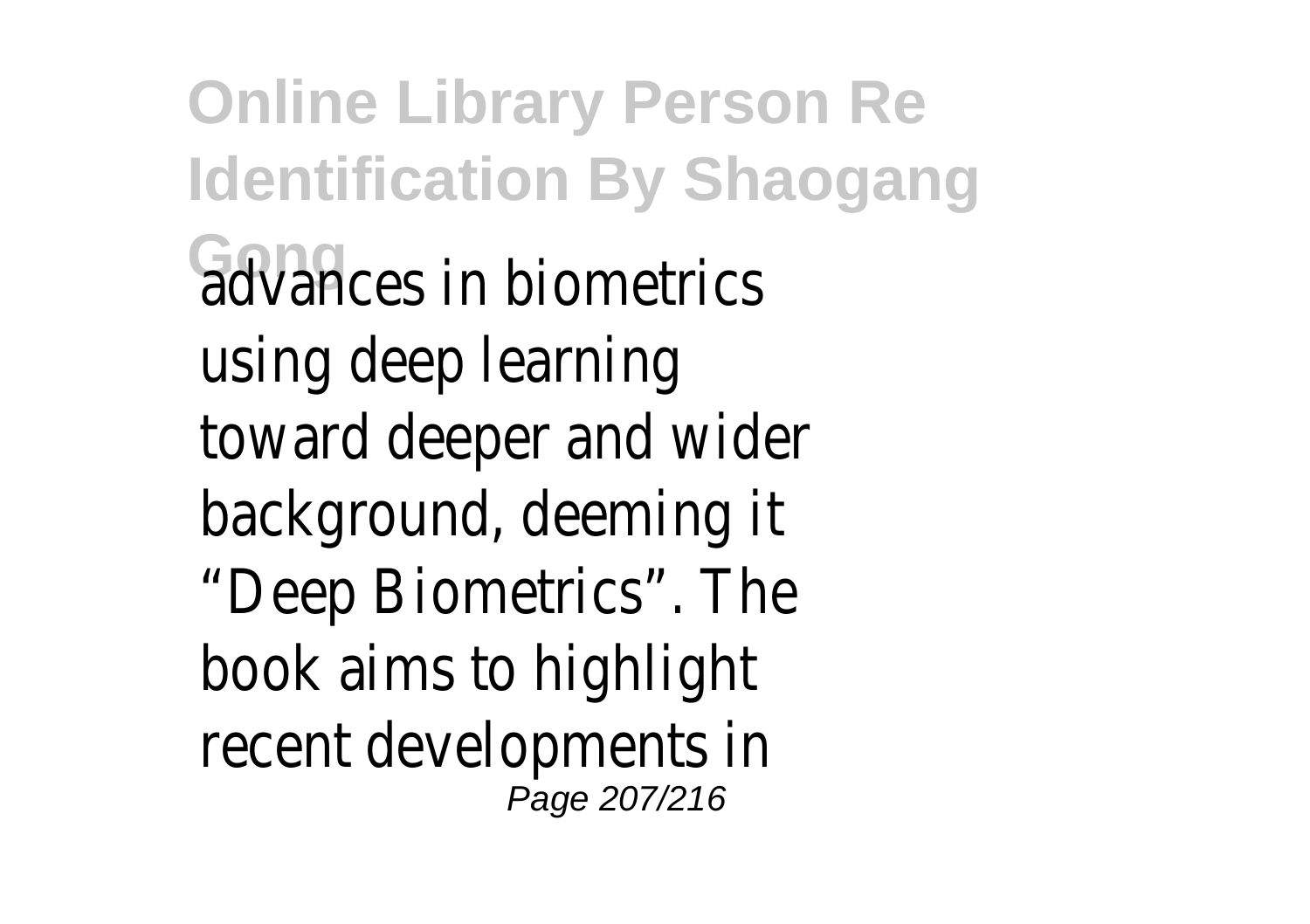advances in biometrics using deep learning toward deeper and wider background, deeming it “Deep Biometrics”. The book aims to highlight recent developments in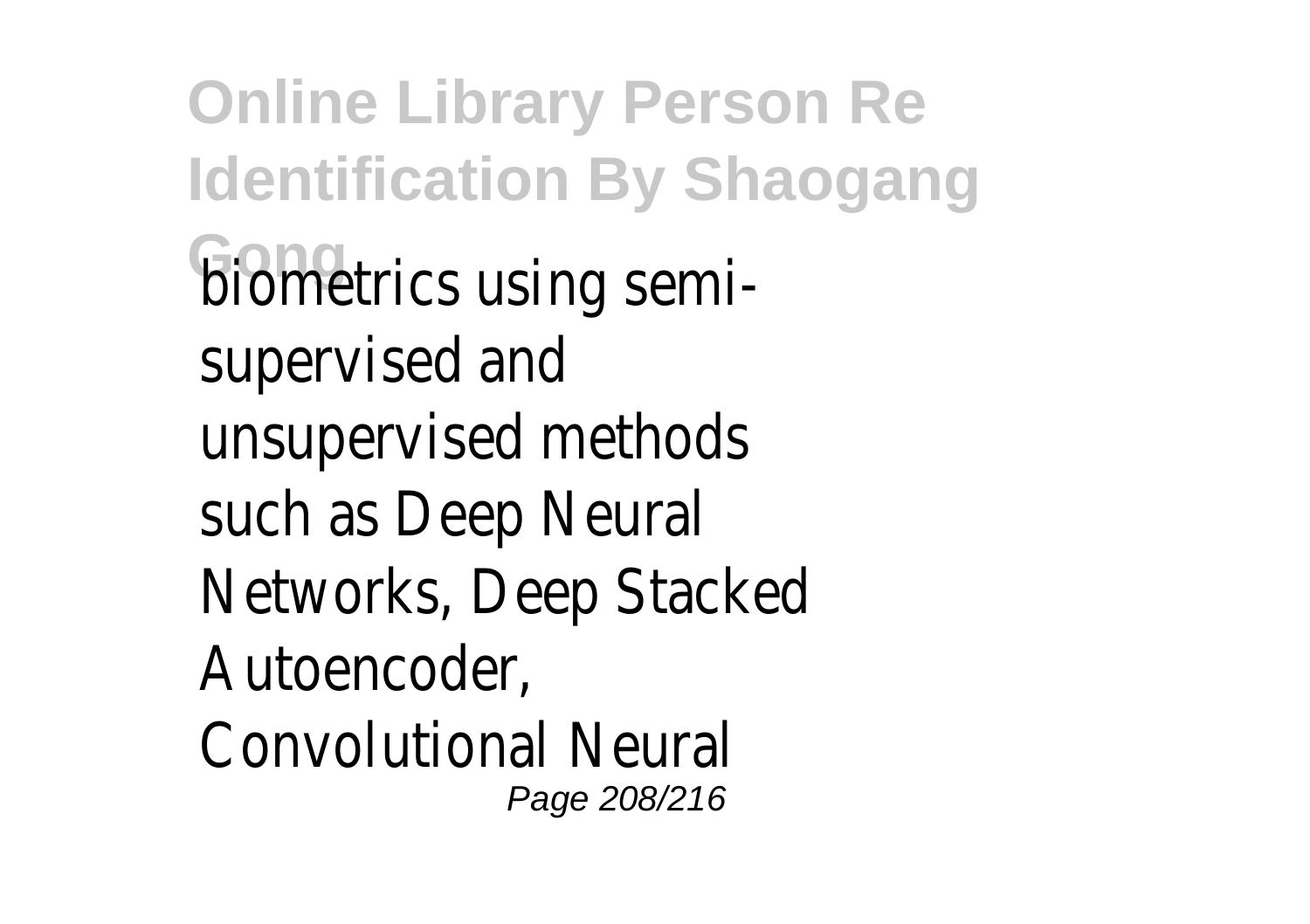biometrics using semi-supervised and unsupervised methods such as Deep Neural Networks, Deep Stacked Autoencoder, Convolutional Neural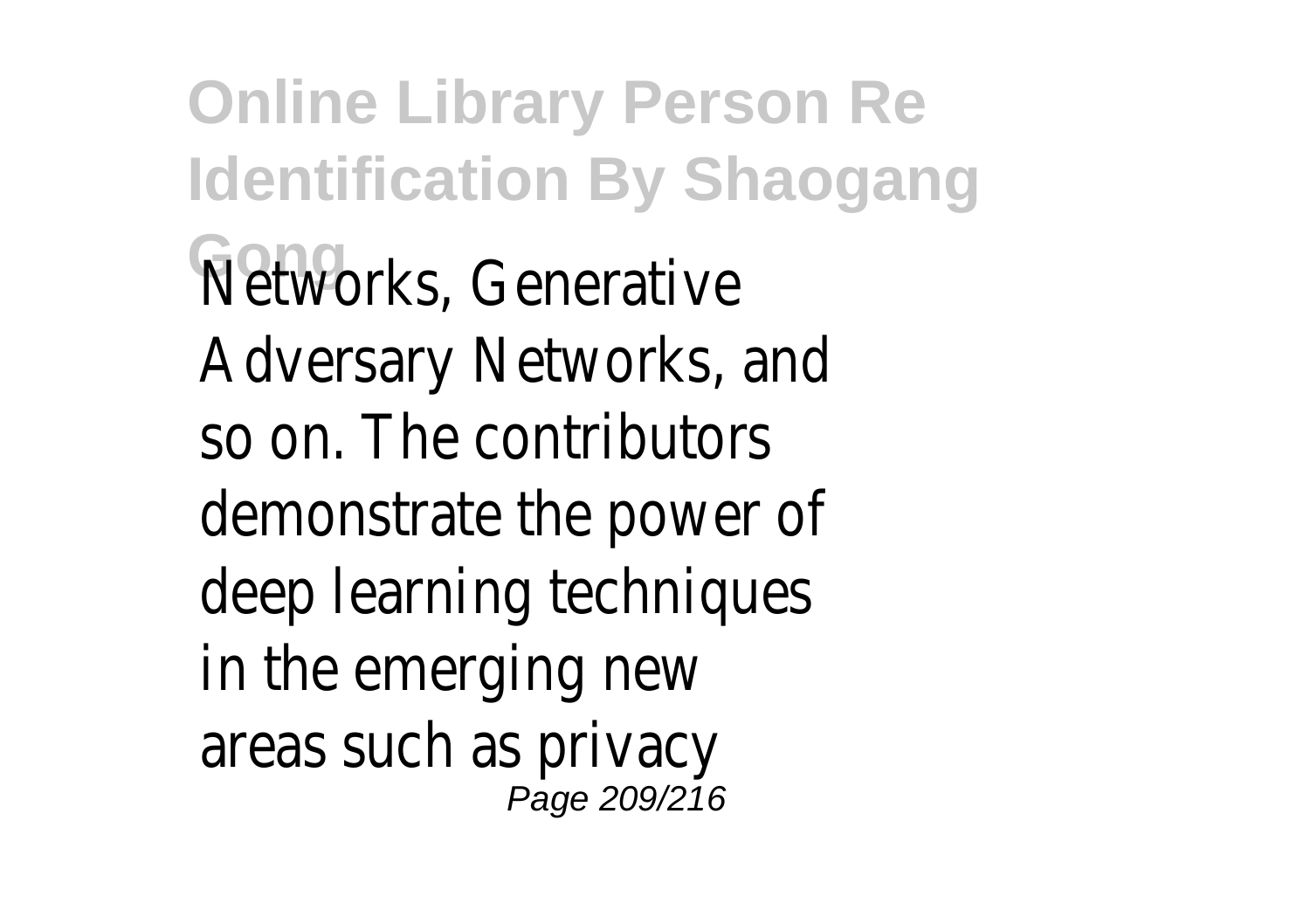Networks, Generative Adversary Networks, and so on. The contributors demonstrate the power of deep learning techniques in the emerging new areas such as privacy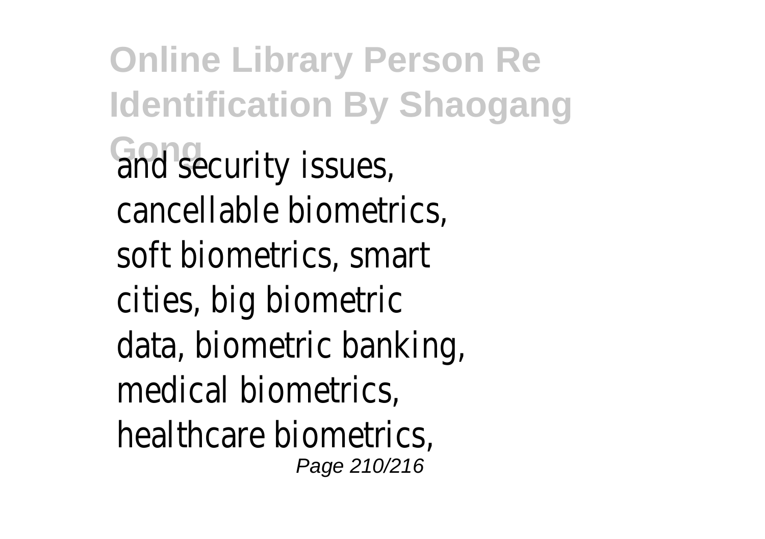and security issues, cancellable biometrics, soft biometrics, smart cities, big biometric data, biometric banking, medical biometrics, healthcare biometrics,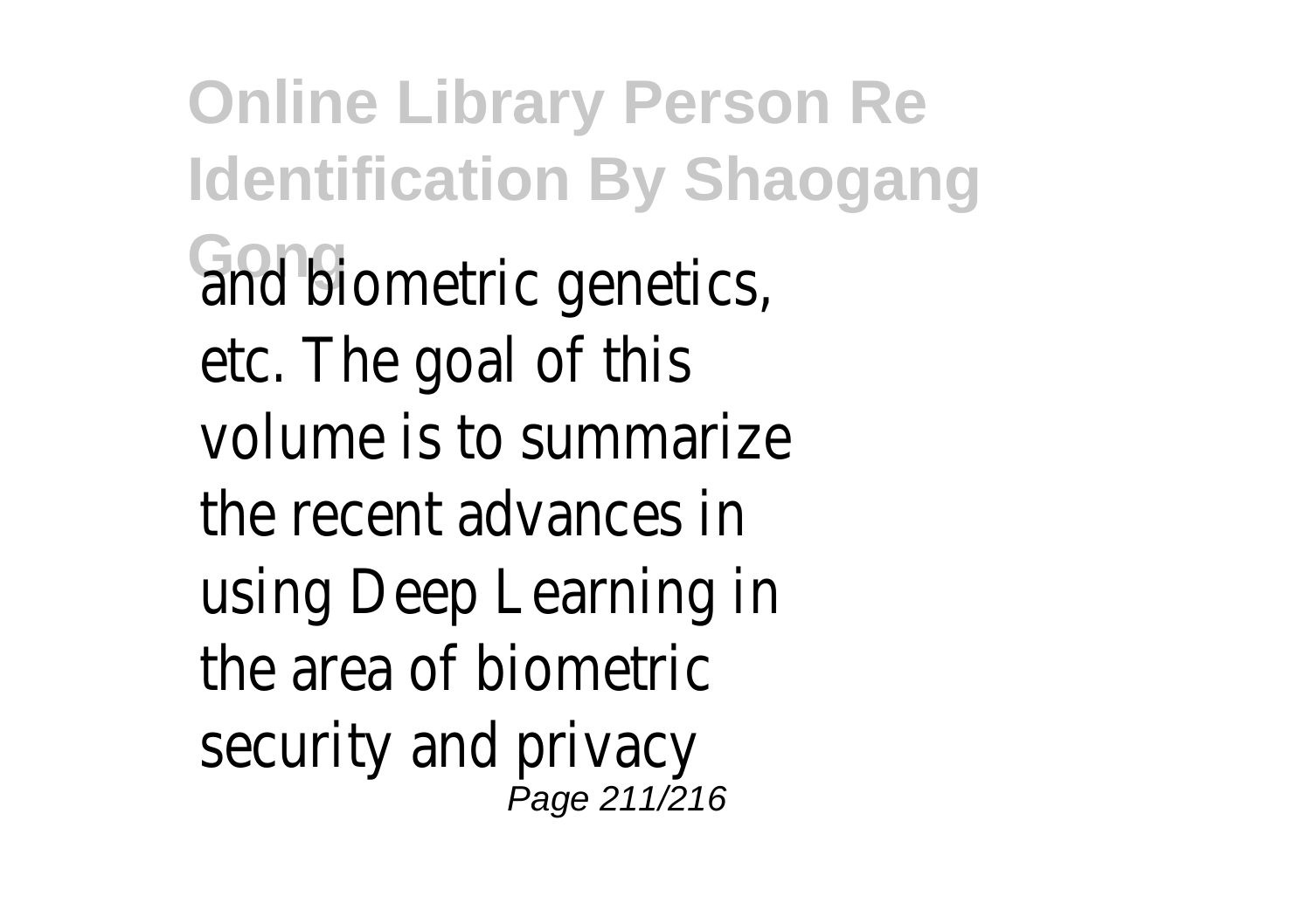and biometric genetics, etc. The goal of this volume is to summarize the recent advances in using Deep Learning in the area of biometric security and privacy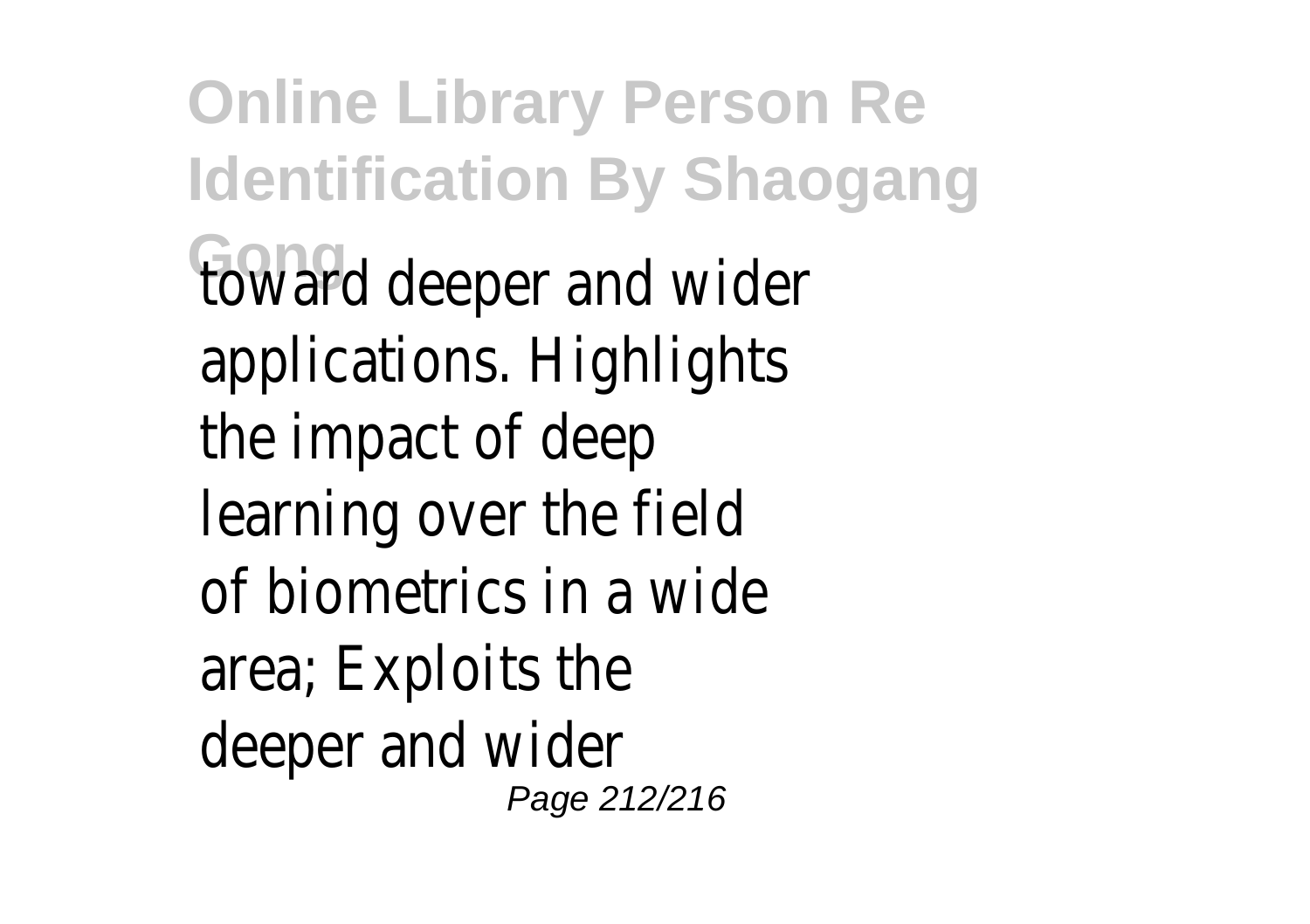toward deeper and wider applications. Highlights the impact of deep learning over the field of biometrics in a wide area; Exploits the deeper and wider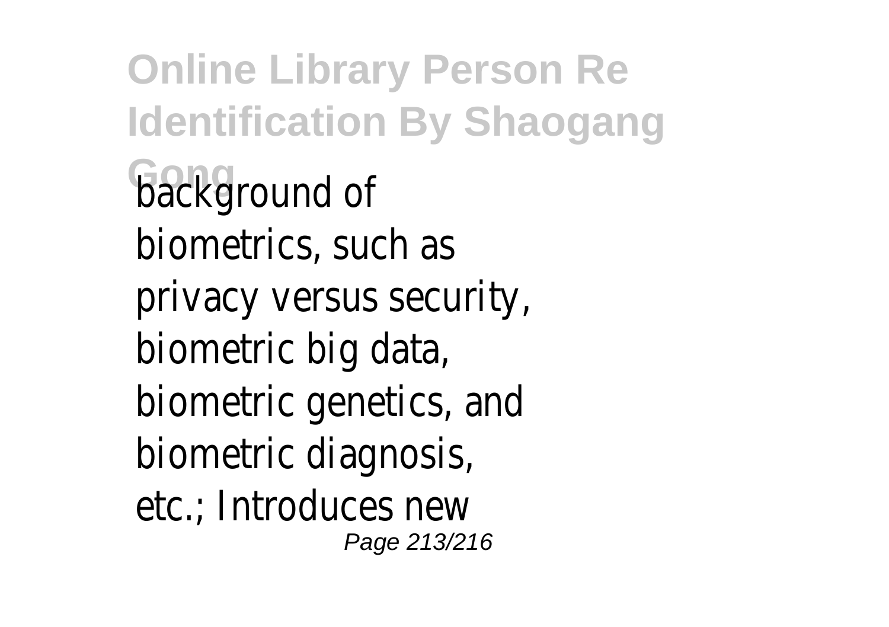background of biometrics, such as privacy versus security, biometric big data, biometric genetics, and biometric diagnosis, etc.; Introduces new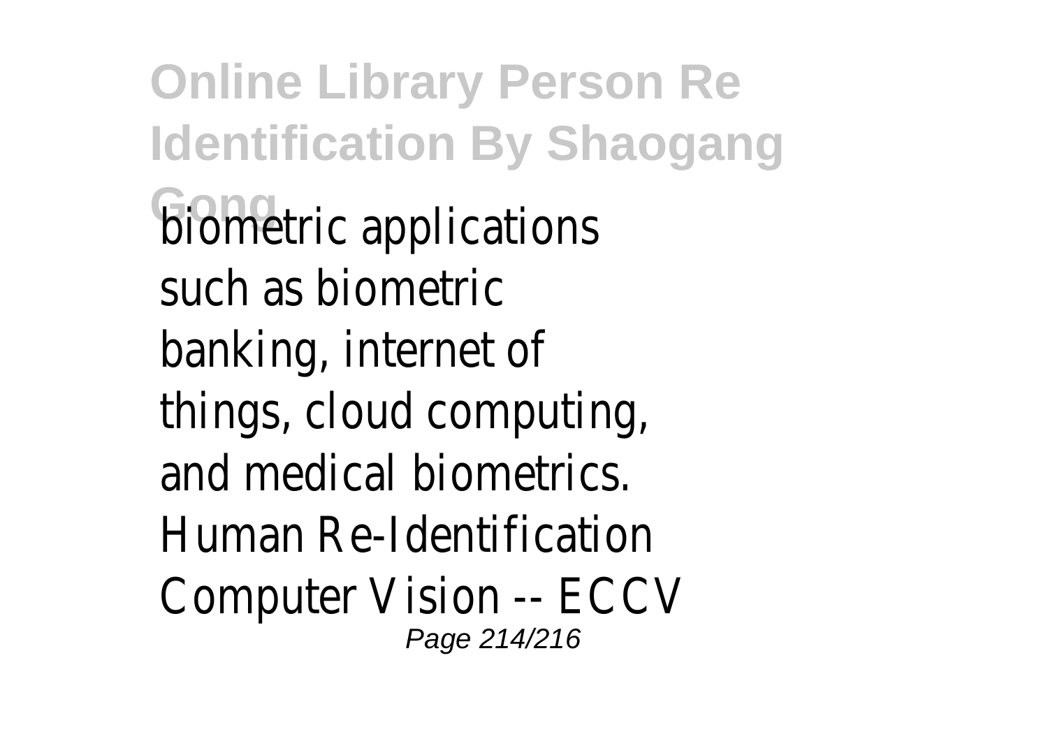biometric applications such as biometric banking, internet of things, cloud computing, and medical biometrics. Human Re-Identification Computer Vision -- ECCV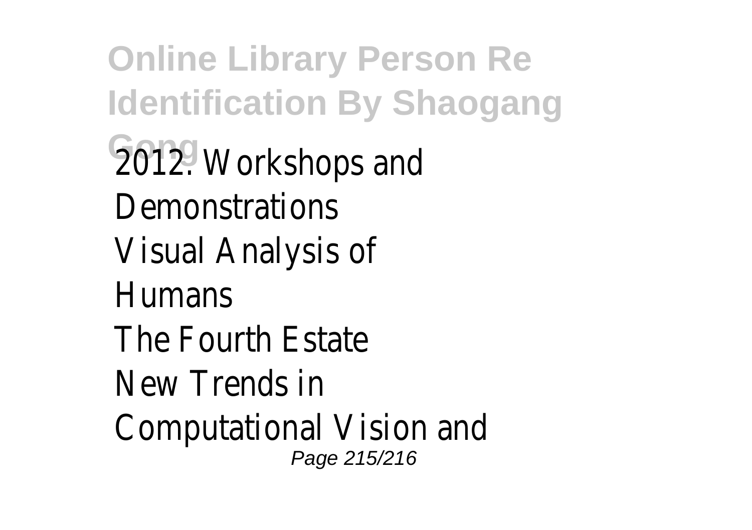2012. Workshops and Demonstrations
Visual Analysis of Humans
The Fourth Estate
New Trends in Computational Vision and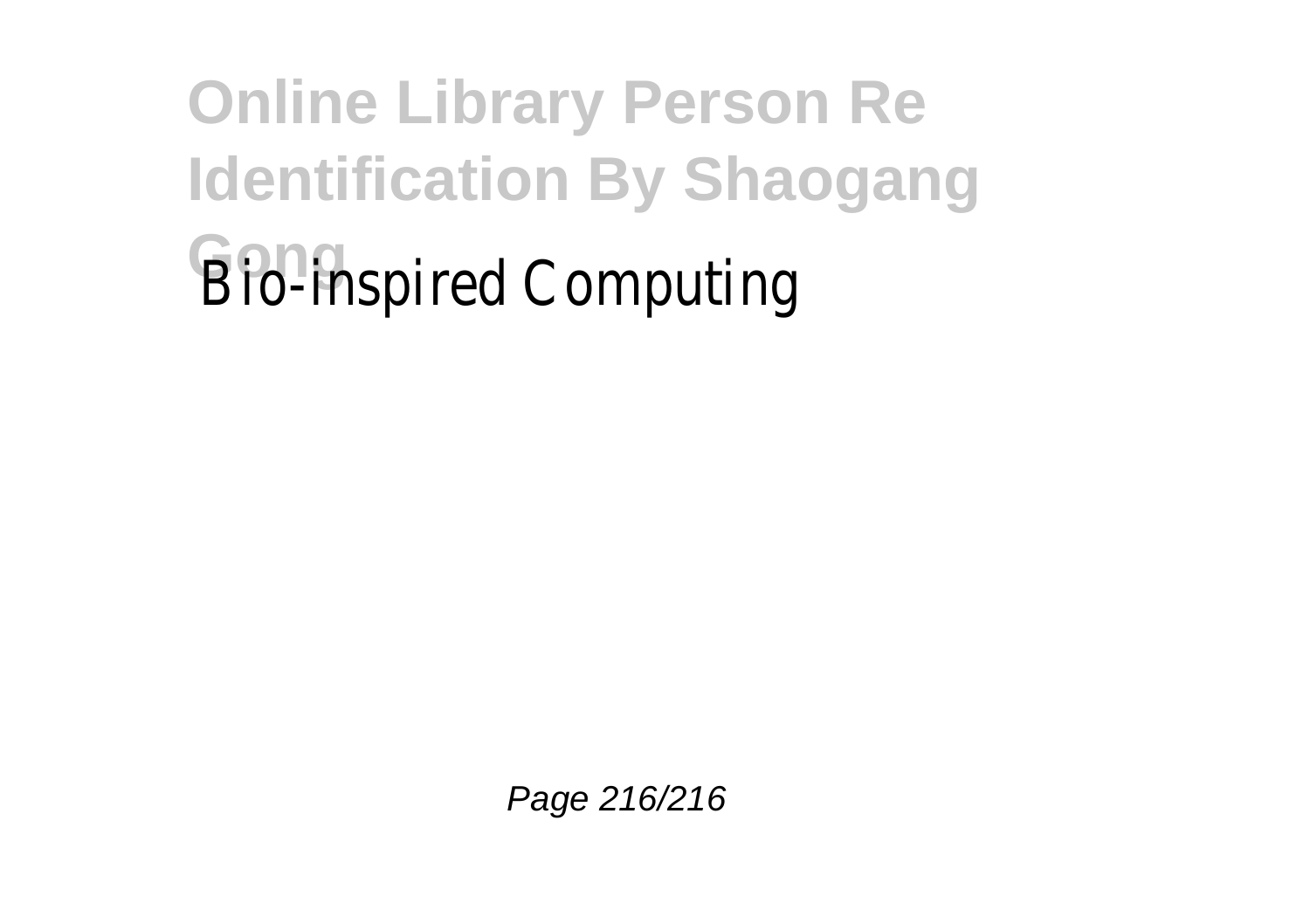Bio-inspired Computing